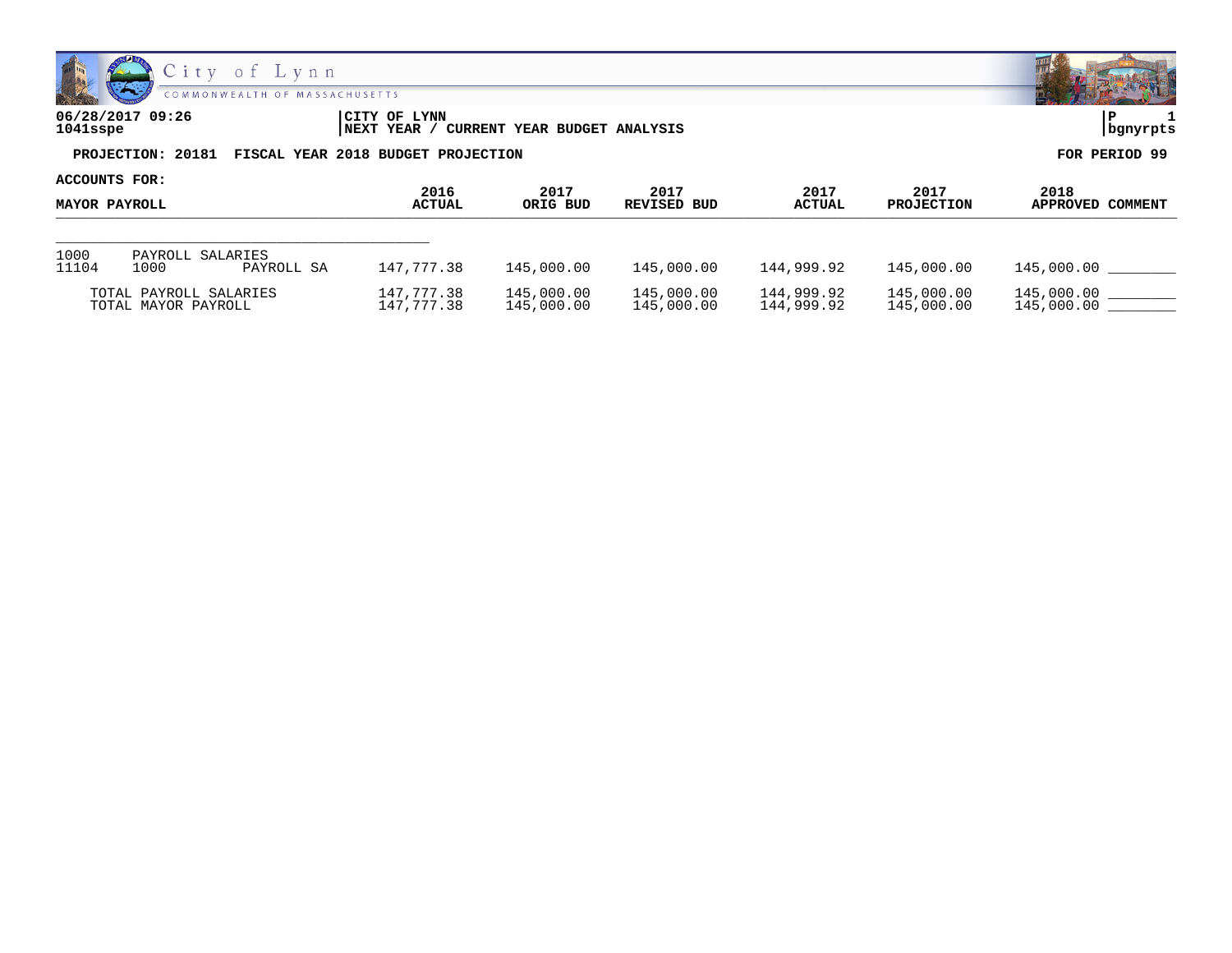City of Lynn
COMMONWEALTH OF MASSACHUSETTS

**06/28/2017 09:26**
**1041sspe**

**CITY OF LYNN**
**NEXT YEAR / CURRENT YEAR BUDGET ANALYSIS**

**P 1**
**bgnyrpts**

**PROJECTION: 20181 FISCAL YEAR 2018 BUDGET PROJECTION** **FOR PERIOD 99**

**ACCOUNTS FOR:**

| MAYOR PAYROLL | | | 2016 ACTUAL | 2017 ORIG BUD | 2017 REVISED BUD | 2017 ACTUAL | 2017 PROJECTION | 2018 APPROVED | COMMENT |
|---|---|---|---|---|---|---|---|---|---|
| 1000 | PAYROLL SALARIES | | | | | | | | |
| 11104 | 1000 | PAYROLL SA | 147,777.38 | 145,000.00 | 145,000.00 | 144,999.92 | 145,000.00 | 145,000.00 | ________ |
| TOTAL PAYROLL SALARIES | | | 147,777.38 | 145,000.00 | 145,000.00 | 144,999.92 | 145,000.00 | 145,000.00 | ________ |
| TOTAL MAYOR PAYROLL | | | 147,777.38 | 145,000.00 | 145,000.00 | 144,999.92 | 145,000.00 | 145,000.00 | ________ |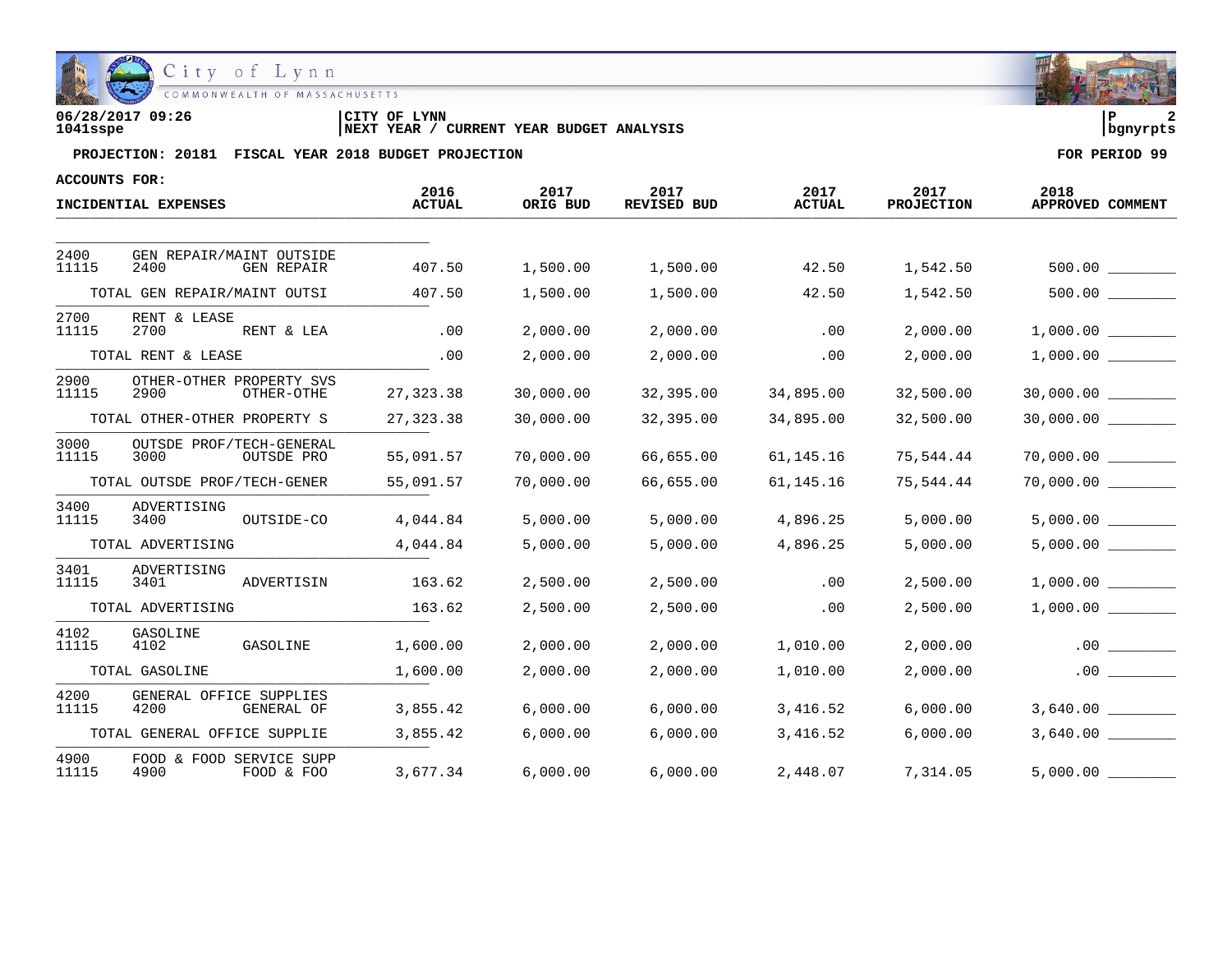City of Lynn
COMMONWEALTH OF MASSACHUSETTS

06/28/2017 09:26
1041sspe

CITY OF LYNN
NEXT YEAR / CURRENT YEAR BUDGET ANALYSIS

P 2
bgnyrpts

**PROJECTION: 20181 FISCAL YEAR 2018 BUDGET PROJECTION** **FOR PERIOD 99**

**ACCOUNTS FOR:**

| INCIDENTIAL EXPENSES | 2016 ACTUAL | 2017 ORIG BUD | 2017 REVISED BUD | 2017 ACTUAL | 2017 PROJECTION | 2018 APPROVED | COMMENT |
|---|---|---|---|---|---|---|---|
| 2400 GEN REPAIR/MAINT OUTSIDE | | | | | | | |
| 11115 2400 GEN REPAIR | 407.50 | 1,500.00 | 1,500.00 | 42.50 | 1,542.50 | 500.00 | ________ |
| TOTAL GEN REPAIR/MAINT OUTSI | 407.50 | 1,500.00 | 1,500.00 | 42.50 | 1,542.50 | 500.00 | ________ |
| 2700 RENT & LEASE | | | | | | | |
| 11115 2700 RENT & LEA | .00 | 2,000.00 | 2,000.00 | .00 | 2,000.00 | 1,000.00 | ________ |
| TOTAL RENT & LEASE | .00 | 2,000.00 | 2,000.00 | .00 | 2,000.00 | 1,000.00 | ________ |
| 2900 OTHER-OTHER PROPERTY SVS | | | | | | | |
| 11115 2900 OTHER-OTHE | 27,323.38 | 30,000.00 | 32,395.00 | 34,895.00 | 32,500.00 | 30,000.00 | ________ |
| TOTAL OTHER-OTHER PROPERTY S | 27,323.38 | 30,000.00 | 32,395.00 | 34,895.00 | 32,500.00 | 30,000.00 | ________ |
| 3000 OUTSDE PROF/TECH-GENERAL | | | | | | | |
| 11115 3000 OUTSDE PRO | 55,091.57 | 70,000.00 | 66,655.00 | 61,145.16 | 75,544.44 | 70,000.00 | ________ |
| TOTAL OUTSDE PROF/TECH-GENER | 55,091.57 | 70,000.00 | 66,655.00 | 61,145.16 | 75,544.44 | 70,000.00 | ________ |
| 3400 ADVERTISING | | | | | | | |
| 11115 3400 OUTSIDE-CO | 4,044.84 | 5,000.00 | 5,000.00 | 4,896.25 | 5,000.00 | 5,000.00 | ________ |
| TOTAL ADVERTISING | 4,044.84 | 5,000.00 | 5,000.00 | 4,896.25 | 5,000.00 | 5,000.00 | ________ |
| 3401 ADVERTISING | | | | | | | |
| 11115 3401 ADVERTISIN | 163.62 | 2,500.00 | 2,500.00 | .00 | 2,500.00 | 1,000.00 | ________ |
| TOTAL ADVERTISING | 163.62 | 2,500.00 | 2,500.00 | .00 | 2,500.00 | 1,000.00 | ________ |
| 4102 GASOLINE | | | | | | | |
| 11115 4102 GASOLINE | 1,600.00 | 2,000.00 | 2,000.00 | 1,010.00 | 2,000.00 | .00 | ________ |
| TOTAL GASOLINE | 1,600.00 | 2,000.00 | 2,000.00 | 1,010.00 | 2,000.00 | .00 | ________ |
| 4200 GENERAL OFFICE SUPPLIES | | | | | | | |
| 11115 4200 GENERAL OF | 3,855.42 | 6,000.00 | 6,000.00 | 3,416.52 | 6,000.00 | 3,640.00 | ________ |
| TOTAL GENERAL OFFICE SUPPLIE | 3,855.42 | 6,000.00 | 6,000.00 | 3,416.52 | 6,000.00 | 3,640.00 | ________ |
| 4900 FOOD & FOOD SERVICE SUPP | | | | | | | |
| 11115 4900 FOOD & FOO | 3,677.34 | 6,000.00 | 6,000.00 | 2,448.07 | 7,314.05 | 5,000.00 | ________ |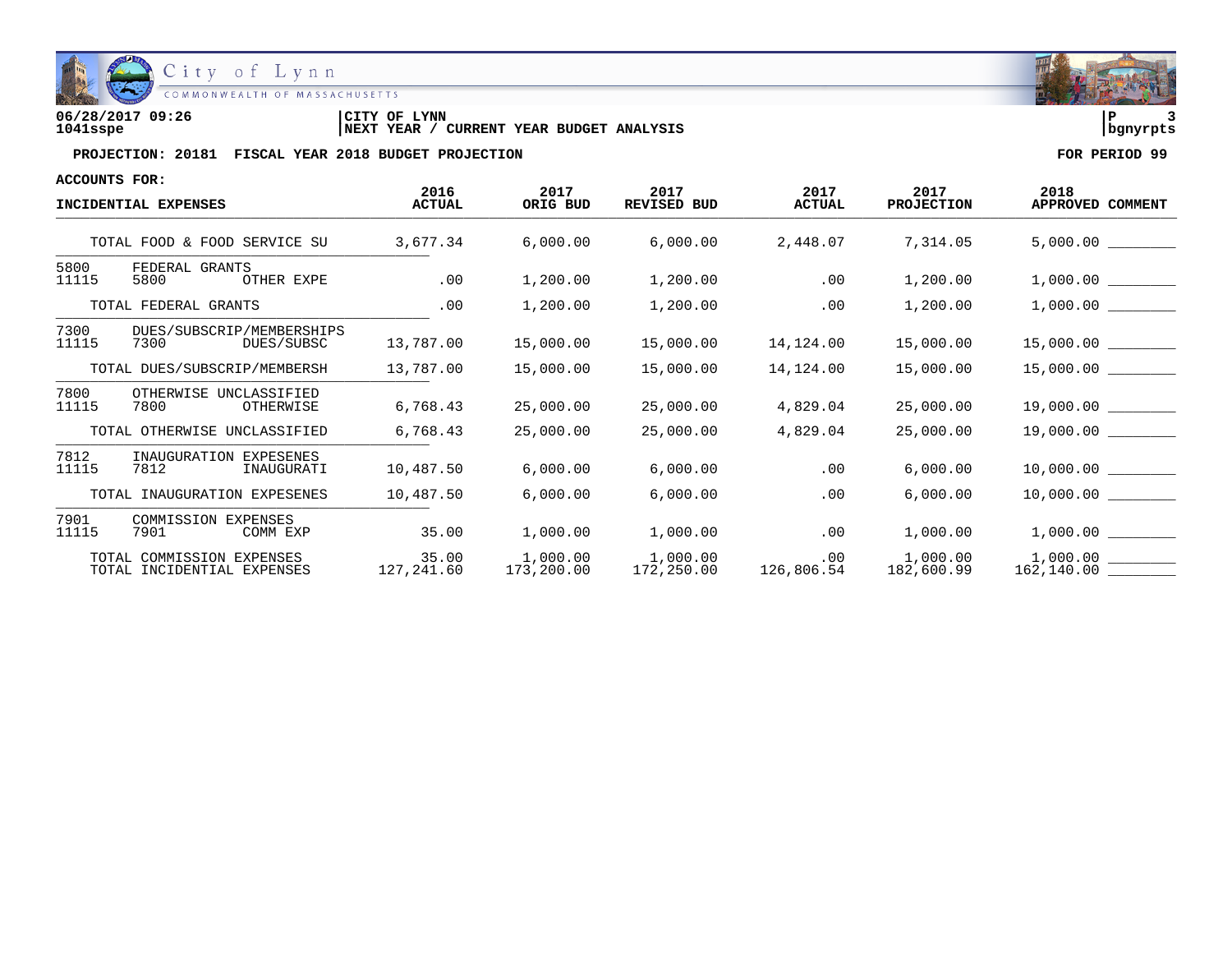City of Lynn
COMMONWEALTH OF MASSACHUSETTS

06/28/2017 09:26 | CITY OF LYNN | P 3
1041sspe | NEXT YEAR / CURRENT YEAR BUDGET ANALYSIS | bgnyrpts

**PROJECTION: 20181 FISCAL YEAR 2018 BUDGET PROJECTION** — **FOR PERIOD 99**

**ACCOUNTS FOR:**

| INCIDENTIAL EXPENSES | 2016 ACTUAL | 2017 ORIG BUD | 2017 REVISED BUD | 2017 ACTUAL | 2017 PROJECTION | 2018 APPROVED | COMMENT |
|---|---|---|---|---|---|---|---|
| TOTAL FOOD & FOOD SERVICE SU | 3,677.34 | 6,000.00 | 6,000.00 | 2,448.07 | 7,314.05 | 5,000.00 | ________ |
| 5800 FEDERAL GRANTS | | | | | | | |
| 11115 5800 OTHER EXPE | .00 | 1,200.00 | 1,200.00 | .00 | 1,200.00 | 1,000.00 | ________ |
| TOTAL FEDERAL GRANTS | .00 | 1,200.00 | 1,200.00 | .00 | 1,200.00 | 1,000.00 | ________ |
| 7300 DUES/SUBSCRIP/MEMBERSHIPS | | | | | | | |
| 11115 7300 DUES/SUBSC | 13,787.00 | 15,000.00 | 15,000.00 | 14,124.00 | 15,000.00 | 15,000.00 | ________ |
| TOTAL DUES/SUBSCRIP/MEMBERSH | 13,787.00 | 15,000.00 | 15,000.00 | 14,124.00 | 15,000.00 | 15,000.00 | ________ |
| 7800 OTHERWISE UNCLASSIFIED | | | | | | | |
| 11115 7800 OTHERWISE | 6,768.43 | 25,000.00 | 25,000.00 | 4,829.04 | 25,000.00 | 19,000.00 | ________ |
| TOTAL OTHERWISE UNCLASSIFIED | 6,768.43 | 25,000.00 | 25,000.00 | 4,829.04 | 25,000.00 | 19,000.00 | ________ |
| 7812 INAUGURATION EXPESENES | | | | | | | |
| 11115 7812 INAUGURATI | 10,487.50 | 6,000.00 | 6,000.00 | .00 | 6,000.00 | 10,000.00 | ________ |
| TOTAL INAUGURATION EXPESENES | 10,487.50 | 6,000.00 | 6,000.00 | .00 | 6,000.00 | 10,000.00 | ________ |
| 7901 COMMISSION EXPENSES | | | | | | | |
| 11115 7901 COMM EXP | 35.00 | 1,000.00 | 1,000.00 | .00 | 1,000.00 | 1,000.00 | ________ |
| TOTAL COMMISSION EXPENSES | 35.00 | 1,000.00 | 1,000.00 | .00 | 1,000.00 | 1,000.00 | ________ |
| TOTAL INCIDENTIAL EXPENSES | 127,241.60 | 173,200.00 | 172,250.00 | 126,806.54 | 182,600.99 | 162,140.00 | ________ |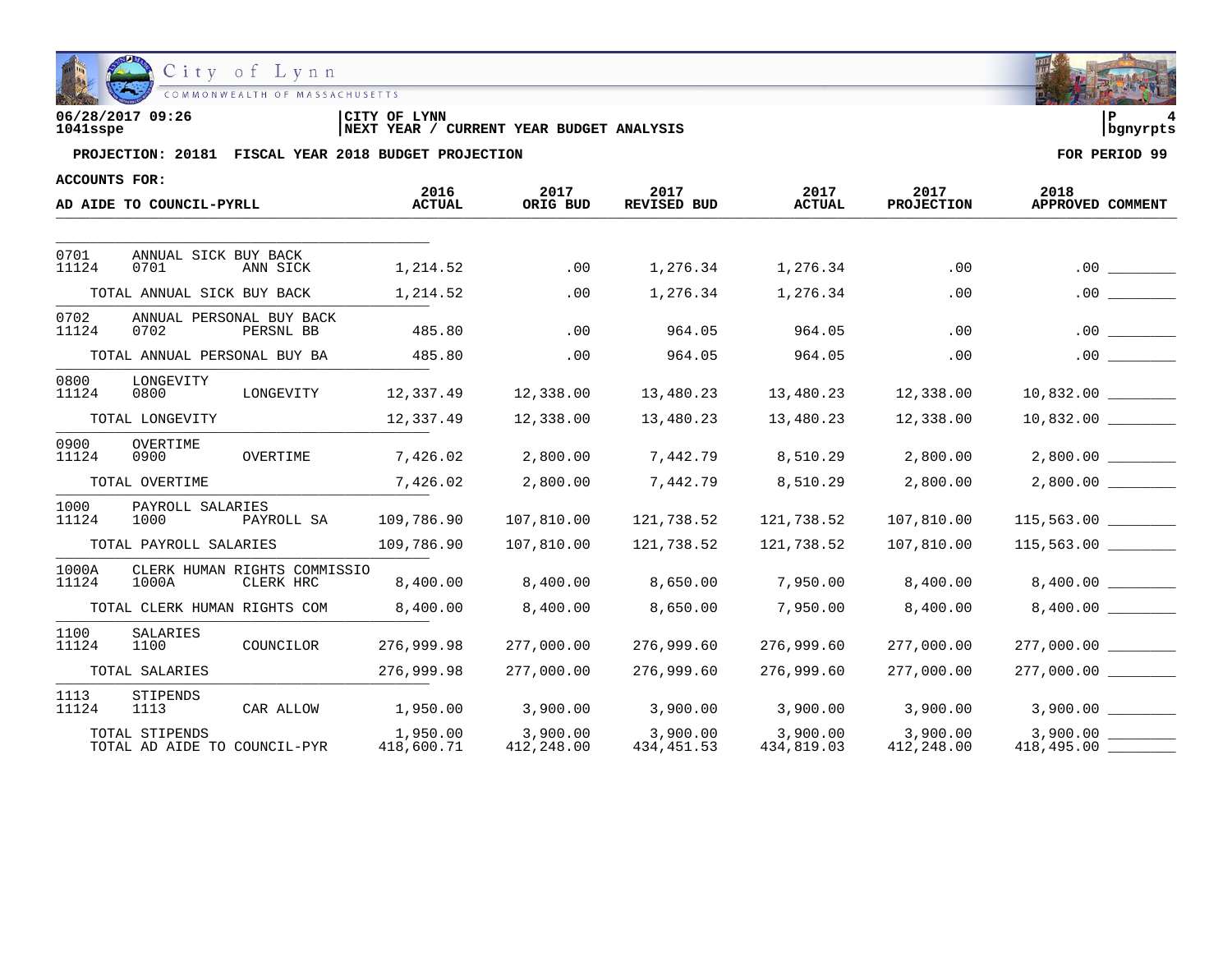City of Lynn
COMMONWEALTH OF MASSACHUSETTS

06/28/2017 09:26
1041sspe

CITY OF LYNN
NEXT YEAR / CURRENT YEAR BUDGET ANALYSIS

P 4
bgnyrpts

**PROJECTION: 20181 FISCAL YEAR 2018 BUDGET PROJECTION** — **FOR PERIOD 99**

**ACCOUNTS FOR:**

| AD AIDE TO COUNCIL-PYRLL | | | 2016 ACTUAL | 2017 ORIG BUD | 2017 REVISED BUD | 2017 ACTUAL | 2017 PROJECTION | 2018 APPROVED | COMMENT |
|---|---|---|---|---|---|---|---|---|---|
| 0701 | ANNUAL SICK BUY BACK | | | | | | | | |
| 11124 | 0701 | ANN SICK | 1,214.52 | .00 | 1,276.34 | 1,276.34 | .00 | .00 | ________ |
| | TOTAL ANNUAL SICK BUY BACK | | 1,214.52 | .00 | 1,276.34 | 1,276.34 | .00 | .00 | ________ |
| 0702 | ANNUAL PERSONAL BUY BACK | | | | | | | | |
| 11124 | 0702 | PERSNL BB | 485.80 | .00 | 964.05 | 964.05 | .00 | .00 | ________ |
| | TOTAL ANNUAL PERSONAL BUY BA | | 485.80 | .00 | 964.05 | 964.05 | .00 | .00 | ________ |
| 0800 | LONGEVITY | | | | | | | | |
| 11124 | 0800 | LONGEVITY | 12,337.49 | 12,338.00 | 13,480.23 | 13,480.23 | 12,338.00 | 10,832.00 | ________ |
| | TOTAL LONGEVITY | | 12,337.49 | 12,338.00 | 13,480.23 | 13,480.23 | 12,338.00 | 10,832.00 | ________ |
| 0900 | OVERTIME | | | | | | | | |
| 11124 | 0900 | OVERTIME | 7,426.02 | 2,800.00 | 7,442.79 | 8,510.29 | 2,800.00 | 2,800.00 | ________ |
| | TOTAL OVERTIME | | 7,426.02 | 2,800.00 | 7,442.79 | 8,510.29 | 2,800.00 | 2,800.00 | ________ |
| 1000 | PAYROLL SALARIES | | | | | | | | |
| 11124 | 1000 | PAYROLL SA | 109,786.90 | 107,810.00 | 121,738.52 | 121,738.52 | 107,810.00 | 115,563.00 | ________ |
| | TOTAL PAYROLL SALARIES | | 109,786.90 | 107,810.00 | 121,738.52 | 121,738.52 | 107,810.00 | 115,563.00 | ________ |
| 1000A | CLERK HUMAN RIGHTS COMMISSIO | | | | | | | | |
| 11124 | 1000A | CLERK HRC | 8,400.00 | 8,400.00 | 8,650.00 | 7,950.00 | 8,400.00 | 8,400.00 | ________ |
| | TOTAL CLERK HUMAN RIGHTS COM | | 8,400.00 | 8,400.00 | 8,650.00 | 7,950.00 | 8,400.00 | 8,400.00 | ________ |
| 1100 | SALARIES | | | | | | | | |
| 11124 | 1100 | COUNCILOR | 276,999.98 | 277,000.00 | 276,999.60 | 276,999.60 | 277,000.00 | 277,000.00 | ________ |
| | TOTAL SALARIES | | 276,999.98 | 277,000.00 | 276,999.60 | 276,999.60 | 277,000.00 | 277,000.00 | ________ |
| 1113 | STIPENDS | | | | | | | | |
| 11124 | 1113 | CAR ALLOW | 1,950.00 | 3,900.00 | 3,900.00 | 3,900.00 | 3,900.00 | 3,900.00 | ________ |
| | TOTAL STIPENDS | | 1,950.00 | 3,900.00 | 3,900.00 | 3,900.00 | 3,900.00 | 3,900.00 | ________ |
| | TOTAL AD AIDE TO COUNCIL-PYR | | 418,600.71 | 412,248.00 | 434,451.53 | 434,819.03 | 412,248.00 | 418,495.00 | ________ |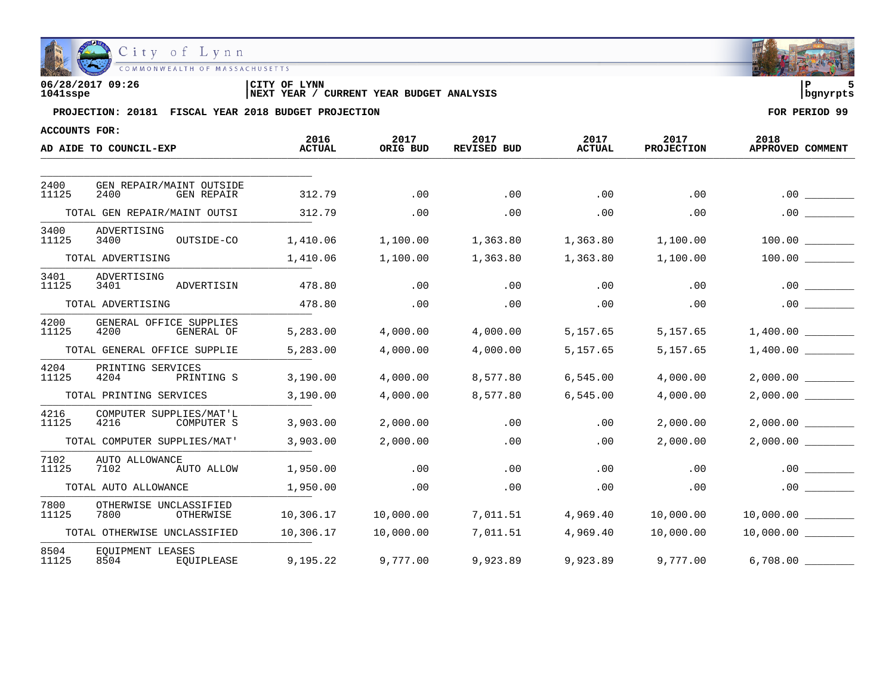City of Lynn
COMMONWEALTH OF MASSACHUSETTS

06/28/2017 09:26
1041sspe

CITY OF LYNN
NEXT YEAR / CURRENT YEAR BUDGET ANALYSIS

bgnyrpts

**PROJECTION: 20181 FISCAL YEAR 2018 BUDGET PROJECTION** — **FOR PERIOD 99**

**ACCOUNTS FOR:**

| AD AIDE TO COUNCIL-EXP | | | 2016 ACTUAL | 2017 ORIG BUD | 2017 REVISED BUD | 2017 ACTUAL | 2017 PROJECTION | 2018 APPROVED | COMMENT |
|---|---|---|---|---|---|---|---|---|---|
| 2400 | GEN REPAIR/MAINT OUTSIDE | | | | | | | | |
| 11125 | 2400 | GEN REPAIR | 312.79 | .00 | .00 | .00 | .00 | .00 | ________ |
| | TOTAL GEN REPAIR/MAINT OUTSI | | 312.79 | .00 | .00 | .00 | .00 | .00 | ________ |
| 3400 | ADVERTISING | | | | | | | | |
| 11125 | 3400 | OUTSIDE-CO | 1,410.06 | 1,100.00 | 1,363.80 | 1,363.80 | 1,100.00 | 100.00 | ________ |
| | TOTAL ADVERTISING | | 1,410.06 | 1,100.00 | 1,363.80 | 1,363.80 | 1,100.00 | 100.00 | ________ |
| 3401 | ADVERTISING | | | | | | | | |
| 11125 | 3401 | ADVERTISIN | 478.80 | .00 | .00 | .00 | .00 | .00 | ________ |
| | TOTAL ADVERTISING | | 478.80 | .00 | .00 | .00 | .00 | .00 | ________ |
| 4200 | GENERAL OFFICE SUPPLIES | | | | | | | | |
| 11125 | 4200 | GENERAL OF | 5,283.00 | 4,000.00 | 4,000.00 | 5,157.65 | 5,157.65 | 1,400.00 | ________ |
| | TOTAL GENERAL OFFICE SUPPLIE | | 5,283.00 | 4,000.00 | 4,000.00 | 5,157.65 | 5,157.65 | 1,400.00 | ________ |
| 4204 | PRINTING SERVICES | | | | | | | | |
| 11125 | 4204 | PRINTING S | 3,190.00 | 4,000.00 | 8,577.80 | 6,545.00 | 4,000.00 | 2,000.00 | ________ |
| | TOTAL PRINTING SERVICES | | 3,190.00 | 4,000.00 | 8,577.80 | 6,545.00 | 4,000.00 | 2,000.00 | ________ |
| 4216 | COMPUTER SUPPLIES/MAT'L | | | | | | | | |
| 11125 | 4216 | COMPUTER S | 3,903.00 | 2,000.00 | .00 | .00 | 2,000.00 | 2,000.00 | ________ |
| | TOTAL COMPUTER SUPPLIES/MAT' | | 3,903.00 | 2,000.00 | .00 | .00 | 2,000.00 | 2,000.00 | ________ |
| 7102 | AUTO ALLOWANCE | | | | | | | | |
| 11125 | 7102 | AUTO ALLOW | 1,950.00 | .00 | .00 | .00 | .00 | .00 | ________ |
| | TOTAL AUTO ALLOWANCE | | 1,950.00 | .00 | .00 | .00 | .00 | .00 | ________ |
| 7800 | OTHERWISE UNCLASSIFIED | | | | | | | | |
| 11125 | 7800 | OTHERWISE | 10,306.17 | 10,000.00 | 7,011.51 | 4,969.40 | 10,000.00 | 10,000.00 | ________ |
| | TOTAL OTHERWISE UNCLASSIFIED | | 10,306.17 | 10,000.00 | 7,011.51 | 4,969.40 | 10,000.00 | 10,000.00 | ________ |
| 8504 | EQUIPMENT LEASES | | | | | | | | |
| 11125 | 8504 | EQUIPLEASE | 9,195.22 | 9,777.00 | 9,923.89 | 9,923.89 | 9,777.00 | 6,708.00 | ________ |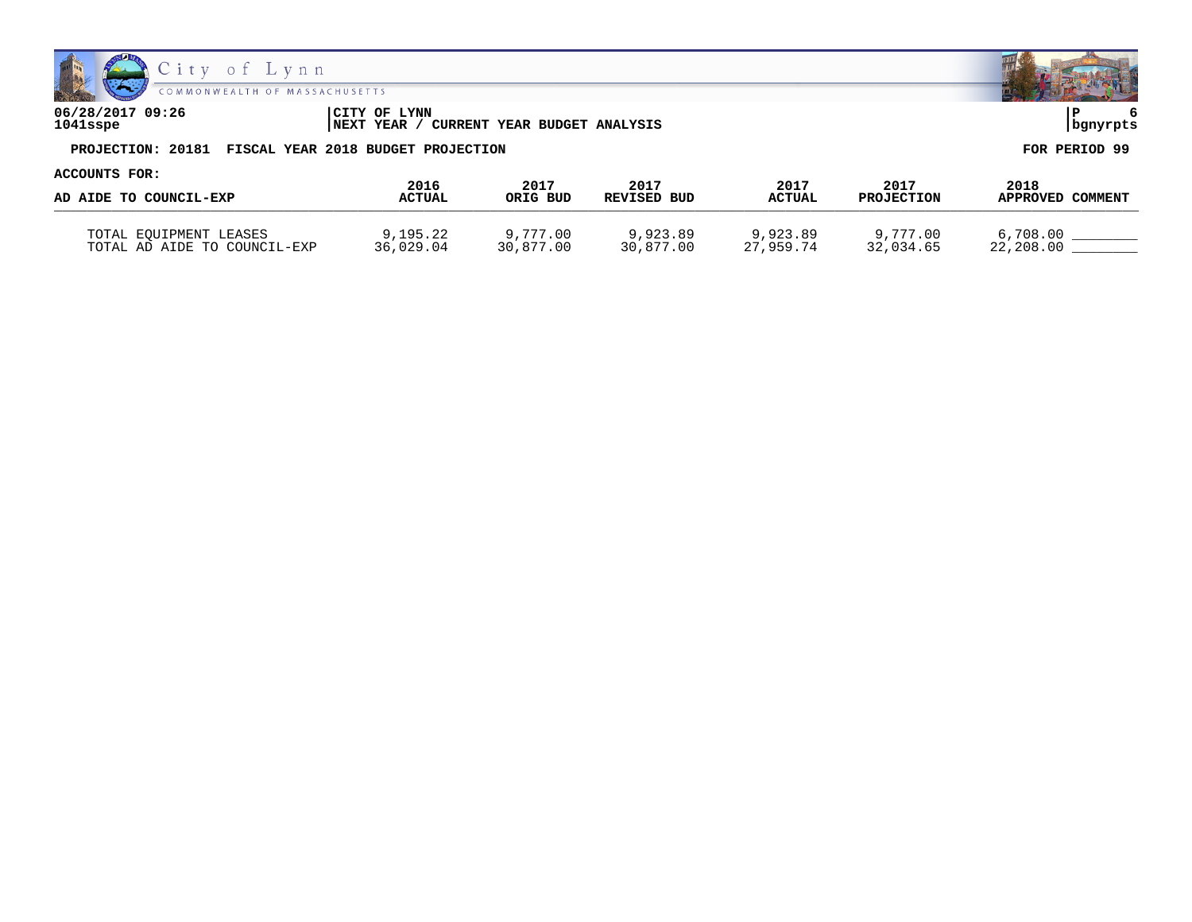**PROJECTION: 20181 FISCAL YEAR 2018 BUDGET PROJECTION** — FOR PERIOD 99

ACCOUNTS FOR:

| AD AIDE TO COUNCIL-EXP | 2016 ACTUAL | 2017 ORIG BUD | 2017 REVISED BUD | 2017 ACTUAL | 2017 PROJECTION | 2018 APPROVED | COMMENT |
|---|---|---|---|---|---|---|---|
| TOTAL EQUIPMENT LEASES | 9,195.22 | 9,777.00 | 9,923.89 | 9,923.89 | 9,777.00 | 6,708.00 | ________ |
| TOTAL AD AIDE TO COUNCIL-EXP | 36,029.04 | 30,877.00 | 30,877.00 | 27,959.74 | 32,034.65 | 22,208.00 | ________ |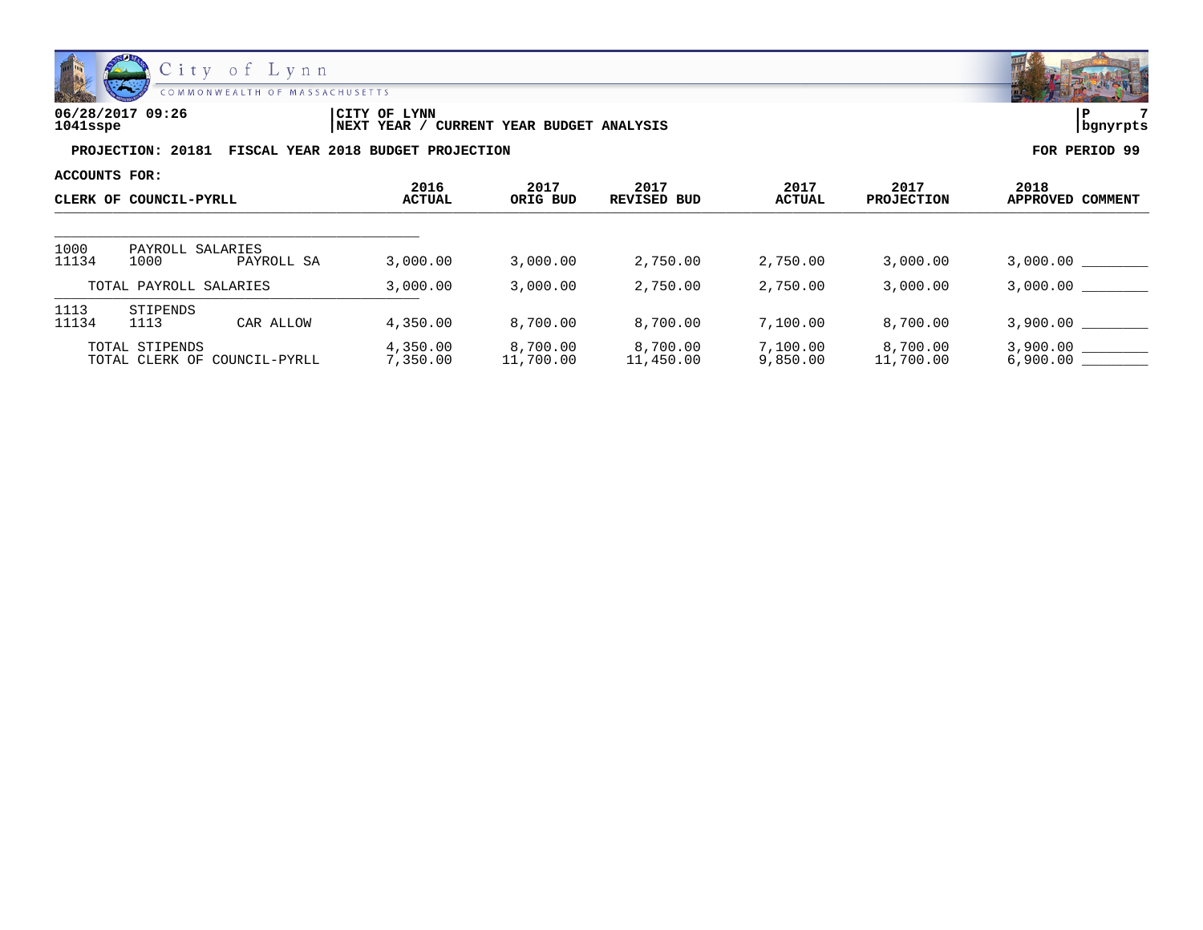06/28/2017 09:26 | CITY OF LYNN | P 7
1041sspe | NEXT YEAR / CURRENT YEAR BUDGET ANALYSIS | bgnyrpts

**PROJECTION: 20181 FISCAL YEAR 2018 BUDGET PROJECTION** — **FOR PERIOD 99**

**ACCOUNTS FOR:**

| CLERK OF COUNCIL-PYRLL | | | 2016 ACTUAL | 2017 ORIG BUD | 2017 REVISED BUD | 2017 ACTUAL | 2017 PROJECTION | 2018 APPROVED | COMMENT |
|---|---|---|---|---|---|---|---|---|---|
| 1000 | PAYROLL SALARIES | | | | | | | | |
| 11134 | 1000 | PAYROLL SA | 3,000.00 | 3,000.00 | 2,750.00 | 2,750.00 | 3,000.00 | 3,000.00 | ________ |
| | TOTAL PAYROLL SALARIES | | 3,000.00 | 3,000.00 | 2,750.00 | 2,750.00 | 3,000.00 | 3,000.00 | ________ |
| 1113 | STIPENDS | | | | | | | | |
| 11134 | 1113 | CAR ALLOW | 4,350.00 | 8,700.00 | 8,700.00 | 7,100.00 | 8,700.00 | 3,900.00 | ________ |
| | TOTAL STIPENDS | | 4,350.00 | 8,700.00 | 8,700.00 | 7,100.00 | 8,700.00 | 3,900.00 | ________ |
| | TOTAL CLERK OF COUNCIL-PYRLL | | 7,350.00 | 11,700.00 | 11,450.00 | 9,850.00 | 11,700.00 | 6,900.00 | ________ |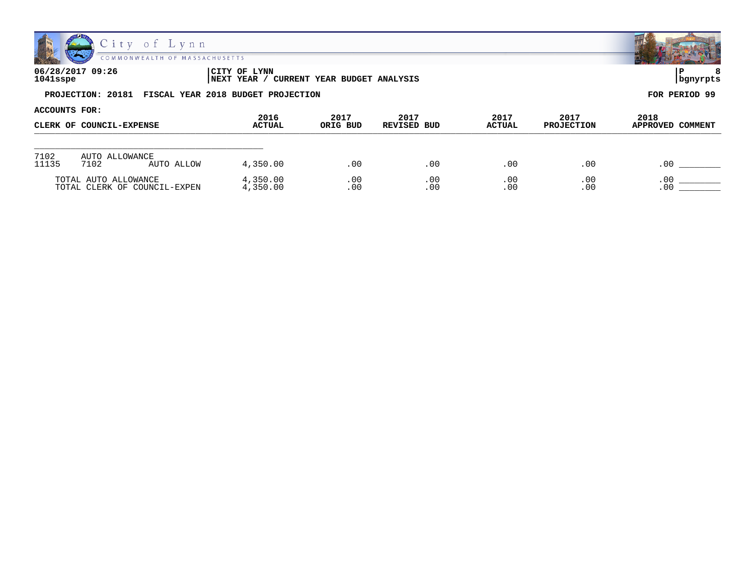06/28/2017 09:26
1041sspe

CITY OF LYNN
NEXT YEAR / CURRENT YEAR BUDGET ANALYSIS

bgnyrpts

**PROJECTION: 20181 FISCAL YEAR 2018 BUDGET PROJECTION** — **FOR PERIOD 99**

**ACCOUNTS FOR:**

| CLERK OF COUNCIL-EXPENSE | | | 2016 ACTUAL | 2017 ORIG BUD | 2017 REVISED BUD | 2017 ACTUAL | 2017 PROJECTION | 2018 APPROVED | COMMENT |
|---|---|---|---|---|---|---|---|---|---|
| 7102 | AUTO ALLOWANCE | | | | | | | | |
| 11135 | 7102 | AUTO ALLOW | 4,350.00 | .00 | .00 | .00 | .00 | .00 | ________ |
| TOTAL AUTO ALLOWANCE | | | 4,350.00 | .00 | .00 | .00 | .00 | .00 | ________ |
| TOTAL CLERK OF COUNCIL-EXPEN | | | 4,350.00 | .00 | .00 | .00 | .00 | .00 | ________ |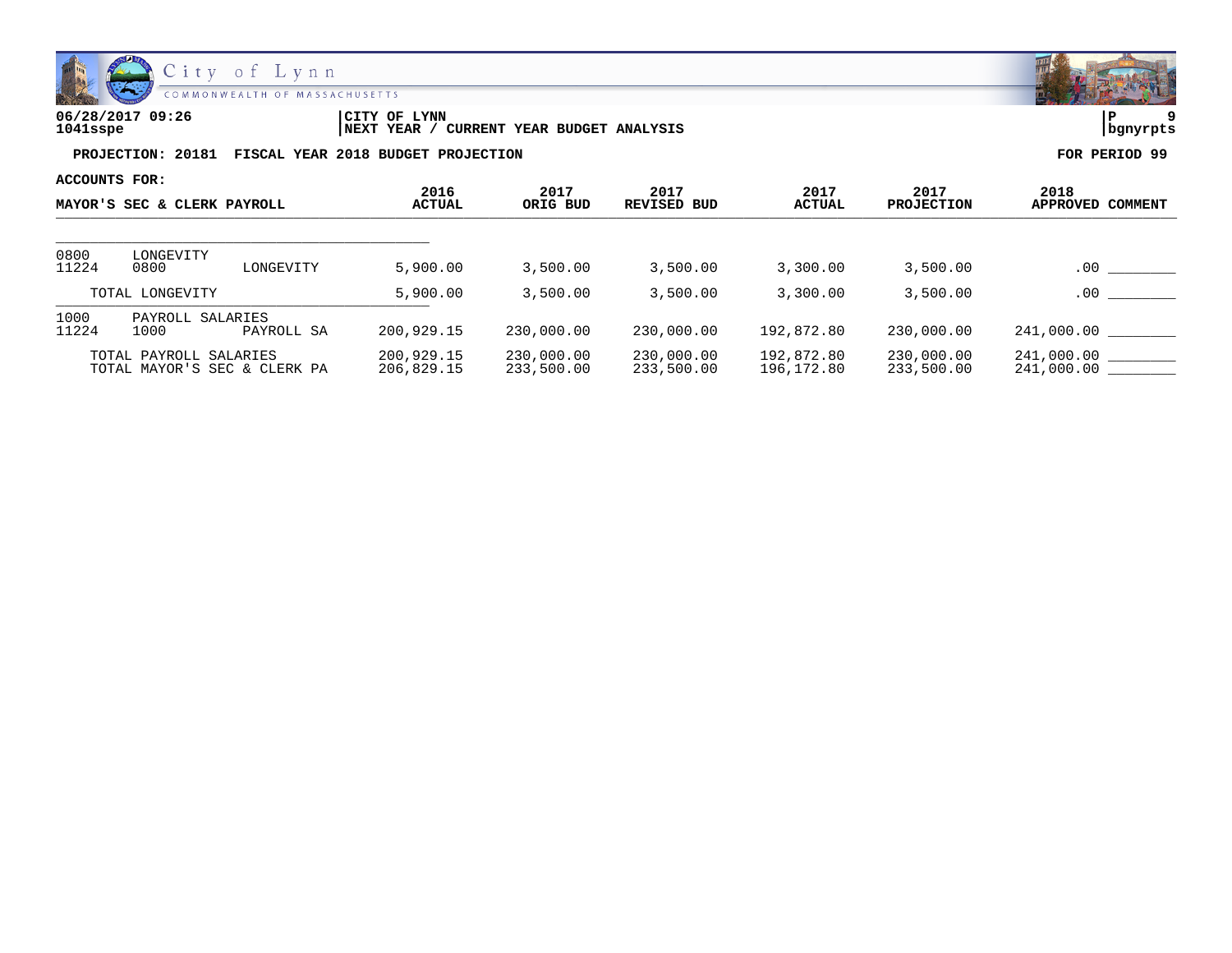06/28/2017 09:26
1041sspe

CITY OF LYNN
NEXT YEAR / CURRENT YEAR BUDGET ANALYSIS

P 9
bgnyrpts

**PROJECTION: 20181 FISCAL YEAR 2018 BUDGET PROJECTION** **FOR PERIOD 99**

ACCOUNTS FOR:

| MAYOR'S SEC & CLERK PAYROLL | | | 2016 ACTUAL | 2017 ORIG BUD | 2017 REVISED BUD | 2017 ACTUAL | 2017 PROJECTION | 2018 APPROVED | COMMENT |
|---|---|---|---|---|---|---|---|---|---|
| 0800 | LONGEVITY | | | | | | | | |
| 11224 | 0800 | LONGEVITY | 5,900.00 | 3,500.00 | 3,500.00 | 3,300.00 | 3,500.00 | .00 | ________ |
| | TOTAL LONGEVITY | | 5,900.00 | 3,500.00 | 3,500.00 | 3,300.00 | 3,500.00 | .00 | ________ |
| 1000 | PAYROLL SALARIES | | | | | | | | |
| 11224 | 1000 | PAYROLL SA | 200,929.15 | 230,000.00 | 230,000.00 | 192,872.80 | 230,000.00 | 241,000.00 | ________ |
| | TOTAL PAYROLL SALARIES | | 200,929.15 | 230,000.00 | 230,000.00 | 192,872.80 | 230,000.00 | 241,000.00 | ________ |
| | TOTAL MAYOR'S SEC & CLERK PA | | 206,829.15 | 233,500.00 | 233,500.00 | 196,172.80 | 233,500.00 | 241,000.00 | ________ |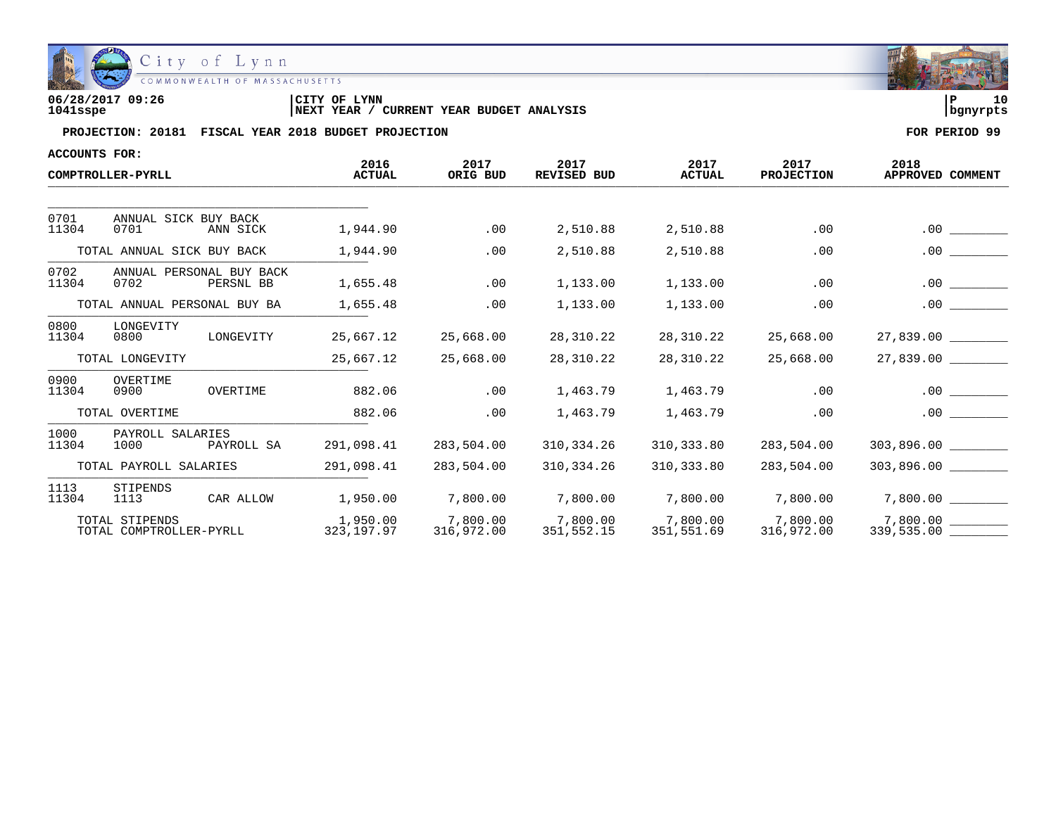06/28/2017 09:26
1041sspe

CITY OF LYNN
NEXT YEAR / CURRENT YEAR BUDGET ANALYSIS

P 10
bgnyrpts

**PROJECTION: 20181 FISCAL YEAR 2018 BUDGET PROJECTION** **FOR PERIOD 99**

**ACCOUNTS FOR:**

| COMPTROLLER-PYRLL | | | 2016 ACTUAL | 2017 ORIG BUD | 2017 REVISED BUD | 2017 ACTUAL | 2017 PROJECTION | 2018 APPROVED | COMMENT |
|---|---|---|---|---|---|---|---|---|---|
| 0701 | ANNUAL SICK BUY BACK | | | | | | | | |
| 11304 | 0701 | ANN SICK | 1,944.90 | .00 | 2,510.88 | 2,510.88 | .00 | .00 | ________ |
| | TOTAL ANNUAL SICK BUY BACK | | 1,944.90 | .00 | 2,510.88 | 2,510.88 | .00 | .00 | ________ |
| 0702 | ANNUAL PERSONAL BUY BACK | | | | | | | | |
| 11304 | 0702 | PERSNL BB | 1,655.48 | .00 | 1,133.00 | 1,133.00 | .00 | .00 | ________ |
| | TOTAL ANNUAL PERSONAL BUY BA | | 1,655.48 | .00 | 1,133.00 | 1,133.00 | .00 | .00 | ________ |
| 0800 | LONGEVITY | | | | | | | | |
| 11304 | 0800 | LONGEVITY | 25,667.12 | 25,668.00 | 28,310.22 | 28,310.22 | 25,668.00 | 27,839.00 | ________ |
| | TOTAL LONGEVITY | | 25,667.12 | 25,668.00 | 28,310.22 | 28,310.22 | 25,668.00 | 27,839.00 | ________ |
| 0900 | OVERTIME | | | | | | | | |
| 11304 | 0900 | OVERTIME | 882.06 | .00 | 1,463.79 | 1,463.79 | .00 | .00 | ________ |
| | TOTAL OVERTIME | | 882.06 | .00 | 1,463.79 | 1,463.79 | .00 | .00 | ________ |
| 1000 | PAYROLL SALARIES | | | | | | | | |
| 11304 | 1000 | PAYROLL SA | 291,098.41 | 283,504.00 | 310,334.26 | 310,333.80 | 283,504.00 | 303,896.00 | ________ |
| | TOTAL PAYROLL SALARIES | | 291,098.41 | 283,504.00 | 310,334.26 | 310,333.80 | 283,504.00 | 303,896.00 | ________ |
| 1113 | STIPENDS | | | | | | | | |
| 11304 | 1113 | CAR ALLOW | 1,950.00 | 7,800.00 | 7,800.00 | 7,800.00 | 7,800.00 | 7,800.00 | ________ |
| | TOTAL STIPENDS | | 1,950.00 | 7,800.00 | 7,800.00 | 7,800.00 | 7,800.00 | 7,800.00 | ________ |
| | TOTAL COMPTROLLER-PYRLL | | 323,197.97 | 316,972.00 | 351,552.15 | 351,551.69 | 316,972.00 | 339,535.00 | ________ |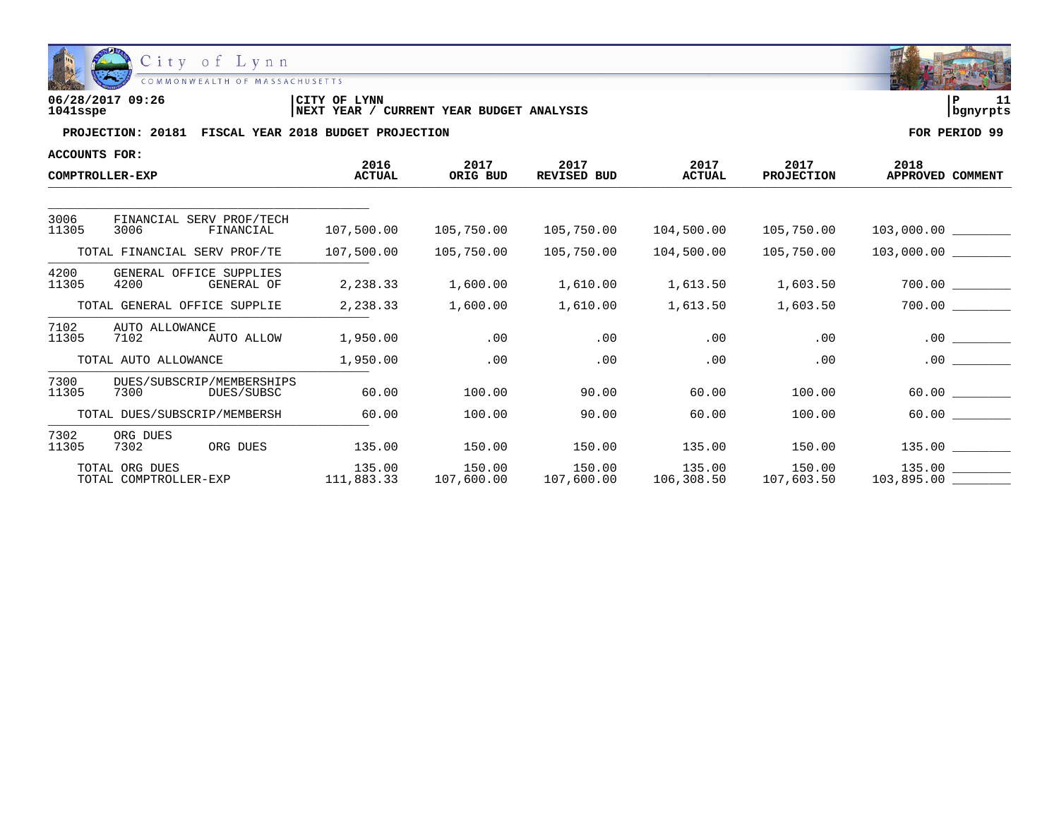06/28/2017 09:26 | CITY OF LYNN
1041sspe | NEXT YEAR / CURRENT YEAR BUDGET ANALYSIS

**PROJECTION: 20181 FISCAL YEAR 2018 BUDGET PROJECTION** — **FOR PERIOD 99**

**ACCOUNTS FOR:**

| COMPTROLLER-EXP | | | 2016 ACTUAL | 2017 ORIG BUD | 2017 REVISED BUD | 2017 ACTUAL | 2017 PROJECTION | 2018 APPROVED | COMMENT |
|---|---|---|---|---|---|---|---|---|---|
| 3006 | FINANCIAL SERV PROF/TECH | | | | | | | | |
| 11305 | 3006 | FINANCIAL | 107,500.00 | 105,750.00 | 105,750.00 | 104,500.00 | 105,750.00 | 103,000.00 | ________ |
| | TOTAL FINANCIAL SERV PROF/TE | | 107,500.00 | 105,750.00 | 105,750.00 | 104,500.00 | 105,750.00 | 103,000.00 | ________ |
| 4200 | GENERAL OFFICE SUPPLIES | | | | | | | | |
| 11305 | 4200 | GENERAL OF | 2,238.33 | 1,600.00 | 1,610.00 | 1,613.50 | 1,603.50 | 700.00 | ________ |
| | TOTAL GENERAL OFFICE SUPPLIE | | 2,238.33 | 1,600.00 | 1,610.00 | 1,613.50 | 1,603.50 | 700.00 | ________ |
| 7102 | AUTO ALLOWANCE | | | | | | | | |
| 11305 | 7102 | AUTO ALLOW | 1,950.00 | .00 | .00 | .00 | .00 | .00 | ________ |
| | TOTAL AUTO ALLOWANCE | | 1,950.00 | .00 | .00 | .00 | .00 | .00 | ________ |
| 7300 | DUES/SUBSCRIP/MEMBERSHIPS | | | | | | | | |
| 11305 | 7300 | DUES/SUBSC | 60.00 | 100.00 | 90.00 | 60.00 | 100.00 | 60.00 | ________ |
| | TOTAL DUES/SUBSCRIP/MEMBERSH | | 60.00 | 100.00 | 90.00 | 60.00 | 100.00 | 60.00 | ________ |
| 7302 | ORG DUES | | | | | | | | |
| 11305 | 7302 | ORG DUES | 135.00 | 150.00 | 150.00 | 135.00 | 150.00 | 135.00 | ________ |
| | TOTAL ORG DUES | | 135.00 | 150.00 | 150.00 | 135.00 | 150.00 | 135.00 | ________ |
| | TOTAL COMPTROLLER-EXP | | 111,883.33 | 107,600.00 | 107,600.00 | 106,308.50 | 107,603.50 | 103,895.00 | ________ |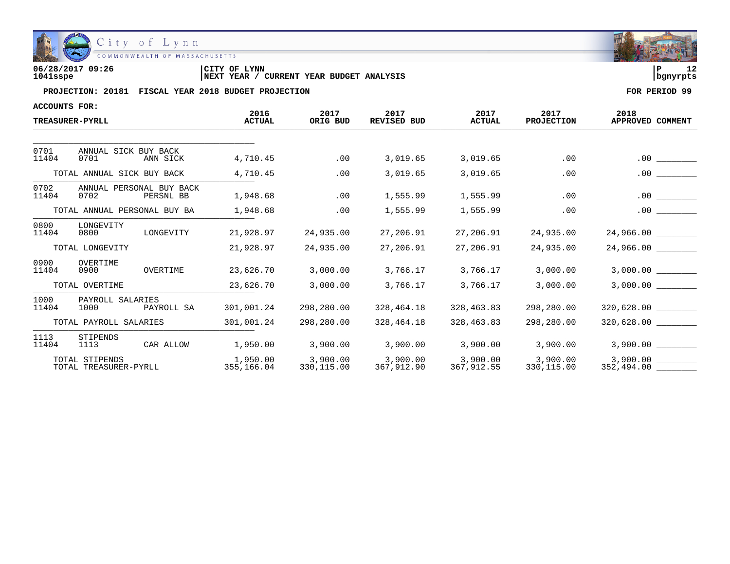06/28/2017 09:26 | CITY OF LYNN | P 12
1041sspe | NEXT YEAR / CURRENT YEAR BUDGET ANALYSIS | bgnyrpts

**PROJECTION: 20181 FISCAL YEAR 2018 BUDGET PROJECTION** — **FOR PERIOD 99**

**ACCOUNTS FOR:**

| TREASURER-PYRLL | | | 2016 ACTUAL | 2017 ORIG BUD | 2017 REVISED BUD | 2017 ACTUAL | 2017 PROJECTION | 2018 APPROVED | COMMENT |
|---|---|---|---|---|---|---|---|---|---|
| 0701 | ANNUAL SICK BUY BACK | | | | | | | | |
| 11404 | 0701 | ANN SICK | 4,710.45 | .00 | 3,019.65 | 3,019.65 | .00 | .00 | ________ |
| | TOTAL ANNUAL SICK BUY BACK | | 4,710.45 | .00 | 3,019.65 | 3,019.65 | .00 | .00 | ________ |
| 0702 | ANNUAL PERSONAL BUY BACK | | | | | | | | |
| 11404 | 0702 | PERSNL BB | 1,948.68 | .00 | 1,555.99 | 1,555.99 | .00 | .00 | ________ |
| | TOTAL ANNUAL PERSONAL BUY BA | | 1,948.68 | .00 | 1,555.99 | 1,555.99 | .00 | .00 | ________ |
| 0800 | LONGEVITY | | | | | | | | |
| 11404 | 0800 | LONGEVITY | 21,928.97 | 24,935.00 | 27,206.91 | 27,206.91 | 24,935.00 | 24,966.00 | ________ |
| | TOTAL LONGEVITY | | 21,928.97 | 24,935.00 | 27,206.91 | 27,206.91 | 24,935.00 | 24,966.00 | ________ |
| 0900 | OVERTIME | | | | | | | | |
| 11404 | 0900 | OVERTIME | 23,626.70 | 3,000.00 | 3,766.17 | 3,766.17 | 3,000.00 | 3,000.00 | ________ |
| | TOTAL OVERTIME | | 23,626.70 | 3,000.00 | 3,766.17 | 3,766.17 | 3,000.00 | 3,000.00 | ________ |
| 1000 | PAYROLL SALARIES | | | | | | | | |
| 11404 | 1000 | PAYROLL SA | 301,001.24 | 298,280.00 | 328,464.18 | 328,463.83 | 298,280.00 | 320,628.00 | ________ |
| | TOTAL PAYROLL SALARIES | | 301,001.24 | 298,280.00 | 328,464.18 | 328,463.83 | 298,280.00 | 320,628.00 | ________ |
| 1113 | STIPENDS | | | | | | | | |
| 11404 | 1113 | CAR ALLOW | 1,950.00 | 3,900.00 | 3,900.00 | 3,900.00 | 3,900.00 | 3,900.00 | ________ |
| | TOTAL STIPENDS | | 1,950.00 | 3,900.00 | 3,900.00 | 3,900.00 | 3,900.00 | 3,900.00 | ________ |
| | TOTAL TREASURER-PYRLL | | 355,166.04 | 330,115.00 | 367,912.90 | 367,912.55 | 330,115.00 | 352,494.00 | ________ |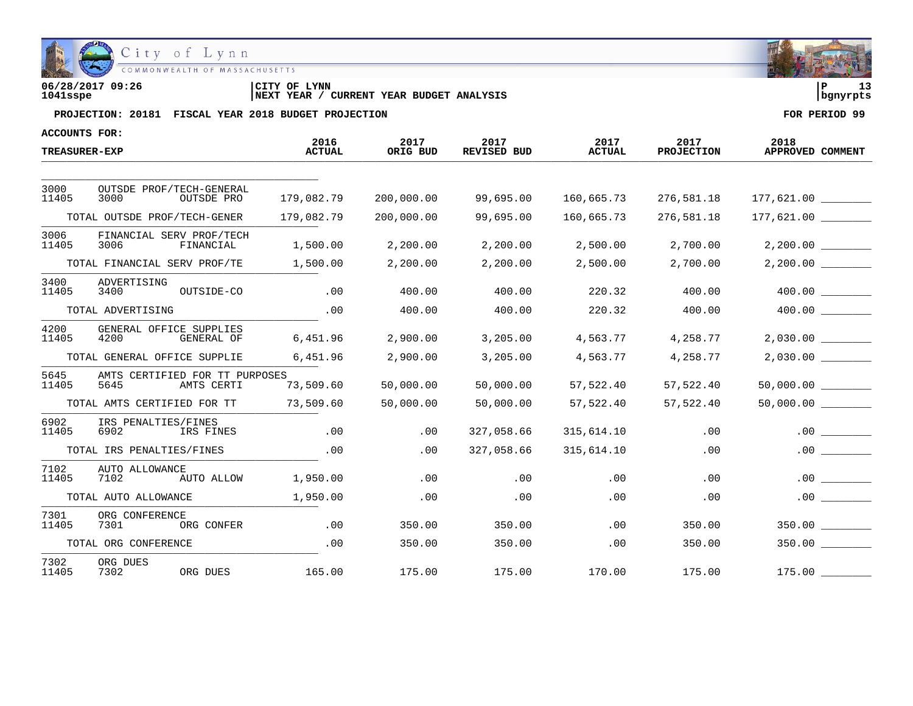06/28/2017 09:26 | CITY OF LYNN | P 13
1041sspe | NEXT YEAR / CURRENT YEAR BUDGET ANALYSIS | bgnyrpts

**PROJECTION: 20181 FISCAL YEAR 2018 BUDGET PROJECTION** — **FOR PERIOD 99**

**ACCOUNTS FOR:**

| TREASURER-EXP | 2016 ACTUAL | 2017 ORIG BUD | 2017 REVISED BUD | 2017 ACTUAL | 2017 PROJECTION | 2018 APPROVED | COMMENT |
|---|---|---|---|---|---|---|---|
| 3000 OUTSDE PROF/TECH-GENERAL | | | | | | | |
| 11405 3000 OUTSDE PRO | 179,082.79 | 200,000.00 | 99,695.00 | 160,665.73 | 276,581.18 | 177,621.00 | ________ |
| TOTAL OUTSDE PROF/TECH-GENER | 179,082.79 | 200,000.00 | 99,695.00 | 160,665.73 | 276,581.18 | 177,621.00 | ________ |
| 3006 FINANCIAL SERV PROF/TECH | | | | | | | |
| 11405 3006 FINANCIAL | 1,500.00 | 2,200.00 | 2,200.00 | 2,500.00 | 2,700.00 | 2,200.00 | ________ |
| TOTAL FINANCIAL SERV PROF/TE | 1,500.00 | 2,200.00 | 2,200.00 | 2,500.00 | 2,700.00 | 2,200.00 | ________ |
| 3400 ADVERTISING | | | | | | | |
| 11405 3400 OUTSIDE-CO | .00 | 400.00 | 400.00 | 220.32 | 400.00 | 400.00 | ________ |
| TOTAL ADVERTISING | .00 | 400.00 | 400.00 | 220.32 | 400.00 | 400.00 | ________ |
| 4200 GENERAL OFFICE SUPPLIES | | | | | | | |
| 11405 4200 GENERAL OF | 6,451.96 | 2,900.00 | 3,205.00 | 4,563.77 | 4,258.77 | 2,030.00 | ________ |
| TOTAL GENERAL OFFICE SUPPLIE | 6,451.96 | 2,900.00 | 3,205.00 | 4,563.77 | 4,258.77 | 2,030.00 | ________ |
| 5645 AMTS CERTIFIED FOR TT PURPOSES | | | | | | | |
| 11405 5645 AMTS CERTI | 73,509.60 | 50,000.00 | 50,000.00 | 57,522.40 | 57,522.40 | 50,000.00 | ________ |
| TOTAL AMTS CERTIFIED FOR TT | 73,509.60 | 50,000.00 | 50,000.00 | 57,522.40 | 57,522.40 | 50,000.00 | ________ |
| 6902 IRS PENALTIES/FINES | | | | | | | |
| 11405 6902 IRS FINES | .00 | .00 | 327,058.66 | 315,614.10 | .00 | .00 | ________ |
| TOTAL IRS PENALTIES/FINES | .00 | .00 | 327,058.66 | 315,614.10 | .00 | .00 | ________ |
| 7102 AUTO ALLOWANCE | | | | | | | |
| 11405 7102 AUTO ALLOW | 1,950.00 | .00 | .00 | .00 | .00 | .00 | ________ |
| TOTAL AUTO ALLOWANCE | 1,950.00 | .00 | .00 | .00 | .00 | .00 | ________ |
| 7301 ORG CONFERENCE | | | | | | | |
| 11405 7301 ORG CONFER | .00 | 350.00 | 350.00 | .00 | 350.00 | 350.00 | ________ |
| TOTAL ORG CONFERENCE | .00 | 350.00 | 350.00 | .00 | 350.00 | 350.00 | ________ |
| 7302 ORG DUES | | | | | | | |
| 11405 7302 ORG DUES | 165.00 | 175.00 | 175.00 | 170.00 | 175.00 | 175.00 | ________ |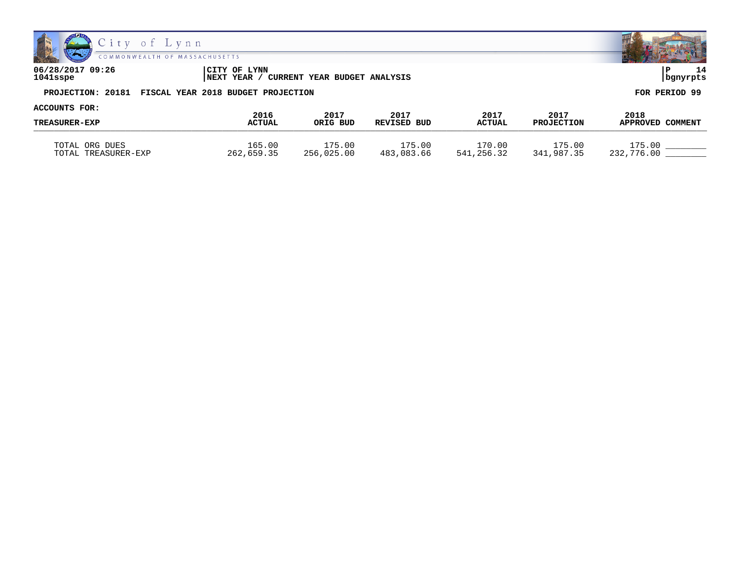**PROJECTION: 20181 FISCAL YEAR 2018 BUDGET PROJECTION** — **FOR PERIOD 99**

**ACCOUNTS FOR:**

| TREASURER-EXP | 2016 ACTUAL | 2017 ORIG BUD | 2017 REVISED BUD | 2017 ACTUAL | 2017 PROJECTION | 2018 APPROVED | COMMENT |
|---|---|---|---|---|---|---|---|
| TOTAL ORG DUES | 165.00 | 175.00 | 175.00 | 170.00 | 175.00 | 175.00 | ________ |
| TOTAL TREASURER-EXP | 262,659.35 | 256,025.00 | 483,083.66 | 541,256.32 | 341,987.35 | 232,776.00 | ________ |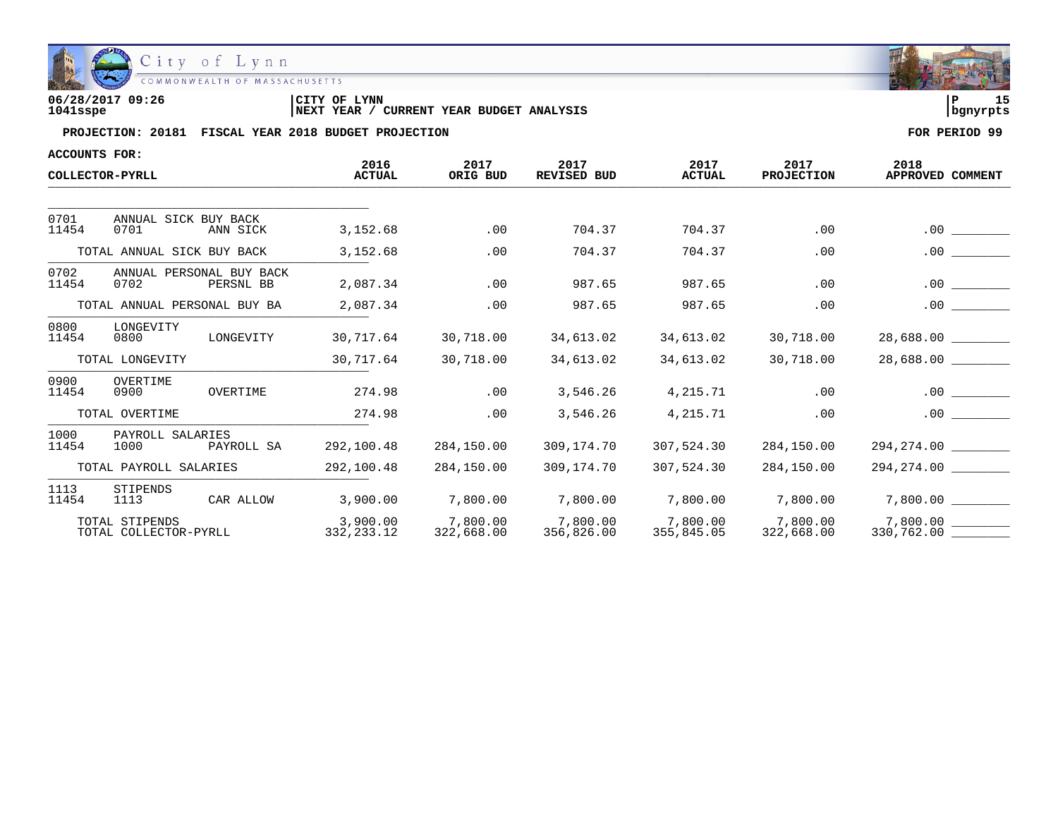City of Lynn
COMMONWEALTH OF MASSACHUSETTS

06/28/2017 09:26
1041sspe

CITY OF LYNN
NEXT YEAR / CURRENT YEAR BUDGET ANALYSIS

P 15
bgnyrpts

**PROJECTION: 20181 FISCAL YEAR 2018 BUDGET PROJECTION** — **FOR PERIOD 99**

**ACCOUNTS FOR:**

| COLLECTOR-PYRLL | | | 2016 ACTUAL | 2017 ORIG BUD | 2017 REVISED BUD | 2017 ACTUAL | 2017 PROJECTION | 2018 APPROVED | COMMENT |
|---|---|---|---|---|---|---|---|---|---|
| 0701 | ANNUAL SICK BUY BACK | | | | | | | | |
| 11454 | 0701 | ANN SICK | 3,152.68 | .00 | 704.37 | 704.37 | .00 | .00 | ________ |
| | TOTAL ANNUAL SICK BUY BACK | | 3,152.68 | .00 | 704.37 | 704.37 | .00 | .00 | ________ |
| 0702 | ANNUAL PERSONAL BUY BACK | | | | | | | | |
| 11454 | 0702 | PERSNL BB | 2,087.34 | .00 | 987.65 | 987.65 | .00 | .00 | ________ |
| | TOTAL ANNUAL PERSONAL BUY BA | | 2,087.34 | .00 | 987.65 | 987.65 | .00 | .00 | ________ |
| 0800 | LONGEVITY | | | | | | | | |
| 11454 | 0800 | LONGEVITY | 30,717.64 | 30,718.00 | 34,613.02 | 34,613.02 | 30,718.00 | 28,688.00 | ________ |
| | TOTAL LONGEVITY | | 30,717.64 | 30,718.00 | 34,613.02 | 34,613.02 | 30,718.00 | 28,688.00 | ________ |
| 0900 | OVERTIME | | | | | | | | |
| 11454 | 0900 | OVERTIME | 274.98 | .00 | 3,546.26 | 4,215.71 | .00 | .00 | ________ |
| | TOTAL OVERTIME | | 274.98 | .00 | 3,546.26 | 4,215.71 | .00 | .00 | ________ |
| 1000 | PAYROLL SALARIES | | | | | | | | |
| 11454 | 1000 | PAYROLL SA | 292,100.48 | 284,150.00 | 309,174.70 | 307,524.30 | 284,150.00 | 294,274.00 | ________ |
| | TOTAL PAYROLL SALARIES | | 292,100.48 | 284,150.00 | 309,174.70 | 307,524.30 | 284,150.00 | 294,274.00 | ________ |
| 1113 | STIPENDS | | | | | | | | |
| 11454 | 1113 | CAR ALLOW | 3,900.00 | 7,800.00 | 7,800.00 | 7,800.00 | 7,800.00 | 7,800.00 | ________ |
| | TOTAL STIPENDS | | 3,900.00 | 7,800.00 | 7,800.00 | 7,800.00 | 7,800.00 | 7,800.00 | ________ |
| | TOTAL COLLECTOR-PYRLL | | 332,233.12 | 322,668.00 | 356,826.00 | 355,845.05 | 322,668.00 | 330,762.00 | ________ |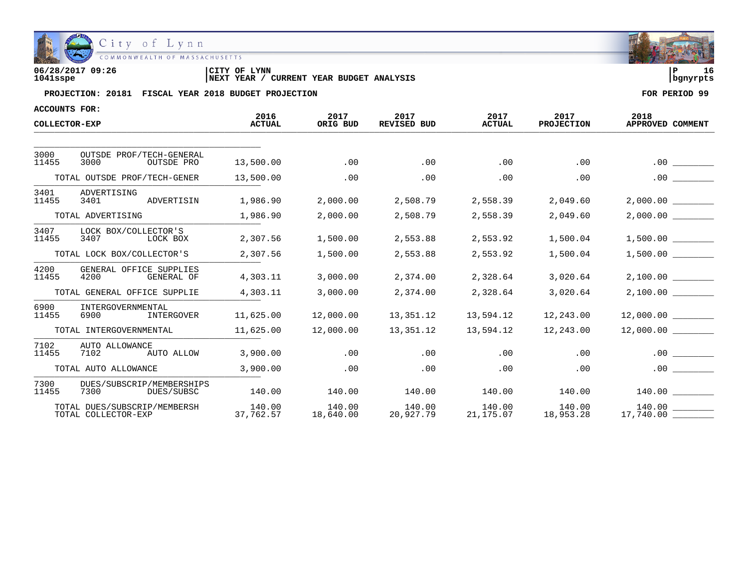City of Lynn
COMMONWEALTH OF MASSACHUSETTS

06/28/2017 09:26 | CITY OF LYNN | P 16
1041sspe | NEXT YEAR / CURRENT YEAR BUDGET ANALYSIS | bgnyrpts

**PROJECTION: 20181 FISCAL YEAR 2018 BUDGET PROJECTION** **FOR PERIOD 99**

**ACCOUNTS FOR:**

| COLLECTOR-EXP | 2016 ACTUAL | 2017 ORIG BUD | 2017 REVISED BUD | 2017 ACTUAL | 2017 PROJECTION | 2018 APPROVED | COMMENT |
|---|---|---|---|---|---|---|---|
| 3000 OUTSDE PROF/TECH-GENERAL | | | | | | | |
| 11455 3000 OUTSDE PRO | 13,500.00 | .00 | .00 | .00 | .00 | .00 | ________ |
| TOTAL OUTSDE PROF/TECH-GENER | 13,500.00 | .00 | .00 | .00 | .00 | .00 | ________ |
| 3401 ADVERTISING | | | | | | | |
| 11455 3401 ADVERTISIN | 1,986.90 | 2,000.00 | 2,508.79 | 2,558.39 | 2,049.60 | 2,000.00 | ________ |
| TOTAL ADVERTISING | 1,986.90 | 2,000.00 | 2,508.79 | 2,558.39 | 2,049.60 | 2,000.00 | ________ |
| 3407 LOCK BOX/COLLECTOR'S | | | | | | | |
| 11455 3407 LOCK BOX | 2,307.56 | 1,500.00 | 2,553.88 | 2,553.92 | 1,500.04 | 1,500.00 | ________ |
| TOTAL LOCK BOX/COLLECTOR'S | 2,307.56 | 1,500.00 | 2,553.88 | 2,553.92 | 1,500.04 | 1,500.00 | ________ |
| 4200 GENERAL OFFICE SUPPLIES | | | | | | | |
| 11455 4200 GENERAL OF | 4,303.11 | 3,000.00 | 2,374.00 | 2,328.64 | 3,020.64 | 2,100.00 | ________ |
| TOTAL GENERAL OFFICE SUPPLIE | 4,303.11 | 3,000.00 | 2,374.00 | 2,328.64 | 3,020.64 | 2,100.00 | ________ |
| 6900 INTERGOVERNMENTAL | | | | | | | |
| 11455 6900 INTERGOVER | 11,625.00 | 12,000.00 | 13,351.12 | 13,594.12 | 12,243.00 | 12,000.00 | ________ |
| TOTAL INTERGOVERNMENTAL | 11,625.00 | 12,000.00 | 13,351.12 | 13,594.12 | 12,243.00 | 12,000.00 | ________ |
| 7102 AUTO ALLOWANCE | | | | | | | |
| 11455 7102 AUTO ALLOW | 3,900.00 | .00 | .00 | .00 | .00 | .00 | ________ |
| TOTAL AUTO ALLOWANCE | 3,900.00 | .00 | .00 | .00 | .00 | .00 | ________ |
| 7300 DUES/SUBSCRIP/MEMBERSHIPS | | | | | | | |
| 11455 7300 DUES/SUBSC | 140.00 | 140.00 | 140.00 | 140.00 | 140.00 | 140.00 | ________ |
| TOTAL DUES/SUBSCRIP/MEMBERSH | 140.00 | 140.00 | 140.00 | 140.00 | 140.00 | 140.00 | ________ |
| TOTAL COLLECTOR-EXP | 37,762.57 | 18,640.00 | 20,927.79 | 21,175.07 | 18,953.28 | 17,740.00 | ________ |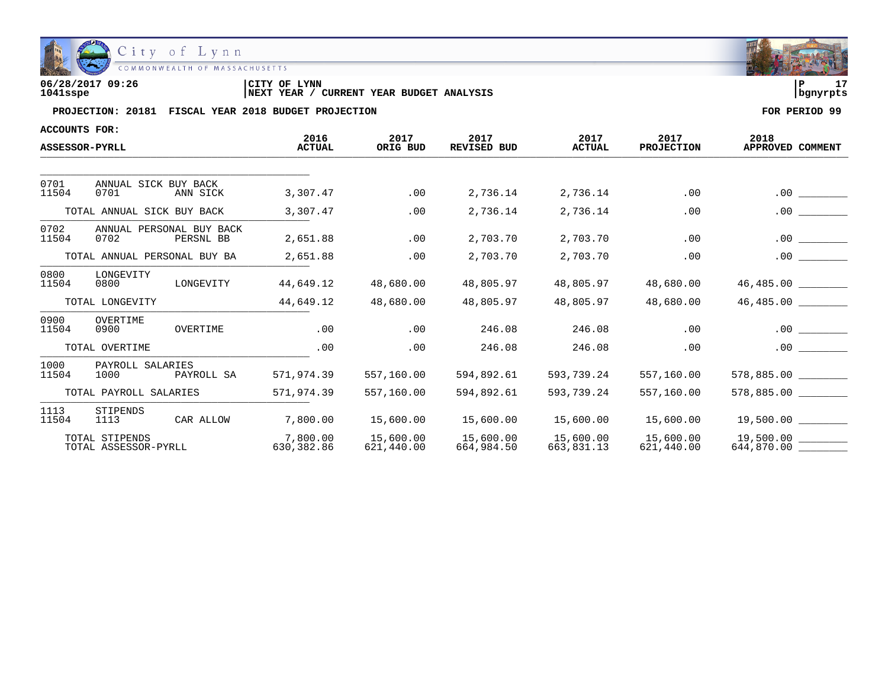06/28/2017 09:26 | CITY OF LYNN | P 17
1041sspe | NEXT YEAR / CURRENT YEAR BUDGET ANALYSIS | bgnyrpts

**PROJECTION: 20181 FISCAL YEAR 2018 BUDGET PROJECTION** — **FOR PERIOD 99**

**ACCOUNTS FOR:**

| ASSESSOR-PYRLL | 2016 ACTUAL | 2017 ORIG BUD | 2017 REVISED BUD | 2017 ACTUAL | 2017 PROJECTION | 2018 APPROVED | COMMENT |
|---|---|---|---|---|---|---|---|
| 0701 ANNUAL SICK BUY BACK | | | | | | | |
| 11504 0701 ANN SICK | 3,307.47 | .00 | 2,736.14 | 2,736.14 | .00 | .00 | ________ |
| TOTAL ANNUAL SICK BUY BACK | 3,307.47 | .00 | 2,736.14 | 2,736.14 | .00 | .00 | ________ |
| 0702 ANNUAL PERSONAL BUY BACK | | | | | | | |
| 11504 0702 PERSNL BB | 2,651.88 | .00 | 2,703.70 | 2,703.70 | .00 | .00 | ________ |
| TOTAL ANNUAL PERSONAL BUY BA | 2,651.88 | .00 | 2,703.70 | 2,703.70 | .00 | .00 | ________ |
| 0800 LONGEVITY | | | | | | | |
| 11504 0800 LONGEVITY | 44,649.12 | 48,680.00 | 48,805.97 | 48,805.97 | 48,680.00 | 46,485.00 | ________ |
| TOTAL LONGEVITY | 44,649.12 | 48,680.00 | 48,805.97 | 48,805.97 | 48,680.00 | 46,485.00 | ________ |
| 0900 OVERTIME | | | | | | | |
| 11504 0900 OVERTIME | .00 | .00 | 246.08 | 246.08 | .00 | .00 | ________ |
| TOTAL OVERTIME | .00 | .00 | 246.08 | 246.08 | .00 | .00 | ________ |
| 1000 PAYROLL SALARIES | | | | | | | |
| 11504 1000 PAYROLL SA | 571,974.39 | 557,160.00 | 594,892.61 | 593,739.24 | 557,160.00 | 578,885.00 | ________ |
| TOTAL PAYROLL SALARIES | 571,974.39 | 557,160.00 | 594,892.61 | 593,739.24 | 557,160.00 | 578,885.00 | ________ |
| 1113 STIPENDS | | | | | | | |
| 11504 1113 CAR ALLOW | 7,800.00 | 15,600.00 | 15,600.00 | 15,600.00 | 15,600.00 | 19,500.00 | ________ |
| TOTAL STIPENDS | 7,800.00 | 15,600.00 | 15,600.00 | 15,600.00 | 15,600.00 | 19,500.00 | ________ |
| TOTAL ASSESSOR-PYRLL | 630,382.86 | 621,440.00 | 664,984.50 | 663,831.13 | 621,440.00 | 644,870.00 | ________ |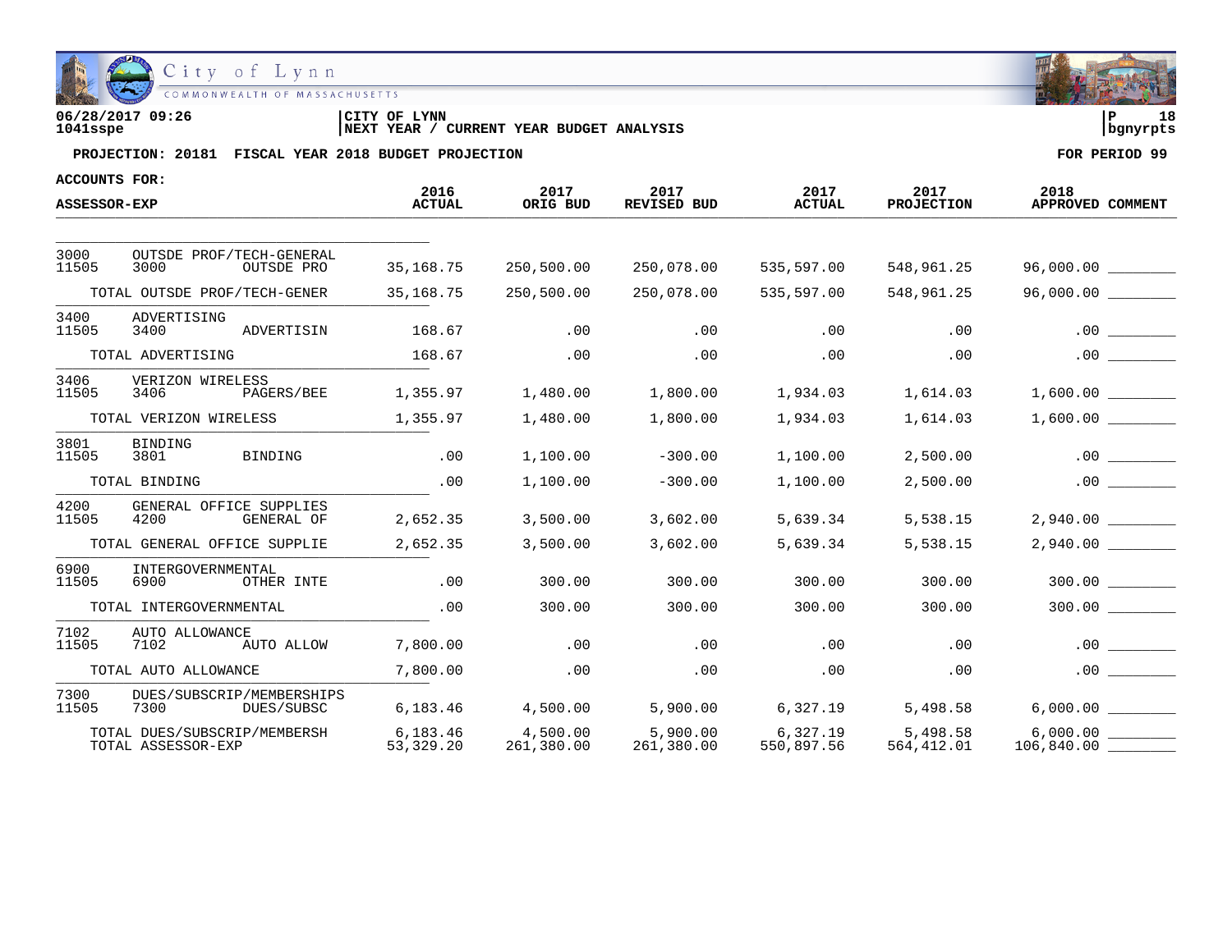City of Lynn
COMMONWEALTH OF MASSACHUSETTS

06/28/2017 09:26
1041sspe

CITY OF LYNN
NEXT YEAR / CURRENT YEAR BUDGET ANALYSIS

P 18
bgnyrpts

**PROJECTION: 20181 FISCAL YEAR 2018 BUDGET PROJECTION** | **FOR PERIOD 99**

**ACCOUNTS FOR:**

| ASSESSOR-EXP | | | 2016 ACTUAL | 2017 ORIG BUD | 2017 REVISED BUD | 2017 ACTUAL | 2017 PROJECTION | 2018 APPROVED | COMMENT |
|---|---|---|---|---|---|---|---|---|---|
| 3000 | OUTSDE PROF/TECH-GENERAL | | | | | | | | |
| 11505 | 3000 | OUTSDE PRO | 35,168.75 | 250,500.00 | 250,078.00 | 535,597.00 | 548,961.25 | 96,000.00 | ________ |
| | TOTAL OUTSDE PROF/TECH-GENER | | 35,168.75 | 250,500.00 | 250,078.00 | 535,597.00 | 548,961.25 | 96,000.00 | ________ |
| 3400 | ADVERTISING | | | | | | | | |
| 11505 | 3400 | ADVERTISIN | 168.67 | .00 | .00 | .00 | .00 | .00 | ________ |
| | TOTAL ADVERTISING | | 168.67 | .00 | .00 | .00 | .00 | .00 | ________ |
| 3406 | VERIZON WIRELESS | | | | | | | | |
| 11505 | 3406 | PAGERS/BEE | 1,355.97 | 1,480.00 | 1,800.00 | 1,934.03 | 1,614.03 | 1,600.00 | ________ |
| | TOTAL VERIZON WIRELESS | | 1,355.97 | 1,480.00 | 1,800.00 | 1,934.03 | 1,614.03 | 1,600.00 | ________ |
| 3801 | BINDING | | | | | | | | |
| 11505 | 3801 | BINDING | .00 | 1,100.00 | -300.00 | 1,100.00 | 2,500.00 | .00 | ________ |
| | TOTAL BINDING | | .00 | 1,100.00 | -300.00 | 1,100.00 | 2,500.00 | .00 | ________ |
| 4200 | GENERAL OFFICE SUPPLIES | | | | | | | | |
| 11505 | 4200 | GENERAL OF | 2,652.35 | 3,500.00 | 3,602.00 | 5,639.34 | 5,538.15 | 2,940.00 | ________ |
| | TOTAL GENERAL OFFICE SUPPLIE | | 2,652.35 | 3,500.00 | 3,602.00 | 5,639.34 | 5,538.15 | 2,940.00 | ________ |
| 6900 | INTERGOVERNMENTAL | | | | | | | | |
| 11505 | 6900 | OTHER INTE | .00 | 300.00 | 300.00 | 300.00 | 300.00 | 300.00 | ________ |
| | TOTAL INTERGOVERNMENTAL | | .00 | 300.00 | 300.00 | 300.00 | 300.00 | 300.00 | ________ |
| 7102 | AUTO ALLOWANCE | | | | | | | | |
| 11505 | 7102 | AUTO ALLOW | 7,800.00 | .00 | .00 | .00 | .00 | .00 | ________ |
| | TOTAL AUTO ALLOWANCE | | 7,800.00 | .00 | .00 | .00 | .00 | .00 | ________ |
| 7300 | DUES/SUBSCRIP/MEMBERSHIPS | | | | | | | | |
| 11505 | 7300 | DUES/SUBSC | 6,183.46 | 4,500.00 | 5,900.00 | 6,327.19 | 5,498.58 | 6,000.00 | ________ |
| | TOTAL DUES/SUBSCRIP/MEMBERSH | | 6,183.46 | 4,500.00 | 5,900.00 | 6,327.19 | 5,498.58 | 6,000.00 | ________ |
| | TOTAL ASSESSOR-EXP | | 53,329.20 | 261,380.00 | 261,380.00 | 550,897.56 | 564,412.01 | 106,840.00 | ________ |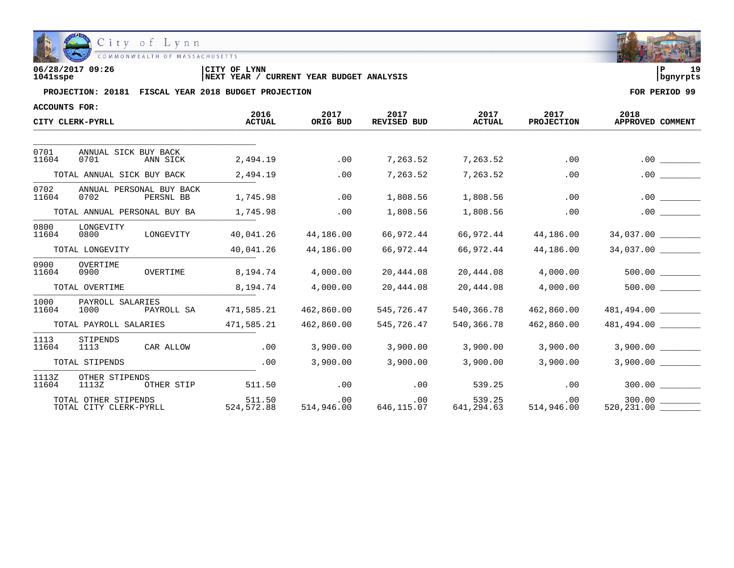06/28/2017 09:26 | CITY OF LYNN | P 19
1041sspe | NEXT YEAR / CURRENT YEAR BUDGET ANALYSIS | bgnyrpts

**PROJECTION: 20181 FISCAL YEAR 2018 BUDGET PROJECTION** — **FOR PERIOD 99**

**ACCOUNTS FOR:**

**CITY CLERK-PYRLL**

| ACCOUNTS FOR: CITY CLERK-PYRLL | | | 2016 ACTUAL | 2017 ORIG BUD | 2017 REVISED BUD | 2017 ACTUAL | 2017 PROJECTION | 2018 APPROVED | COMMENT |
|---|---|---|---|---|---|---|---|---|---|
| 0701 | ANNUAL SICK BUY BACK | | | | | | | | |
| 11604 | 0701 | ANN SICK | 2,494.19 | .00 | 7,263.52 | 7,263.52 | .00 | .00 | ________ |
| | TOTAL ANNUAL SICK BUY BACK | | 2,494.19 | .00 | 7,263.52 | 7,263.52 | .00 | .00 | ________ |
| 0702 | ANNUAL PERSONAL BUY BACK | | | | | | | | |
| 11604 | 0702 | PERSNL BB | 1,745.98 | .00 | 1,808.56 | 1,808.56 | .00 | .00 | ________ |
| | TOTAL ANNUAL PERSONAL BUY BA | | 1,745.98 | .00 | 1,808.56 | 1,808.56 | .00 | .00 | ________ |
| 0800 | LONGEVITY | | | | | | | | |
| 11604 | 0800 | LONGEVITY | 40,041.26 | 44,186.00 | 66,972.44 | 66,972.44 | 44,186.00 | 34,037.00 | ________ |
| | TOTAL LONGEVITY | | 40,041.26 | 44,186.00 | 66,972.44 | 66,972.44 | 44,186.00 | 34,037.00 | ________ |
| 0900 | OVERTIME | | | | | | | | |
| 11604 | 0900 | OVERTIME | 8,194.74 | 4,000.00 | 20,444.08 | 20,444.08 | 4,000.00 | 500.00 | ________ |
| | TOTAL OVERTIME | | 8,194.74 | 4,000.00 | 20,444.08 | 20,444.08 | 4,000.00 | 500.00 | ________ |
| 1000 | PAYROLL SALARIES | | | | | | | | |
| 11604 | 1000 | PAYROLL SA | 471,585.21 | 462,860.00 | 545,726.47 | 540,366.78 | 462,860.00 | 481,494.00 | ________ |
| | TOTAL PAYROLL SALARIES | | 471,585.21 | 462,860.00 | 545,726.47 | 540,366.78 | 462,860.00 | 481,494.00 | ________ |
| 1113 | STIPENDS | | | | | | | | |
| 11604 | 1113 | CAR ALLOW | .00 | 3,900.00 | 3,900.00 | 3,900.00 | 3,900.00 | 3,900.00 | ________ |
| | TOTAL STIPENDS | | .00 | 3,900.00 | 3,900.00 | 3,900.00 | 3,900.00 | 3,900.00 | ________ |
| 1113Z | OTHER STIPENDS | | | | | | | | |
| 11604 | 1113Z | OTHER STIP | 511.50 | .00 | .00 | 539.25 | .00 | 300.00 | ________ |
| | TOTAL OTHER STIPENDS | | 511.50 | .00 | .00 | 539.25 | .00 | 300.00 | ________ |
| | TOTAL CITY CLERK-PYRLL | | 524,572.88 | 514,946.00 | 646,115.07 | 641,294.63 | 514,946.00 | 520,231.00 | ________ |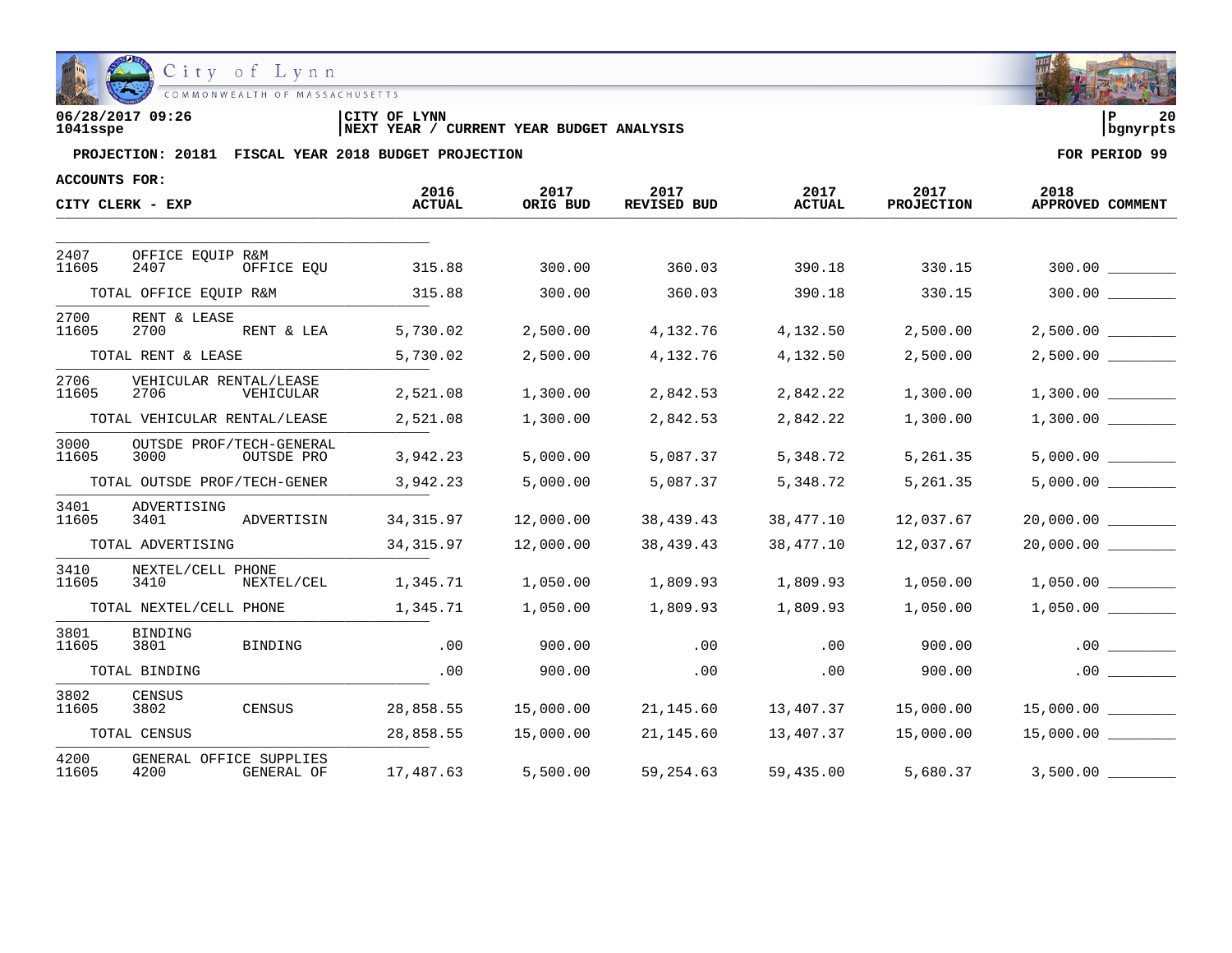City of Lynn
COMMONWEALTH OF MASSACHUSETTS

06/28/2017 09:26
1041sspe

CITY OF LYNN
NEXT YEAR / CURRENT YEAR BUDGET ANALYSIS

P 20
bgnyrpts

**PROJECTION: 20181 FISCAL YEAR 2018 BUDGET PROJECTION** **FOR PERIOD 99**

**ACCOUNTS FOR:**

| CITY CLERK - EXP | | | 2016 ACTUAL | 2017 ORIG BUD | 2017 REVISED BUD | 2017 ACTUAL | 2017 PROJECTION | 2018 APPROVED | COMMENT |
|---|---|---|---|---|---|---|---|---|---|
| 2407 | OFFICE EQUIP R&M | | | | | | | | |
| 11605 | 2407 | OFFICE EQU | 315.88 | 300.00 | 360.03 | 390.18 | 330.15 | 300.00 | ________ |
| | TOTAL OFFICE EQUIP R&M | | 315.88 | 300.00 | 360.03 | 390.18 | 330.15 | 300.00 | ________ |
| 2700 | RENT & LEASE | | | | | | | | |
| 11605 | 2700 | RENT & LEA | 5,730.02 | 2,500.00 | 4,132.76 | 4,132.50 | 2,500.00 | 2,500.00 | ________ |
| | TOTAL RENT & LEASE | | 5,730.02 | 2,500.00 | 4,132.76 | 4,132.50 | 2,500.00 | 2,500.00 | ________ |
| 2706 | VEHICULAR RENTAL/LEASE | | | | | | | | |
| 11605 | 2706 | VEHICULAR | 2,521.08 | 1,300.00 | 2,842.53 | 2,842.22 | 1,300.00 | 1,300.00 | ________ |
| | TOTAL VEHICULAR RENTAL/LEASE | | 2,521.08 | 1,300.00 | 2,842.53 | 2,842.22 | 1,300.00 | 1,300.00 | ________ |
| 3000 | OUTSDE PROF/TECH-GENERAL | | | | | | | | |
| 11605 | 3000 | OUTSDE PRO | 3,942.23 | 5,000.00 | 5,087.37 | 5,348.72 | 5,261.35 | 5,000.00 | ________ |
| | TOTAL OUTSDE PROF/TECH-GENER | | 3,942.23 | 5,000.00 | 5,087.37 | 5,348.72 | 5,261.35 | 5,000.00 | ________ |
| 3401 | ADVERTISING | | | | | | | | |
| 11605 | 3401 | ADVERTISIN | 34,315.97 | 12,000.00 | 38,439.43 | 38,477.10 | 12,037.67 | 20,000.00 | ________ |
| | TOTAL ADVERTISING | | 34,315.97 | 12,000.00 | 38,439.43 | 38,477.10 | 12,037.67 | 20,000.00 | ________ |
| 3410 | NEXTEL/CELL PHONE | | | | | | | | |
| 11605 | 3410 | NEXTEL/CEL | 1,345.71 | 1,050.00 | 1,809.93 | 1,809.93 | 1,050.00 | 1,050.00 | ________ |
| | TOTAL NEXTEL/CELL PHONE | | 1,345.71 | 1,050.00 | 1,809.93 | 1,809.93 | 1,050.00 | 1,050.00 | ________ |
| 3801 | BINDING | | | | | | | | |
| 11605 | 3801 | BINDING | .00 | 900.00 | .00 | .00 | 900.00 | .00 | ________ |
| | TOTAL BINDING | | .00 | 900.00 | .00 | .00 | 900.00 | .00 | ________ |
| 3802 | CENSUS | | | | | | | | |
| 11605 | 3802 | CENSUS | 28,858.55 | 15,000.00 | 21,145.60 | 13,407.37 | 15,000.00 | 15,000.00 | ________ |
| | TOTAL CENSUS | | 28,858.55 | 15,000.00 | 21,145.60 | 13,407.37 | 15,000.00 | 15,000.00 | ________ |
| 4200 | GENERAL OFFICE SUPPLIES | | | | | | | | |
| 11605 | 4200 | GENERAL OF | 17,487.63 | 5,500.00 | 59,254.63 | 59,435.00 | 5,680.37 | 3,500.00 | ________ |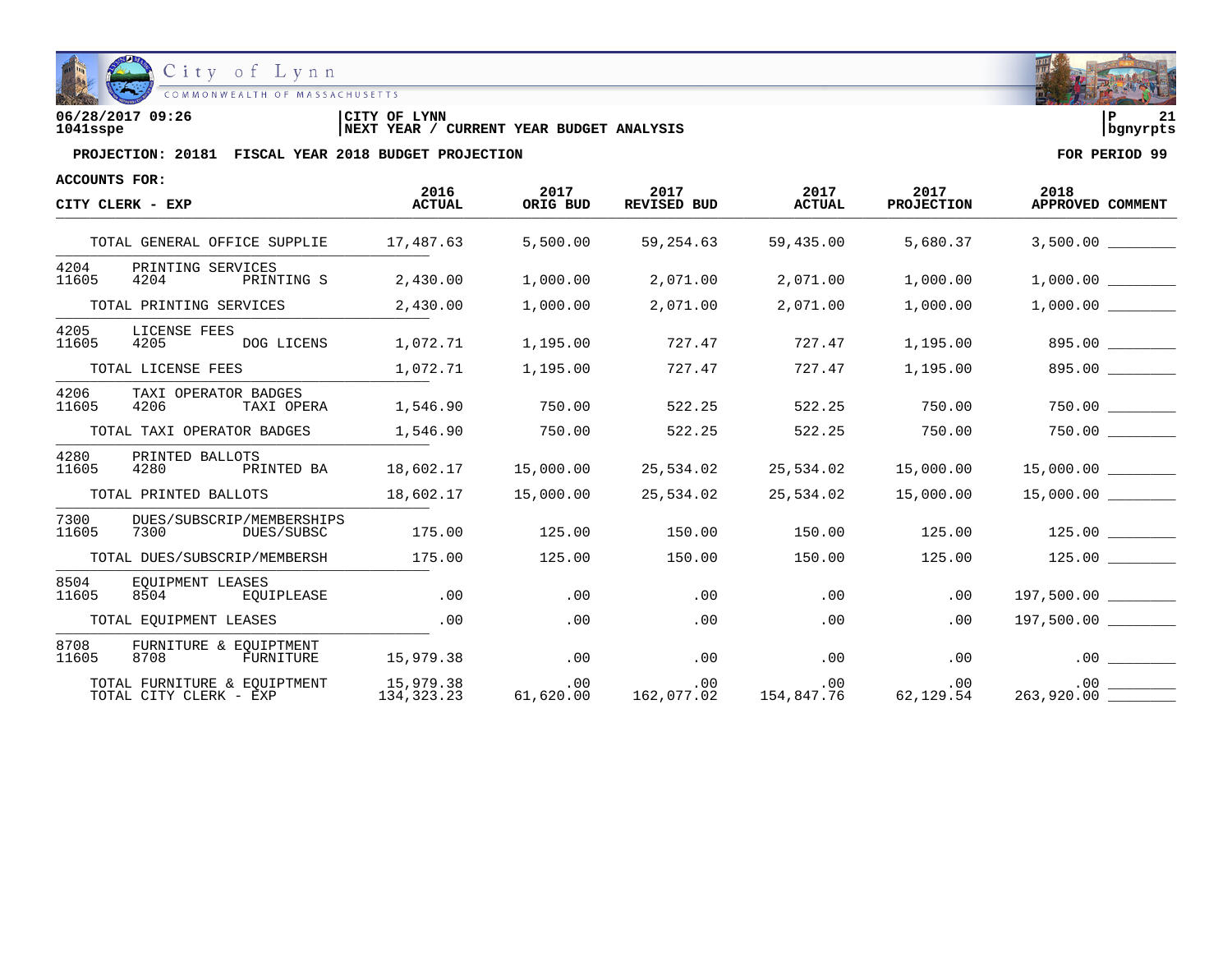06/28/2017 09:26 | CITY OF LYNN
1041sspe | NEXT YEAR / CURRENT YEAR BUDGET ANALYSIS | P 21 bgnyrpts

**PROJECTION: 20181 FISCAL YEAR 2018 BUDGET PROJECTION** | **FOR PERIOD 99**

**ACCOUNTS FOR:**

| CITY CLERK - EXP | 2016 ACTUAL | 2017 ORIG BUD | 2017 REVISED BUD | 2017 ACTUAL | 2017 PROJECTION | 2018 APPROVED | COMMENT |
|---|---|---|---|---|---|---|---|
| TOTAL GENERAL OFFICE SUPPLIE | 17,487.63 | 5,500.00 | 59,254.63 | 59,435.00 | 5,680.37 | 3,500.00 | ________ |
| 4204 PRINTING SERVICES | | | | | | | |
| 11605 4204 PRINTING S | 2,430.00 | 1,000.00 | 2,071.00 | 2,071.00 | 1,000.00 | 1,000.00 | ________ |
| TOTAL PRINTING SERVICES | 2,430.00 | 1,000.00 | 2,071.00 | 2,071.00 | 1,000.00 | 1,000.00 | ________ |
| 4205 LICENSE FEES | | | | | | | |
| 11605 4205 DOG LICENS | 1,072.71 | 1,195.00 | 727.47 | 727.47 | 1,195.00 | 895.00 | ________ |
| TOTAL LICENSE FEES | 1,072.71 | 1,195.00 | 727.47 | 727.47 | 1,195.00 | 895.00 | ________ |
| 4206 TAXI OPERATOR BADGES | | | | | | | |
| 11605 4206 TAXI OPERA | 1,546.90 | 750.00 | 522.25 | 522.25 | 750.00 | 750.00 | ________ |
| TOTAL TAXI OPERATOR BADGES | 1,546.90 | 750.00 | 522.25 | 522.25 | 750.00 | 750.00 | ________ |
| 4280 PRINTED BALLOTS | | | | | | | |
| 11605 4280 PRINTED BA | 18,602.17 | 15,000.00 | 25,534.02 | 25,534.02 | 15,000.00 | 15,000.00 | ________ |
| TOTAL PRINTED BALLOTS | 18,602.17 | 15,000.00 | 25,534.02 | 25,534.02 | 15,000.00 | 15,000.00 | ________ |
| 7300 DUES/SUBSCRIP/MEMBERSHIPS | | | | | | | |
| 11605 7300 DUES/SUBSC | 175.00 | 125.00 | 150.00 | 150.00 | 125.00 | 125.00 | ________ |
| TOTAL DUES/SUBSCRIP/MEMBERSH | 175.00 | 125.00 | 150.00 | 150.00 | 125.00 | 125.00 | ________ |
| 8504 EQUIPMENT LEASES | | | | | | | |
| 11605 8504 EQUIPLEASE | .00 | .00 | .00 | .00 | .00 | 197,500.00 | ________ |
| TOTAL EQUIPMENT LEASES | .00 | .00 | .00 | .00 | .00 | 197,500.00 | ________ |
| 8708 FURNITURE & EQUIPMENT | | | | | | | |
| 11605 8708 FURNITURE | 15,979.38 | .00 | .00 | .00 | .00 | .00 | ________ |
| TOTAL FURNITURE & EQUIPMENT | 15,979.38 | .00 | .00 | .00 | .00 | .00 | ________ |
| TOTAL CITY CLERK - EXP | 134,323.23 | 61,620.00 | 162,077.02 | 154,847.76 | 62,129.54 | 263,920.00 | ________ |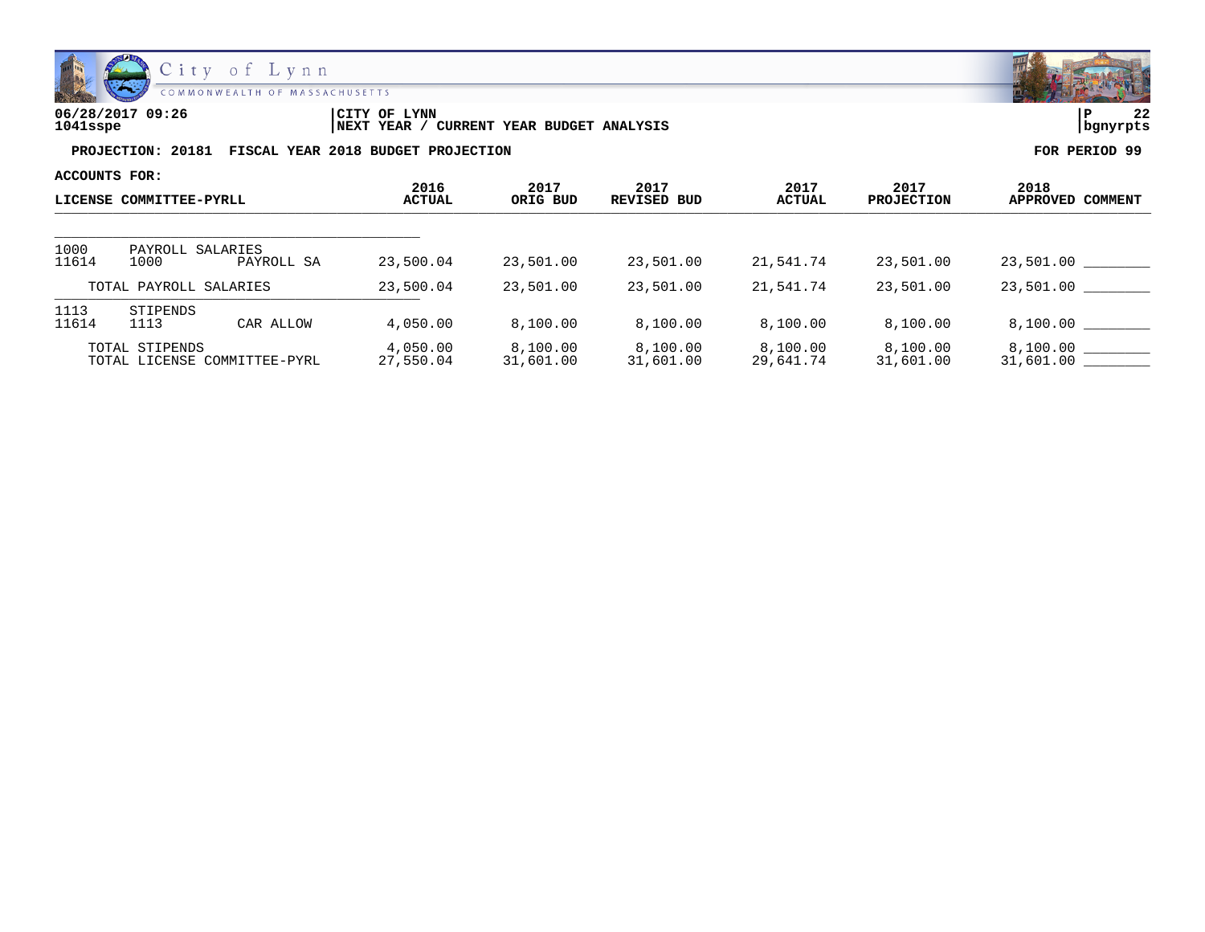City of Lynn
COMMONWEALTH OF MASSACHUSETTS

**06/28/2017 09:26**
**1041sspe**

**CITY OF LYNN**
**NEXT YEAR / CURRENT YEAR BUDGET ANALYSIS**

**P 22**
**bgnyrpts**

**PROJECTION: 20181 FISCAL YEAR 2018 BUDGET PROJECTION** | **FOR PERIOD 99**

**ACCOUNTS FOR:**

| LICENSE COMMITTEE-PYRLL | | | 2016 ACTUAL | 2017 ORIG BUD | 2017 REVISED BUD | 2017 ACTUAL | 2017 PROJECTION | 2018 APPROVED | COMMENT |
|---|---|---|---|---|---|---|---|---|---|
| 1000 | PAYROLL SALARIES | | | | | | | | |
| 11614 | 1000 | PAYROLL SA | 23,500.04 | 23,501.00 | 23,501.00 | 21,541.74 | 23,501.00 | 23,501.00 | ________ |
| TOTAL PAYROLL SALARIES | | | 23,500.04 | 23,501.00 | 23,501.00 | 21,541.74 | 23,501.00 | 23,501.00 | ________ |
| 1113 | STIPENDS | | | | | | | | |
| 11614 | 1113 | CAR ALLOW | 4,050.00 | 8,100.00 | 8,100.00 | 8,100.00 | 8,100.00 | 8,100.00 | ________ |
| TOTAL STIPENDS | | | 4,050.00 | 8,100.00 | 8,100.00 | 8,100.00 | 8,100.00 | 8,100.00 | ________ |
| TOTAL LICENSE COMMITTEE-PYRL | | | 27,550.04 | 31,601.00 | 31,601.00 | 29,641.74 | 31,601.00 | 31,601.00 | ________ |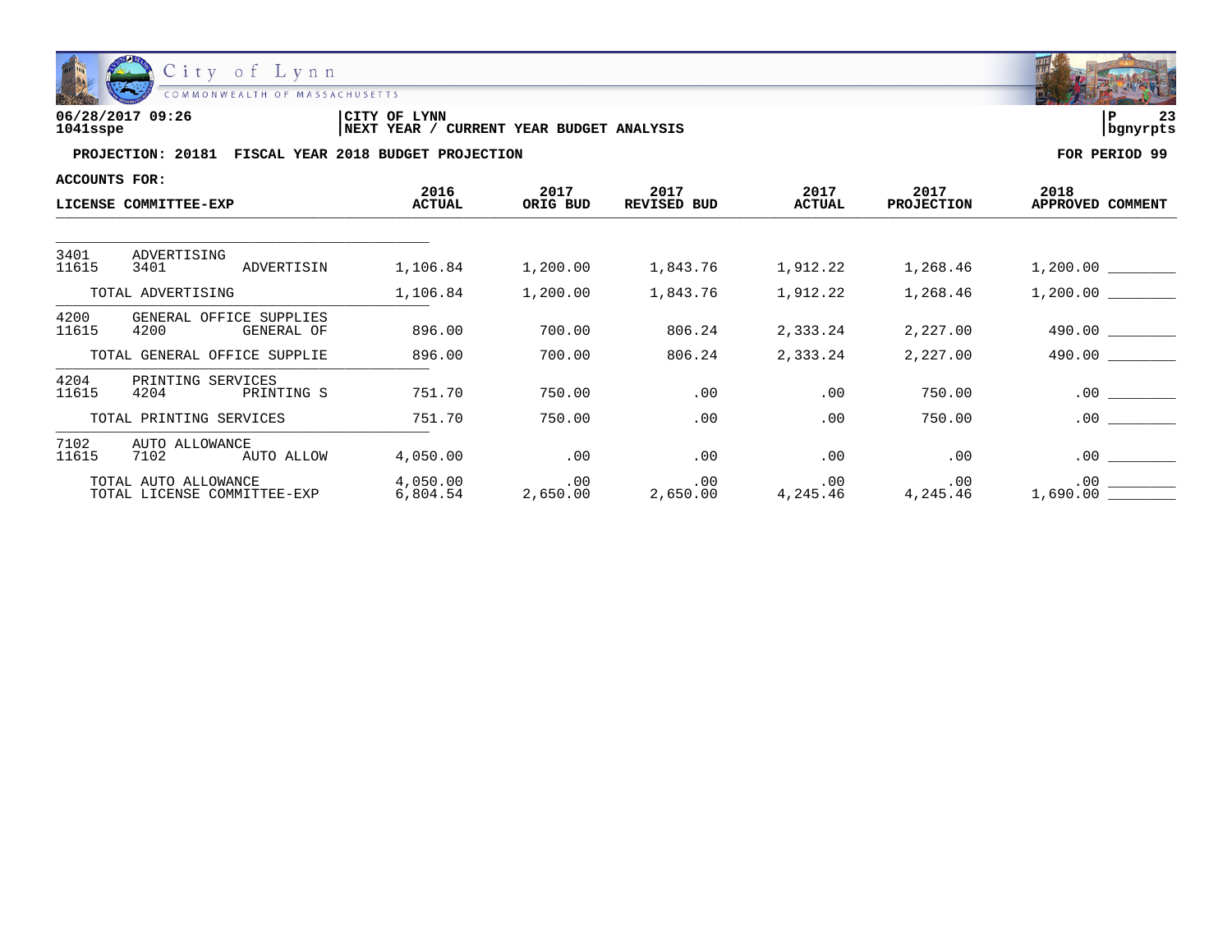06/28/2017 09:26 | CITY OF LYNN | P 23
1041sspe | NEXT YEAR / CURRENT YEAR BUDGET ANALYSIS | bgnyrpts

**PROJECTION: 20181 FISCAL YEAR 2018 BUDGET PROJECTION** — **FOR PERIOD 99**

**ACCOUNTS FOR:**

| LICENSE COMMITTEE-EXP | | | 2016 ACTUAL | 2017 ORIG BUD | 2017 REVISED BUD | 2017 ACTUAL | 2017 PROJECTION | 2018 APPROVED | COMMENT |
|---|---|---|---|---|---|---|---|---|---|
| 3401 | ADVERTISING | | | | | | | | |
| 11615 | 3401 | ADVERTISIN | 1,106.84 | 1,200.00 | 1,843.76 | 1,912.22 | 1,268.46 | 1,200.00 | ________ |
| | TOTAL ADVERTISING | | 1,106.84 | 1,200.00 | 1,843.76 | 1,912.22 | 1,268.46 | 1,200.00 | ________ |
| 4200 | GENERAL OFFICE SUPPLIES | | | | | | | | |
| 11615 | 4200 | GENERAL OF | 896.00 | 700.00 | 806.24 | 2,333.24 | 2,227.00 | 490.00 | ________ |
| | TOTAL GENERAL OFFICE SUPPLIE | | 896.00 | 700.00 | 806.24 | 2,333.24 | 2,227.00 | 490.00 | ________ |
| 4204 | PRINTING SERVICES | | | | | | | | |
| 11615 | 4204 | PRINTING S | 751.70 | 750.00 | .00 | .00 | 750.00 | .00 | ________ |
| | TOTAL PRINTING SERVICES | | 751.70 | 750.00 | .00 | .00 | 750.00 | .00 | ________ |
| 7102 | AUTO ALLOWANCE | | | | | | | | |
| 11615 | 7102 | AUTO ALLOW | 4,050.00 | .00 | .00 | .00 | .00 | .00 | ________ |
| | TOTAL AUTO ALLOWANCE | | 4,050.00 | .00 | .00 | .00 | .00 | .00 | ________ |
| | TOTAL LICENSE COMMITTEE-EXP | | 6,804.54 | 2,650.00 | 2,650.00 | 4,245.46 | 4,245.46 | 1,690.00 | ________ |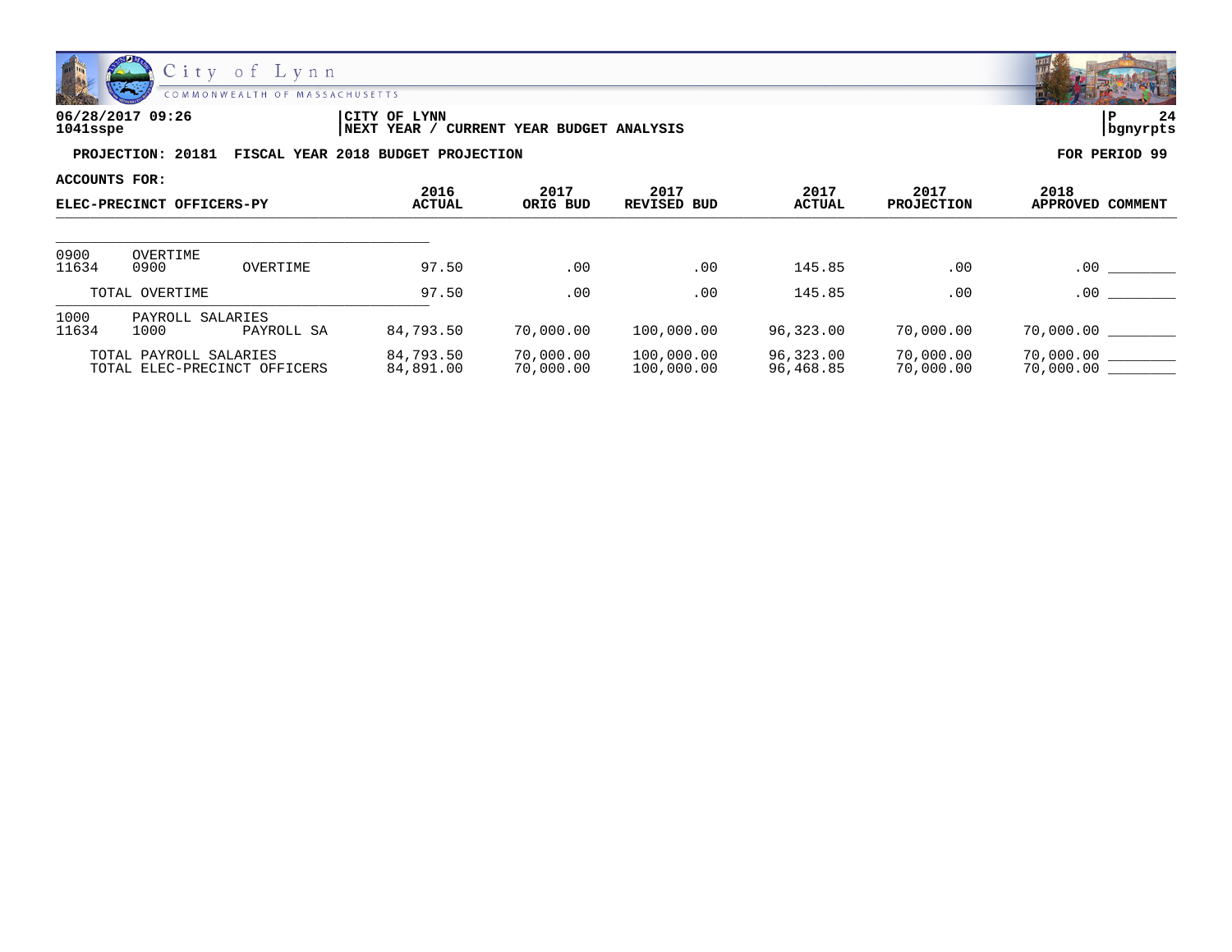06/28/2017 09:26 | CITY OF LYNN | P 24
1041sspe | NEXT YEAR / CURRENT YEAR BUDGET ANALYSIS | bgnyrpts

**PROJECTION: 20181 FISCAL YEAR 2018 BUDGET PROJECTION** — **FOR PERIOD 99**

**ACCOUNTS FOR:**

| ELEC-PRECINCT OFFICERS-PY | | | 2016 ACTUAL | 2017 ORIG BUD | 2017 REVISED BUD | 2017 ACTUAL | 2017 PROJECTION | 2018 APPROVED | COMMENT |
|---|---|---|---|---|---|---|---|---|---|
| 0900 | OVERTIME | | | | | | | | |
| 11634 | 0900 | OVERTIME | 97.50 | .00 | .00 | 145.85 | .00 | .00 | ________ |
| | TOTAL OVERTIME | | 97.50 | .00 | .00 | 145.85 | .00 | .00 | ________ |
| 1000 | PAYROLL SALARIES | | | | | | | | |
| 11634 | 1000 | PAYROLL SA | 84,793.50 | 70,000.00 | 100,000.00 | 96,323.00 | 70,000.00 | 70,000.00 | ________ |
| | TOTAL PAYROLL SALARIES | | 84,793.50 | 70,000.00 | 100,000.00 | 96,323.00 | 70,000.00 | 70,000.00 | ________ |
| | TOTAL ELEC-PRECINCT OFFICERS | | 84,891.00 | 70,000.00 | 100,000.00 | 96,468.85 | 70,000.00 | 70,000.00 | ________ |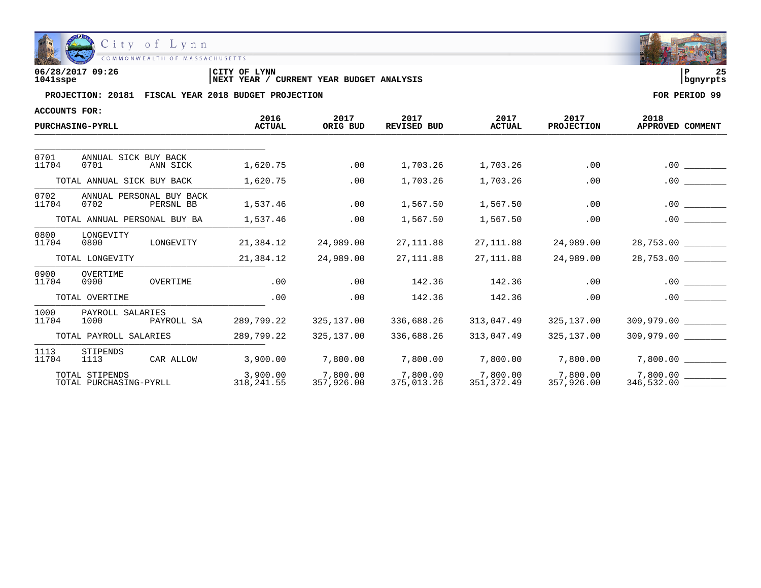06/28/2017 09:26 | CITY OF LYNN | P 25
1041sspe | NEXT YEAR / CURRENT YEAR BUDGET ANALYSIS | bgnyrpts

**PROJECTION: 20181 FISCAL YEAR 2018 BUDGET PROJECTION** **FOR PERIOD 99**

**ACCOUNTS FOR:**

| PURCHASING-PYRLL | | | 2016 ACTUAL | 2017 ORIG BUD | 2017 REVISED BUD | 2017 ACTUAL | 2017 PROJECTION | 2018 APPROVED | COMMENT |
|---|---|---|---|---|---|---|---|---|---|
| 0701 | ANNUAL SICK BUY BACK | | | | | | | | |
| 11704 | 0701 | ANN SICK | 1,620.75 | .00 | 1,703.26 | 1,703.26 | .00 | .00 | ________ |
| | TOTAL ANNUAL SICK BUY BACK | | 1,620.75 | .00 | 1,703.26 | 1,703.26 | .00 | .00 | ________ |
| 0702 | ANNUAL PERSONAL BUY BACK | | | | | | | | |
| 11704 | 0702 | PERSNL BB | 1,537.46 | .00 | 1,567.50 | 1,567.50 | .00 | .00 | ________ |
| | TOTAL ANNUAL PERSONAL BUY BA | | 1,537.46 | .00 | 1,567.50 | 1,567.50 | .00 | .00 | ________ |
| 0800 | LONGEVITY | | | | | | | | |
| 11704 | 0800 | LONGEVITY | 21,384.12 | 24,989.00 | 27,111.88 | 27,111.88 | 24,989.00 | 28,753.00 | ________ |
| | TOTAL LONGEVITY | | 21,384.12 | 24,989.00 | 27,111.88 | 27,111.88 | 24,989.00 | 28,753.00 | ________ |
| 0900 | OVERTIME | | | | | | | | |
| 11704 | 0900 | OVERTIME | .00 | .00 | 142.36 | 142.36 | .00 | .00 | ________ |
| | TOTAL OVERTIME | | .00 | .00 | 142.36 | 142.36 | .00 | .00 | ________ |
| 1000 | PAYROLL SALARIES | | | | | | | | |
| 11704 | 1000 | PAYROLL SA | 289,799.22 | 325,137.00 | 336,688.26 | 313,047.49 | 325,137.00 | 309,979.00 | ________ |
| | TOTAL PAYROLL SALARIES | | 289,799.22 | 325,137.00 | 336,688.26 | 313,047.49 | 325,137.00 | 309,979.00 | ________ |
| 1113 | STIPENDS | | | | | | | | |
| 11704 | 1113 | CAR ALLOW | 3,900.00 | 7,800.00 | 7,800.00 | 7,800.00 | 7,800.00 | 7,800.00 | ________ |
| | TOTAL STIPENDS | | 3,900.00 | 7,800.00 | 7,800.00 | 7,800.00 | 7,800.00 | 7,800.00 | ________ |
| | TOTAL PURCHASING-PYRLL | | 318,241.55 | 357,926.00 | 375,013.26 | 351,372.49 | 357,926.00 | 346,532.00 | ________ |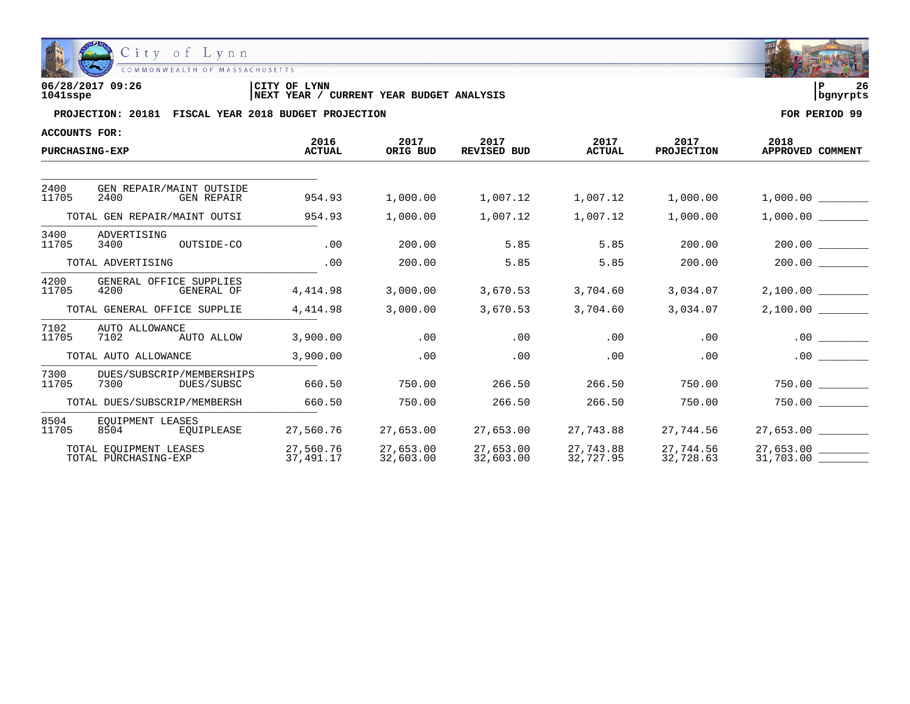City of Lynn
COMMONWEALTH OF MASSACHUSETTS

06/28/2017 09:26 | CITY OF LYNN | P 26
1041sspe | NEXT YEAR / CURRENT YEAR BUDGET ANALYSIS | bgnyrpts

**PROJECTION: 20181 FISCAL YEAR 2018 BUDGET PROJECTION** — **FOR PERIOD 99**

**ACCOUNTS FOR:**

| PURCHASING-EXP | | | 2016 ACTUAL | 2017 ORIG BUD | 2017 REVISED BUD | 2017 ACTUAL | 2017 PROJECTION | 2018 APPROVED | COMMENT |
|---|---|---|---|---|---|---|---|---|---|
| 2400 | GEN REPAIR/MAINT OUTSIDE | | | | | | | | |
| 11705 | 2400 | GEN REPAIR | 954.93 | 1,000.00 | 1,007.12 | 1,007.12 | 1,000.00 | 1,000.00 | ________ |
| | TOTAL GEN REPAIR/MAINT OUTSI | | 954.93 | 1,000.00 | 1,007.12 | 1,007.12 | 1,000.00 | 1,000.00 | ________ |
| 3400 | ADVERTISING | | | | | | | | |
| 11705 | 3400 | OUTSIDE-CO | .00 | 200.00 | 5.85 | 5.85 | 200.00 | 200.00 | ________ |
| | TOTAL ADVERTISING | | .00 | 200.00 | 5.85 | 5.85 | 200.00 | 200.00 | ________ |
| 4200 | GENERAL OFFICE SUPPLIES | | | | | | | | |
| 11705 | 4200 | GENERAL OF | 4,414.98 | 3,000.00 | 3,670.53 | 3,704.60 | 3,034.07 | 2,100.00 | ________ |
| | TOTAL GENERAL OFFICE SUPPLIE | | 4,414.98 | 3,000.00 | 3,670.53 | 3,704.60 | 3,034.07 | 2,100.00 | ________ |
| 7102 | AUTO ALLOWANCE | | | | | | | | |
| 11705 | 7102 | AUTO ALLOW | 3,900.00 | .00 | .00 | .00 | .00 | .00 | ________ |
| | TOTAL AUTO ALLOWANCE | | 3,900.00 | .00 | .00 | .00 | .00 | .00 | ________ |
| 7300 | DUES/SUBSCRIP/MEMBERSHIPS | | | | | | | | |
| 11705 | 7300 | DUES/SUBSC | 660.50 | 750.00 | 266.50 | 266.50 | 750.00 | 750.00 | ________ |
| | TOTAL DUES/SUBSCRIP/MEMBERSH | | 660.50 | 750.00 | 266.50 | 266.50 | 750.00 | 750.00 | ________ |
| 8504 | EQUIPMENT LEASES | | | | | | | | |
| 11705 | 8504 | EQUIPLEASE | 27,560.76 | 27,653.00 | 27,653.00 | 27,743.88 | 27,744.56 | 27,653.00 | ________ |
| | TOTAL EQUIPMENT LEASES | | 27,560.76 | 27,653.00 | 27,653.00 | 27,743.88 | 27,744.56 | 27,653.00 | ________ |
| | TOTAL PURCHASING-EXP | | 37,491.17 | 32,603.00 | 32,603.00 | 32,727.95 | 32,728.63 | 31,703.00 | ________ |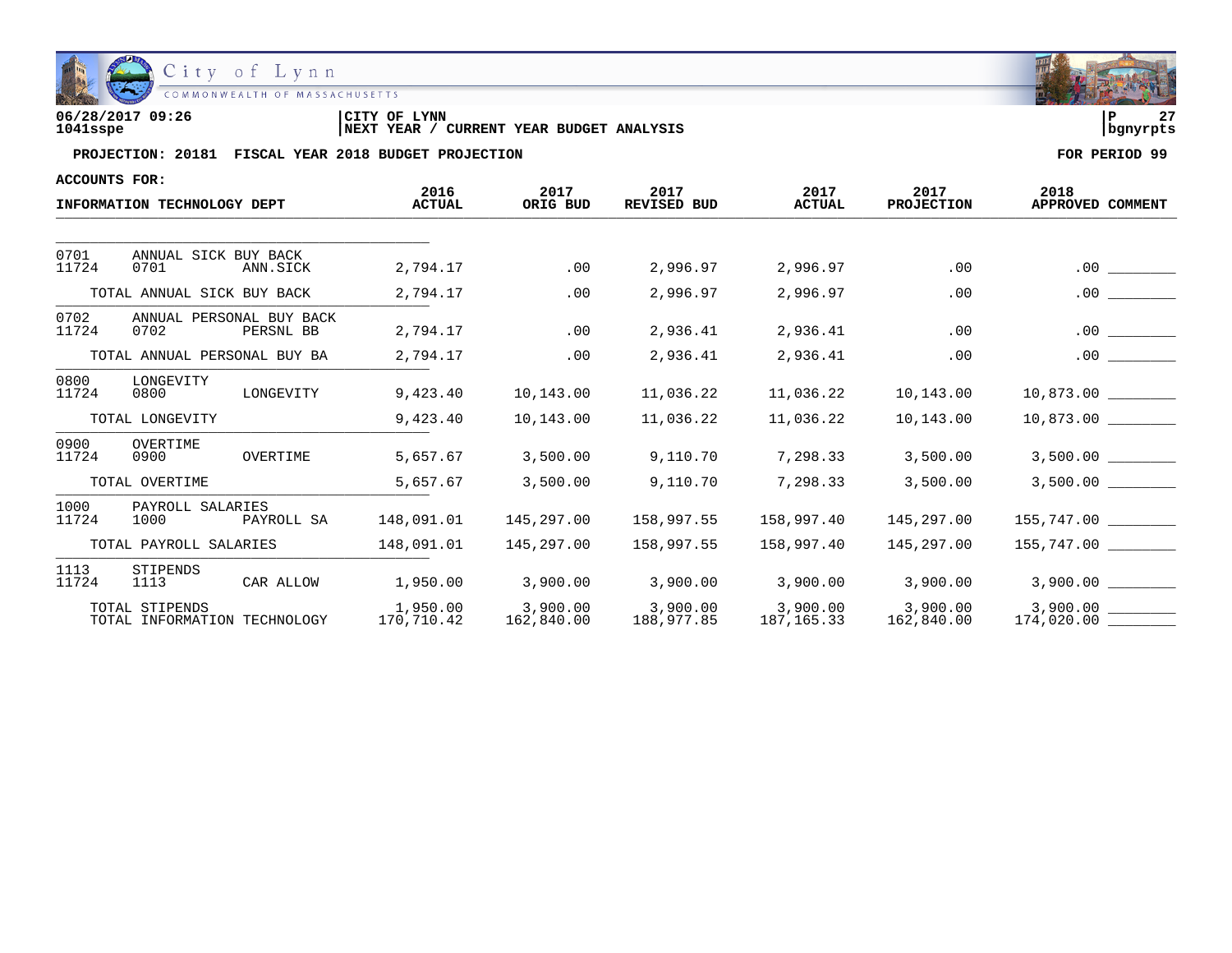06/28/2017 09:26
1041sspe

CITY OF LYNN
NEXT YEAR / CURRENT YEAR BUDGET ANALYSIS

bgnyrpts

**PROJECTION: 20181 FISCAL YEAR 2018 BUDGET PROJECTION** — **FOR PERIOD 99**

**ACCOUNTS FOR:**

| INFORMATION TECHNOLOGY DEPT | | | 2016 ACTUAL | 2017 ORIG BUD | 2017 REVISED BUD | 2017 ACTUAL | 2017 PROJECTION | 2018 APPROVED | COMMENT |
|---|---|---|---|---|---|---|---|---|---|
| 0701 | ANNUAL SICK BUY BACK | | | | | | | | |
| 11724 | 0701 | ANN.SICK | 2,794.17 | .00 | 2,996.97 | 2,996.97 | .00 | .00 | ________ |
| | TOTAL ANNUAL SICK BUY BACK | | 2,794.17 | .00 | 2,996.97 | 2,996.97 | .00 | .00 | ________ |
| 0702 | ANNUAL PERSONAL BUY BACK | | | | | | | | |
| 11724 | 0702 | PERSNL BB | 2,794.17 | .00 | 2,936.41 | 2,936.41 | .00 | .00 | ________ |
| | TOTAL ANNUAL PERSONAL BUY BA | | 2,794.17 | .00 | 2,936.41 | 2,936.41 | .00 | .00 | ________ |
| 0800 | LONGEVITY | | | | | | | | |
| 11724 | 0800 | LONGEVITY | 9,423.40 | 10,143.00 | 11,036.22 | 11,036.22 | 10,143.00 | 10,873.00 | ________ |
| | TOTAL LONGEVITY | | 9,423.40 | 10,143.00 | 11,036.22 | 11,036.22 | 10,143.00 | 10,873.00 | ________ |
| 0900 | OVERTIME | | | | | | | | |
| 11724 | 0900 | OVERTIME | 5,657.67 | 3,500.00 | 9,110.70 | 7,298.33 | 3,500.00 | 3,500.00 | ________ |
| | TOTAL OVERTIME | | 5,657.67 | 3,500.00 | 9,110.70 | 7,298.33 | 3,500.00 | 3,500.00 | ________ |
| 1000 | PAYROLL SALARIES | | | | | | | | |
| 11724 | 1000 | PAYROLL SA | 148,091.01 | 145,297.00 | 158,997.55 | 158,997.40 | 145,297.00 | 155,747.00 | ________ |
| | TOTAL PAYROLL SALARIES | | 148,091.01 | 145,297.00 | 158,997.55 | 158,997.40 | 145,297.00 | 155,747.00 | ________ |
| 1113 | STIPENDS | | | | | | | | |
| 11724 | 1113 | CAR ALLOW | 1,950.00 | 3,900.00 | 3,900.00 | 3,900.00 | 3,900.00 | 3,900.00 | ________ |
| | TOTAL STIPENDS | | 1,950.00 | 3,900.00 | 3,900.00 | 3,900.00 | 3,900.00 | 3,900.00 | ________ |
| | TOTAL INFORMATION TECHNOLOGY | | 170,710.42 | 162,840.00 | 188,977.85 | 187,165.33 | 162,840.00 | 174,020.00 | ________ |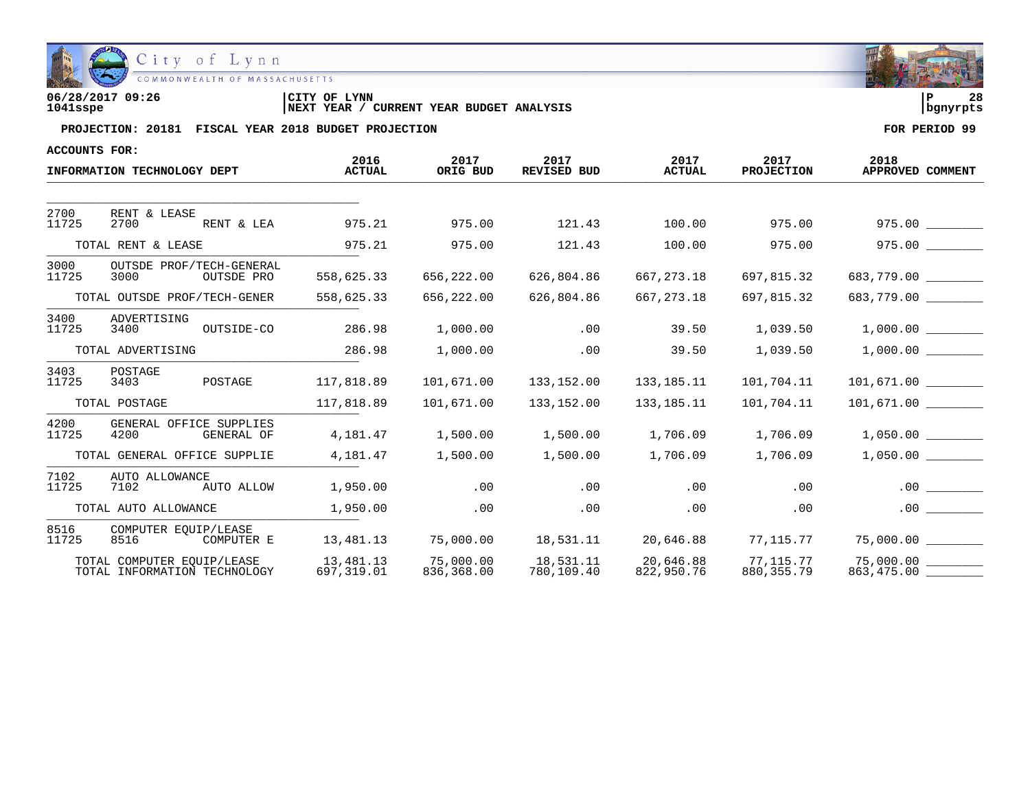City of Lynn
COMMONWEALTH OF MASSACHUSETTS

06/28/2017 09:26
1041sspe

CITY OF LYNN
NEXT YEAR / CURRENT YEAR BUDGET ANALYSIS

P 28
bgnyrpts

**PROJECTION: 20181 FISCAL YEAR 2018 BUDGET PROJECTION** — **FOR PERIOD 99**

**ACCOUNTS FOR:**

| INFORMATION TECHNOLOGY DEPT | | | 2016 ACTUAL | 2017 ORIG BUD | 2017 REVISED BUD | 2017 ACTUAL | 2017 PROJECTION | 2018 APPROVED | COMMENT |
|---|---|---|---|---|---|---|---|---|---|
| 2700 | RENT & LEASE | | | | | | | | |
| 11725 | 2700 | RENT & LEA | 975.21 | 975.00 | 121.43 | 100.00 | 975.00 | 975.00 | ________ |
| TOTAL RENT & LEASE | | | 975.21 | 975.00 | 121.43 | 100.00 | 975.00 | 975.00 | ________ |
| 3000 | OUTSDE PROF/TECH-GENERAL | | | | | | | | |
| 11725 | 3000 | OUTSDE PRO | 558,625.33 | 656,222.00 | 626,804.86 | 667,273.18 | 697,815.32 | 683,779.00 | ________ |
| TOTAL OUTSDE PROF/TECH-GENER | | | 558,625.33 | 656,222.00 | 626,804.86 | 667,273.18 | 697,815.32 | 683,779.00 | ________ |
| 3400 | ADVERTISING | | | | | | | | |
| 11725 | 3400 | OUTSIDE-CO | 286.98 | 1,000.00 | .00 | 39.50 | 1,039.50 | 1,000.00 | ________ |
| TOTAL ADVERTISING | | | 286.98 | 1,000.00 | .00 | 39.50 | 1,039.50 | 1,000.00 | ________ |
| 3403 | POSTAGE | | | | | | | | |
| 11725 | 3403 | POSTAGE | 117,818.89 | 101,671.00 | 133,152.00 | 133,185.11 | 101,704.11 | 101,671.00 | ________ |
| TOTAL POSTAGE | | | 117,818.89 | 101,671.00 | 133,152.00 | 133,185.11 | 101,704.11 | 101,671.00 | ________ |
| 4200 | GENERAL OFFICE SUPPLIES | | | | | | | | |
| 11725 | 4200 | GENERAL OF | 4,181.47 | 1,500.00 | 1,500.00 | 1,706.09 | 1,706.09 | 1,050.00 | ________ |
| TOTAL GENERAL OFFICE SUPPLIE | | | 4,181.47 | 1,500.00 | 1,500.00 | 1,706.09 | 1,706.09 | 1,050.00 | ________ |
| 7102 | AUTO ALLOWANCE | | | | | | | | |
| 11725 | 7102 | AUTO ALLOW | 1,950.00 | .00 | .00 | .00 | .00 | .00 | ________ |
| TOTAL AUTO ALLOWANCE | | | 1,950.00 | .00 | .00 | .00 | .00 | .00 | ________ |
| 8516 | COMPUTER EQUIP/LEASE | | | | | | | | |
| 11725 | 8516 | COMPUTER E | 13,481.13 | 75,000.00 | 18,531.11 | 20,646.88 | 77,115.77 | 75,000.00 | ________ |
| TOTAL COMPUTER EQUIP/LEASE | | | 13,481.13 | 75,000.00 | 18,531.11 | 20,646.88 | 77,115.77 | 75,000.00 | ________ |
| TOTAL INFORMATION TECHNOLOGY | | | 697,319.01 | 836,368.00 | 780,109.40 | 822,950.76 | 880,355.79 | 863,475.00 | ________ |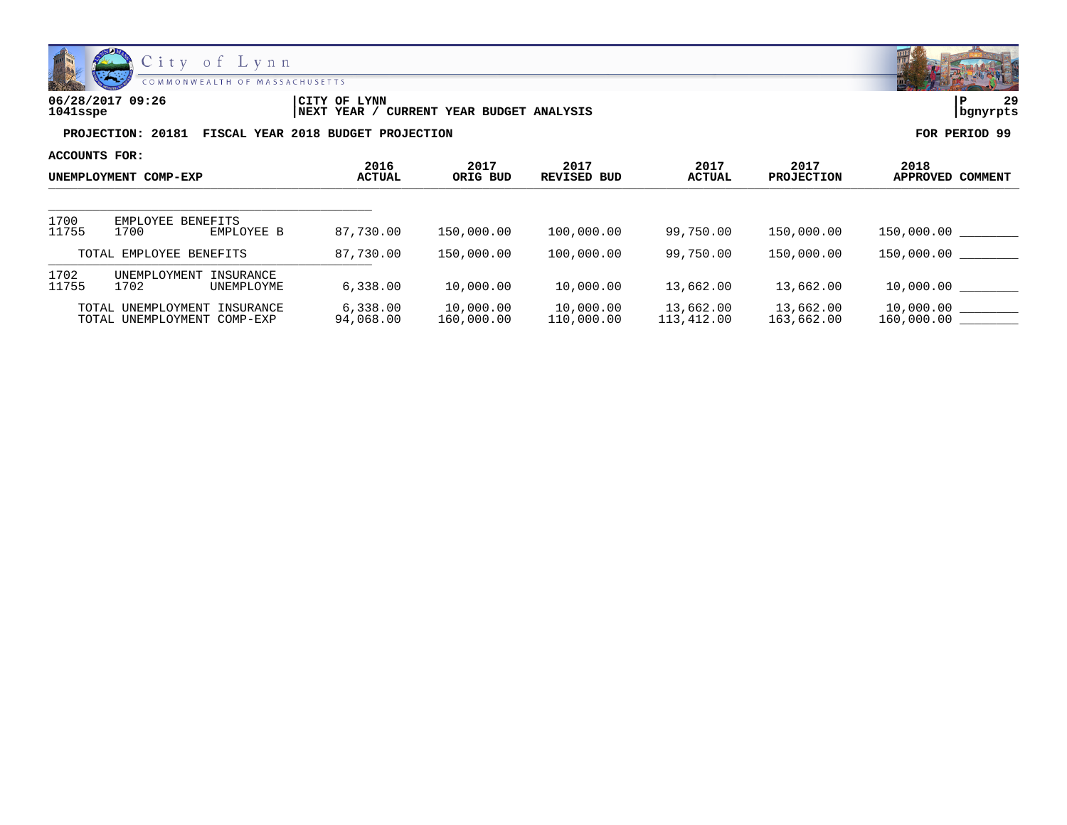06/28/2017 09:26
1041sspe

CITY OF LYNN
NEXT YEAR / CURRENT YEAR BUDGET ANALYSIS

bgnyrpts

**PROJECTION: 20181 FISCAL YEAR 2018 BUDGET PROJECTION** — **FOR PERIOD 99**

**ACCOUNTS FOR:**

| UNEMPLOYMENT COMP-EXP | 2016 ACTUAL | 2017 ORIG BUD | 2017 REVISED BUD | 2017 ACTUAL | 2017 PROJECTION | 2018 APPROVED | COMMENT |
|---|---|---|---|---|---|---|---|
| 1700 EMPLOYEE BENEFITS | | | | | | | |
| 11755 1700 EMPLOYEE B | 87,730.00 | 150,000.00 | 100,000.00 | 99,750.00 | 150,000.00 | 150,000.00 | ________ |
| TOTAL EMPLOYEE BENEFITS | 87,730.00 | 150,000.00 | 100,000.00 | 99,750.00 | 150,000.00 | 150,000.00 | ________ |
| 1702 UNEMPLOYMENT INSURANCE | | | | | | | |
| 11755 1702 UNEMPLOYME | 6,338.00 | 10,000.00 | 10,000.00 | 13,662.00 | 13,662.00 | 10,000.00 | ________ |
| TOTAL UNEMPLOYMENT INSURANCE | 6,338.00 | 10,000.00 | 10,000.00 | 13,662.00 | 13,662.00 | 10,000.00 | ________ |
| TOTAL UNEMPLOYMENT COMP-EXP | 94,068.00 | 160,000.00 | 110,000.00 | 113,412.00 | 163,662.00 | 160,000.00 | ________ |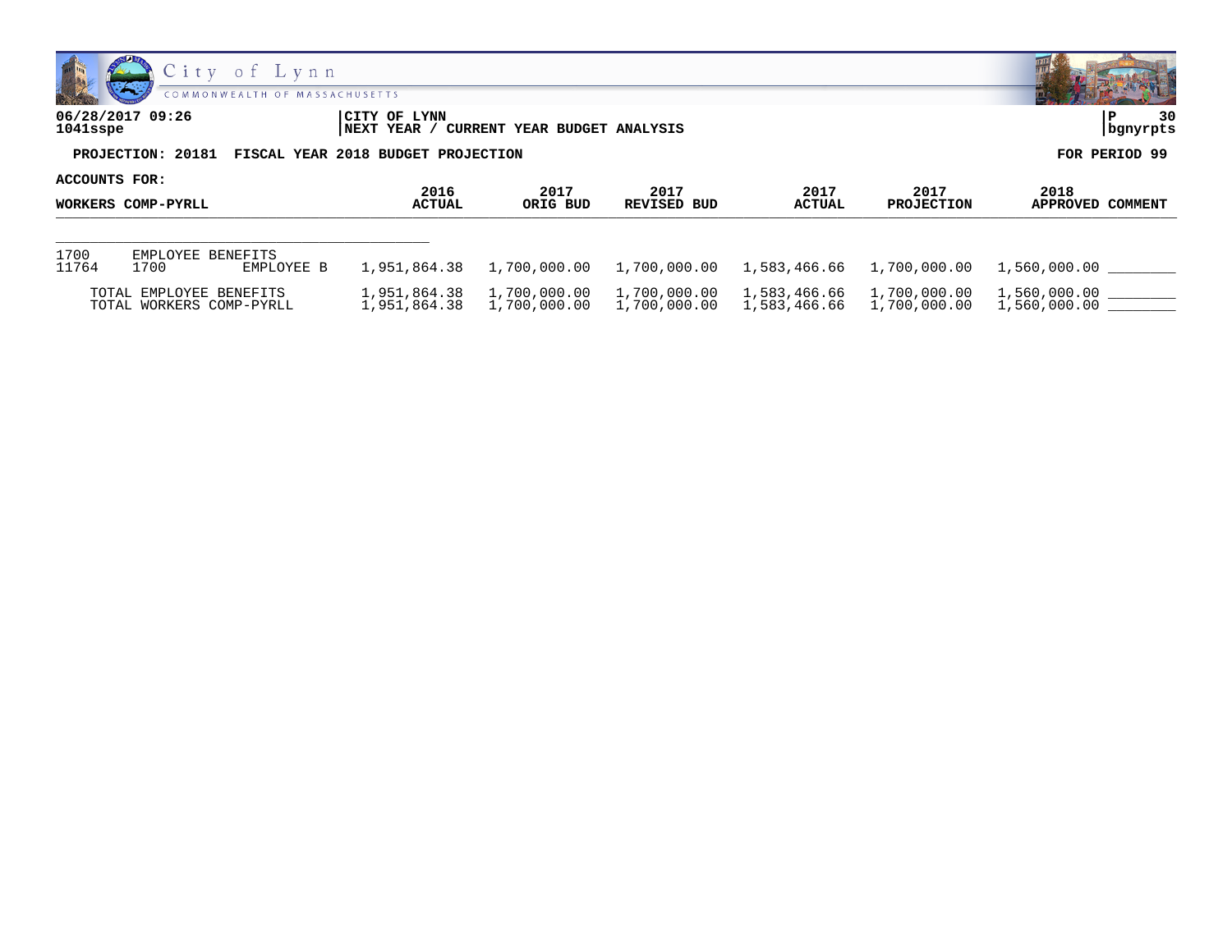City of Lynn
COMMONWEALTH OF MASSACHUSETTS

**06/28/2017 09:26**
**1041sspe**

**CITY OF LYNN**
**NEXT YEAR / CURRENT YEAR BUDGET ANALYSIS**

**P 30**
**bgnyrpts**

**PROJECTION: 20181 FISCAL YEAR 2018 BUDGET PROJECTION** | **FOR PERIOD 99**

**ACCOUNTS FOR:**

| WORKERS COMP-PYRLL | | | 2016 ACTUAL | 2017 ORIG BUD | 2017 REVISED BUD | 2017 ACTUAL | 2017 PROJECTION | 2018 APPROVED | COMMENT |
|---|---|---|---|---|---|---|---|---|---|
| 1700 | EMPLOYEE BENEFITS | | | | | | | | |
| 11764 | 1700 | EMPLOYEE B | 1,951,864.38 | 1,700,000.00 | 1,700,000.00 | 1,583,466.66 | 1,700,000.00 | 1,560,000.00 | ________ |
| TOTAL EMPLOYEE BENEFITS | | | 1,951,864.38 | 1,700,000.00 | 1,700,000.00 | 1,583,466.66 | 1,700,000.00 | 1,560,000.00 | ________ |
| TOTAL WORKERS COMP-PYRLL | | | 1,951,864.38 | 1,700,000.00 | 1,700,000.00 | 1,583,466.66 | 1,700,000.00 | 1,560,000.00 | ________ |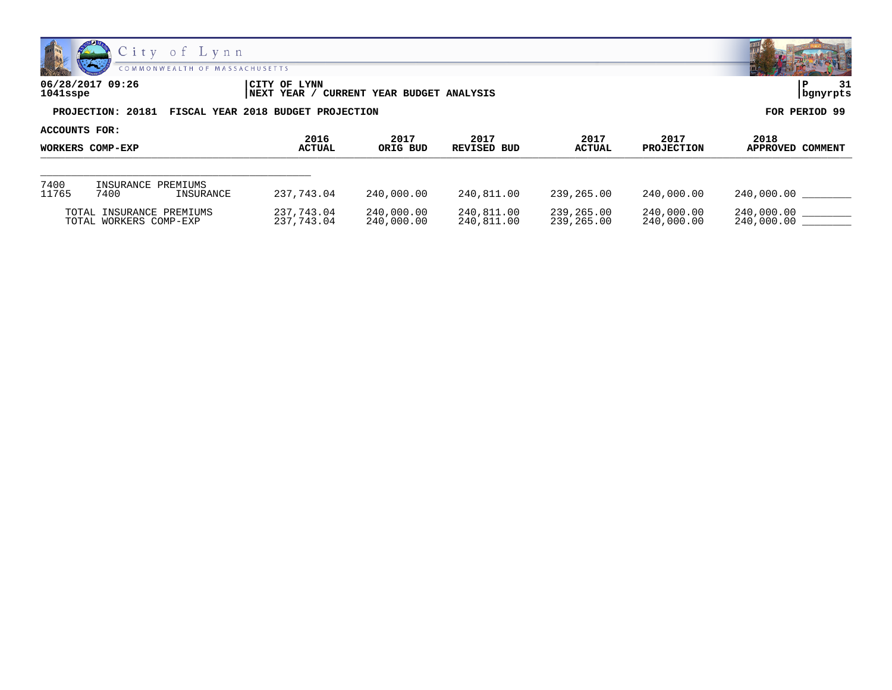City of Lynn
COMMONWEALTH OF MASSACHUSETTS

06/28/2017 09:26
1041sspe

CITY OF LYNN
NEXT YEAR / CURRENT YEAR BUDGET ANALYSIS

**PROJECTION: 20181 FISCAL YEAR 2018 BUDGET PROJECTION** — **FOR PERIOD 99**

**ACCOUNTS FOR:**

| WORKERS COMP-EXP | | | 2016 ACTUAL | 2017 ORIG BUD | 2017 REVISED BUD | 2017 ACTUAL | 2017 PROJECTION | 2018 APPROVED | COMMENT |
|---|---|---|---|---|---|---|---|---|---|
| 7400 | INSURANCE PREMIUMS | | | | | | | | |
| 11765 | 7400 | INSURANCE | 237,743.04 | 240,000.00 | 240,811.00 | 239,265.00 | 240,000.00 | 240,000.00 | ________ |
| TOTAL INSURANCE PREMIUMS | | | 237,743.04 | 240,000.00 | 240,811.00 | 239,265.00 | 240,000.00 | 240,000.00 | ________ |
| TOTAL WORKERS COMP-EXP | | | 237,743.04 | 240,000.00 | 240,811.00 | 239,265.00 | 240,000.00 | 240,000.00 | ________ |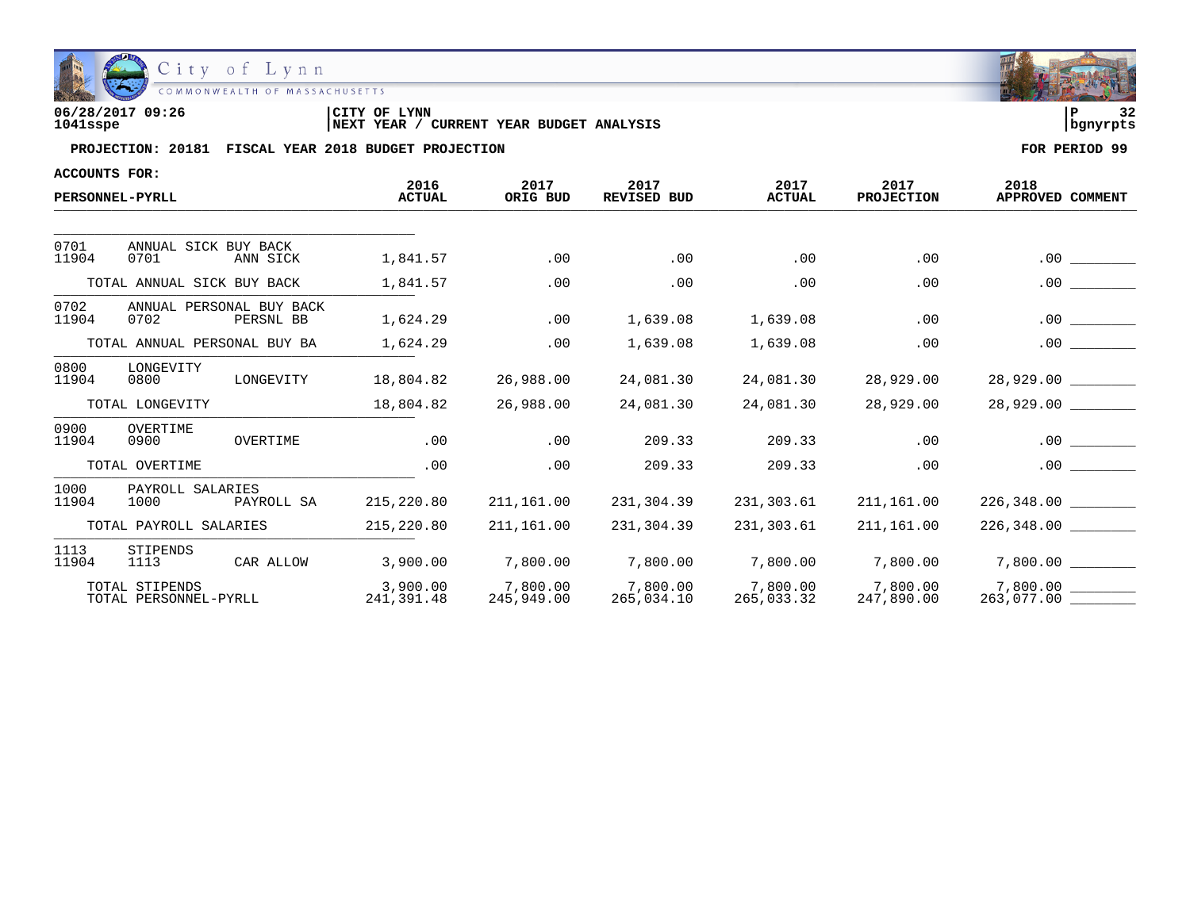City of Lynn
COMMONWEALTH OF MASSACHUSETTS

06/28/2017 09:26 | CITY OF LYNN
1041sspe | NEXT YEAR / CURRENT YEAR BUDGET ANALYSIS | bgnyrpts

**PROJECTION: 20181 FISCAL YEAR 2018 BUDGET PROJECTION** — **FOR PERIOD 99**

**ACCOUNTS FOR:**

| PERSONNEL-PYRLL | | | 2016 ACTUAL | 2017 ORIG BUD | 2017 REVISED BUD | 2017 ACTUAL | 2017 PROJECTION | 2018 APPROVED | COMMENT |
|---|---|---|---|---|---|---|---|---|---|
| 0701 | ANNUAL SICK BUY BACK | | | | | | | | |
| 11904 | 0701 | ANN SICK | 1,841.57 | .00 | .00 | .00 | .00 | .00 | |
| | TOTAL ANNUAL SICK BUY BACK | | 1,841.57 | .00 | .00 | .00 | .00 | .00 | |
| 0702 | ANNUAL PERSONAL BUY BACK | | | | | | | | |
| 11904 | 0702 | PERSNL BB | 1,624.29 | .00 | 1,639.08 | 1,639.08 | .00 | .00 | |
| | TOTAL ANNUAL PERSONAL BUY BA | | 1,624.29 | .00 | 1,639.08 | 1,639.08 | .00 | .00 | |
| 0800 | LONGEVITY | | | | | | | | |
| 11904 | 0800 | LONGEVITY | 18,804.82 | 26,988.00 | 24,081.30 | 24,081.30 | 28,929.00 | 28,929.00 | |
| | TOTAL LONGEVITY | | 18,804.82 | 26,988.00 | 24,081.30 | 24,081.30 | 28,929.00 | 28,929.00 | |
| 0900 | OVERTIME | | | | | | | | |
| 11904 | 0900 | OVERTIME | .00 | .00 | 209.33 | 209.33 | .00 | .00 | |
| | TOTAL OVERTIME | | .00 | .00 | 209.33 | 209.33 | .00 | .00 | |
| 1000 | PAYROLL SALARIES | | | | | | | | |
| 11904 | 1000 | PAYROLL SA | 215,220.80 | 211,161.00 | 231,304.39 | 231,303.61 | 211,161.00 | 226,348.00 | |
| | TOTAL PAYROLL SALARIES | | 215,220.80 | 211,161.00 | 231,304.39 | 231,303.61 | 211,161.00 | 226,348.00 | |
| 1113 | STIPENDS | | | | | | | | |
| 11904 | 1113 | CAR ALLOW | 3,900.00 | 7,800.00 | 7,800.00 | 7,800.00 | 7,800.00 | 7,800.00 | |
| | TOTAL STIPENDS | | 3,900.00 | 7,800.00 | 7,800.00 | 7,800.00 | 7,800.00 | 7,800.00 | |
| | TOTAL PERSONNEL-PYRLL | | 241,391.48 | 245,949.00 | 265,034.10 | 265,033.32 | 247,890.00 | 263,077.00 | |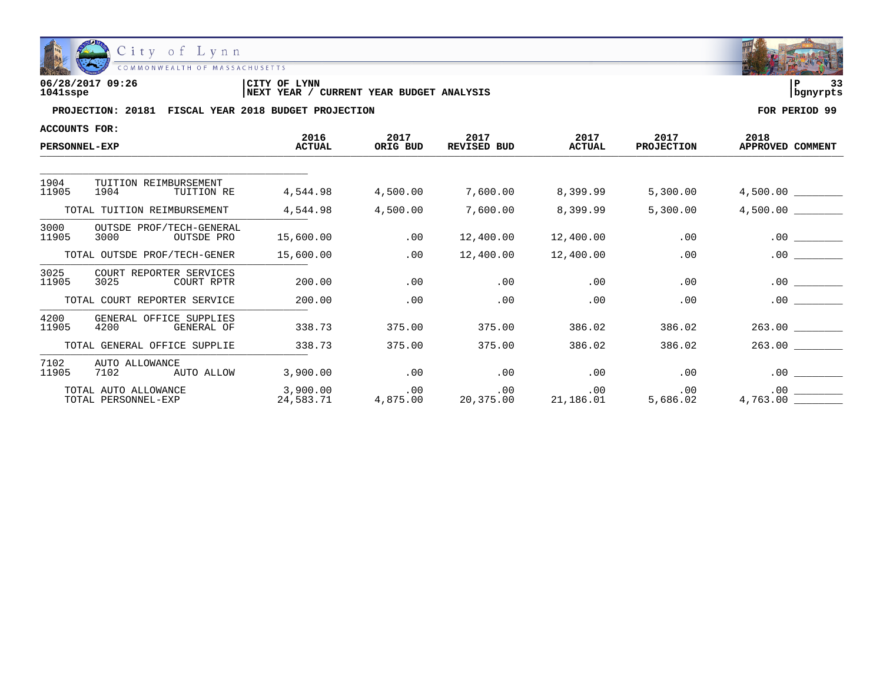06/28/2017 09:26 | CITY OF LYNN | P 33
1041sspe | NEXT YEAR / CURRENT YEAR BUDGET ANALYSIS | bgnyrpts

**PROJECTION: 20181 FISCAL YEAR 2018 BUDGET PROJECTION** — FOR PERIOD 99

ACCOUNTS FOR:

| PERSONNEL-EXP | 2016 ACTUAL | 2017 ORIG BUD | 2017 REVISED BUD | 2017 ACTUAL | 2017 PROJECTION | 2018 APPROVED | COMMENT |
|---|---|---|---|---|---|---|---|
| 1904 TUITION REIMBURSEMENT | | | | | | | |
| 11905 1904 TUITION RE | 4,544.98 | 4,500.00 | 7,600.00 | 8,399.99 | 5,300.00 | 4,500.00 | ________ |
| TOTAL TUITION REIMBURSEMENT | 4,544.98 | 4,500.00 | 7,600.00 | 8,399.99 | 5,300.00 | 4,500.00 | ________ |
| 3000 OUTSDE PROF/TECH-GENERAL | | | | | | | |
| 11905 3000 OUTSDE PRO | 15,600.00 | .00 | 12,400.00 | 12,400.00 | .00 | .00 | ________ |
| TOTAL OUTSDE PROF/TECH-GENER | 15,600.00 | .00 | 12,400.00 | 12,400.00 | .00 | .00 | ________ |
| 3025 COURT REPORTER SERVICES | | | | | | | |
| 11905 3025 COURT RPTR | 200.00 | .00 | .00 | .00 | .00 | .00 | ________ |
| TOTAL COURT REPORTER SERVICE | 200.00 | .00 | .00 | .00 | .00 | .00 | ________ |
| 4200 GENERAL OFFICE SUPPLIES | | | | | | | |
| 11905 4200 GENERAL OF | 338.73 | 375.00 | 375.00 | 386.02 | 386.02 | 263.00 | ________ |
| TOTAL GENERAL OFFICE SUPPLIE | 338.73 | 375.00 | 375.00 | 386.02 | 386.02 | 263.00 | ________ |
| 7102 AUTO ALLOWANCE | | | | | | | |
| 11905 7102 AUTO ALLOW | 3,900.00 | .00 | .00 | .00 | .00 | .00 | ________ |
| TOTAL AUTO ALLOWANCE | 3,900.00 | .00 | .00 | .00 | .00 | .00 | ________ |
| TOTAL PERSONNEL-EXP | 24,583.71 | 4,875.00 | 20,375.00 | 21,186.01 | 5,686.02 | 4,763.00 | ________ |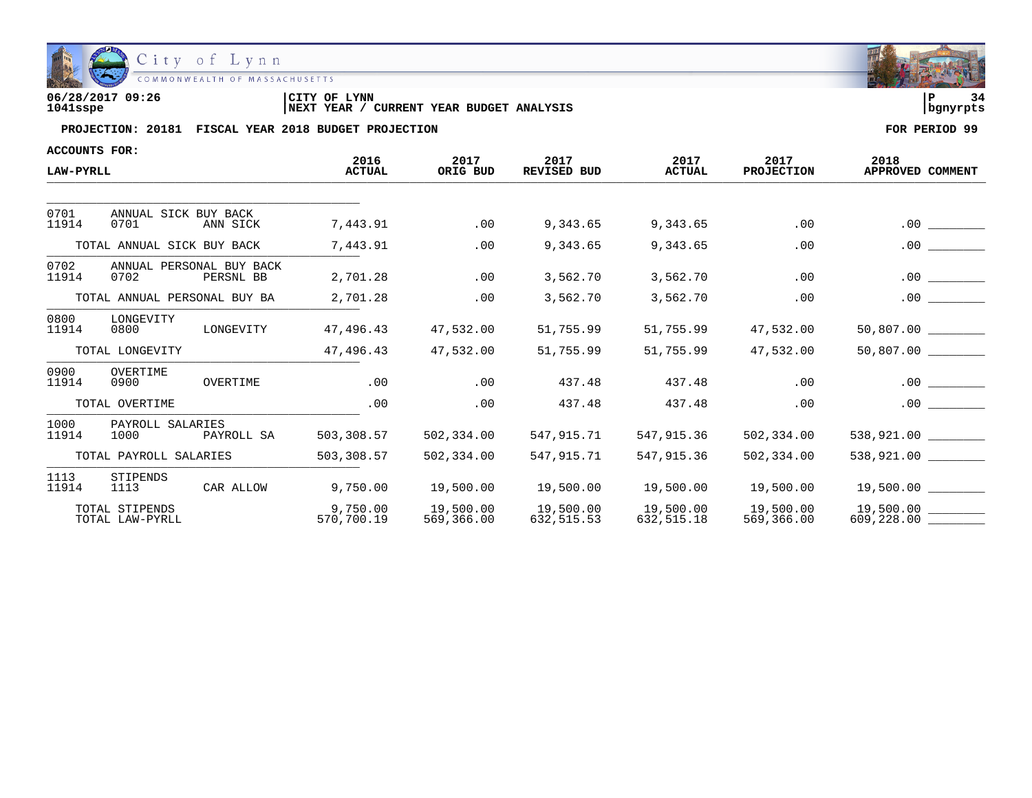City of Lynn
COMMONWEALTH OF MASSACHUSETTS

06/28/2017 09:26
1041sspe

CITY OF LYNN
NEXT YEAR / CURRENT YEAR BUDGET ANALYSIS

P 34
bgnyrpts

**PROJECTION: 20181 FISCAL YEAR 2018 BUDGET PROJECTION** — **FOR PERIOD 99**

**ACCOUNTS FOR:**

| LAW-PYRLL | | | 2016 ACTUAL | 2017 ORIG BUD | 2017 REVISED BUD | 2017 ACTUAL | 2017 PROJECTION | 2018 APPROVED | COMMENT |
|---|---|---|---|---|---|---|---|---|---|
| 0701 | ANNUAL SICK BUY BACK | | | | | | | | |
| 11914 | 0701 | ANN SICK | 7,443.91 | .00 | 9,343.65 | 9,343.65 | .00 | .00 | ________ |
| TOTAL ANNUAL SICK BUY BACK | | | 7,443.91 | .00 | 9,343.65 | 9,343.65 | .00 | .00 | ________ |
| 0702 | ANNUAL PERSONAL BUY BACK | | | | | | | | |
| 11914 | 0702 | PERSNL BB | 2,701.28 | .00 | 3,562.70 | 3,562.70 | .00 | .00 | ________ |
| TOTAL ANNUAL PERSONAL BUY BA | | | 2,701.28 | .00 | 3,562.70 | 3,562.70 | .00 | .00 | ________ |
| 0800 | LONGEVITY | | | | | | | | |
| 11914 | 0800 | LONGEVITY | 47,496.43 | 47,532.00 | 51,755.99 | 51,755.99 | 47,532.00 | 50,807.00 | ________ |
| TOTAL LONGEVITY | | | 47,496.43 | 47,532.00 | 51,755.99 | 51,755.99 | 47,532.00 | 50,807.00 | ________ |
| 0900 | OVERTIME | | | | | | | | |
| 11914 | 0900 | OVERTIME | .00 | .00 | 437.48 | 437.48 | .00 | .00 | ________ |
| TOTAL OVERTIME | | | .00 | .00 | 437.48 | 437.48 | .00 | .00 | ________ |
| 1000 | PAYROLL SALARIES | | | | | | | | |
| 11914 | 1000 | PAYROLL SA | 503,308.57 | 502,334.00 | 547,915.71 | 547,915.36 | 502,334.00 | 538,921.00 | ________ |
| TOTAL PAYROLL SALARIES | | | 503,308.57 | 502,334.00 | 547,915.71 | 547,915.36 | 502,334.00 | 538,921.00 | ________ |
| 1113 | STIPENDS | | | | | | | | |
| 11914 | 1113 | CAR ALLOW | 9,750.00 | 19,500.00 | 19,500.00 | 19,500.00 | 19,500.00 | 19,500.00 | ________ |
| TOTAL STIPENDS | | | 9,750.00 | 19,500.00 | 19,500.00 | 19,500.00 | 19,500.00 | 19,500.00 | ________ |
| TOTAL LAW-PYRLL | | | 570,700.19 | 569,366.00 | 632,515.53 | 632,515.18 | 569,366.00 | 609,228.00 | ________ |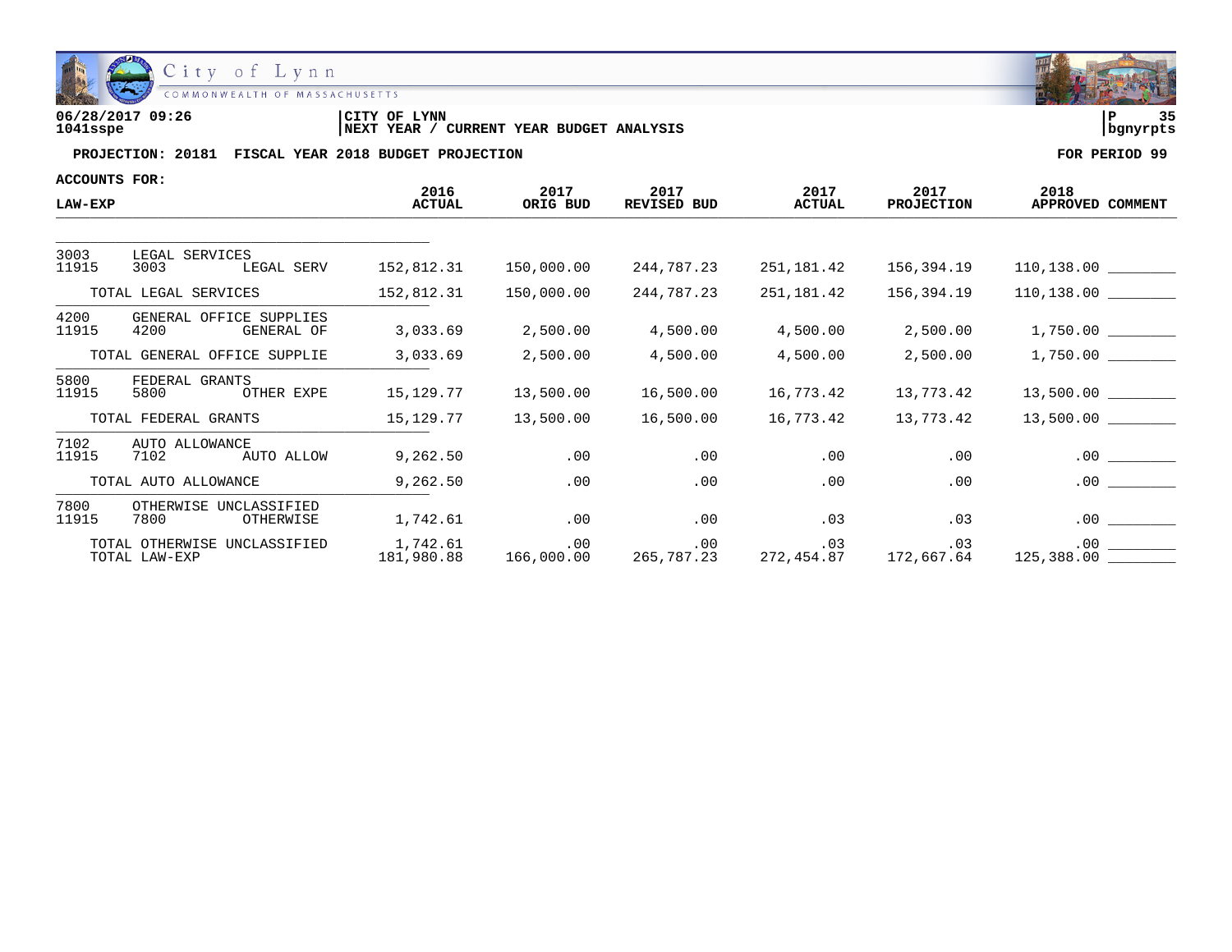City of Lynn
COMMONWEALTH OF MASSACHUSETTS

**06/28/2017 09:26** | **CITY OF LYNN** | **P 35**
**1041sspe** | **NEXT YEAR / CURRENT YEAR BUDGET ANALYSIS** | **bgnyrpts**

**PROJECTION: 20181 FISCAL YEAR 2018 BUDGET PROJECTION** — **FOR PERIOD 99**

**ACCOUNTS FOR:**

| LAW-EXP | | | 2016 ACTUAL | 2017 ORIG BUD | 2017 REVISED BUD | 2017 ACTUAL | 2017 PROJECTION | 2018 APPROVED | COMMENT |
|---|---|---|---|---|---|---|---|---|---|
| 3003 | LEGAL SERVICES | | | | | | | | |
| 11915 | 3003 | LEGAL SERV | 152,812.31 | 150,000.00 | 244,787.23 | 251,181.42 | 156,394.19 | 110,138.00 | ________ |
| | TOTAL LEGAL SERVICES | | 152,812.31 | 150,000.00 | 244,787.23 | 251,181.42 | 156,394.19 | 110,138.00 | ________ |
| 4200 | GENERAL OFFICE SUPPLIES | | | | | | | | |
| 11915 | 4200 | GENERAL OF | 3,033.69 | 2,500.00 | 4,500.00 | 4,500.00 | 2,500.00 | 1,750.00 | ________ |
| | TOTAL GENERAL OFFICE SUPPLIE | | 3,033.69 | 2,500.00 | 4,500.00 | 4,500.00 | 2,500.00 | 1,750.00 | ________ |
| 5800 | FEDERAL GRANTS | | | | | | | | |
| 11915 | 5800 | OTHER EXPE | 15,129.77 | 13,500.00 | 16,500.00 | 16,773.42 | 13,773.42 | 13,500.00 | ________ |
| | TOTAL FEDERAL GRANTS | | 15,129.77 | 13,500.00 | 16,500.00 | 16,773.42 | 13,773.42 | 13,500.00 | ________ |
| 7102 | AUTO ALLOWANCE | | | | | | | | |
| 11915 | 7102 | AUTO ALLOW | 9,262.50 | .00 | .00 | .00 | .00 | .00 | ________ |
| | TOTAL AUTO ALLOWANCE | | 9,262.50 | .00 | .00 | .00 | .00 | .00 | ________ |
| 7800 | OTHERWISE UNCLASSIFIED | | | | | | | | |
| 11915 | 7800 | OTHERWISE | 1,742.61 | .00 | .00 | .03 | .03 | .00 | ________ |
| | TOTAL OTHERWISE UNCLASSIFIED | | 1,742.61 | .00 | .00 | .03 | .03 | .00 | ________ |
| | TOTAL LAW-EXP | | 181,980.88 | 166,000.00 | 265,787.23 | 272,454.87 | 172,667.64 | 125,388.00 | ________ |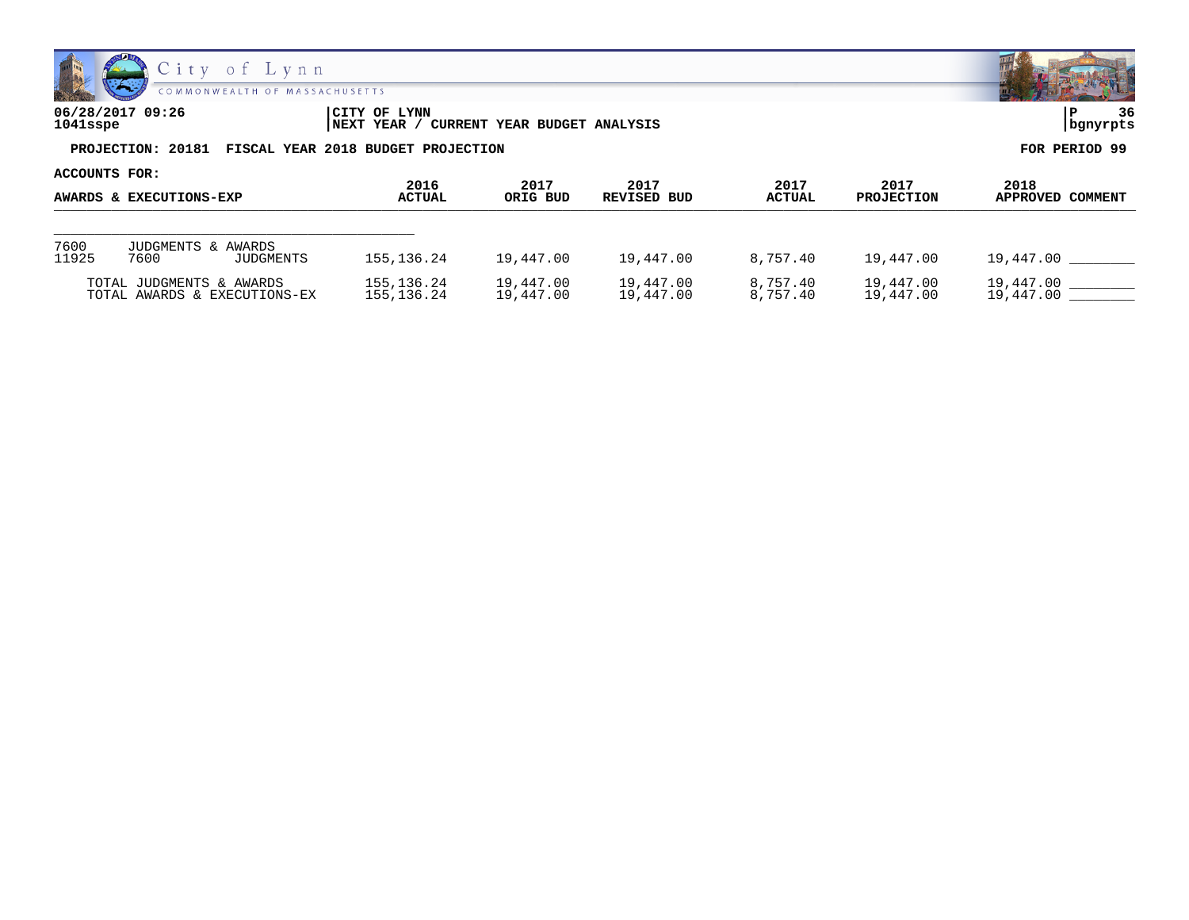City of Lynn
COMMONWEALTH OF MASSACHUSETTS

06/28/2017 09:26 | CITY OF LYNN | P 36
1041sspe | NEXT YEAR / CURRENT YEAR BUDGET ANALYSIS | bgnyrpts

**PROJECTION: 20181 FISCAL YEAR 2018 BUDGET PROJECTION** **FOR PERIOD 99**

**ACCOUNTS FOR:**

| AWARDS & EXECUTIONS-EXP | | | 2016 ACTUAL | 2017 ORIG BUD | 2017 REVISED BUD | 2017 ACTUAL | 2017 PROJECTION | 2018 APPROVED | COMMENT |
|---|---|---|---|---|---|---|---|---|---|
| 7600 | JUDGMENTS & AWARDS | | | | | | | | |
| 11925 | 7600 | JUDGMENTS | 155,136.24 | 19,447.00 | 19,447.00 | 8,757.40 | 19,447.00 | 19,447.00 | ________ |
| TOTAL JUDGMENTS & AWARDS | | | 155,136.24 | 19,447.00 | 19,447.00 | 8,757.40 | 19,447.00 | 19,447.00 | ________ |
| TOTAL AWARDS & EXECUTIONS-EX | | | 155,136.24 | 19,447.00 | 19,447.00 | 8,757.40 | 19,447.00 | 19,447.00 | ________ |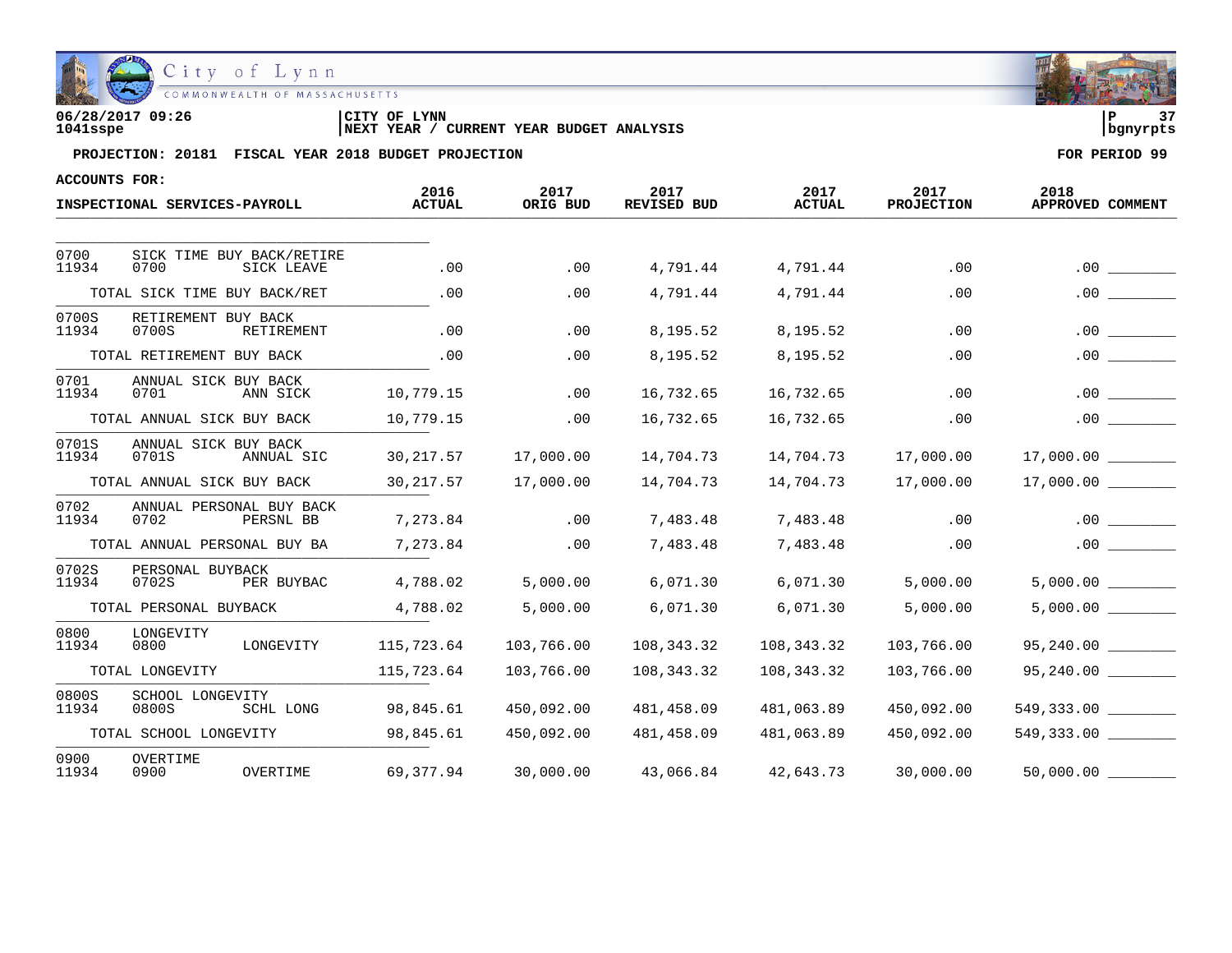06/28/2017 09:26
1041sspe

CITY OF LYNN
NEXT YEAR / CURRENT YEAR BUDGET ANALYSIS

P 37
bgnyrpts

**PROJECTION: 20181 FISCAL YEAR 2018 BUDGET PROJECTION** | **FOR PERIOD 99**

**ACCOUNTS FOR:**

| INSPECTIONAL SERVICES-PAYROLL | 2016 ACTUAL | 2017 ORIG BUD | 2017 REVISED BUD | 2017 ACTUAL | 2017 PROJECTION | 2018 APPROVED | COMMENT |
|---|---|---|---|---|---|---|---|
| 0700 SICK TIME BUY BACK/RETIRE | | | | | | | |
| 11934 0700 SICK LEAVE | .00 | .00 | 4,791.44 | 4,791.44 | .00 | .00 | ________ |
| TOTAL SICK TIME BUY BACK/RET | .00 | .00 | 4,791.44 | 4,791.44 | .00 | .00 | ________ |
| 0700S RETIREMENT BUY BACK | | | | | | | |
| 11934 0700S RETIREMENT | .00 | .00 | 8,195.52 | 8,195.52 | .00 | .00 | ________ |
| TOTAL RETIREMENT BUY BACK | .00 | .00 | 8,195.52 | 8,195.52 | .00 | .00 | ________ |
| 0701 ANNUAL SICK BUY BACK | | | | | | | |
| 11934 0701 ANN SICK | 10,779.15 | .00 | 16,732.65 | 16,732.65 | .00 | .00 | ________ |
| TOTAL ANNUAL SICK BUY BACK | 10,779.15 | .00 | 16,732.65 | 16,732.65 | .00 | .00 | ________ |
| 0701S ANNUAL SICK BUY BACK | | | | | | | |
| 11934 0701S ANNUAL SIC | 30,217.57 | 17,000.00 | 14,704.73 | 14,704.73 | 17,000.00 | 17,000.00 | ________ |
| TOTAL ANNUAL SICK BUY BACK | 30,217.57 | 17,000.00 | 14,704.73 | 14,704.73 | 17,000.00 | 17,000.00 | ________ |
| 0702 ANNUAL PERSONAL BUY BACK | | | | | | | |
| 11934 0702 PERSNL BB | 7,273.84 | .00 | 7,483.48 | 7,483.48 | .00 | .00 | ________ |
| TOTAL ANNUAL PERSONAL BUY BA | 7,273.84 | .00 | 7,483.48 | 7,483.48 | .00 | .00 | ________ |
| 0702S PERSONAL BUYBACK | | | | | | | |
| 11934 0702S PER BUYBAC | 4,788.02 | 5,000.00 | 6,071.30 | 6,071.30 | 5,000.00 | 5,000.00 | ________ |
| TOTAL PERSONAL BUYBACK | 4,788.02 | 5,000.00 | 6,071.30 | 6,071.30 | 5,000.00 | 5,000.00 | ________ |
| 0800 LONGEVITY | | | | | | | |
| 11934 0800 LONGEVITY | 115,723.64 | 103,766.00 | 108,343.32 | 108,343.32 | 103,766.00 | 95,240.00 | ________ |
| TOTAL LONGEVITY | 115,723.64 | 103,766.00 | 108,343.32 | 108,343.32 | 103,766.00 | 95,240.00 | ________ |
| 0800S SCHOOL LONGEVITY | | | | | | | |
| 11934 0800S SCHL LONG | 98,845.61 | 450,092.00 | 481,458.09 | 481,063.89 | 450,092.00 | 549,333.00 | ________ |
| TOTAL SCHOOL LONGEVITY | 98,845.61 | 450,092.00 | 481,458.09 | 481,063.89 | 450,092.00 | 549,333.00 | ________ |
| 0900 OVERTIME | | | | | | | |
| 11934 0900 OVERTIME | 69,377.94 | 30,000.00 | 43,066.84 | 42,643.73 | 30,000.00 | 50,000.00 | ________ |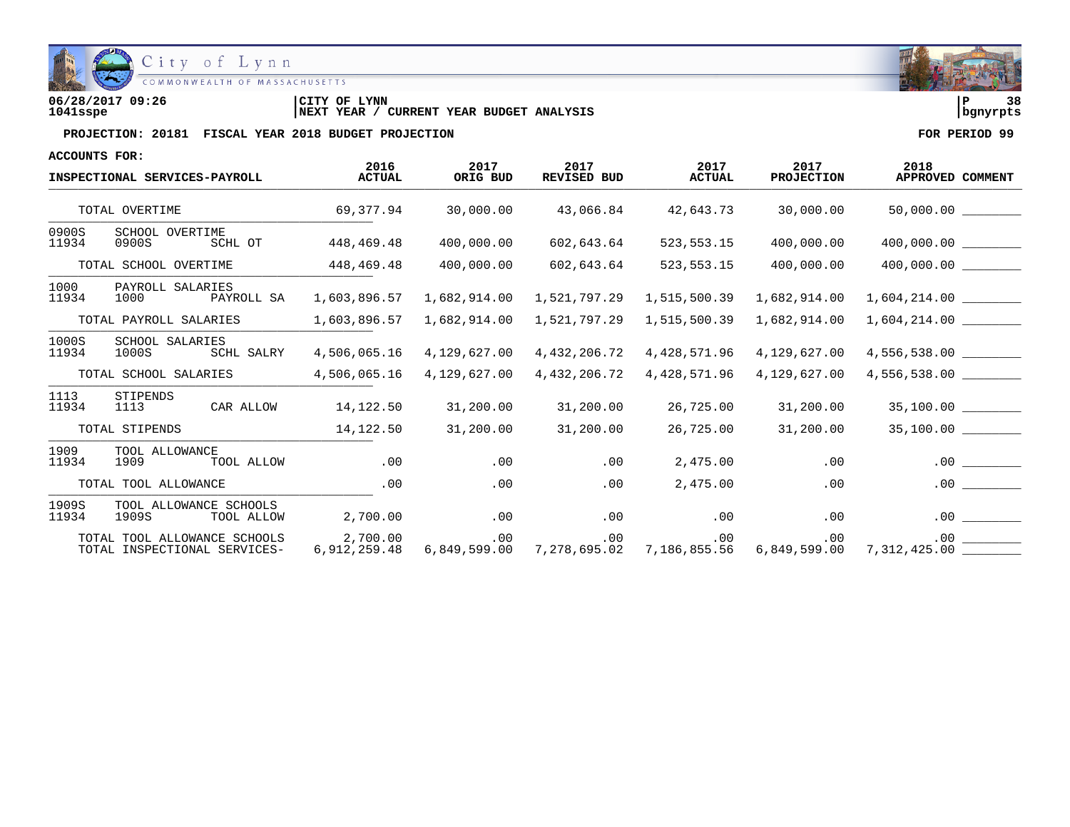06/28/2017 09:26 | CITY OF LYNN | P 38
1041sspe | NEXT YEAR / CURRENT YEAR BUDGET ANALYSIS | bgnyrpts

**PROJECTION: 20181 FISCAL YEAR 2018 BUDGET PROJECTION** — **FOR PERIOD 99**

**ACCOUNTS FOR:**

| INSPECTIONAL SERVICES-PAYROLL | | | 2016 ACTUAL | 2017 ORIG BUD | 2017 REVISED BUD | 2017 ACTUAL | 2017 PROJECTION | 2018 APPROVED | COMMENT |
|---|---|---|---|---|---|---|---|---|---|
| TOTAL OVERTIME | | | 69,377.94 | 30,000.00 | 43,066.84 | 42,643.73 | 30,000.00 | 50,000.00 | ________ |
| 0900S | SCHOOL OVERTIME | | | | | | | | |
| 11934 | 0900S | SCHL OT | 448,469.48 | 400,000.00 | 602,643.64 | 523,553.15 | 400,000.00 | 400,000.00 | ________ |
| TOTAL SCHOOL OVERTIME | | | 448,469.48 | 400,000.00 | 602,643.64 | 523,553.15 | 400,000.00 | 400,000.00 | ________ |
| 1000 | PAYROLL SALARIES | | | | | | | | |
| 11934 | 1000 | PAYROLL SA | 1,603,896.57 | 1,682,914.00 | 1,521,797.29 | 1,515,500.39 | 1,682,914.00 | 1,604,214.00 | ________ |
| TOTAL PAYROLL SALARIES | | | 1,603,896.57 | 1,682,914.00 | 1,521,797.29 | 1,515,500.39 | 1,682,914.00 | 1,604,214.00 | ________ |
| 1000S | SCHOOL SALARIES | | | | | | | | |
| 11934 | 1000S | SCHL SALRY | 4,506,065.16 | 4,129,627.00 | 4,432,206.72 | 4,428,571.96 | 4,129,627.00 | 4,556,538.00 | ________ |
| TOTAL SCHOOL SALARIES | | | 4,506,065.16 | 4,129,627.00 | 4,432,206.72 | 4,428,571.96 | 4,129,627.00 | 4,556,538.00 | ________ |
| 1113 | STIPENDS | | | | | | | | |
| 11934 | 1113 | CAR ALLOW | 14,122.50 | 31,200.00 | 31,200.00 | 26,725.00 | 31,200.00 | 35,100.00 | ________ |
| TOTAL STIPENDS | | | 14,122.50 | 31,200.00 | 31,200.00 | 26,725.00 | 31,200.00 | 35,100.00 | ________ |
| 1909 | TOOL ALLOWANCE | | | | | | | | |
| 11934 | 1909 | TOOL ALLOW | .00 | .00 | .00 | 2,475.00 | .00 | .00 | ________ |
| TOTAL TOOL ALLOWANCE | | | .00 | .00 | .00 | 2,475.00 | .00 | .00 | ________ |
| 1909S | TOOL ALLOWANCE SCHOOLS | | | | | | | | |
| 11934 | 1909S | TOOL ALLOW | 2,700.00 | .00 | .00 | .00 | .00 | .00 | ________ |
| TOTAL TOOL ALLOWANCE SCHOOLS | | | 2,700.00 | .00 | .00 | .00 | .00 | .00 | ________ |
| TOTAL INSPECTIONAL SERVICES- | | | 6,912,259.48 | 6,849,599.00 | 7,278,695.02 | 7,186,855.56 | 6,849,599.00 | 7,312,425.00 | ________ |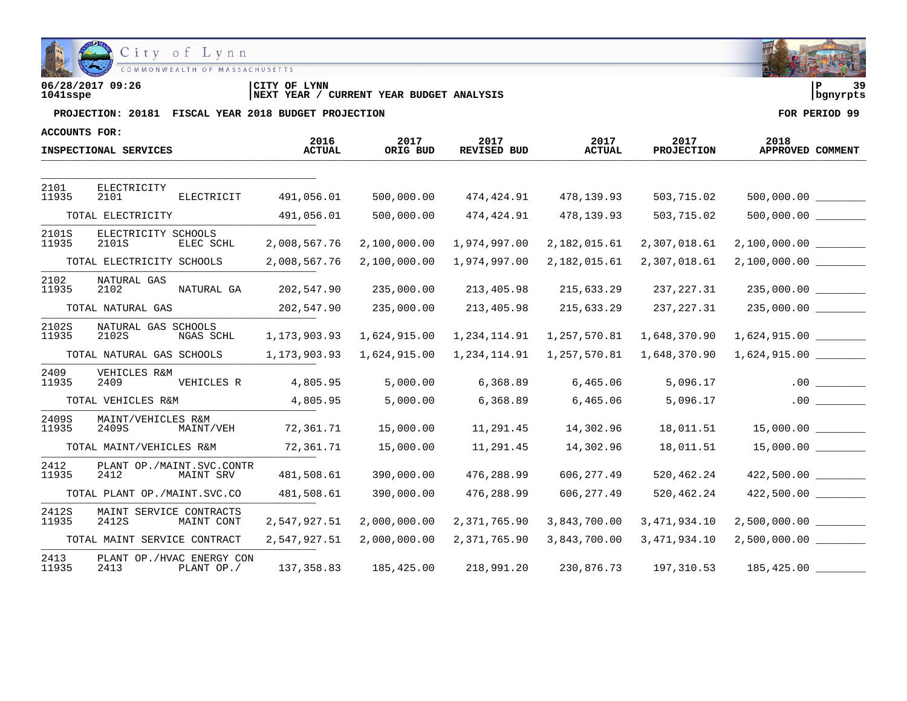06/28/2017 09:26 | CITY OF LYNN | P 39
1041sspe | NEXT YEAR / CURRENT YEAR BUDGET ANALYSIS | bgnyrpts

**PROJECTION: 20181 FISCAL YEAR 2018 BUDGET PROJECTION** — **FOR PERIOD 99**

**ACCOUNTS FOR:**

| INSPECTIONAL SERVICES | | | 2016 ACTUAL | 2017 ORIG BUD | 2017 REVISED BUD | 2017 ACTUAL | 2017 PROJECTION | 2018 APPROVED | COMMENT |
|---|---|---|---|---|---|---|---|---|---|
| 2101 | ELECTRICITY | | | | | | | | |
| 11935 | 2101 | ELECTRICIT | 491,056.01 | 500,000.00 | 474,424.91 | 478,139.93 | 503,715.02 | 500,000.00 | ________ |
| | TOTAL ELECTRICITY | | 491,056.01 | 500,000.00 | 474,424.91 | 478,139.93 | 503,715.02 | 500,000.00 | ________ |
| 2101S | ELECTRICITY SCHOOLS | | | | | | | | |
| 11935 | 2101S | ELEC SCHL | 2,008,567.76 | 2,100,000.00 | 1,974,997.00 | 2,182,015.61 | 2,307,018.61 | 2,100,000.00 | ________ |
| | TOTAL ELECTRICITY SCHOOLS | | 2,008,567.76 | 2,100,000.00 | 1,974,997.00 | 2,182,015.61 | 2,307,018.61 | 2,100,000.00 | ________ |
| 2102 | NATURAL GAS | | | | | | | | |
| 11935 | 2102 | NATURAL GA | 202,547.90 | 235,000.00 | 213,405.98 | 215,633.29 | 237,227.31 | 235,000.00 | ________ |
| | TOTAL NATURAL GAS | | 202,547.90 | 235,000.00 | 213,405.98 | 215,633.29 | 237,227.31 | 235,000.00 | ________ |
| 2102S | NATURAL GAS SCHOOLS | | | | | | | | |
| 11935 | 2102S | NGAS SCHL | 1,173,903.93 | 1,624,915.00 | 1,234,114.91 | 1,257,570.81 | 1,648,370.90 | 1,624,915.00 | ________ |
| | TOTAL NATURAL GAS SCHOOLS | | 1,173,903.93 | 1,624,915.00 | 1,234,114.91 | 1,257,570.81 | 1,648,370.90 | 1,624,915.00 | ________ |
| 2409 | VEHICLES R&M | | | | | | | | |
| 11935 | 2409 | VEHICLES R | 4,805.95 | 5,000.00 | 6,368.89 | 6,465.06 | 5,096.17 | .00 | ________ |
| | TOTAL VEHICLES R&M | | 4,805.95 | 5,000.00 | 6,368.89 | 6,465.06 | 5,096.17 | .00 | ________ |
| 2409S | MAINT/VEHICLES R&M | | | | | | | | |
| 11935 | 2409S | MAINT/VEH | 72,361.71 | 15,000.00 | 11,291.45 | 14,302.96 | 18,011.51 | 15,000.00 | ________ |
| | TOTAL MAINT/VEHICLES R&M | | 72,361.71 | 15,000.00 | 11,291.45 | 14,302.96 | 18,011.51 | 15,000.00 | ________ |
| 2412 | PLANT OP./MAINT.SVC.CONTR | | | | | | | | |
| 11935 | 2412 | MAINT SRV | 481,508.61 | 390,000.00 | 476,288.99 | 606,277.49 | 520,462.24 | 422,500.00 | ________ |
| | TOTAL PLANT OP./MAINT.SVC.CO | | 481,508.61 | 390,000.00 | 476,288.99 | 606,277.49 | 520,462.24 | 422,500.00 | ________ |
| 2412S | MAINT SERVICE CONTRACTS | | | | | | | | |
| 11935 | 2412S | MAINT CONT | 2,547,927.51 | 2,000,000.00 | 2,371,765.90 | 3,843,700.00 | 3,471,934.10 | 2,500,000.00 | ________ |
| | TOTAL MAINT SERVICE CONTRACT | | 2,547,927.51 | 2,000,000.00 | 2,371,765.90 | 3,843,700.00 | 3,471,934.10 | 2,500,000.00 | ________ |
| 2413 | PLANT OP./HVAC ENERGY CON | | | | | | | | |
| 11935 | 2413 | PLANT OP./ | 137,358.83 | 185,425.00 | 218,991.20 | 230,876.73 | 197,310.53 | 185,425.00 | ________ |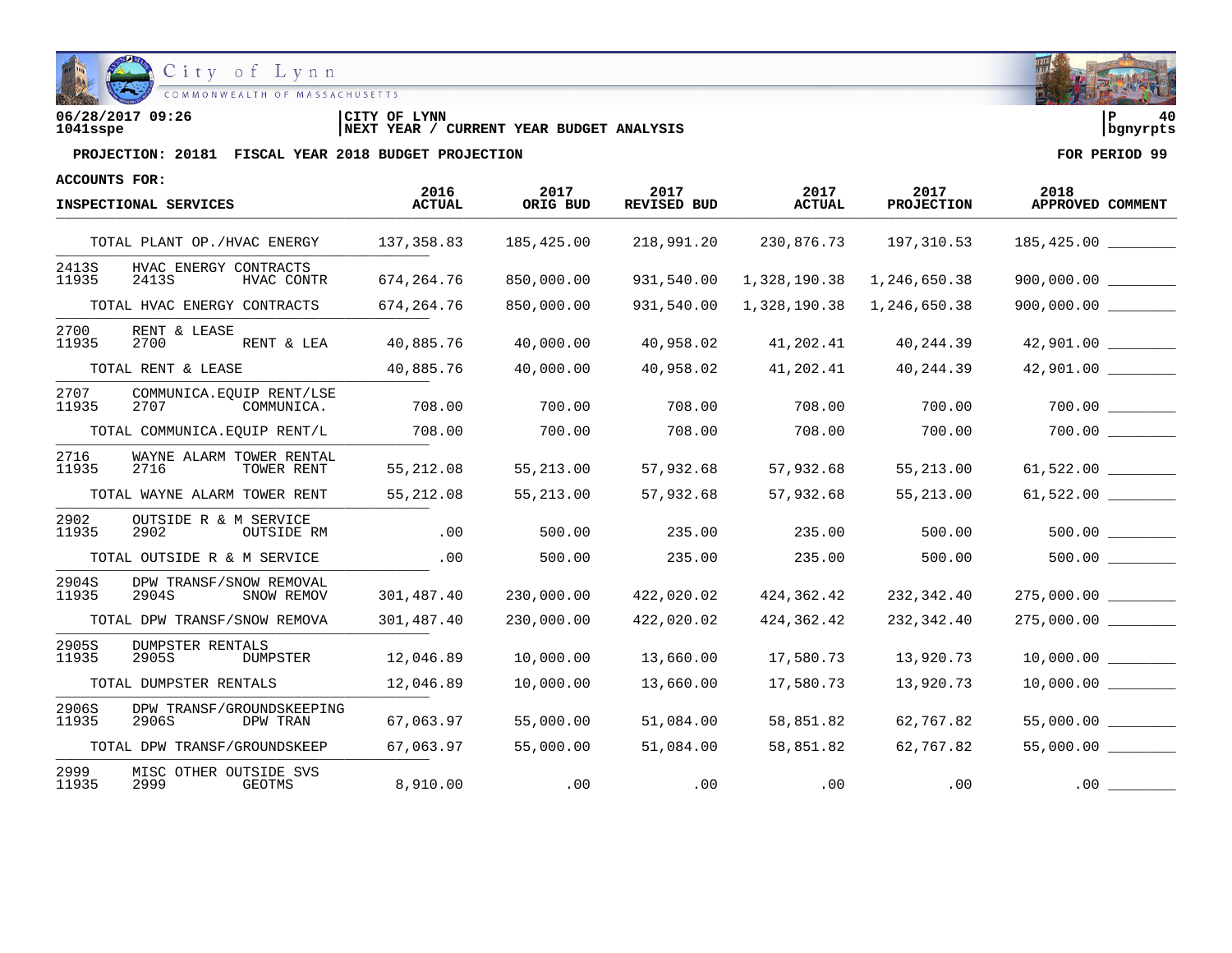06/28/2017 09:26 | CITY OF LYNN | P 40
1041sspe | NEXT YEAR / CURRENT YEAR BUDGET ANALYSIS | bgnyrpts

**PROJECTION: 20181 FISCAL YEAR 2018 BUDGET PROJECTION** — **FOR PERIOD 99**

**ACCOUNTS FOR:**

| INSPECTIONAL SERVICES | 2016 ACTUAL | 2017 ORIG BUD | 2017 REVISED BUD | 2017 ACTUAL | 2017 PROJECTION | 2018 APPROVED | COMMENT |
|---|---|---|---|---|---|---|---|
| TOTAL PLANT OP./HVAC ENERGY | 137,358.83 | 185,425.00 | 218,991.20 | 230,876.73 | 197,310.53 | 185,425.00 | ________ |
| 2413S HVAC ENERGY CONTRACTS | | | | | | | |
| 11935 2413S HVAC CONTR | 674,264.76 | 850,000.00 | 931,540.00 | 1,328,190.38 | 1,246,650.38 | 900,000.00 | ________ |
| TOTAL HVAC ENERGY CONTRACTS | 674,264.76 | 850,000.00 | 931,540.00 | 1,328,190.38 | 1,246,650.38 | 900,000.00 | ________ |
| 2700 RENT & LEASE | | | | | | | |
| 11935 2700 RENT & LEA | 40,885.76 | 40,000.00 | 40,958.02 | 41,202.41 | 40,244.39 | 42,901.00 | ________ |
| TOTAL RENT & LEASE | 40,885.76 | 40,000.00 | 40,958.02 | 41,202.41 | 40,244.39 | 42,901.00 | ________ |
| 2707 COMMUNICA.EQUIP RENT/LSE | | | | | | | |
| 11935 2707 COMMUNICA. | 708.00 | 700.00 | 708.00 | 708.00 | 700.00 | 700.00 | ________ |
| TOTAL COMMUNICA.EQUIP RENT/L | 708.00 | 700.00 | 708.00 | 708.00 | 700.00 | 700.00 | ________ |
| 2716 WAYNE ALARM TOWER RENTAL | | | | | | | |
| 11935 2716 TOWER RENT | 55,212.08 | 55,213.00 | 57,932.68 | 57,932.68 | 55,213.00 | 61,522.00 | ________ |
| TOTAL WAYNE ALARM TOWER RENT | 55,212.08 | 55,213.00 | 57,932.68 | 57,932.68 | 55,213.00 | 61,522.00 | ________ |
| 2902 OUTSIDE R & M SERVICE | | | | | | | |
| 11935 2902 OUTSIDE RM | .00 | 500.00 | 235.00 | 235.00 | 500.00 | 500.00 | ________ |
| TOTAL OUTSIDE R & M SERVICE | .00 | 500.00 | 235.00 | 235.00 | 500.00 | 500.00 | ________ |
| 2904S DPW TRANSF/SNOW REMOVAL | | | | | | | |
| 11935 2904S SNOW REMOV | 301,487.40 | 230,000.00 | 422,020.02 | 424,362.42 | 232,342.40 | 275,000.00 | ________ |
| TOTAL DPW TRANSF/SNOW REMOVA | 301,487.40 | 230,000.00 | 422,020.02 | 424,362.42 | 232,342.40 | 275,000.00 | ________ |
| 2905S DUMPSTER RENTALS | | | | | | | |
| 11935 2905S DUMPSTER | 12,046.89 | 10,000.00 | 13,660.00 | 17,580.73 | 13,920.73 | 10,000.00 | ________ |
| TOTAL DUMPSTER RENTALS | 12,046.89 | 10,000.00 | 13,660.00 | 17,580.73 | 13,920.73 | 10,000.00 | ________ |
| 2906S DPW TRANSF/GROUNDSKEEPING | | | | | | | |
| 11935 2906S DPW TRAN | 67,063.97 | 55,000.00 | 51,084.00 | 58,851.82 | 62,767.82 | 55,000.00 | ________ |
| TOTAL DPW TRANSF/GROUNDSKEEP | 67,063.97 | 55,000.00 | 51,084.00 | 58,851.82 | 62,767.82 | 55,000.00 | ________ |
| 2999 MISC OTHER OUTSIDE SVS | | | | | | | |
| 11935 2999 GEOTMS | 8,910.00 | .00 | .00 | .00 | .00 | .00 | ________ |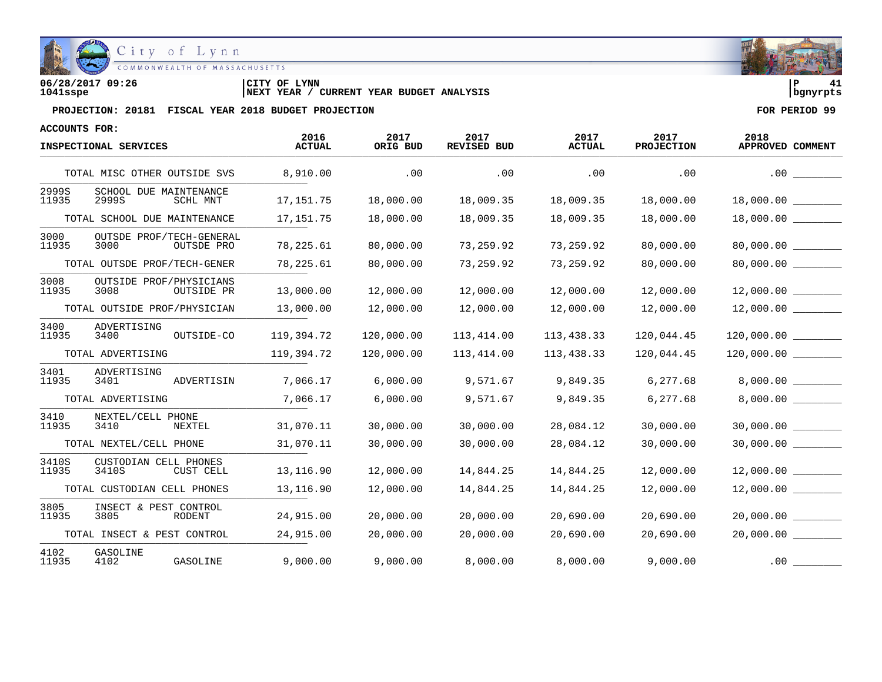**City of Lynn**
COMMONWEALTH OF MASSACHUSETTS

06/28/2017 09:26 | CITY OF LYNN | P 41
1041sspe | NEXT YEAR / CURRENT YEAR BUDGET ANALYSIS | bgnyrpts

**PROJECTION: 20181 FISCAL YEAR 2018 BUDGET PROJECTION** — FOR PERIOD 99

ACCOUNTS FOR:

| INSPECTIONAL SERVICES | | | 2016 ACTUAL | 2017 ORIG BUD | 2017 REVISED BUD | 2017 ACTUAL | 2017 PROJECTION | 2018 APPROVED | COMMENT |
|---|---|---|---|---|---|---|---|---|---|
| TOTAL MISC OTHER OUTSIDE SVS | | | 8,910.00 | .00 | .00 | .00 | .00 | .00 | ________ |
| 2999S | SCHOOL DUE MAINTENANCE | | | | | | | | |
| 11935 | 2999S | SCHL MNT | 17,151.75 | 18,000.00 | 18,009.35 | 18,009.35 | 18,000.00 | 18,000.00 | ________ |
| TOTAL SCHOOL DUE MAINTENANCE | | | 17,151.75 | 18,000.00 | 18,009.35 | 18,009.35 | 18,000.00 | 18,000.00 | ________ |
| 3000 | OUTSDE PROF/TECH-GENERAL | | | | | | | | |
| 11935 | 3000 | OUTSDE PRO | 78,225.61 | 80,000.00 | 73,259.92 | 73,259.92 | 80,000.00 | 80,000.00 | ________ |
| TOTAL OUTSDE PROF/TECH-GENER | | | 78,225.61 | 80,000.00 | 73,259.92 | 73,259.92 | 80,000.00 | 80,000.00 | ________ |
| 3008 | OUTSIDE PROF/PHYSICIANS | | | | | | | | |
| 11935 | 3008 | OUTSIDE PR | 13,000.00 | 12,000.00 | 12,000.00 | 12,000.00 | 12,000.00 | 12,000.00 | ________ |
| TOTAL OUTSIDE PROF/PHYSICIAN | | | 13,000.00 | 12,000.00 | 12,000.00 | 12,000.00 | 12,000.00 | 12,000.00 | ________ |
| 3400 | ADVERTISING | | | | | | | | |
| 11935 | 3400 | OUTSIDE-CO | 119,394.72 | 120,000.00 | 113,414.00 | 113,438.33 | 120,044.45 | 120,000.00 | ________ |
| TOTAL ADVERTISING | | | 119,394.72 | 120,000.00 | 113,414.00 | 113,438.33 | 120,044.45 | 120,000.00 | ________ |
| 3401 | ADVERTISING | | | | | | | | |
| 11935 | 3401 | ADVERTISIN | 7,066.17 | 6,000.00 | 9,571.67 | 9,849.35 | 6,277.68 | 8,000.00 | ________ |
| TOTAL ADVERTISING | | | 7,066.17 | 6,000.00 | 9,571.67 | 9,849.35 | 6,277.68 | 8,000.00 | ________ |
| 3410 | NEXTEL/CELL PHONE | | | | | | | | |
| 11935 | 3410 | NEXTEL | 31,070.11 | 30,000.00 | 30,000.00 | 28,084.12 | 30,000.00 | 30,000.00 | ________ |
| TOTAL NEXTEL/CELL PHONE | | | 31,070.11 | 30,000.00 | 30,000.00 | 28,084.12 | 30,000.00 | 30,000.00 | ________ |
| 3410S | CUSTODIAN CELL PHONES | | | | | | | | |
| 11935 | 3410S | CUST CELL | 13,116.90 | 12,000.00 | 14,844.25 | 14,844.25 | 12,000.00 | 12,000.00 | ________ |
| TOTAL CUSTODIAN CELL PHONES | | | 13,116.90 | 12,000.00 | 14,844.25 | 14,844.25 | 12,000.00 | 12,000.00 | ________ |
| 3805 | INSECT & PEST CONTROL | | | | | | | | |
| 11935 | 3805 | RODENT | 24,915.00 | 20,000.00 | 20,000.00 | 20,690.00 | 20,690.00 | 20,000.00 | ________ |
| TOTAL INSECT & PEST CONTROL | | | 24,915.00 | 20,000.00 | 20,000.00 | 20,690.00 | 20,690.00 | 20,000.00 | ________ |
| 4102 | GASOLINE | | | | | | | | |
| 11935 | 4102 | GASOLINE | 9,000.00 | 9,000.00 | 8,000.00 | 8,000.00 | 9,000.00 | .00 | ________ |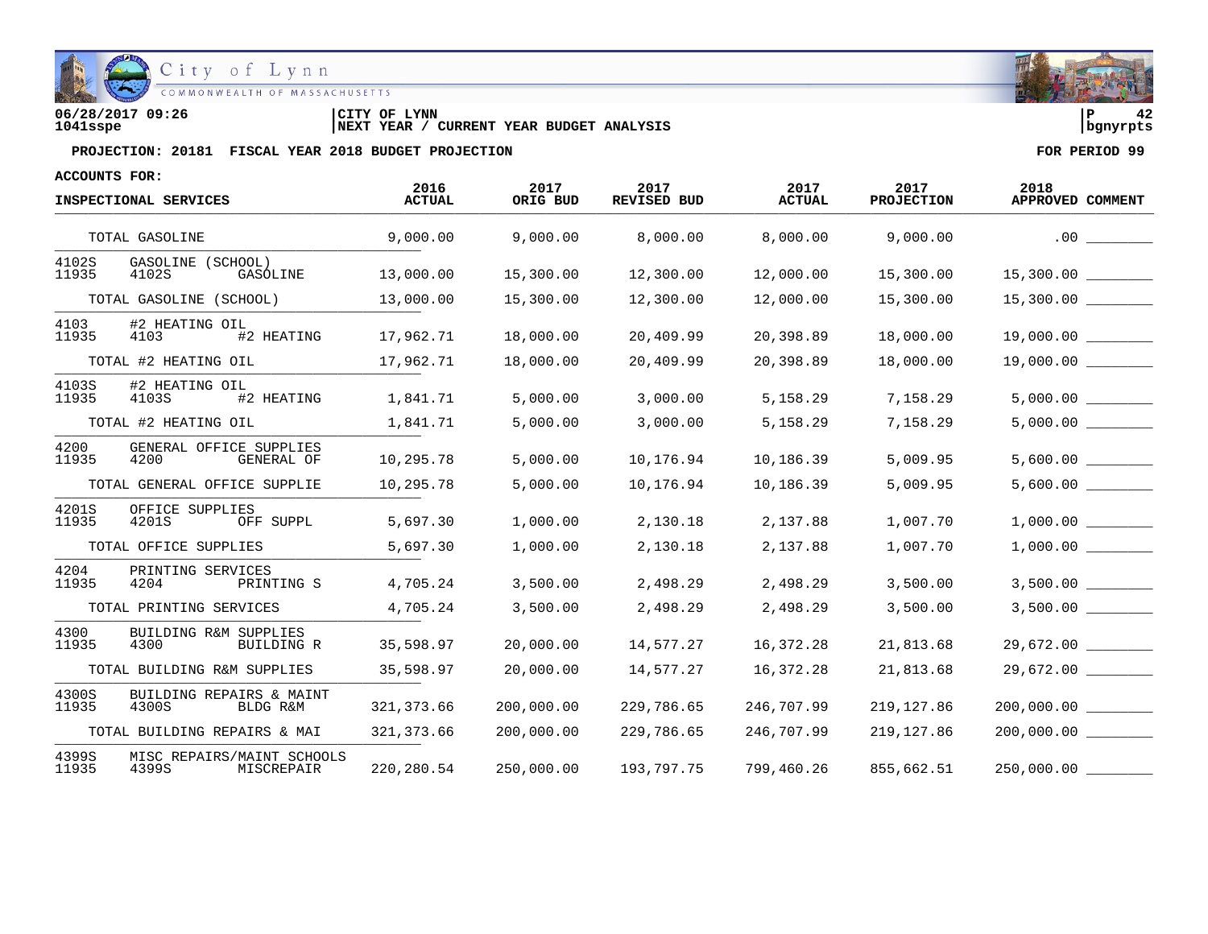06/28/2017 09:26 | CITY OF LYNN | P 42
1041sspe | NEXT YEAR / CURRENT YEAR BUDGET ANALYSIS | bgnyrpts

**PROJECTION: 20181 FISCAL YEAR 2018 BUDGET PROJECTION** — FOR PERIOD 99

ACCOUNTS FOR:

| INSPECTIONAL SERVICES | | | 2016 ACTUAL | 2017 ORIG BUD | 2017 REVISED BUD | 2017 ACTUAL | 2017 PROJECTION | 2018 APPROVED | COMMENT |
|---|---|---|---|---|---|---|---|---|---|
| TOTAL GASOLINE | | | 9,000.00 | 9,000.00 | 8,000.00 | 8,000.00 | 9,000.00 | .00 | ________ |
| 4102S | GASOLINE (SCHOOL) | | | | | | | | |
| 11935 | 4102S | GASOLINE | 13,000.00 | 15,300.00 | 12,300.00 | 12,000.00 | 15,300.00 | 15,300.00 | ________ |
| TOTAL GASOLINE (SCHOOL) | | | 13,000.00 | 15,300.00 | 12,300.00 | 12,000.00 | 15,300.00 | 15,300.00 | ________ |
| 4103 | #2 HEATING OIL | | | | | | | | |
| 11935 | 4103 | #2 HEATING | 17,962.71 | 18,000.00 | 20,409.99 | 20,398.89 | 18,000.00 | 19,000.00 | ________ |
| TOTAL #2 HEATING OIL | | | 17,962.71 | 18,000.00 | 20,409.99 | 20,398.89 | 18,000.00 | 19,000.00 | ________ |
| 4103S | #2 HEATING OIL | | | | | | | | |
| 11935 | 4103S | #2 HEATING | 1,841.71 | 5,000.00 | 3,000.00 | 5,158.29 | 7,158.29 | 5,000.00 | ________ |
| TOTAL #2 HEATING OIL | | | 1,841.71 | 5,000.00 | 3,000.00 | 5,158.29 | 7,158.29 | 5,000.00 | ________ |
| 4200 | GENERAL OFFICE SUPPLIES | | | | | | | | |
| 11935 | 4200 | GENERAL OF | 10,295.78 | 5,000.00 | 10,176.94 | 10,186.39 | 5,009.95 | 5,600.00 | ________ |
| TOTAL GENERAL OFFICE SUPPLIE | | | 10,295.78 | 5,000.00 | 10,176.94 | 10,186.39 | 5,009.95 | 5,600.00 | ________ |
| 4201S | OFFICE SUPPLIES | | | | | | | | |
| 11935 | 4201S | OFF SUPPL | 5,697.30 | 1,000.00 | 2,130.18 | 2,137.88 | 1,007.70 | 1,000.00 | ________ |
| TOTAL OFFICE SUPPLIES | | | 5,697.30 | 1,000.00 | 2,130.18 | 2,137.88 | 1,007.70 | 1,000.00 | ________ |
| 4204 | PRINTING SERVICES | | | | | | | | |
| 11935 | 4204 | PRINTING S | 4,705.24 | 3,500.00 | 2,498.29 | 2,498.29 | 3,500.00 | 3,500.00 | ________ |
| TOTAL PRINTING SERVICES | | | 4,705.24 | 3,500.00 | 2,498.29 | 2,498.29 | 3,500.00 | 3,500.00 | ________ |
| 4300 | BUILDING R&M SUPPLIES | | | | | | | | |
| 11935 | 4300 | BUILDING R | 35,598.97 | 20,000.00 | 14,577.27 | 16,372.28 | 21,813.68 | 29,672.00 | ________ |
| TOTAL BUILDING R&M SUPPLIES | | | 35,598.97 | 20,000.00 | 14,577.27 | 16,372.28 | 21,813.68 | 29,672.00 | ________ |
| 4300S | BUILDING REPAIRS & MAINT | | | | | | | | |
| 11935 | 4300S | BLDG R&M | 321,373.66 | 200,000.00 | 229,786.65 | 246,707.99 | 219,127.86 | 200,000.00 | ________ |
| TOTAL BUILDING REPAIRS & MAI | | | 321,373.66 | 200,000.00 | 229,786.65 | 246,707.99 | 219,127.86 | 200,000.00 | ________ |
| 4399S | MISC REPAIRS/MAINT SCHOOLS | | | | | | | | |
| 11935 | 4399S | MISCREPAIR | 220,280.54 | 250,000.00 | 193,797.75 | 799,460.26 | 855,662.51 | 250,000.00 | ________ |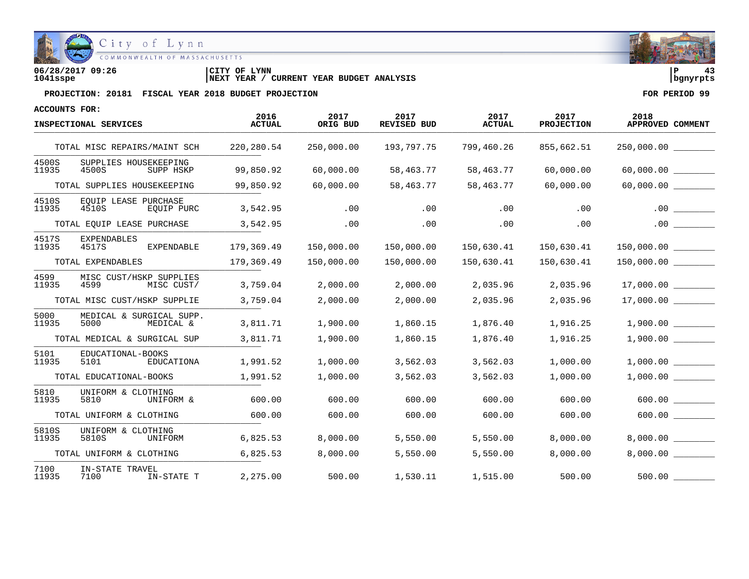06/28/2017 09:26 | CITY OF LYNN | P 43
1041sspe | NEXT YEAR / CURRENT YEAR BUDGET ANALYSIS | bgnyrpts

**PROJECTION: 20181 FISCAL YEAR 2018 BUDGET PROJECTION** — **FOR PERIOD 99**

**ACCOUNTS FOR:**

| INSPECTIONAL SERVICES | | | 2016 ACTUAL | 2017 ORIG BUD | 2017 REVISED BUD | 2017 ACTUAL | 2017 PROJECTION | 2018 APPROVED | COMMENT |
|---|---|---|---|---|---|---|---|---|---|
| TOTAL MISC REPAIRS/MAINT SCH | | | 220,280.54 | 250,000.00 | 193,797.75 | 799,460.26 | 855,662.51 | 250,000.00 | ________ |
| 4500S | SUPPLIES HOUSEKEEPING | | | | | | | | |
| 11935 | 4500S | SUPP HSKP | 99,850.92 | 60,000.00 | 58,463.77 | 58,463.77 | 60,000.00 | 60,000.00 | ________ |
| TOTAL SUPPLIES HOUSEKEEPING | | | 99,850.92 | 60,000.00 | 58,463.77 | 58,463.77 | 60,000.00 | 60,000.00 | ________ |
| 4510S | EQUIP LEASE PURCHASE | | | | | | | | |
| 11935 | 4510S | EQUIP PURC | 3,542.95 | .00 | .00 | .00 | .00 | .00 | ________ |
| TOTAL EQUIP LEASE PURCHASE | | | 3,542.95 | .00 | .00 | .00 | .00 | .00 | ________ |
| 4517S | EXPENDABLES | | | | | | | | |
| 11935 | 4517S | EXPENDABLE | 179,369.49 | 150,000.00 | 150,000.00 | 150,630.41 | 150,630.41 | 150,000.00 | ________ |
| TOTAL EXPENDABLES | | | 179,369.49 | 150,000.00 | 150,000.00 | 150,630.41 | 150,630.41 | 150,000.00 | ________ |
| 4599 | MISC CUST/HSKP SUPPLIES | | | | | | | | |
| 11935 | 4599 | MISC CUST/ | 3,759.04 | 2,000.00 | 2,000.00 | 2,035.96 | 2,035.96 | 17,000.00 | ________ |
| TOTAL MISC CUST/HSKP SUPPLIE | | | 3,759.04 | 2,000.00 | 2,000.00 | 2,035.96 | 2,035.96 | 17,000.00 | ________ |
| 5000 | MEDICAL & SURGICAL SUPP. | | | | | | | | |
| 11935 | 5000 | MEDICAL & | 3,811.71 | 1,900.00 | 1,860.15 | 1,876.40 | 1,916.25 | 1,900.00 | ________ |
| TOTAL MEDICAL & SURGICAL SUP | | | 3,811.71 | 1,900.00 | 1,860.15 | 1,876.40 | 1,916.25 | 1,900.00 | ________ |
| 5101 | EDUCATIONAL-BOOKS | | | | | | | | |
| 11935 | 5101 | EDUCATIONA | 1,991.52 | 1,000.00 | 3,562.03 | 3,562.03 | 1,000.00 | 1,000.00 | ________ |
| TOTAL EDUCATIONAL-BOOKS | | | 1,991.52 | 1,000.00 | 3,562.03 | 3,562.03 | 1,000.00 | 1,000.00 | ________ |
| 5810 | UNIFORM & CLOTHING | | | | | | | | |
| 11935 | 5810 | UNIFORM & | 600.00 | 600.00 | 600.00 | 600.00 | 600.00 | 600.00 | ________ |
| TOTAL UNIFORM & CLOTHING | | | 600.00 | 600.00 | 600.00 | 600.00 | 600.00 | 600.00 | ________ |
| 5810S | UNIFORM & CLOTHING | | | | | | | | |
| 11935 | 5810S | UNIFORM | 6,825.53 | 8,000.00 | 5,550.00 | 5,550.00 | 8,000.00 | 8,000.00 | ________ |
| TOTAL UNIFORM & CLOTHING | | | 6,825.53 | 8,000.00 | 5,550.00 | 5,550.00 | 8,000.00 | 8,000.00 | ________ |
| 7100 | IN-STATE TRAVEL | | | | | | | | |
| 11935 | 7100 | IN-STATE T | 2,275.00 | 500.00 | 1,530.11 | 1,515.00 | 500.00 | 500.00 | ________ |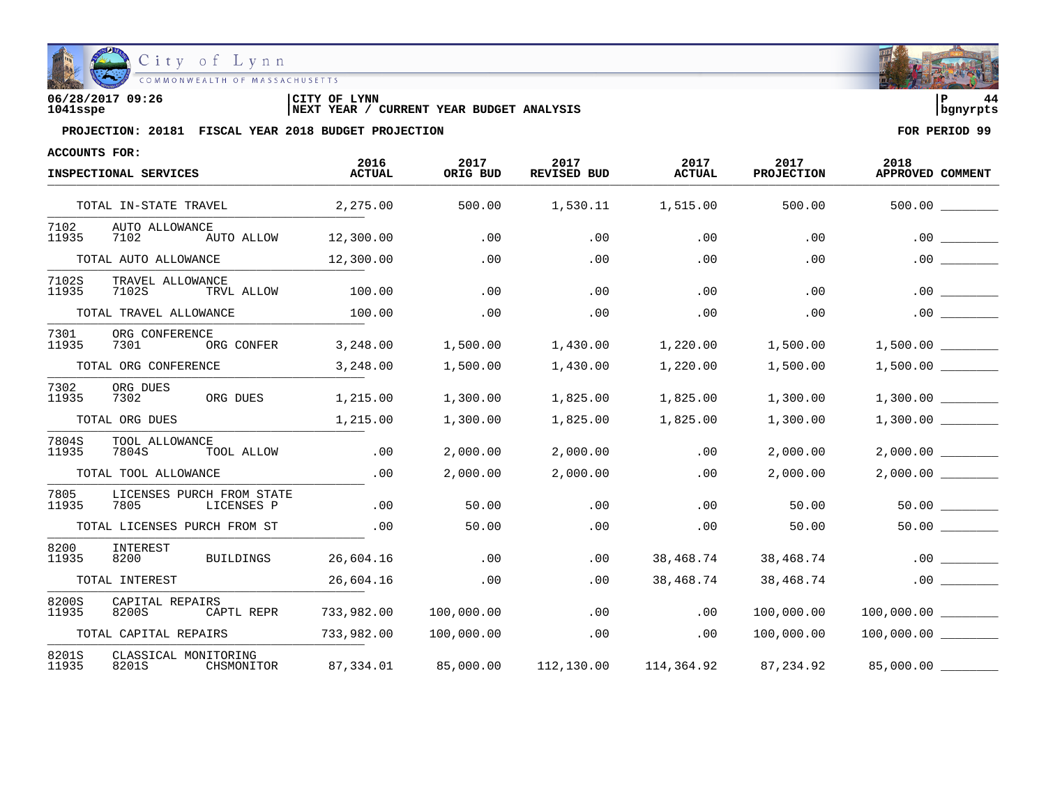06/28/2017 09:26
1041sspe

CITY OF LYNN
NEXT YEAR / CURRENT YEAR BUDGET ANALYSIS

P 44
bgnyrpts

**PROJECTION: 20181 FISCAL YEAR 2018 BUDGET PROJECTION** | **FOR PERIOD 99**

**ACCOUNTS FOR:**

| INSPECTIONAL SERVICES | | | 2016 ACTUAL | 2017 ORIG BUD | 2017 REVISED BUD | 2017 ACTUAL | 2017 PROJECTION | 2018 APPROVED | COMMENT |
|---|---|---|---|---|---|---|---|---|---|
| TOTAL IN-STATE TRAVEL | | | 2,275.00 | 500.00 | 1,530.11 | 1,515.00 | 500.00 | 500.00 | ________ |
| 7102 | AUTO ALLOWANCE | | | | | | | | |
| 11935 | 7102 | AUTO ALLOW | 12,300.00 | .00 | .00 | .00 | .00 | .00 | ________ |
| TOTAL AUTO ALLOWANCE | | | 12,300.00 | .00 | .00 | .00 | .00 | .00 | ________ |
| 7102S | TRAVEL ALLOWANCE | | | | | | | | |
| 11935 | 7102S | TRVL ALLOW | 100.00 | .00 | .00 | .00 | .00 | .00 | ________ |
| TOTAL TRAVEL ALLOWANCE | | | 100.00 | .00 | .00 | .00 | .00 | .00 | ________ |
| 7301 | ORG CONFERENCE | | | | | | | | |
| 11935 | 7301 | ORG CONFER | 3,248.00 | 1,500.00 | 1,430.00 | 1,220.00 | 1,500.00 | 1,500.00 | ________ |
| TOTAL ORG CONFERENCE | | | 3,248.00 | 1,500.00 | 1,430.00 | 1,220.00 | 1,500.00 | 1,500.00 | ________ |
| 7302 | ORG DUES | | | | | | | | |
| 11935 | 7302 | ORG DUES | 1,215.00 | 1,300.00 | 1,825.00 | 1,825.00 | 1,300.00 | 1,300.00 | ________ |
| TOTAL ORG DUES | | | 1,215.00 | 1,300.00 | 1,825.00 | 1,825.00 | 1,300.00 | 1,300.00 | ________ |
| 7804S | TOOL ALLOWANCE | | | | | | | | |
| 11935 | 7804S | TOOL ALLOW | .00 | 2,000.00 | 2,000.00 | .00 | 2,000.00 | 2,000.00 | ________ |
| TOTAL TOOL ALLOWANCE | | | .00 | 2,000.00 | 2,000.00 | .00 | 2,000.00 | 2,000.00 | ________ |
| 7805 | LICENSES PURCH FROM STATE | | | | | | | | |
| 11935 | 7805 | LICENSES P | .00 | 50.00 | .00 | .00 | 50.00 | 50.00 | ________ |
| TOTAL LICENSES PURCH FROM ST | | | .00 | 50.00 | .00 | .00 | 50.00 | 50.00 | ________ |
| 8200 | INTEREST | | | | | | | | |
| 11935 | 8200 | BUILDINGS | 26,604.16 | .00 | .00 | 38,468.74 | 38,468.74 | .00 | ________ |
| TOTAL INTEREST | | | 26,604.16 | .00 | .00 | 38,468.74 | 38,468.74 | .00 | ________ |
| 8200S | CAPITAL REPAIRS | | | | | | | | |
| 11935 | 8200S | CAPTL REPR | 733,982.00 | 100,000.00 | .00 | .00 | 100,000.00 | 100,000.00 | ________ |
| TOTAL CAPITAL REPAIRS | | | 733,982.00 | 100,000.00 | .00 | .00 | 100,000.00 | 100,000.00 | ________ |
| 8201S | CLASSICAL MONITORING | | | | | | | | |
| 11935 | 8201S | CHSMONITOR | 87,334.01 | 85,000.00 | 112,130.00 | 114,364.92 | 87,234.92 | 85,000.00 | ________ |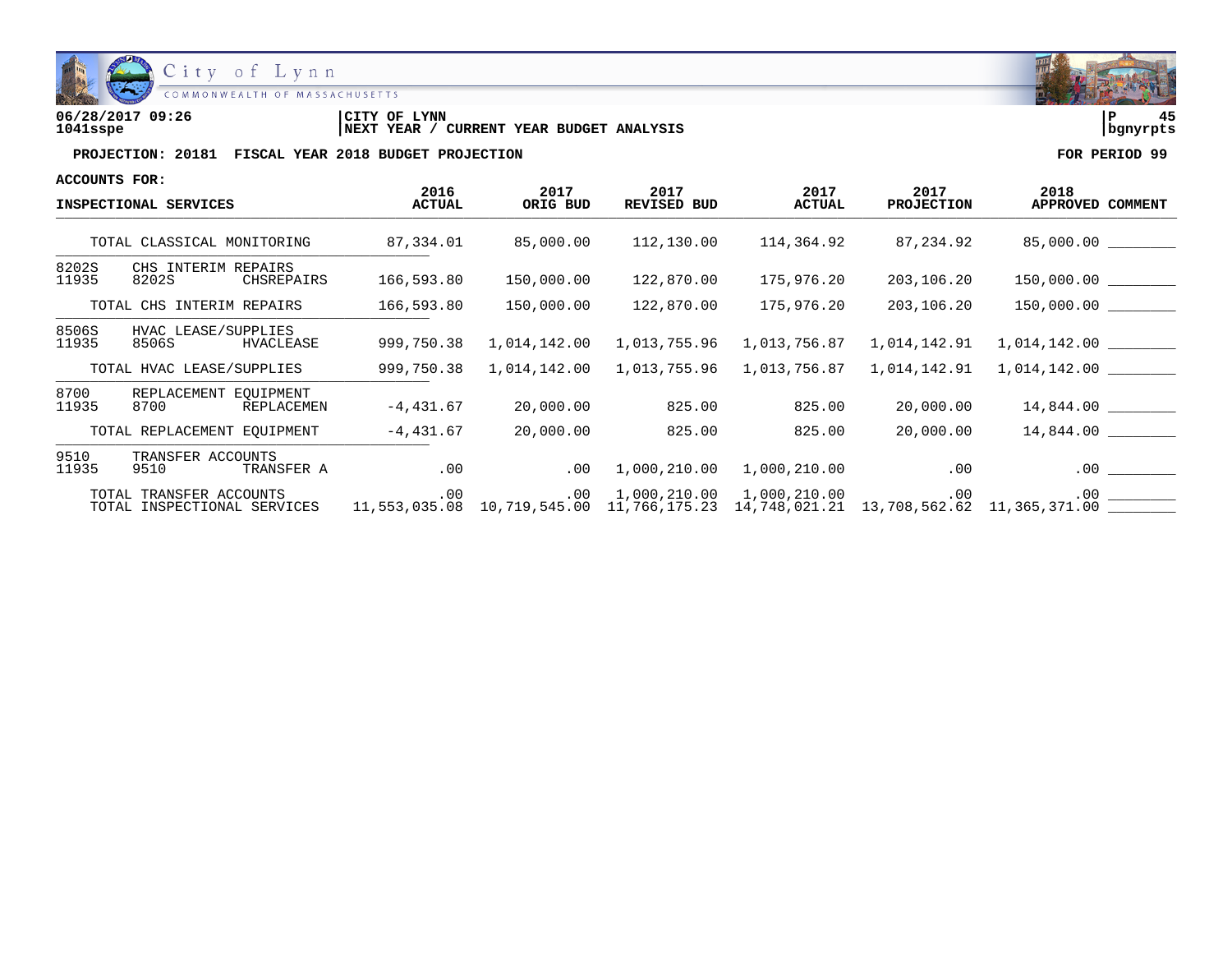06/28/2017 09:26 | CITY OF LYNN | P 45
1041sspe | NEXT YEAR / CURRENT YEAR BUDGET ANALYSIS | bgnyrpts

**PROJECTION: 20181 FISCAL YEAR 2018 BUDGET PROJECTION** — **FOR PERIOD 99**

ACCOUNTS FOR:

| INSPECTIONAL SERVICES | | | 2016 ACTUAL | 2017 ORIG BUD | 2017 REVISED BUD | 2017 ACTUAL | 2017 PROJECTION | 2018 APPROVED | COMMENT |
|---|---|---|---|---|---|---|---|---|---|
| TOTAL CLASSICAL MONITORING | | | 87,334.01 | 85,000.00 | 112,130.00 | 114,364.92 | 87,234.92 | 85,000.00 | ________ |
| 8202S | CHS INTERIM REPAIRS | | | | | | | | |
| 11935 | 8202S | CHSREPAIRS | 166,593.80 | 150,000.00 | 122,870.00 | 175,976.20 | 203,106.20 | 150,000.00 | ________ |
| TOTAL CHS INTERIM REPAIRS | | | 166,593.80 | 150,000.00 | 122,870.00 | 175,976.20 | 203,106.20 | 150,000.00 | ________ |
| 8506S | HVAC LEASE/SUPPLIES | | | | | | | | |
| 11935 | 8506S | HVACLEASE | 999,750.38 | 1,014,142.00 | 1,013,755.96 | 1,013,756.87 | 1,014,142.91 | 1,014,142.00 | ________ |
| TOTAL HVAC LEASE/SUPPLIES | | | 999,750.38 | 1,014,142.00 | 1,013,755.96 | 1,013,756.87 | 1,014,142.91 | 1,014,142.00 | ________ |
| 8700 | REPLACEMENT EQUIPMENT | | | | | | | | |
| 11935 | 8700 | REPLACEMEN | -4,431.67 | 20,000.00 | 825.00 | 825.00 | 20,000.00 | 14,844.00 | ________ |
| TOTAL REPLACEMENT EQUIPMENT | | | -4,431.67 | 20,000.00 | 825.00 | 825.00 | 20,000.00 | 14,844.00 | ________ |
| 9510 | TRANSFER ACCOUNTS | | | | | | | | |
| 11935 | 9510 | TRANSFER A | .00 | .00 | 1,000,210.00 | 1,000,210.00 | .00 | .00 | ________ |
| TOTAL TRANSFER ACCOUNTS | | | .00 | .00 | 1,000,210.00 | 1,000,210.00 | .00 | .00 | ________ |
| TOTAL INSPECTIONAL SERVICES | | | 11,553,035.08 | 10,719,545.00 | 11,766,175.23 | 14,748,021.21 | 13,708,562.62 | 11,365,371.00 | ________ |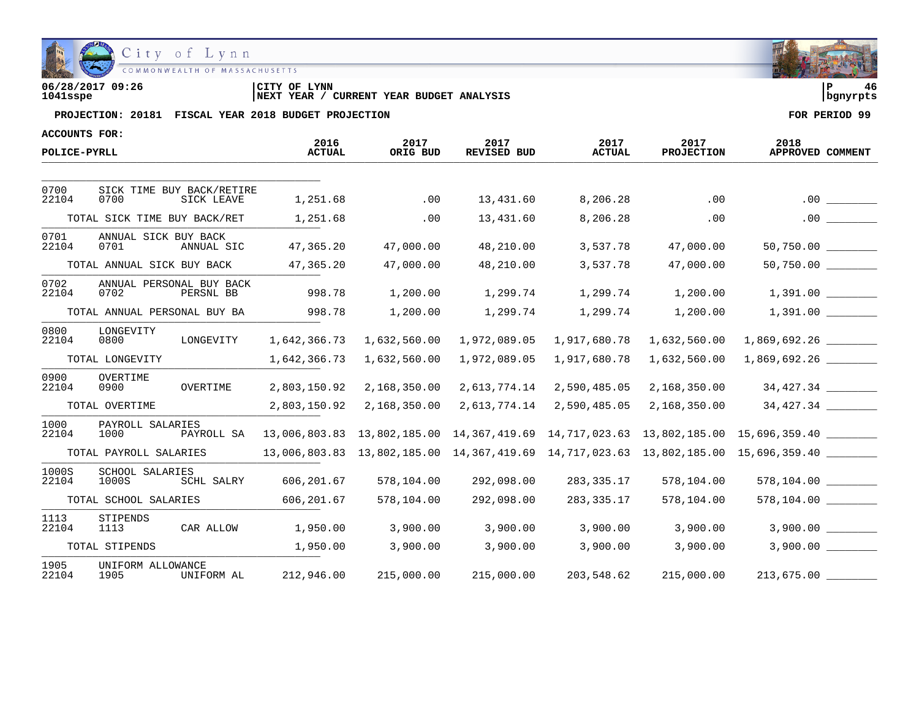06/28/2017 09:26
1041sspe

CITY OF LYNN
NEXT YEAR / CURRENT YEAR BUDGET ANALYSIS

P 46
bgnyrpts

**PROJECTION: 20181 FISCAL YEAR 2018 BUDGET PROJECTION** | **FOR PERIOD 99**

ACCOUNTS FOR:

| POLICE-PYRLL | | | 2016 ACTUAL | 2017 ORIG BUD | 2017 REVISED BUD | 2017 ACTUAL | 2017 PROJECTION | 2018 APPROVED | COMMENT |
|---|---|---|---|---|---|---|---|---|---|
| 0700 | SICK TIME BUY BACK/RETIRE | | | | | | | | |
| 22104 | 0700 | SICK LEAVE | 1,251.68 | .00 | 13,431.60 | 8,206.28 | .00 | .00 | ________ |
| | TOTAL SICK TIME BUY BACK/RET | | 1,251.68 | .00 | 13,431.60 | 8,206.28 | .00 | .00 | ________ |
| 0701 | ANNUAL SICK BUY BACK | | | | | | | | |
| 22104 | 0701 | ANNUAL SIC | 47,365.20 | 47,000.00 | 48,210.00 | 3,537.78 | 47,000.00 | 50,750.00 | ________ |
| | TOTAL ANNUAL SICK BUY BACK | | 47,365.20 | 47,000.00 | 48,210.00 | 3,537.78 | 47,000.00 | 50,750.00 | ________ |
| 0702 | ANNUAL PERSONAL BUY BACK | | | | | | | | |
| 22104 | 0702 | PERSNL BB | 998.78 | 1,200.00 | 1,299.74 | 1,299.74 | 1,200.00 | 1,391.00 | ________ |
| | TOTAL ANNUAL PERSONAL BUY BA | | 998.78 | 1,200.00 | 1,299.74 | 1,299.74 | 1,200.00 | 1,391.00 | ________ |
| 0800 | LONGEVITY | | | | | | | | |
| 22104 | 0800 | LONGEVITY | 1,642,366.73 | 1,632,560.00 | 1,972,089.05 | 1,917,680.78 | 1,632,560.00 | 1,869,692.26 | ________ |
| | TOTAL LONGEVITY | | 1,642,366.73 | 1,632,560.00 | 1,972,089.05 | 1,917,680.78 | 1,632,560.00 | 1,869,692.26 | ________ |
| 0900 | OVERTIME | | | | | | | | |
| 22104 | 0900 | OVERTIME | 2,803,150.92 | 2,168,350.00 | 2,613,774.14 | 2,590,485.05 | 2,168,350.00 | 34,427.34 | ________ |
| | TOTAL OVERTIME | | 2,803,150.92 | 2,168,350.00 | 2,613,774.14 | 2,590,485.05 | 2,168,350.00 | 34,427.34 | ________ |
| 1000 | PAYROLL SALARIES | | | | | | | | |
| 22104 | 1000 | PAYROLL SA | 13,006,803.83 | 13,802,185.00 | 14,367,419.69 | 14,717,023.63 | 13,802,185.00 | 15,696,359.40 | ________ |
| | TOTAL PAYROLL SALARIES | | 13,006,803.83 | 13,802,185.00 | 14,367,419.69 | 14,717,023.63 | 13,802,185.00 | 15,696,359.40 | ________ |
| 1000S | SCHOOL SALARIES | | | | | | | | |
| 22104 | 1000S | SCHL SALRY | 606,201.67 | 578,104.00 | 292,098.00 | 283,335.17 | 578,104.00 | 578,104.00 | ________ |
| | TOTAL SCHOOL SALARIES | | 606,201.67 | 578,104.00 | 292,098.00 | 283,335.17 | 578,104.00 | 578,104.00 | ________ |
| 1113 | STIPENDS | | | | | | | | |
| 22104 | 1113 | CAR ALLOW | 1,950.00 | 3,900.00 | 3,900.00 | 3,900.00 | 3,900.00 | 3,900.00 | ________ |
| | TOTAL STIPENDS | | 1,950.00 | 3,900.00 | 3,900.00 | 3,900.00 | 3,900.00 | 3,900.00 | ________ |
| 1905 | UNIFORM ALLOWANCE | | | | | | | | |
| 22104 | 1905 | UNIFORM AL | 212,946.00 | 215,000.00 | 215,000.00 | 203,548.62 | 215,000.00 | 213,675.00 | ________ |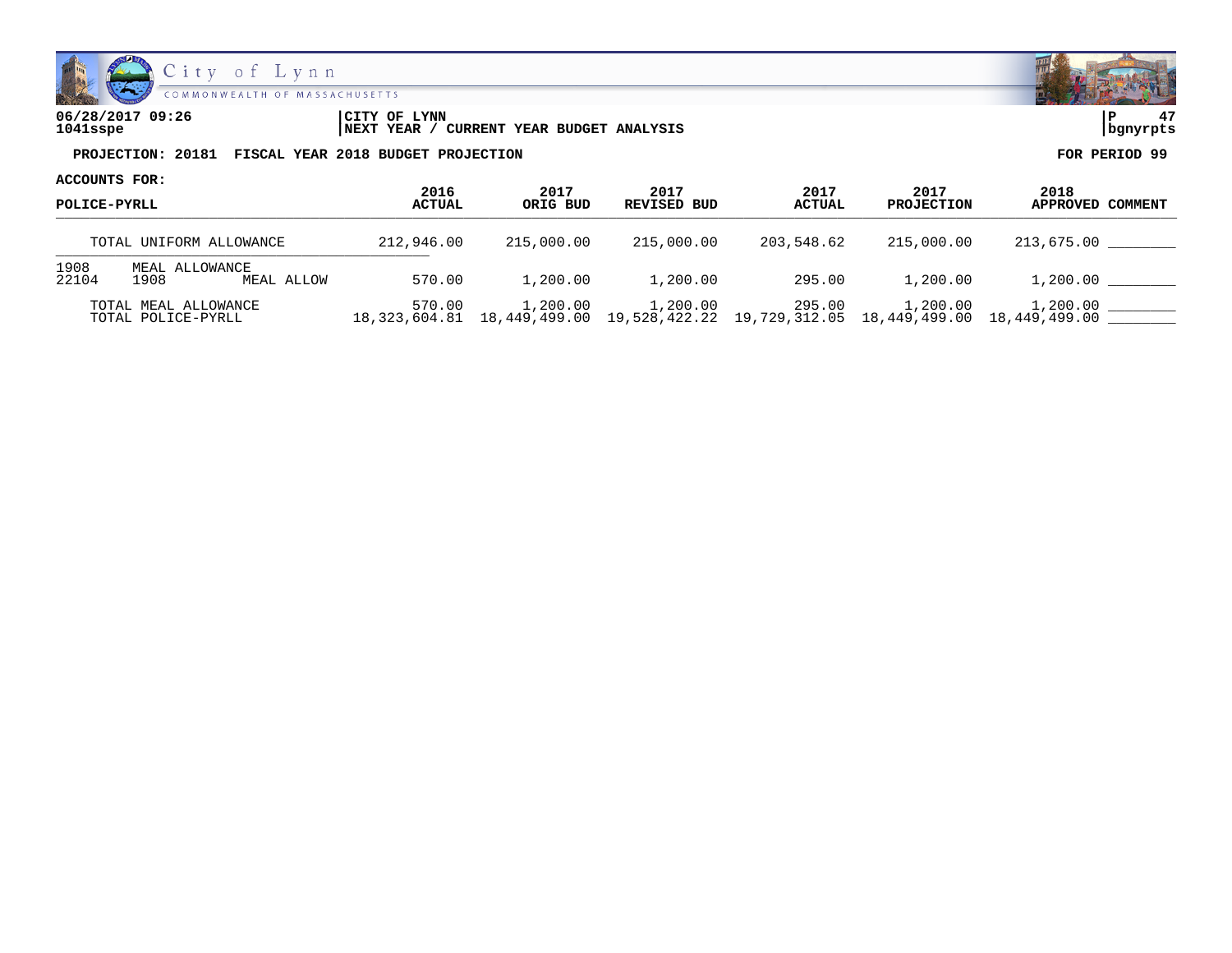**06/28/2017 09:26** | **CITY OF LYNN** | **P 47**
**1041sspe** | **NEXT YEAR / CURRENT YEAR BUDGET ANALYSIS** | **bgnyrpts**

**PROJECTION: 20181 FISCAL YEAR 2018 BUDGET PROJECTION** | **FOR PERIOD 99**

**ACCOUNTS FOR:**

| POLICE-PYRLL | 2016 ACTUAL | 2017 ORIG BUD | 2017 REVISED BUD | 2017 ACTUAL | 2017 PROJECTION | 2018 APPROVED | COMMENT |
|---|---|---|---|---|---|---|---|
| TOTAL UNIFORM ALLOWANCE | 212,946.00 | 215,000.00 | 215,000.00 | 203,548.62 | 215,000.00 | 213,675.00 | ________ |
| 1908 MEAL ALLOWANCE | | | | | | | |
| 22104 1908 MEAL ALLOW | 570.00 | 1,200.00 | 1,200.00 | 295.00 | 1,200.00 | 1,200.00 | ________ |
| TOTAL MEAL ALLOWANCE | 570.00 | 1,200.00 | 1,200.00 | 295.00 | 1,200.00 | 1,200.00 | ________ |
| TOTAL POLICE-PYRLL | 18,323,604.81 | 18,449,499.00 | 19,528,422.22 | 19,729,312.05 | 18,449,499.00 | 18,449,499.00 | ________ |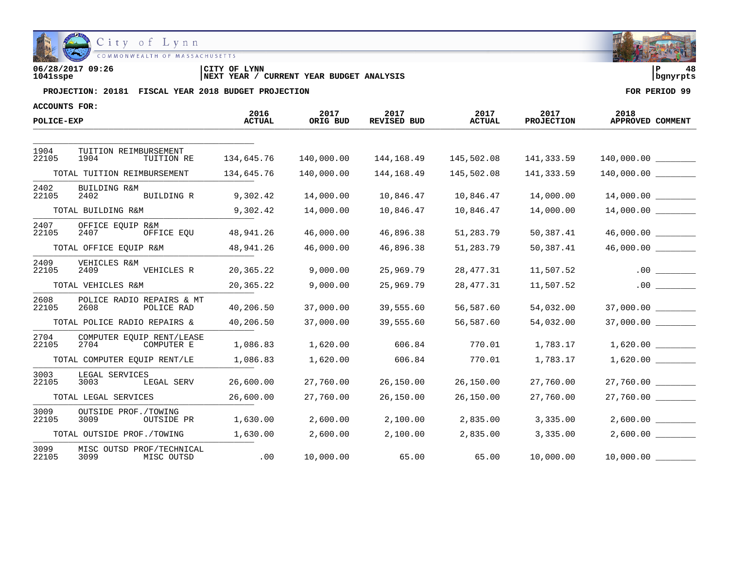06/28/2017 09:26
1041sspe

CITY OF LYNN
NEXT YEAR / CURRENT YEAR BUDGET ANALYSIS

P 48
bgnyrpts

**PROJECTION: 20181 FISCAL YEAR 2018 BUDGET PROJECTION** — **FOR PERIOD 99**

ACCOUNTS FOR:
POLICE-EXP

| | | 2016 ACTUAL | 2017 ORIG BUD | 2017 REVISED BUD | 2017 ACTUAL | 2017 PROJECTION | 2018 APPROVED | COMMENT |
|---|---|---|---|---|---|---|---|---|
| 1904 | TUITION REIMBURSEMENT | | | | | | | |
| 22105 | 1904 TUITION RE | 134,645.76 | 140,000.00 | 144,168.49 | 145,502.08 | 141,333.59 | 140,000.00 | ________ |
| | TOTAL TUITION REIMBURSEMENT | 134,645.76 | 140,000.00 | 144,168.49 | 145,502.08 | 141,333.59 | 140,000.00 | ________ |
| 2402 | BUILDING R&M | | | | | | | |
| 22105 | 2402 BUILDING R | 9,302.42 | 14,000.00 | 10,846.47 | 10,846.47 | 14,000.00 | 14,000.00 | ________ |
| | TOTAL BUILDING R&M | 9,302.42 | 14,000.00 | 10,846.47 | 10,846.47 | 14,000.00 | 14,000.00 | ________ |
| 2407 | OFFICE EQUIP R&M | | | | | | | |
| 22105 | 2407 OFFICE EQU | 48,941.26 | 46,000.00 | 46,896.38 | 51,283.79 | 50,387.41 | 46,000.00 | ________ |
| | TOTAL OFFICE EQUIP R&M | 48,941.26 | 46,000.00 | 46,896.38 | 51,283.79 | 50,387.41 | 46,000.00 | ________ |
| 2409 | VEHICLES R&M | | | | | | | |
| 22105 | 2409 VEHICLES R | 20,365.22 | 9,000.00 | 25,969.79 | 28,477.31 | 11,507.52 | .00 | ________ |
| | TOTAL VEHICLES R&M | 20,365.22 | 9,000.00 | 25,969.79 | 28,477.31 | 11,507.52 | .00 | ________ |
| 2608 | POLICE RADIO REPAIRS & MT | | | | | | | |
| 22105 | 2608 POLICE RAD | 40,206.50 | 37,000.00 | 39,555.60 | 56,587.60 | 54,032.00 | 37,000.00 | ________ |
| | TOTAL POLICE RADIO REPAIRS & | 40,206.50 | 37,000.00 | 39,555.60 | 56,587.60 | 54,032.00 | 37,000.00 | ________ |
| 2704 | COMPUTER EQUIP RENT/LEASE | | | | | | | |
| 22105 | 2704 COMPUTER E | 1,086.83 | 1,620.00 | 606.84 | 770.01 | 1,783.17 | 1,620.00 | ________ |
| | TOTAL COMPUTER EQUIP RENT/LE | 1,086.83 | 1,620.00 | 606.84 | 770.01 | 1,783.17 | 1,620.00 | ________ |
| 3003 | LEGAL SERVICES | | | | | | | |
| 22105 | 3003 LEGAL SERV | 26,600.00 | 27,760.00 | 26,150.00 | 26,150.00 | 27,760.00 | 27,760.00 | ________ |
| | TOTAL LEGAL SERVICES | 26,600.00 | 27,760.00 | 26,150.00 | 26,150.00 | 27,760.00 | 27,760.00 | ________ |
| 3009 | OUTSIDE PROF./TOWING | | | | | | | |
| 22105 | 3009 OUTSIDE PR | 1,630.00 | 2,600.00 | 2,100.00 | 2,835.00 | 3,335.00 | 2,600.00 | ________ |
| | TOTAL OUTSIDE PROF./TOWING | 1,630.00 | 2,600.00 | 2,100.00 | 2,835.00 | 3,335.00 | 2,600.00 | ________ |
| 3099 | MISC OUTSD PROF/TECHNICAL | | | | | | | |
| 22105 | 3099 MISC OUTSD | .00 | 10,000.00 | 65.00 | 65.00 | 10,000.00 | 10,000.00 | ________ |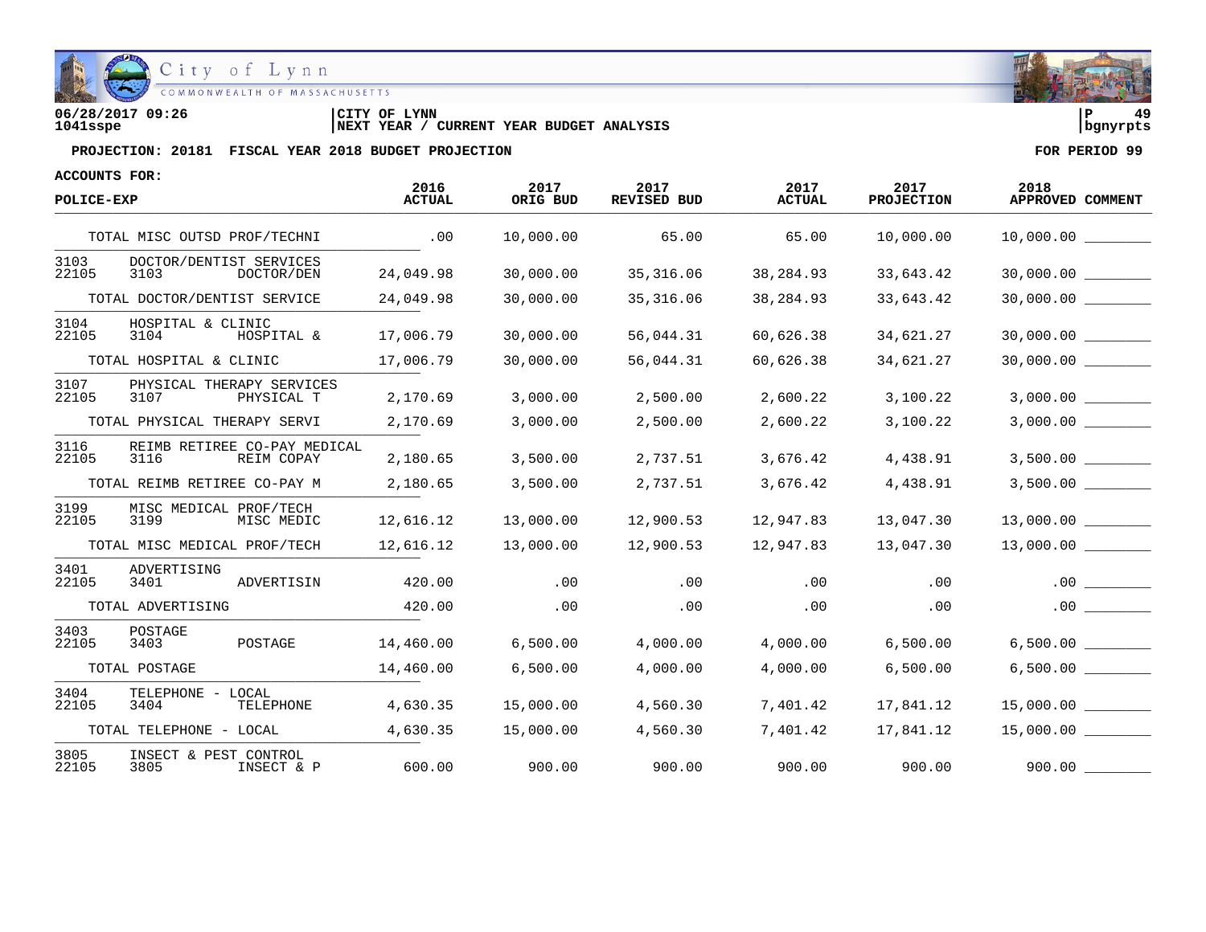City of Lynn
COMMONWEALTH OF MASSACHUSETTS

06/28/2017 09:26
1041sspe

CITY OF LYNN
NEXT YEAR / CURRENT YEAR BUDGET ANALYSIS

P 49
bgnyrpts

**PROJECTION: 20181 FISCAL YEAR 2018 BUDGET PROJECTION** — **FOR PERIOD 99**

**ACCOUNTS FOR:**

| POLICE-EXP | 2016 ACTUAL | 2017 ORIG BUD | 2017 REVISED BUD | 2017 ACTUAL | 2017 PROJECTION | 2018 APPROVED | COMMENT |
|---|---|---|---|---|---|---|---|
| TOTAL MISC OUTSD PROF/TECHNI | .00 | 10,000.00 | 65.00 | 65.00 | 10,000.00 | 10,000.00 | ________ |
| 3103 DOCTOR/DENTIST SERVICES | | | | | | | |
| 22105 3103 DOCTOR/DEN | 24,049.98 | 30,000.00 | 35,316.06 | 38,284.93 | 33,643.42 | 30,000.00 | ________ |
| TOTAL DOCTOR/DENTIST SERVICE | 24,049.98 | 30,000.00 | 35,316.06 | 38,284.93 | 33,643.42 | 30,000.00 | ________ |
| 3104 HOSPITAL & CLINIC | | | | | | | |
| 22105 3104 HOSPITAL & | 17,006.79 | 30,000.00 | 56,044.31 | 60,626.38 | 34,621.27 | 30,000.00 | ________ |
| TOTAL HOSPITAL & CLINIC | 17,006.79 | 30,000.00 | 56,044.31 | 60,626.38 | 34,621.27 | 30,000.00 | ________ |
| 3107 PHYSICAL THERAPY SERVICES | | | | | | | |
| 22105 3107 PHYSICAL T | 2,170.69 | 3,000.00 | 2,500.00 | 2,600.22 | 3,100.22 | 3,000.00 | ________ |
| TOTAL PHYSICAL THERAPY SERVI | 2,170.69 | 3,000.00 | 2,500.00 | 2,600.22 | 3,100.22 | 3,000.00 | ________ |
| 3116 REIMB RETIREE CO-PAY MEDICAL | | | | | | | |
| 22105 3116 REIM COPAY | 2,180.65 | 3,500.00 | 2,737.51 | 3,676.42 | 4,438.91 | 3,500.00 | ________ |
| TOTAL REIMB RETIREE CO-PAY M | 2,180.65 | 3,500.00 | 2,737.51 | 3,676.42 | 4,438.91 | 3,500.00 | ________ |
| 3199 MISC MEDICAL PROF/TECH | | | | | | | |
| 22105 3199 MISC MEDIC | 12,616.12 | 13,000.00 | 12,900.53 | 12,947.83 | 13,047.30 | 13,000.00 | ________ |
| TOTAL MISC MEDICAL PROF/TECH | 12,616.12 | 13,000.00 | 12,900.53 | 12,947.83 | 13,047.30 | 13,000.00 | ________ |
| 3401 ADVERTISING | | | | | | | |
| 22105 3401 ADVERTISIN | 420.00 | .00 | .00 | .00 | .00 | .00 | ________ |
| TOTAL ADVERTISING | 420.00 | .00 | .00 | .00 | .00 | .00 | ________ |
| 3403 POSTAGE | | | | | | | |
| 22105 3403 POSTAGE | 14,460.00 | 6,500.00 | 4,000.00 | 4,000.00 | 6,500.00 | 6,500.00 | ________ |
| TOTAL POSTAGE | 14,460.00 | 6,500.00 | 4,000.00 | 4,000.00 | 6,500.00 | 6,500.00 | ________ |
| 3404 TELEPHONE - LOCAL | | | | | | | |
| 22105 3404 TELEPHONE | 4,630.35 | 15,000.00 | 4,560.30 | 7,401.42 | 17,841.12 | 15,000.00 | ________ |
| TOTAL TELEPHONE - LOCAL | 4,630.35 | 15,000.00 | 4,560.30 | 7,401.42 | 17,841.12 | 15,000.00 | ________ |
| 3805 INSECT & PEST CONTROL | | | | | | | |
| 22105 3805 INSECT & P | 600.00 | 900.00 | 900.00 | 900.00 | 900.00 | 900.00 | ________ |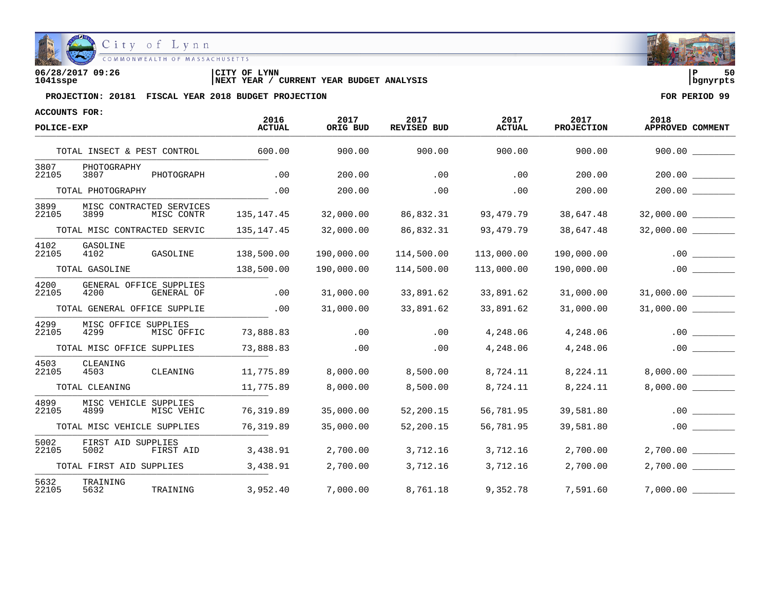06/28/2017 09:26 | CITY OF LYNN
1041sspe | NEXT YEAR / CURRENT YEAR BUDGET ANALYSIS

**PROJECTION: 20181 FISCAL YEAR 2018 BUDGET PROJECTION** — FOR PERIOD 99

ACCOUNTS FOR:

| POLICE-EXP | | | 2016 ACTUAL | 2017 ORIG BUD | 2017 REVISED BUD | 2017 ACTUAL | 2017 PROJECTION | 2018 APPROVED | COMMENT |
|---|---|---|---|---|---|---|---|---|---|
| TOTAL INSECT & PEST CONTROL | | | 600.00 | 900.00 | 900.00 | 900.00 | 900.00 | 900.00 | ________ |
| 3807 | PHOTOGRAPHY | | | | | | | | |
| 22105 | 3807 | PHOTOGRAPH | .00 | 200.00 | .00 | .00 | 200.00 | 200.00 | ________ |
| TOTAL PHOTOGRAPHY | | | .00 | 200.00 | .00 | .00 | 200.00 | 200.00 | ________ |
| 3899 | MISC CONTRACTED SERVICES | | | | | | | | |
| 22105 | 3899 | MISC CONTR | 135,147.45 | 32,000.00 | 86,832.31 | 93,479.79 | 38,647.48 | 32,000.00 | ________ |
| TOTAL MISC CONTRACTED SERVIC | | | 135,147.45 | 32,000.00 | 86,832.31 | 93,479.79 | 38,647.48 | 32,000.00 | ________ |
| 4102 | GASOLINE | | | | | | | | |
| 22105 | 4102 | GASOLINE | 138,500.00 | 190,000.00 | 114,500.00 | 113,000.00 | 190,000.00 | .00 | ________ |
| TOTAL GASOLINE | | | 138,500.00 | 190,000.00 | 114,500.00 | 113,000.00 | 190,000.00 | .00 | ________ |
| 4200 | GENERAL OFFICE SUPPLIES | | | | | | | | |
| 22105 | 4200 | GENERAL OF | .00 | 31,000.00 | 33,891.62 | 33,891.62 | 31,000.00 | 31,000.00 | ________ |
| TOTAL GENERAL OFFICE SUPPLIE | | | .00 | 31,000.00 | 33,891.62 | 33,891.62 | 31,000.00 | 31,000.00 | ________ |
| 4299 | MISC OFFICE SUPPLIES | | | | | | | | |
| 22105 | 4299 | MISC OFFIC | 73,888.83 | .00 | .00 | 4,248.06 | 4,248.06 | .00 | ________ |
| TOTAL MISC OFFICE SUPPLIES | | | 73,888.83 | .00 | .00 | 4,248.06 | 4,248.06 | .00 | ________ |
| 4503 | CLEANING | | | | | | | | |
| 22105 | 4503 | CLEANING | 11,775.89 | 8,000.00 | 8,500.00 | 8,724.11 | 8,224.11 | 8,000.00 | ________ |
| TOTAL CLEANING | | | 11,775.89 | 8,000.00 | 8,500.00 | 8,724.11 | 8,224.11 | 8,000.00 | ________ |
| 4899 | MISC VEHICLE SUPPLIES | | | | | | | | |
| 22105 | 4899 | MISC VEHIC | 76,319.89 | 35,000.00 | 52,200.15 | 56,781.95 | 39,581.80 | .00 | ________ |
| TOTAL MISC VEHICLE SUPPLIES | | | 76,319.89 | 35,000.00 | 52,200.15 | 56,781.95 | 39,581.80 | .00 | ________ |
| 5002 | FIRST AID SUPPLIES | | | | | | | | |
| 22105 | 5002 | FIRST AID | 3,438.91 | 2,700.00 | 3,712.16 | 3,712.16 | 2,700.00 | 2,700.00 | ________ |
| TOTAL FIRST AID SUPPLIES | | | 3,438.91 | 2,700.00 | 3,712.16 | 3,712.16 | 2,700.00 | 2,700.00 | ________ |
| 5632 | TRAINING | | | | | | | | |
| 22105 | 5632 | TRAINING | 3,952.40 | 7,000.00 | 8,761.18 | 9,352.78 | 7,591.60 | 7,000.00 | ________ |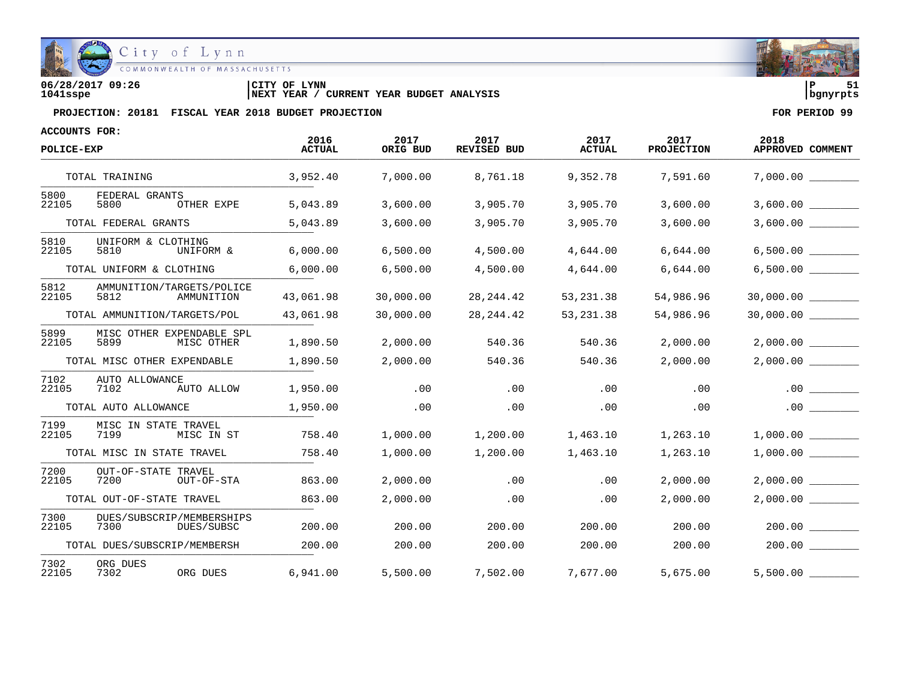06/28/2017 09:26
1041sspe

CITY OF LYNN
NEXT YEAR / CURRENT YEAR BUDGET ANALYSIS

P 51
bgnyrpts

**PROJECTION: 20181 FISCAL YEAR 2018 BUDGET PROJECTION** — **FOR PERIOD 99**

**ACCOUNTS FOR:**

| POLICE-EXP | 2016 ACTUAL | 2017 ORIG BUD | 2017 REVISED BUD | 2017 ACTUAL | 2017 PROJECTION | 2018 APPROVED | COMMENT |
|---|---|---|---|---|---|---|---|
| TOTAL TRAINING | 3,952.40 | 7,000.00 | 8,761.18 | 9,352.78 | 7,591.60 | 7,000.00 | ________ |
| 5800 FEDERAL GRANTS | | | | | | | |
| 22105 5800 OTHER EXPE | 5,043.89 | 3,600.00 | 3,905.70 | 3,905.70 | 3,600.00 | 3,600.00 | ________ |
| TOTAL FEDERAL GRANTS | 5,043.89 | 3,600.00 | 3,905.70 | 3,905.70 | 3,600.00 | 3,600.00 | ________ |
| 5810 UNIFORM & CLOTHING | | | | | | | |
| 22105 5810 UNIFORM & | 6,000.00 | 6,500.00 | 4,500.00 | 4,644.00 | 6,644.00 | 6,500.00 | ________ |
| TOTAL UNIFORM & CLOTHING | 6,000.00 | 6,500.00 | 4,500.00 | 4,644.00 | 6,644.00 | 6,500.00 | ________ |
| 5812 AMMUNITION/TARGETS/POLICE | | | | | | | |
| 22105 5812 AMMUNITION | 43,061.98 | 30,000.00 | 28,244.42 | 53,231.38 | 54,986.96 | 30,000.00 | ________ |
| TOTAL AMMUNITION/TARGETS/POL | 43,061.98 | 30,000.00 | 28,244.42 | 53,231.38 | 54,986.96 | 30,000.00 | ________ |
| 5899 MISC OTHER EXPENDABLE SPL | | | | | | | |
| 22105 5899 MISC OTHER | 1,890.50 | 2,000.00 | 540.36 | 540.36 | 2,000.00 | 2,000.00 | ________ |
| TOTAL MISC OTHER EXPENDABLE | 1,890.50 | 2,000.00 | 540.36 | 540.36 | 2,000.00 | 2,000.00 | ________ |
| 7102 AUTO ALLOWANCE | | | | | | | |
| 22105 7102 AUTO ALLOW | 1,950.00 | .00 | .00 | .00 | .00 | .00 | ________ |
| TOTAL AUTO ALLOWANCE | 1,950.00 | .00 | .00 | .00 | .00 | .00 | ________ |
| 7199 MISC IN STATE TRAVEL | | | | | | | |
| 22105 7199 MISC IN ST | 758.40 | 1,000.00 | 1,200.00 | 1,463.10 | 1,263.10 | 1,000.00 | ________ |
| TOTAL MISC IN STATE TRAVEL | 758.40 | 1,000.00 | 1,200.00 | 1,463.10 | 1,263.10 | 1,000.00 | ________ |
| 7200 OUT-OF-STATE TRAVEL | | | | | | | |
| 22105 7200 OUT-OF-STA | 863.00 | 2,000.00 | .00 | .00 | 2,000.00 | 2,000.00 | ________ |
| TOTAL OUT-OF-STATE TRAVEL | 863.00 | 2,000.00 | .00 | .00 | 2,000.00 | 2,000.00 | ________ |
| 7300 DUES/SUBSCRIP/MEMBERSHIPS | | | | | | | |
| 22105 7300 DUES/SUBSC | 200.00 | 200.00 | 200.00 | 200.00 | 200.00 | 200.00 | ________ |
| TOTAL DUES/SUBSCRIP/MEMBERSH | 200.00 | 200.00 | 200.00 | 200.00 | 200.00 | 200.00 | ________ |
| 7302 ORG DUES | | | | | | | |
| 22105 7302 ORG DUES | 6,941.00 | 5,500.00 | 7,502.00 | 7,677.00 | 5,675.00 | 5,500.00 | ________ |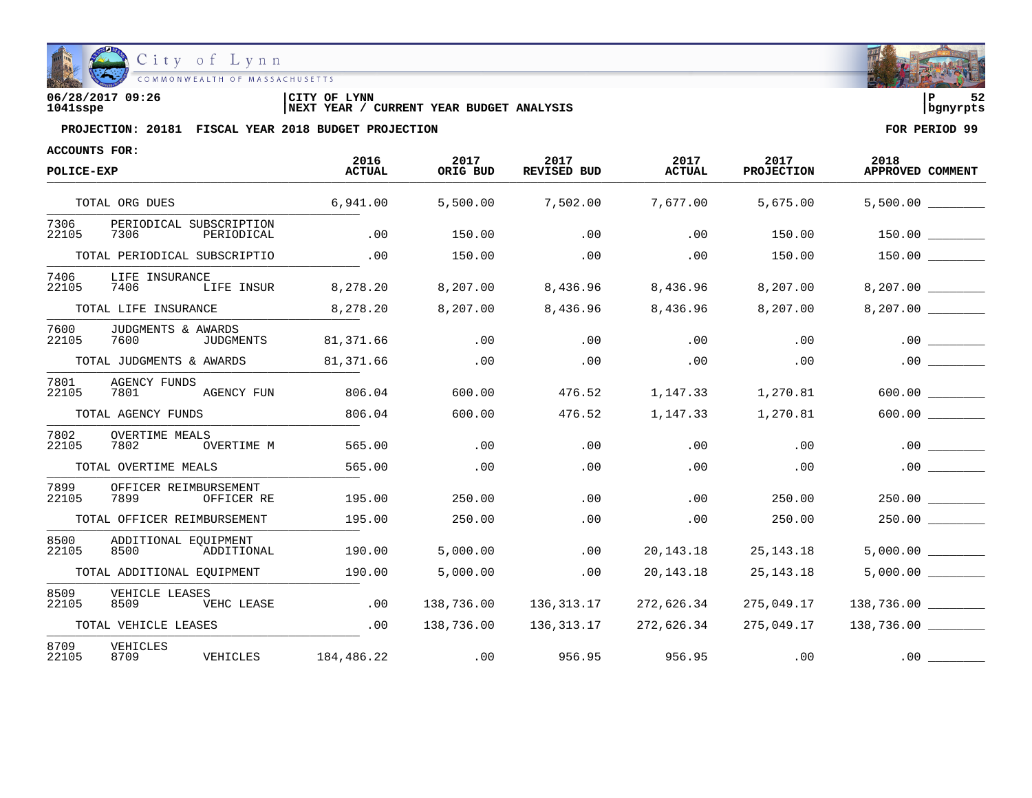City of Lynn
COMMONWEALTH OF MASSACHUSETTS

06/28/2017 09:26 | CITY OF LYNN | P 52
1041sspe | NEXT YEAR / CURRENT YEAR BUDGET ANALYSIS | bgnyrpts

**PROJECTION: 20181 FISCAL YEAR 2018 BUDGET PROJECTION** — **FOR PERIOD 99**

**ACCOUNTS FOR:**

| POLICE-EXP | 2016 ACTUAL | 2017 ORIG BUD | 2017 REVISED BUD | 2017 ACTUAL | 2017 PROJECTION | 2018 APPROVED | COMMENT |
|---|---|---|---|---|---|---|---|
| TOTAL ORG DUES | 6,941.00 | 5,500.00 | 7,502.00 | 7,677.00 | 5,675.00 | 5,500.00 | ________ |
| 7306 PERIODICAL SUBSCRIPTION | | | | | | | |
| 22105 7306 PERIODICAL | .00 | 150.00 | .00 | .00 | 150.00 | 150.00 | ________ |
| TOTAL PERIODICAL SUBSCRIPTIO | .00 | 150.00 | .00 | .00 | 150.00 | 150.00 | ________ |
| 7406 LIFE INSURANCE | | | | | | | |
| 22105 7406 LIFE INSUR | 8,278.20 | 8,207.00 | 8,436.96 | 8,436.96 | 8,207.00 | 8,207.00 | ________ |
| TOTAL LIFE INSURANCE | 8,278.20 | 8,207.00 | 8,436.96 | 8,436.96 | 8,207.00 | 8,207.00 | ________ |
| 7600 JUDGMENTS & AWARDS | | | | | | | |
| 22105 7600 JUDGMENTS | 81,371.66 | .00 | .00 | .00 | .00 | .00 | ________ |
| TOTAL JUDGMENTS & AWARDS | 81,371.66 | .00 | .00 | .00 | .00 | .00 | ________ |
| 7801 AGENCY FUNDS | | | | | | | |
| 22105 7801 AGENCY FUN | 806.04 | 600.00 | 476.52 | 1,147.33 | 1,270.81 | 600.00 | ________ |
| TOTAL AGENCY FUNDS | 806.04 | 600.00 | 476.52 | 1,147.33 | 1,270.81 | 600.00 | ________ |
| 7802 OVERTIME MEALS | | | | | | | |
| 22105 7802 OVERTIME M | 565.00 | .00 | .00 | .00 | .00 | .00 | ________ |
| TOTAL OVERTIME MEALS | 565.00 | .00 | .00 | .00 | .00 | .00 | ________ |
| 7899 OFFICER REIMBURSEMENT | | | | | | | |
| 22105 7899 OFFICER RE | 195.00 | 250.00 | .00 | .00 | 250.00 | 250.00 | ________ |
| TOTAL OFFICER REIMBURSEMENT | 195.00 | 250.00 | .00 | .00 | 250.00 | 250.00 | ________ |
| 8500 ADDITIONAL EQUIPMENT | | | | | | | |
| 22105 8500 ADDITIONAL | 190.00 | 5,000.00 | .00 | 20,143.18 | 25,143.18 | 5,000.00 | ________ |
| TOTAL ADDITIONAL EQUIPMENT | 190.00 | 5,000.00 | .00 | 20,143.18 | 25,143.18 | 5,000.00 | ________ |
| 8509 VEHICLE LEASES | | | | | | | |
| 22105 8509 VEHC LEASE | .00 | 138,736.00 | 136,313.17 | 272,626.34 | 275,049.17 | 138,736.00 | ________ |
| TOTAL VEHICLE LEASES | .00 | 138,736.00 | 136,313.17 | 272,626.34 | 275,049.17 | 138,736.00 | ________ |
| 8709 VEHICLES | | | | | | | |
| 22105 8709 VEHICLES | 184,486.22 | .00 | 956.95 | 956.95 | .00 | .00 | ________ |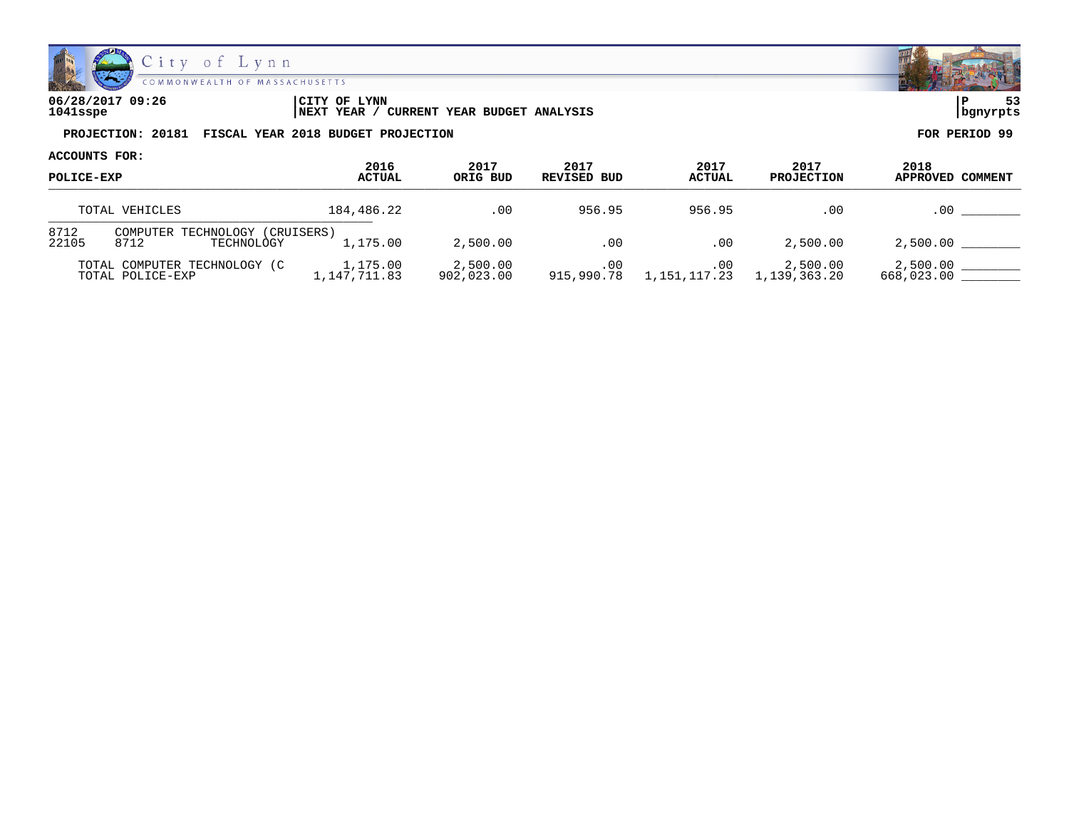06/28/2017 09:26
1041sspe

CITY OF LYNN
NEXT YEAR / CURRENT YEAR BUDGET ANALYSIS

P 53
bgnyrpts

**PROJECTION: 20181 FISCAL YEAR 2018 BUDGET PROJECTION** **FOR PERIOD 99**

**ACCOUNTS FOR:**

| POLICE-EXP | 2016 ACTUAL | 2017 ORIG BUD | 2017 REVISED BUD | 2017 ACTUAL | 2017 PROJECTION | 2018 APPROVED | COMMENT |
|---|---|---|---|---|---|---|---|
| TOTAL VEHICLES | 184,486.22 | .00 | 956.95 | 956.95 | .00 | .00 | ________ |
| 8712 COMPUTER TECHNOLOGY (CRUISERS) | | | | | | | |
| 22105 8712 TECHNOLOGY | 1,175.00 | 2,500.00 | .00 | .00 | 2,500.00 | 2,500.00 | ________ |
| TOTAL COMPUTER TECHNOLOGY (C | 1,175.00 | 2,500.00 | .00 | .00 | 2,500.00 | 2,500.00 | ________ |
| TOTAL POLICE-EXP | 1,147,711.83 | 902,023.00 | 915,990.78 | 1,151,117.23 | 1,139,363.20 | 668,023.00 | ________ |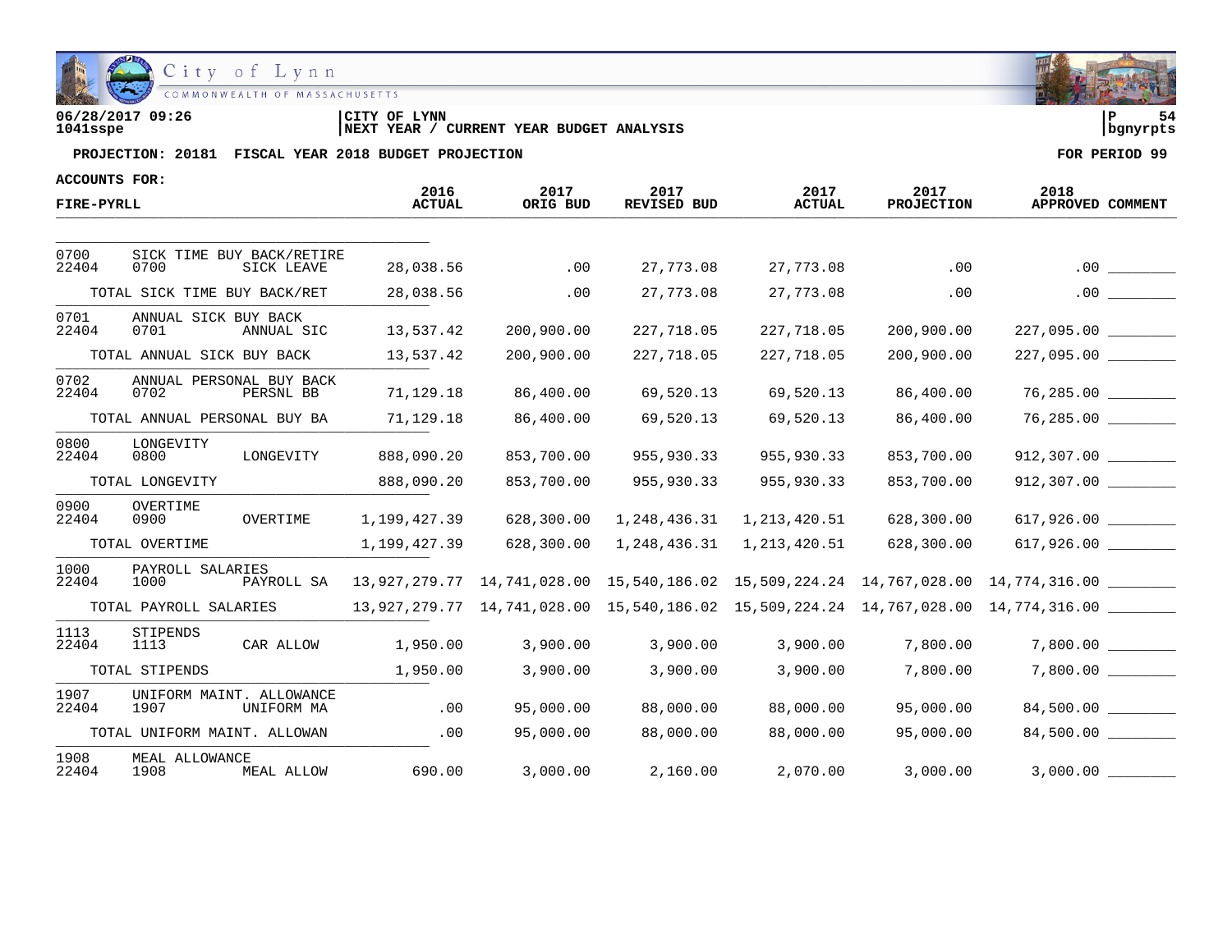City of Lynn
COMMONWEALTH OF MASSACHUSETTS

06/28/2017 09:26
1041sspe

CITY OF LYNN
NEXT YEAR / CURRENT YEAR BUDGET ANALYSIS

P 54
bgnyrpts

PROJECTION: 20181 FISCAL YEAR 2018 BUDGET PROJECTION

FOR PERIOD 99

ACCOUNTS FOR:

| FIRE-PYRLL | | | 2016 ACTUAL | 2017 ORIG BUD | 2017 REVISED BUD | 2017 ACTUAL | 2017 PROJECTION | 2018 APPROVED | COMMENT |
|---|---|---|---|---|---|---|---|---|---|
| 0700 | SICK TIME BUY BACK/RETIRE | | | | | | | | |
| 22404 | 0700 | SICK LEAVE | 28,038.56 | .00 | 27,773.08 | 27,773.08 | .00 | .00 | ________ |
| | TOTAL SICK TIME BUY BACK/RET | | 28,038.56 | .00 | 27,773.08 | 27,773.08 | .00 | .00 | ________ |
| 0701 | ANNUAL SICK BUY BACK | | | | | | | | |
| 22404 | 0701 | ANNUAL SIC | 13,537.42 | 200,900.00 | 227,718.05 | 227,718.05 | 200,900.00 | 227,095.00 | ________ |
| | TOTAL ANNUAL SICK BUY BACK | | 13,537.42 | 200,900.00 | 227,718.05 | 227,718.05 | 200,900.00 | 227,095.00 | ________ |
| 0702 | ANNUAL PERSONAL BUY BACK | | | | | | | | |
| 22404 | 0702 | PERSNL BB | 71,129.18 | 86,400.00 | 69,520.13 | 69,520.13 | 86,400.00 | 76,285.00 | ________ |
| | TOTAL ANNUAL PERSONAL BUY BA | | 71,129.18 | 86,400.00 | 69,520.13 | 69,520.13 | 86,400.00 | 76,285.00 | ________ |
| 0800 | LONGEVITY | | | | | | | | |
| 22404 | 0800 | LONGEVITY | 888,090.20 | 853,700.00 | 955,930.33 | 955,930.33 | 853,700.00 | 912,307.00 | ________ |
| | TOTAL LONGEVITY | | 888,090.20 | 853,700.00 | 955,930.33 | 955,930.33 | 853,700.00 | 912,307.00 | ________ |
| 0900 | OVERTIME | | | | | | | | |
| 22404 | 0900 | OVERTIME | 1,199,427.39 | 628,300.00 | 1,248,436.31 | 1,213,420.51 | 628,300.00 | 617,926.00 | ________ |
| | TOTAL OVERTIME | | 1,199,427.39 | 628,300.00 | 1,248,436.31 | 1,213,420.51 | 628,300.00 | 617,926.00 | ________ |
| 1000 | PAYROLL SALARIES | | | | | | | | |
| 22404 | 1000 | PAYROLL SA | 13,927,279.77 | 14,741,028.00 | 15,540,186.02 | 15,509,224.24 | 14,767,028.00 | 14,774,316.00 | ________ |
| | TOTAL PAYROLL SALARIES | | 13,927,279.77 | 14,741,028.00 | 15,540,186.02 | 15,509,224.24 | 14,767,028.00 | 14,774,316.00 | ________ |
| 1113 | STIPENDS | | | | | | | | |
| 22404 | 1113 | CAR ALLOW | 1,950.00 | 3,900.00 | 3,900.00 | 3,900.00 | 7,800.00 | 7,800.00 | ________ |
| | TOTAL STIPENDS | | 1,950.00 | 3,900.00 | 3,900.00 | 3,900.00 | 7,800.00 | 7,800.00 | ________ |
| 1907 | UNIFORM MAINT. ALLOWANCE | | | | | | | | |
| 22404 | 1907 | UNIFORM MA | .00 | 95,000.00 | 88,000.00 | 88,000.00 | 95,000.00 | 84,500.00 | ________ |
| | TOTAL UNIFORM MAINT. ALLOWAN | | .00 | 95,000.00 | 88,000.00 | 88,000.00 | 95,000.00 | 84,500.00 | ________ |
| 1908 | MEAL ALLOWANCE | | | | | | | | |
| 22404 | 1908 | MEAL ALLOW | 690.00 | 3,000.00 | 2,160.00 | 2,070.00 | 3,000.00 | 3,000.00 | ________ |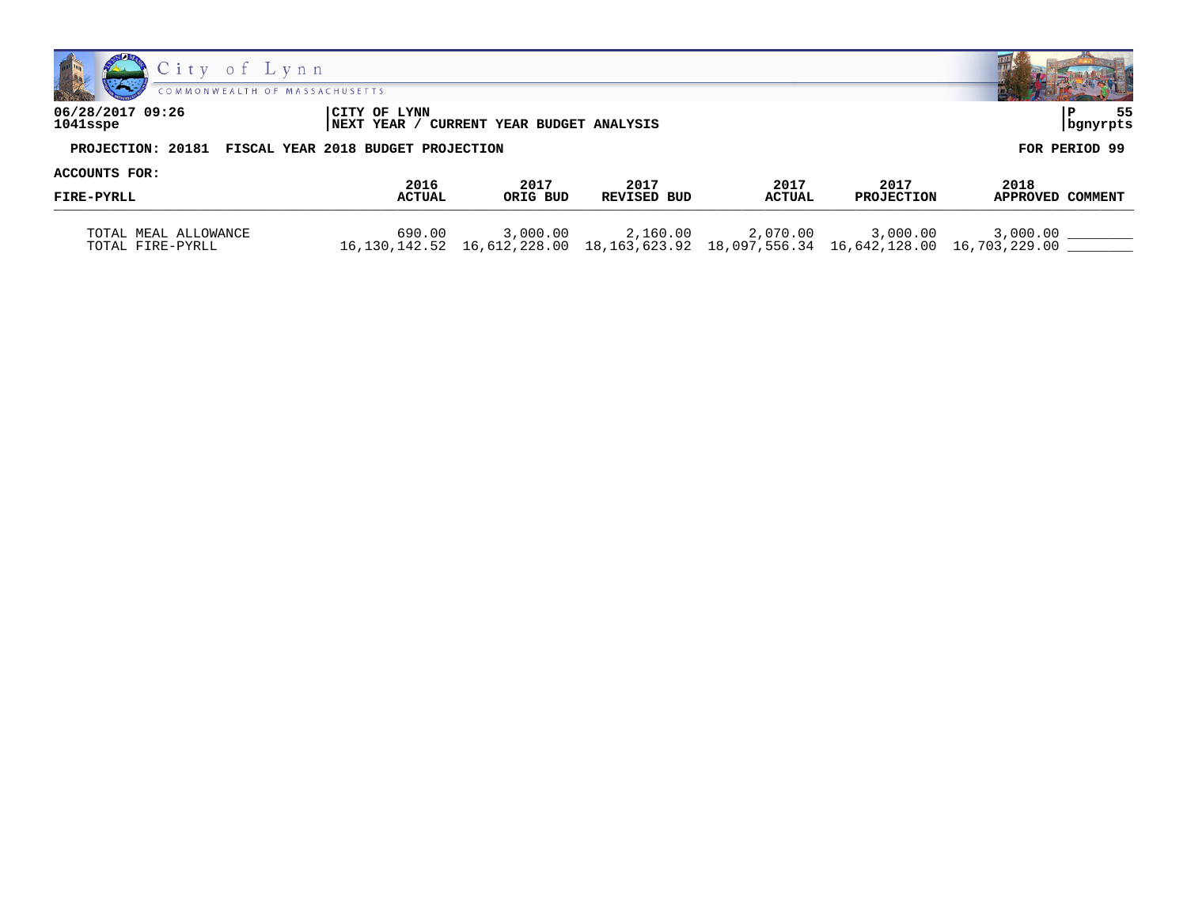**06/28/2017 09:26**
**1041sspe**

**CITY OF LYNN**
**NEXT YEAR / CURRENT YEAR BUDGET ANALYSIS**

**PROJECTION: 20181 FISCAL YEAR 2018 BUDGET PROJECTION**

**FOR PERIOD 99**

**ACCOUNTS FOR:**

| FIRE-PYRLL | 2016 ACTUAL | 2017 ORIG BUD | 2017 REVISED BUD | 2017 ACTUAL | 2017 PROJECTION | 2018 APPROVED | COMMENT |
|---|---|---|---|---|---|---|---|
| TOTAL MEAL ALLOWANCE | 690.00 | 3,000.00 | 2,160.00 | 2,070.00 | 3,000.00 | 3,000.00 | ________ |
| TOTAL FIRE-PYRLL | 16,130,142.52 | 16,612,228.00 | 18,163,623.92 | 18,097,556.34 | 16,642,128.00 | 16,703,229.00 | ________ |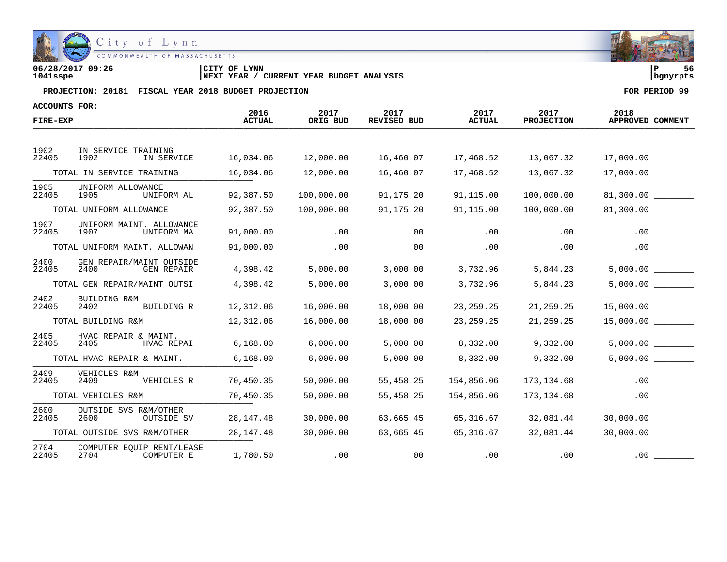06/28/2017 09:26 | CITY OF LYNN
1041sspe | NEXT YEAR / CURRENT YEAR BUDGET ANALYSIS | bgnyrpts

**PROJECTION: 20181 FISCAL YEAR 2018 BUDGET PROJECTION** — FOR PERIOD 99

**ACCOUNTS FOR:**

| FIRE-EXP | | | 2016 ACTUAL | 2017 ORIG BUD | 2017 REVISED BUD | 2017 ACTUAL | 2017 PROJECTION | 2018 APPROVED | COMMENT |
|---|---|---|---|---|---|---|---|---|---|
| 1902 | IN SERVICE TRAINING | | | | | | | | |
| 22405 | 1902 | IN SERVICE | 16,034.06 | 12,000.00 | 16,460.07 | 17,468.52 | 13,067.32 | 17,000.00 | ________ |
| | TOTAL IN SERVICE TRAINING | | 16,034.06 | 12,000.00 | 16,460.07 | 17,468.52 | 13,067.32 | 17,000.00 | ________ |
| 1905 | UNIFORM ALLOWANCE | | | | | | | | |
| 22405 | 1905 | UNIFORM AL | 92,387.50 | 100,000.00 | 91,175.20 | 91,115.00 | 100,000.00 | 81,300.00 | ________ |
| | TOTAL UNIFORM ALLOWANCE | | 92,387.50 | 100,000.00 | 91,175.20 | 91,115.00 | 100,000.00 | 81,300.00 | ________ |
| 1907 | UNIFORM MAINT. ALLOWANCE | | | | | | | | |
| 22405 | 1907 | UNIFORM MA | 91,000.00 | .00 | .00 | .00 | .00 | .00 | ________ |
| | TOTAL UNIFORM MAINT. ALLOWAN | | 91,000.00 | .00 | .00 | .00 | .00 | .00 | ________ |
| 2400 | GEN REPAIR/MAINT OUTSIDE | | | | | | | | |
| 22405 | 2400 | GEN REPAIR | 4,398.42 | 5,000.00 | 3,000.00 | 3,732.96 | 5,844.23 | 5,000.00 | ________ |
| | TOTAL GEN REPAIR/MAINT OUTSI | | 4,398.42 | 5,000.00 | 3,000.00 | 3,732.96 | 5,844.23 | 5,000.00 | ________ |
| 2402 | BUILDING R&M | | | | | | | | |
| 22405 | 2402 | BUILDING R | 12,312.06 | 16,000.00 | 18,000.00 | 23,259.25 | 21,259.25 | 15,000.00 | ________ |
| | TOTAL BUILDING R&M | | 12,312.06 | 16,000.00 | 18,000.00 | 23,259.25 | 21,259.25 | 15,000.00 | ________ |
| 2405 | HVAC REPAIR & MAINT. | | | | | | | | |
| 22405 | 2405 | HVAC REPAI | 6,168.00 | 6,000.00 | 5,000.00 | 8,332.00 | 9,332.00 | 5,000.00 | ________ |
| | TOTAL HVAC REPAIR & MAINT. | | 6,168.00 | 6,000.00 | 5,000.00 | 8,332.00 | 9,332.00 | 5,000.00 | ________ |
| 2409 | VEHICLES R&M | | | | | | | | |
| 22405 | 2409 | VEHICLES R | 70,450.35 | 50,000.00 | 55,458.25 | 154,856.06 | 173,134.68 | .00 | ________ |
| | TOTAL VEHICLES R&M | | 70,450.35 | 50,000.00 | 55,458.25 | 154,856.06 | 173,134.68 | .00 | ________ |
| 2600 | OUTSIDE SVS R&M/OTHER | | | | | | | | |
| 22405 | 2600 | OUTSIDE SV | 28,147.48 | 30,000.00 | 63,665.45 | 65,316.67 | 32,081.44 | 30,000.00 | ________ |
| | TOTAL OUTSIDE SVS R&M/OTHER | | 28,147.48 | 30,000.00 | 63,665.45 | 65,316.67 | 32,081.44 | 30,000.00 | ________ |
| 2704 | COMPUTER EQUIP RENT/LEASE | | | | | | | | |
| 22405 | 2704 | COMPUTER E | 1,780.50 | .00 | .00 | .00 | .00 | .00 | ________ |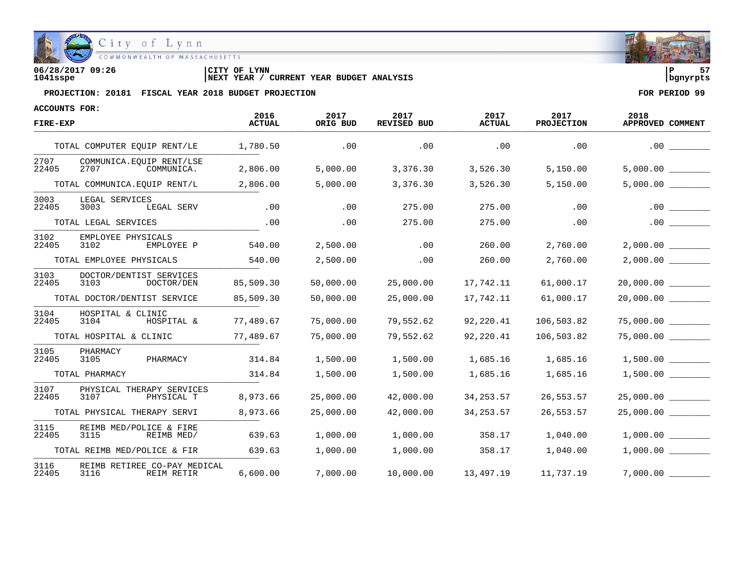06/28/2017 09:26 | CITY OF LYNN | P 57
1041sspe | NEXT YEAR / CURRENT YEAR BUDGET ANALYSIS | bgnyrpts

**PROJECTION: 20181 FISCAL YEAR 2018 BUDGET PROJECTION** — **FOR PERIOD 99**

**ACCOUNTS FOR:**

| FIRE-EXP | | 2016 ACTUAL | 2017 ORIG BUD | 2017 REVISED BUD | 2017 ACTUAL | 2017 PROJECTION | 2018 APPROVED | COMMENT |
|---|---|---|---|---|---|---|---|---|
| TOTAL COMPUTER EQUIP RENT/LE | | 1,780.50 | .00 | .00 | .00 | .00 | .00 | ________ |
| 2707 | COMMUNICA.EQUIP RENT/LSE | | | | | | | |
| 22405 | 2707 COMMUNICA. | 2,806.00 | 5,000.00 | 3,376.30 | 3,526.30 | 5,150.00 | 5,000.00 | ________ |
| TOTAL COMMUNICA.EQUIP RENT/L | | 2,806.00 | 5,000.00 | 3,376.30 | 3,526.30 | 5,150.00 | 5,000.00 | ________ |
| 3003 | LEGAL SERVICES | | | | | | | |
| 22405 | 3003 LEGAL SERV | .00 | .00 | 275.00 | 275.00 | .00 | .00 | ________ |
| TOTAL LEGAL SERVICES | | .00 | .00 | 275.00 | 275.00 | .00 | .00 | ________ |
| 3102 | EMPLOYEE PHYSICALS | | | | | | | |
| 22405 | 3102 EMPLOYEE P | 540.00 | 2,500.00 | .00 | 260.00 | 2,760.00 | 2,000.00 | ________ |
| TOTAL EMPLOYEE PHYSICALS | | 540.00 | 2,500.00 | .00 | 260.00 | 2,760.00 | 2,000.00 | ________ |
| 3103 | DOCTOR/DENTIST SERVICES | | | | | | | |
| 22405 | 3103 DOCTOR/DEN | 85,509.30 | 50,000.00 | 25,000.00 | 17,742.11 | 61,000.17 | 20,000.00 | ________ |
| TOTAL DOCTOR/DENTIST SERVICE | | 85,509.30 | 50,000.00 | 25,000.00 | 17,742.11 | 61,000.17 | 20,000.00 | ________ |
| 3104 | HOSPITAL & CLINIC | | | | | | | |
| 22405 | 3104 HOSPITAL & | 77,489.67 | 75,000.00 | 79,552.62 | 92,220.41 | 106,503.82 | 75,000.00 | ________ |
| TOTAL HOSPITAL & CLINIC | | 77,489.67 | 75,000.00 | 79,552.62 | 92,220.41 | 106,503.82 | 75,000.00 | ________ |
| 3105 | PHARMACY | | | | | | | |
| 22405 | 3105 PHARMACY | 314.84 | 1,500.00 | 1,500.00 | 1,685.16 | 1,685.16 | 1,500.00 | ________ |
| TOTAL PHARMACY | | 314.84 | 1,500.00 | 1,500.00 | 1,685.16 | 1,685.16 | 1,500.00 | ________ |
| 3107 | PHYSICAL THERAPY SERVICES | | | | | | | |
| 22405 | 3107 PHYSICAL T | 8,973.66 | 25,000.00 | 42,000.00 | 34,253.57 | 26,553.57 | 25,000.00 | ________ |
| TOTAL PHYSICAL THERAPY SERVI | | 8,973.66 | 25,000.00 | 42,000.00 | 34,253.57 | 26,553.57 | 25,000.00 | ________ |
| 3115 | REIMB MED/POLICE & FIRE | | | | | | | |
| 22405 | 3115 REIMB MED/ | 639.63 | 1,000.00 | 1,000.00 | 358.17 | 1,040.00 | 1,000.00 | ________ |
| TOTAL REIMB MED/POLICE & FIR | | 639.63 | 1,000.00 | 1,000.00 | 358.17 | 1,040.00 | 1,000.00 | ________ |
| 3116 | REIMB RETIREE CO-PAY MEDICAL | | | | | | | |
| 22405 | 3116 REIM RETIR | 6,600.00 | 7,000.00 | 10,000.00 | 13,497.19 | 11,737.19 | 7,000.00 | ________ |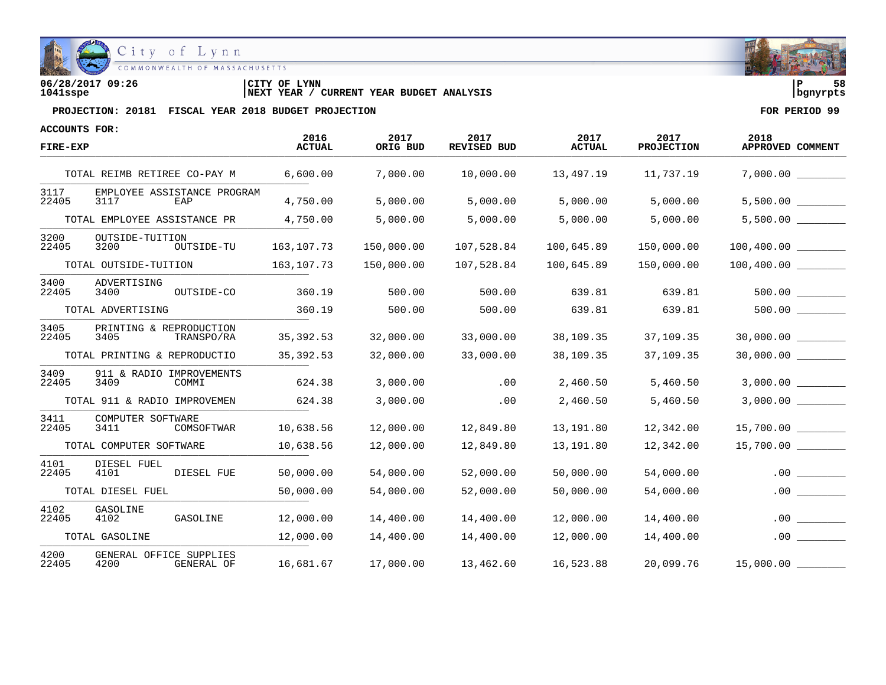06/28/2017 09:26 | CITY OF LYNN
1041sspe | NEXT YEAR / CURRENT YEAR BUDGET ANALYSIS | bgnyrpts

**PROJECTION: 20181 FISCAL YEAR 2018 BUDGET PROJECTION** — FOR PERIOD 99

ACCOUNTS FOR:

| FIRE-EXP | | | 2016 ACTUAL | 2017 ORIG BUD | 2017 REVISED BUD | 2017 ACTUAL | 2017 PROJECTION | 2018 APPROVED | COMMENT |
|---|---|---|---|---|---|---|---|---|---|
| TOTAL REIMB RETIREE CO-PAY M | | | 6,600.00 | 7,000.00 | 10,000.00 | 13,497.19 | 11,737.19 | 7,000.00 | ________ |
| 3117 | EMPLOYEE ASSISTANCE PROGRAM | | | | | | | | |
| 22405 | 3117 | EAP | 4,750.00 | 5,000.00 | 5,000.00 | 5,000.00 | 5,000.00 | 5,500.00 | ________ |
| TOTAL EMPLOYEE ASSISTANCE PR | | | 4,750.00 | 5,000.00 | 5,000.00 | 5,000.00 | 5,000.00 | 5,500.00 | ________ |
| 3200 | OUTSIDE-TUITION | | | | | | | | |
| 22405 | 3200 | OUTSIDE-TU | 163,107.73 | 150,000.00 | 107,528.84 | 100,645.89 | 150,000.00 | 100,400.00 | ________ |
| TOTAL OUTSIDE-TUITION | | | 163,107.73 | 150,000.00 | 107,528.84 | 100,645.89 | 150,000.00 | 100,400.00 | ________ |
| 3400 | ADVERTISING | | | | | | | | |
| 22405 | 3400 | OUTSIDE-CO | 360.19 | 500.00 | 500.00 | 639.81 | 639.81 | 500.00 | ________ |
| TOTAL ADVERTISING | | | 360.19 | 500.00 | 500.00 | 639.81 | 639.81 | 500.00 | ________ |
| 3405 | PRINTING & REPRODUCTION | | | | | | | | |
| 22405 | 3405 | TRANSPO/RA | 35,392.53 | 32,000.00 | 33,000.00 | 38,109.35 | 37,109.35 | 30,000.00 | ________ |
| TOTAL PRINTING & REPRODUCTIO | | | 35,392.53 | 32,000.00 | 33,000.00 | 38,109.35 | 37,109.35 | 30,000.00 | ________ |
| 3409 | 911 & RADIO IMPROVEMENTS | | | | | | | | |
| 22405 | 3409 | COMMI | 624.38 | 3,000.00 | .00 | 2,460.50 | 5,460.50 | 3,000.00 | ________ |
| TOTAL 911 & RADIO IMPROVEMEN | | | 624.38 | 3,000.00 | .00 | 2,460.50 | 5,460.50 | 3,000.00 | ________ |
| 3411 | COMPUTER SOFTWARE | | | | | | | | |
| 22405 | 3411 | COMSOFTWAR | 10,638.56 | 12,000.00 | 12,849.80 | 13,191.80 | 12,342.00 | 15,700.00 | ________ |
| TOTAL COMPUTER SOFTWARE | | | 10,638.56 | 12,000.00 | 12,849.80 | 13,191.80 | 12,342.00 | 15,700.00 | ________ |
| 4101 | DIESEL FUEL | | | | | | | | |
| 22405 | 4101 | DIESEL FUE | 50,000.00 | 54,000.00 | 52,000.00 | 50,000.00 | 54,000.00 | .00 | ________ |
| TOTAL DIESEL FUEL | | | 50,000.00 | 54,000.00 | 52,000.00 | 50,000.00 | 54,000.00 | .00 | ________ |
| 4102 | GASOLINE | | | | | | | | |
| 22405 | 4102 | GASOLINE | 12,000.00 | 14,400.00 | 14,400.00 | 12,000.00 | 14,400.00 | .00 | ________ |
| TOTAL GASOLINE | | | 12,000.00 | 14,400.00 | 14,400.00 | 12,000.00 | 14,400.00 | .00 | ________ |
| 4200 | GENERAL OFFICE SUPPLIES | | | | | | | | |
| 22405 | 4200 | GENERAL OF | 16,681.67 | 17,000.00 | 13,462.60 | 16,523.88 | 20,099.76 | 15,000.00 | ________ |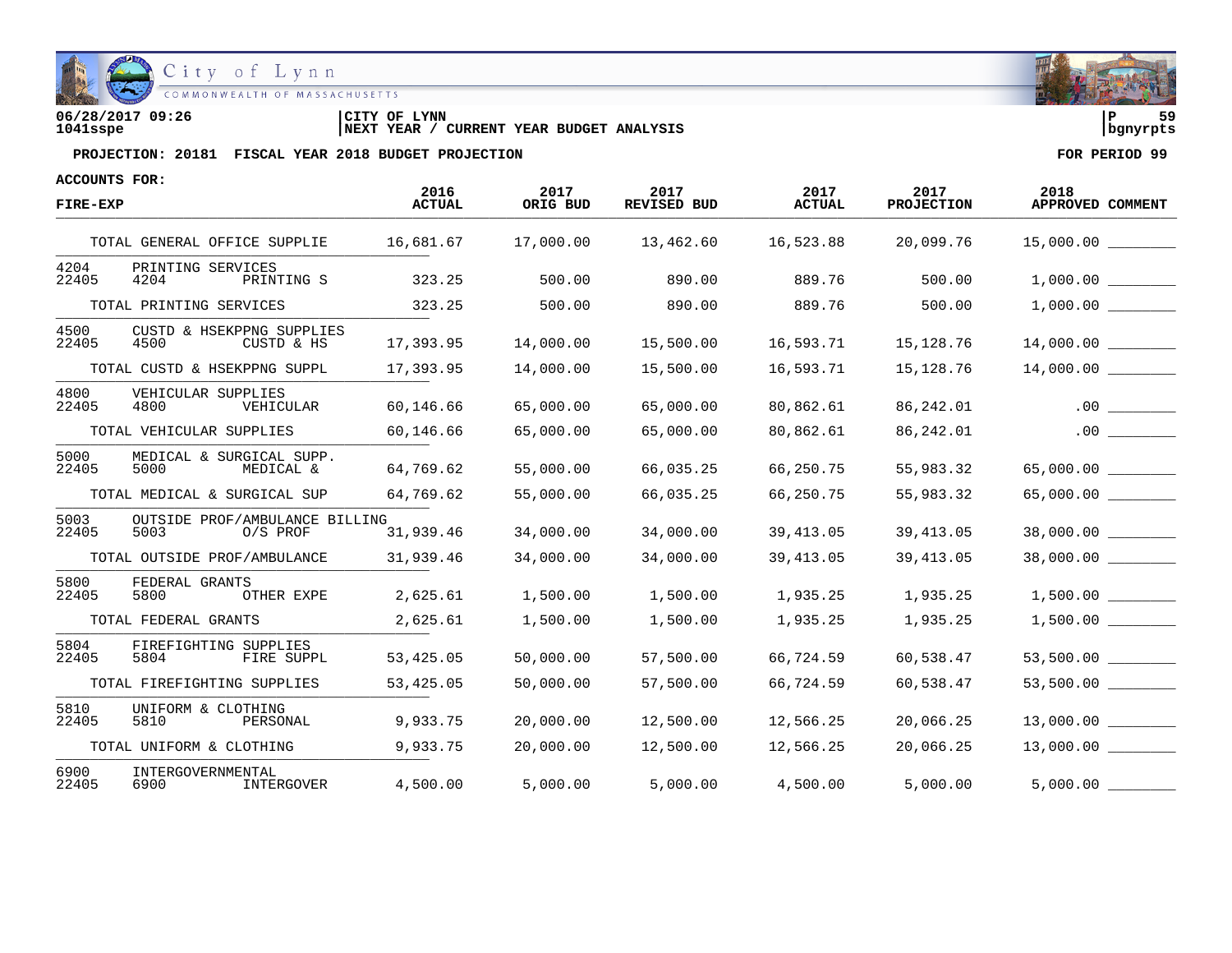06/28/2017 09:26 | CITY OF LYNN | P 59
1041sspe | NEXT YEAR / CURRENT YEAR BUDGET ANALYSIS | bgnyrpts

**PROJECTION: 20181 FISCAL YEAR 2018 BUDGET PROJECTION** **FOR PERIOD 99**

**ACCOUNTS FOR:**

| FIRE-EXP | | | 2016 ACTUAL | 2017 ORIG BUD | 2017 REVISED BUD | 2017 ACTUAL | 2017 PROJECTION | 2018 APPROVED | COMMENT |
|---|---|---|---|---|---|---|---|---|---|
| TOTAL GENERAL OFFICE SUPPLIE | | | 16,681.67 | 17,000.00 | 13,462.60 | 16,523.88 | 20,099.76 | 15,000.00 | ________ |
| 4204 | PRINTING SERVICES | | | | | | | | |
| 22405 | 4204 | PRINTING S | 323.25 | 500.00 | 890.00 | 889.76 | 500.00 | 1,000.00 | ________ |
| TOTAL PRINTING SERVICES | | | 323.25 | 500.00 | 890.00 | 889.76 | 500.00 | 1,000.00 | ________ |
| 4500 | CUSTD & HSEKPPNG SUPPLIES | | | | | | | | |
| 22405 | 4500 | CUSTD & HS | 17,393.95 | 14,000.00 | 15,500.00 | 16,593.71 | 15,128.76 | 14,000.00 | ________ |
| TOTAL CUSTD & HSEKPPNG SUPPL | | | 17,393.95 | 14,000.00 | 15,500.00 | 16,593.71 | 15,128.76 | 14,000.00 | ________ |
| 4800 | VEHICULAR SUPPLIES | | | | | | | | |
| 22405 | 4800 | VEHICULAR | 60,146.66 | 65,000.00 | 65,000.00 | 80,862.61 | 86,242.01 | .00 | ________ |
| TOTAL VEHICULAR SUPPLIES | | | 60,146.66 | 65,000.00 | 65,000.00 | 80,862.61 | 86,242.01 | .00 | ________ |
| 5000 | MEDICAL & SURGICAL SUPP. | | | | | | | | |
| 22405 | 5000 | MEDICAL & | 64,769.62 | 55,000.00 | 66,035.25 | 66,250.75 | 55,983.32 | 65,000.00 | ________ |
| TOTAL MEDICAL & SURGICAL SUP | | | 64,769.62 | 55,000.00 | 66,035.25 | 66,250.75 | 55,983.32 | 65,000.00 | ________ |
| 5003 | OUTSIDE PROF/AMBULANCE BILLING | | | | | | | | |
| 22405 | 5003 | O/S PROF | 31,939.46 | 34,000.00 | 34,000.00 | 39,413.05 | 39,413.05 | 38,000.00 | ________ |
| TOTAL OUTSIDE PROF/AMBULANCE | | | 31,939.46 | 34,000.00 | 34,000.00 | 39,413.05 | 39,413.05 | 38,000.00 | ________ |
| 5800 | FEDERAL GRANTS | | | | | | | | |
| 22405 | 5800 | OTHER EXPE | 2,625.61 | 1,500.00 | 1,500.00 | 1,935.25 | 1,935.25 | 1,500.00 | ________ |
| TOTAL FEDERAL GRANTS | | | 2,625.61 | 1,500.00 | 1,500.00 | 1,935.25 | 1,935.25 | 1,500.00 | ________ |
| 5804 | FIREFIGHTING SUPPLIES | | | | | | | | |
| 22405 | 5804 | FIRE SUPPL | 53,425.05 | 50,000.00 | 57,500.00 | 66,724.59 | 60,538.47 | 53,500.00 | ________ |
| TOTAL FIREFIGHTING SUPPLIES | | | 53,425.05 | 50,000.00 | 57,500.00 | 66,724.59 | 60,538.47 | 53,500.00 | ________ |
| 5810 | UNIFORM & CLOTHING | | | | | | | | |
| 22405 | 5810 | PERSONAL | 9,933.75 | 20,000.00 | 12,500.00 | 12,566.25 | 20,066.25 | 13,000.00 | ________ |
| TOTAL UNIFORM & CLOTHING | | | 9,933.75 | 20,000.00 | 12,500.00 | 12,566.25 | 20,066.25 | 13,000.00 | ________ |
| 6900 | INTERGOVERNMENTAL | | | | | | | | |
| 22405 | 6900 | INTERGOVER | 4,500.00 | 5,000.00 | 5,000.00 | 4,500.00 | 5,000.00 | 5,000.00 | ________ |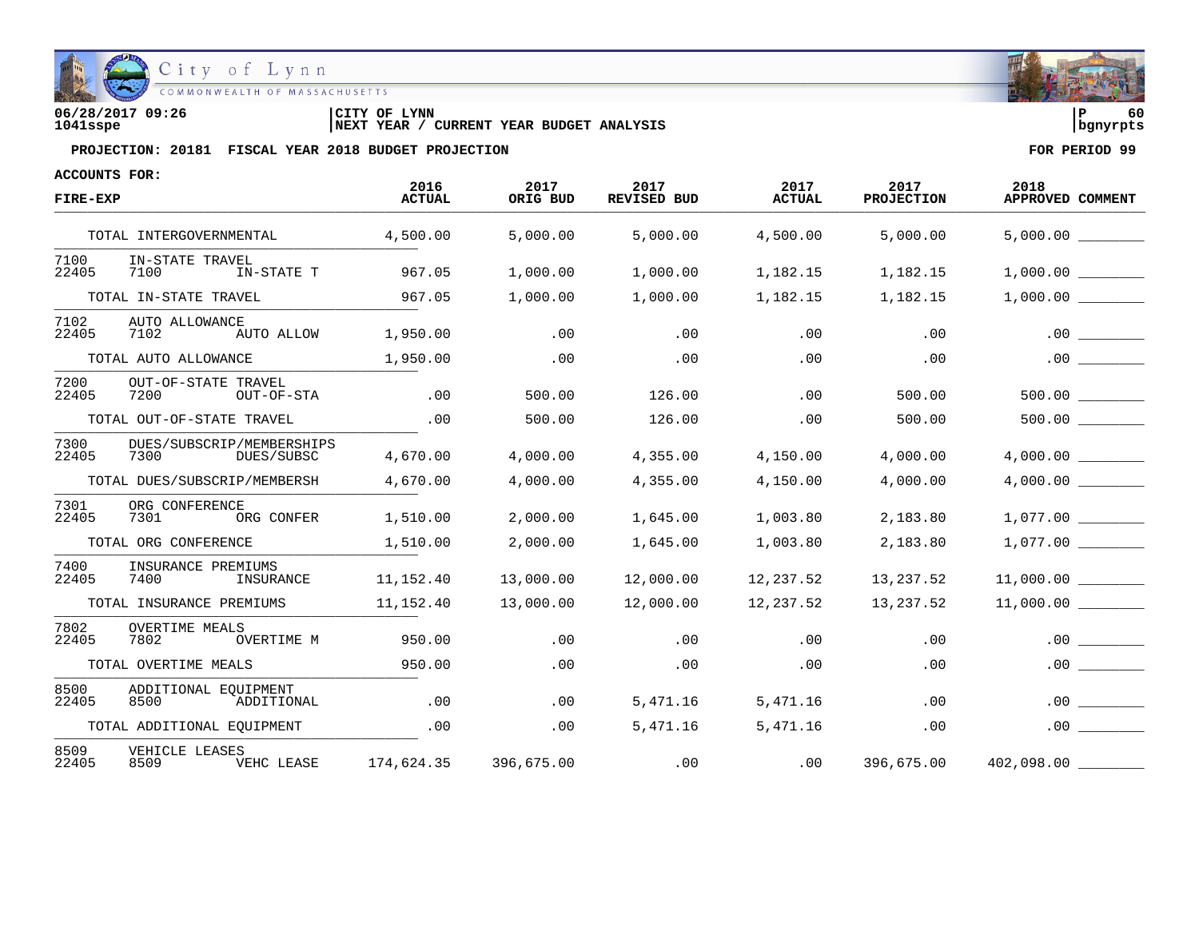06/28/2017 09:26 | CITY OF LYNN | P 60
1041sspe | NEXT YEAR / CURRENT YEAR BUDGET ANALYSIS | bgnyrpts

**PROJECTION: 20181 FISCAL YEAR 2018 BUDGET PROJECTION** — **FOR PERIOD 99**

**ACCOUNTS FOR:**

| FIRE-EXP | | | 2016 ACTUAL | 2017 ORIG BUD | 2017 REVISED BUD | 2017 ACTUAL | 2017 PROJECTION | 2018 APPROVED | COMMENT |
|---|---|---|---|---|---|---|---|---|---|
| TOTAL INTERGOVERNMENTAL | | | 4,500.00 | 5,000.00 | 5,000.00 | 4,500.00 | 5,000.00 | 5,000.00 | ________ |
| 7100 | IN-STATE TRAVEL | | | | | | | | |
| 22405 | 7100 | IN-STATE T | 967.05 | 1,000.00 | 1,000.00 | 1,182.15 | 1,182.15 | 1,000.00 | ________ |
| TOTAL IN-STATE TRAVEL | | | 967.05 | 1,000.00 | 1,000.00 | 1,182.15 | 1,182.15 | 1,000.00 | ________ |
| 7102 | AUTO ALLOWANCE | | | | | | | | |
| 22405 | 7102 | AUTO ALLOW | 1,950.00 | .00 | .00 | .00 | .00 | .00 | ________ |
| TOTAL AUTO ALLOWANCE | | | 1,950.00 | .00 | .00 | .00 | .00 | .00 | ________ |
| 7200 | OUT-OF-STATE TRAVEL | | | | | | | | |
| 22405 | 7200 | OUT-OF-STA | .00 | 500.00 | 126.00 | .00 | 500.00 | 500.00 | ________ |
| TOTAL OUT-OF-STATE TRAVEL | | | .00 | 500.00 | 126.00 | .00 | 500.00 | 500.00 | ________ |
| 7300 | DUES/SUBSCRIP/MEMBERSHIPS | | | | | | | | |
| 22405 | 7300 | DUES/SUBSC | 4,670.00 | 4,000.00 | 4,355.00 | 4,150.00 | 4,000.00 | 4,000.00 | ________ |
| TOTAL DUES/SUBSCRIP/MEMBERSH | | | 4,670.00 | 4,000.00 | 4,355.00 | 4,150.00 | 4,000.00 | 4,000.00 | ________ |
| 7301 | ORG CONFERENCE | | | | | | | | |
| 22405 | 7301 | ORG CONFER | 1,510.00 | 2,000.00 | 1,645.00 | 1,003.80 | 2,183.80 | 1,077.00 | ________ |
| TOTAL ORG CONFERENCE | | | 1,510.00 | 2,000.00 | 1,645.00 | 1,003.80 | 2,183.80 | 1,077.00 | ________ |
| 7400 | INSURANCE PREMIUMS | | | | | | | | |
| 22405 | 7400 | INSURANCE | 11,152.40 | 13,000.00 | 12,000.00 | 12,237.52 | 13,237.52 | 11,000.00 | ________ |
| TOTAL INSURANCE PREMIUMS | | | 11,152.40 | 13,000.00 | 12,000.00 | 12,237.52 | 13,237.52 | 11,000.00 | ________ |
| 7802 | OVERTIME MEALS | | | | | | | | |
| 22405 | 7802 | OVERTIME M | 950.00 | .00 | .00 | .00 | .00 | .00 | ________ |
| TOTAL OVERTIME MEALS | | | 950.00 | .00 | .00 | .00 | .00 | .00 | ________ |
| 8500 | ADDITIONAL EQUIPMENT | | | | | | | | |
| 22405 | 8500 | ADDITIONAL | .00 | .00 | 5,471.16 | 5,471.16 | .00 | .00 | ________ |
| TOTAL ADDITIONAL EQUIPMENT | | | .00 | .00 | 5,471.16 | 5,471.16 | .00 | .00 | ________ |
| 8509 | VEHICLE LEASES | | | | | | | | |
| 22405 | 8509 | VEHC LEASE | 174,624.35 | 396,675.00 | .00 | .00 | 396,675.00 | 402,098.00 | ________ |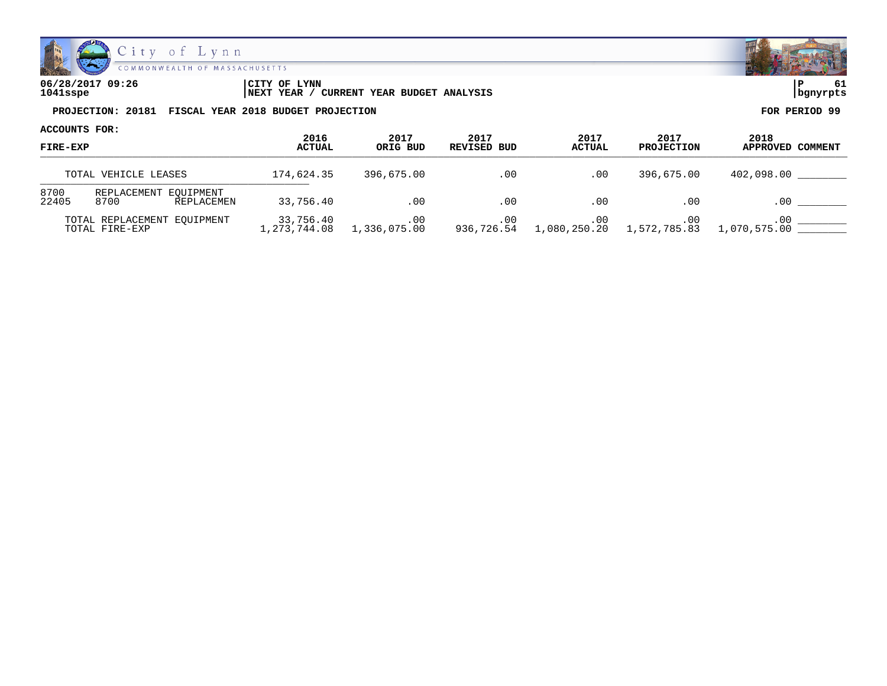06/28/2017 09:26 | CITY OF LYNN | P 61
1041sspe | NEXT YEAR / CURRENT YEAR BUDGET ANALYSIS | bgnyrpts

**PROJECTION: 20181 FISCAL YEAR 2018 BUDGET PROJECTION** — **FOR PERIOD 99**

**ACCOUNTS FOR:**

| FIRE-EXP | 2016 ACTUAL | 2017 ORIG BUD | 2017 REVISED BUD | 2017 ACTUAL | 2017 PROJECTION | 2018 APPROVED | COMMENT |
|---|---|---|---|---|---|---|---|
| TOTAL VEHICLE LEASES | 174,624.35 | 396,675.00 | .00 | .00 | 396,675.00 | 402,098.00 | ________ |
| 8700 REPLACEMENT EQUIPMENT | | | | | | | |
| 22405 8700 REPLACEMEN | 33,756.40 | .00 | .00 | .00 | .00 | .00 | ________ |
| TOTAL REPLACEMENT EQUIPMENT | 33,756.40 | .00 | .00 | .00 | .00 | .00 | ________ |
| TOTAL FIRE-EXP | 1,273,744.08 | 1,336,075.00 | 936,726.54 | 1,080,250.20 | 1,572,785.83 | 1,070,575.00 | ________ |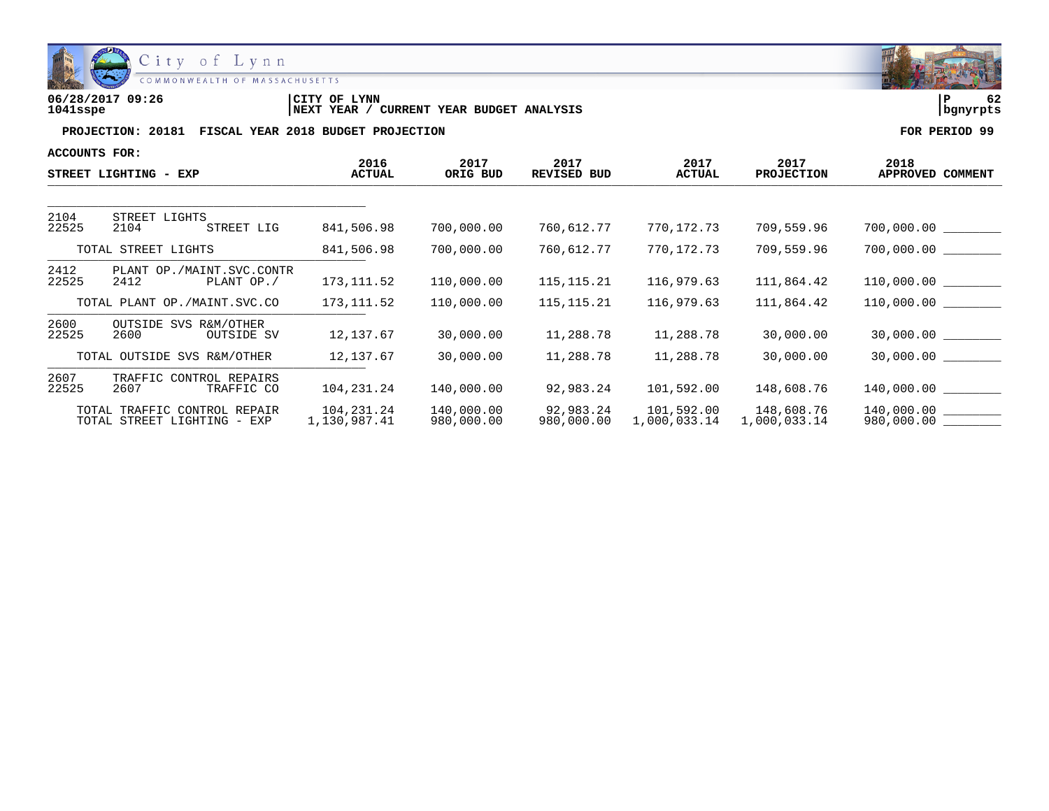City of Lynn
COMMONWEALTH OF MASSACHUSETTS

06/28/2017 09:26
1041sspe

CITY OF LYNN
NEXT YEAR / CURRENT YEAR BUDGET ANALYSIS

P 62
bgnyrpts

**PROJECTION: 20181 FISCAL YEAR 2018 BUDGET PROJECTION** — **FOR PERIOD 99**

ACCOUNTS FOR:

| STREET LIGHTING - EXP | | | 2016 ACTUAL | 2017 ORIG BUD | 2017 REVISED BUD | 2017 ACTUAL | 2017 PROJECTION | 2018 APPROVED | COMMENT |
|---|---|---|---|---|---|---|---|---|---|
| 2104 | STREET LIGHTS | | | | | | | | |
| 22525 | 2104 | STREET LIG | 841,506.98 | 700,000.00 | 760,612.77 | 770,172.73 | 709,559.96 | 700,000.00 | ________ |
| TOTAL STREET LIGHTS | | | 841,506.98 | 700,000.00 | 760,612.77 | 770,172.73 | 709,559.96 | 700,000.00 | ________ |
| 2412 | PLANT OP./MAINT.SVC.CONTR | | | | | | | | |
| 22525 | 2412 | PLANT OP./ | 173,111.52 | 110,000.00 | 115,115.21 | 116,979.63 | 111,864.42 | 110,000.00 | ________ |
| TOTAL PLANT OP./MAINT.SVC.CO | | | 173,111.52 | 110,000.00 | 115,115.21 | 116,979.63 | 111,864.42 | 110,000.00 | ________ |
| 2600 | OUTSIDE SVS R&M/OTHER | | | | | | | | |
| 22525 | 2600 | OUTSIDE SV | 12,137.67 | 30,000.00 | 11,288.78 | 11,288.78 | 30,000.00 | 30,000.00 | ________ |
| TOTAL OUTSIDE SVS R&M/OTHER | | | 12,137.67 | 30,000.00 | 11,288.78 | 11,288.78 | 30,000.00 | 30,000.00 | ________ |
| 2607 | TRAFFIC CONTROL REPAIRS | | | | | | | | |
| 22525 | 2607 | TRAFFIC CO | 104,231.24 | 140,000.00 | 92,983.24 | 101,592.00 | 148,608.76 | 140,000.00 | ________ |
| TOTAL TRAFFIC CONTROL REPAIR | | | 104,231.24 | 140,000.00 | 92,983.24 | 101,592.00 | 148,608.76 | 140,000.00 | ________ |
| TOTAL STREET LIGHTING - EXP | | | 1,130,987.41 | 980,000.00 | 980,000.00 | 1,000,033.14 | 1,000,033.14 | 980,000.00 | ________ |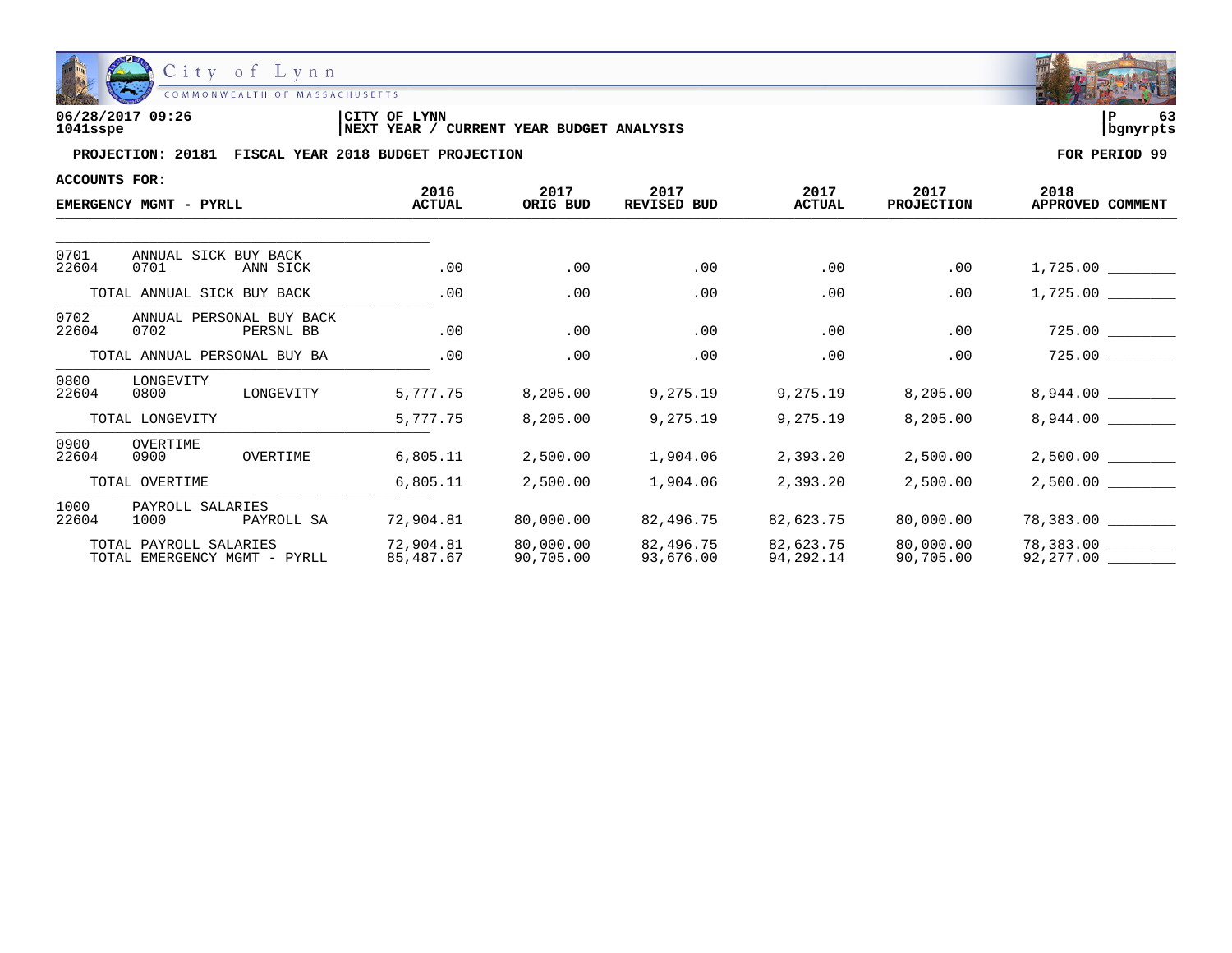City of Lynn
COMMONWEALTH OF MASSACHUSETTS

06/28/2017 09:26 | CITY OF LYNN
1041sspe | NEXT YEAR / CURRENT YEAR BUDGET ANALYSIS | bgnyrpts

**PROJECTION: 20181 FISCAL YEAR 2018 BUDGET PROJECTION** — **FOR PERIOD 99**

**ACCOUNTS FOR:**

| EMERGENCY MGMT - PYRLL | 2016 ACTUAL | 2017 ORIG BUD | 2017 REVISED BUD | 2017 ACTUAL | 2017 PROJECTION | 2018 APPROVED | COMMENT |
|---|---|---|---|---|---|---|---|
| 0701 ANNUAL SICK BUY BACK | | | | | | | |
| 22604 0701 ANN SICK | .00 | .00 | .00 | .00 | .00 | 1,725.00 | ________ |
| TOTAL ANNUAL SICK BUY BACK | .00 | .00 | .00 | .00 | .00 | 1,725.00 | ________ |
| 0702 ANNUAL PERSONAL BUY BACK | | | | | | | |
| 22604 0702 PERSNL BB | .00 | .00 | .00 | .00 | .00 | 725.00 | ________ |
| TOTAL ANNUAL PERSONAL BUY BA | .00 | .00 | .00 | .00 | .00 | 725.00 | ________ |
| 0800 LONGEVITY | | | | | | | |
| 22604 0800 LONGEVITY | 5,777.75 | 8,205.00 | 9,275.19 | 9,275.19 | 8,205.00 | 8,944.00 | ________ |
| TOTAL LONGEVITY | 5,777.75 | 8,205.00 | 9,275.19 | 9,275.19 | 8,205.00 | 8,944.00 | ________ |
| 0900 OVERTIME | | | | | | | |
| 22604 0900 OVERTIME | 6,805.11 | 2,500.00 | 1,904.06 | 2,393.20 | 2,500.00 | 2,500.00 | ________ |
| TOTAL OVERTIME | 6,805.11 | 2,500.00 | 1,904.06 | 2,393.20 | 2,500.00 | 2,500.00 | ________ |
| 1000 PAYROLL SALARIES | | | | | | | |
| 22604 1000 PAYROLL SA | 72,904.81 | 80,000.00 | 82,496.75 | 82,623.75 | 80,000.00 | 78,383.00 | ________ |
| TOTAL PAYROLL SALARIES | 72,904.81 | 80,000.00 | 82,496.75 | 82,623.75 | 80,000.00 | 78,383.00 | ________ |
| TOTAL EMERGENCY MGMT - PYRLL | 85,487.67 | 90,705.00 | 93,676.00 | 94,292.14 | 90,705.00 | 92,277.00 | ________ |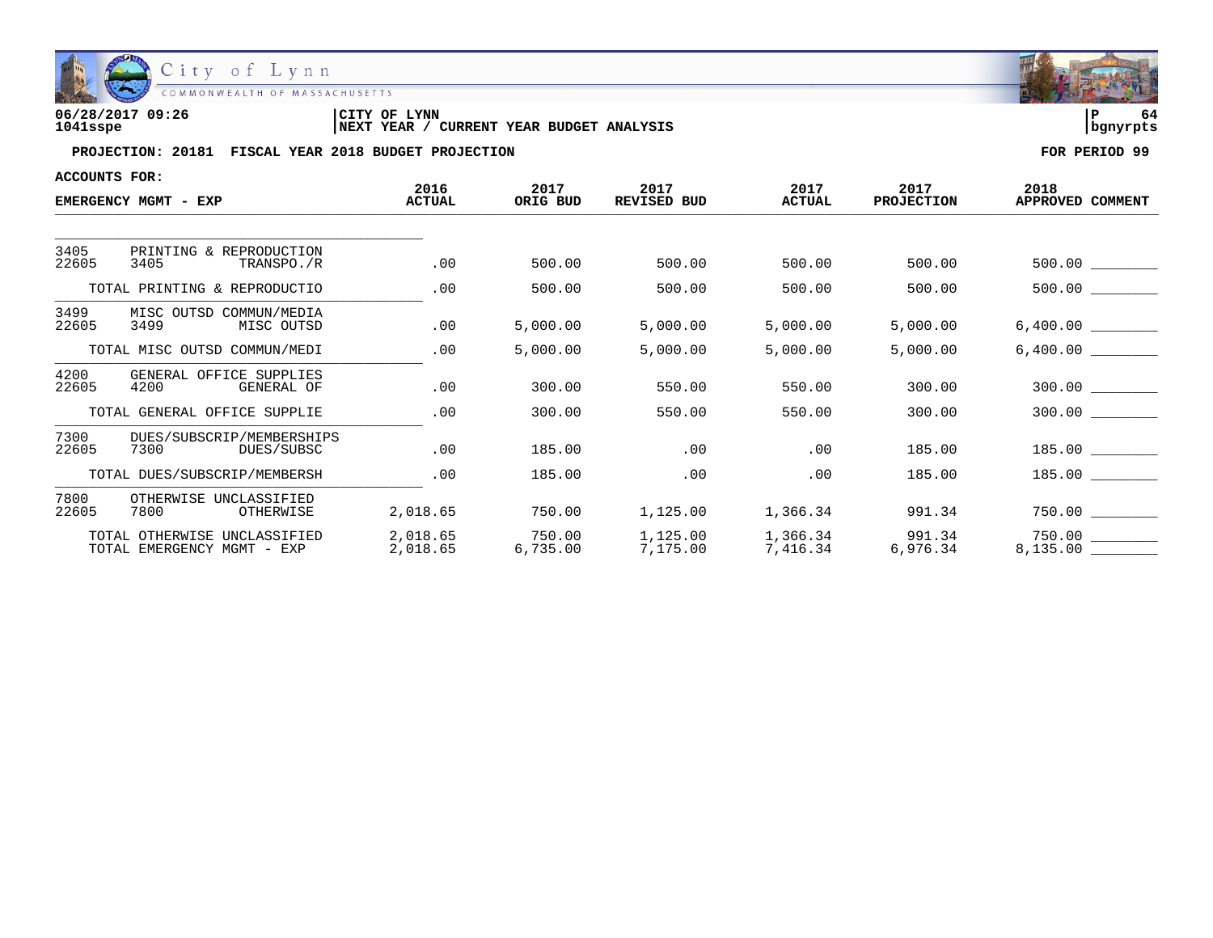06/28/2017 09:26 | CITY OF LYNN | P 64
1041sspe | NEXT YEAR / CURRENT YEAR BUDGET ANALYSIS | bgnyrpts

**PROJECTION: 20181 FISCAL YEAR 2018 BUDGET PROJECTION** — **FOR PERIOD 99**

**ACCOUNTS FOR:**

| EMERGENCY MGMT - EXP | 2016 ACTUAL | 2017 ORIG BUD | 2017 REVISED BUD | 2017 ACTUAL | 2017 PROJECTION | 2018 APPROVED | COMMENT |
|---|---|---|---|---|---|---|---|
| 3405 PRINTING & REPRODUCTION | | | | | | | |
| 22605 3405 TRANSPO./R | .00 | 500.00 | 500.00 | 500.00 | 500.00 | 500.00 | ________ |
| TOTAL PRINTING & REPRODUCTIO | .00 | 500.00 | 500.00 | 500.00 | 500.00 | 500.00 | ________ |
| 3499 MISC OUTSD COMMUN/MEDIA | | | | | | | |
| 22605 3499 MISC OUTSD | .00 | 5,000.00 | 5,000.00 | 5,000.00 | 5,000.00 | 6,400.00 | ________ |
| TOTAL MISC OUTSD COMMUN/MEDI | .00 | 5,000.00 | 5,000.00 | 5,000.00 | 5,000.00 | 6,400.00 | ________ |
| 4200 GENERAL OFFICE SUPPLIES | | | | | | | |
| 22605 4200 GENERAL OF | .00 | 300.00 | 550.00 | 550.00 | 300.00 | 300.00 | ________ |
| TOTAL GENERAL OFFICE SUPPLIE | .00 | 300.00 | 550.00 | 550.00 | 300.00 | 300.00 | ________ |
| 7300 DUES/SUBSCRIP/MEMBERSHIPS | | | | | | | |
| 22605 7300 DUES/SUBSC | .00 | 185.00 | .00 | .00 | 185.00 | 185.00 | ________ |
| TOTAL DUES/SUBSCRIP/MEMBERSH | .00 | 185.00 | .00 | .00 | 185.00 | 185.00 | ________ |
| 7800 OTHERWISE UNCLASSIFIED | | | | | | | |
| 22605 7800 OTHERWISE | 2,018.65 | 750.00 | 1,125.00 | 1,366.34 | 991.34 | 750.00 | ________ |
| TOTAL OTHERWISE UNCLASSIFIED | 2,018.65 | 750.00 | 1,125.00 | 1,366.34 | 991.34 | 750.00 | ________ |
| TOTAL EMERGENCY MGMT - EXP | 2,018.65 | 6,735.00 | 7,175.00 | 7,416.34 | 6,976.34 | 8,135.00 | ________ |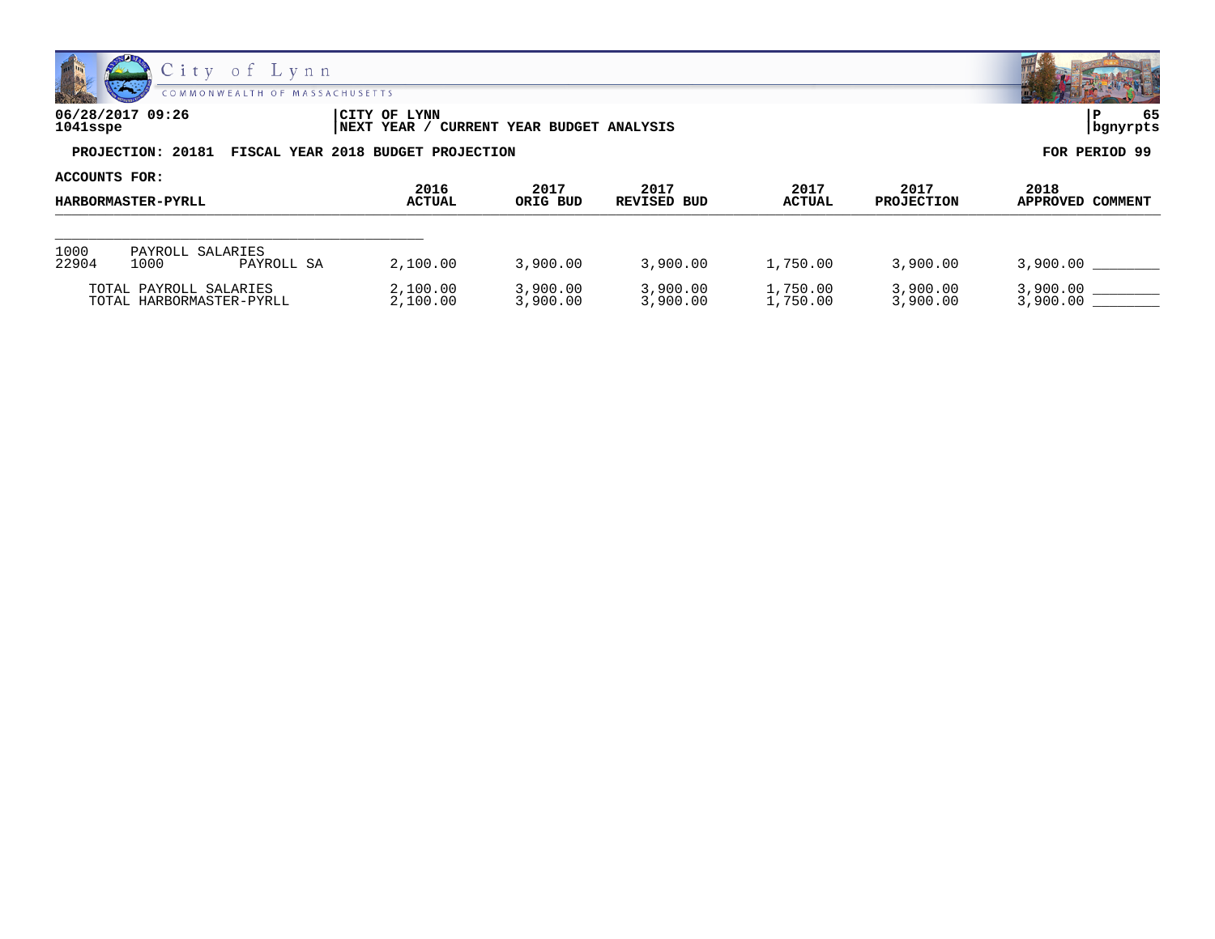City of Lynn
COMMONWEALTH OF MASSACHUSETTS

06/28/2017 09:26 | CITY OF LYNN | P 65
1041sspe | NEXT YEAR / CURRENT YEAR BUDGET ANALYSIS | bgnyrpts

**PROJECTION: 20181 FISCAL YEAR 2018 BUDGET PROJECTION** **FOR PERIOD 99**

**ACCOUNTS FOR:**

| HARBORMASTER-PYRLL | 2016 ACTUAL | 2017 ORIG BUD | 2017 REVISED BUD | 2017 ACTUAL | 2017 PROJECTION | 2018 APPROVED | COMMENT |
|---|---|---|---|---|---|---|---|
| 1000 PAYROLL SALARIES | | | | | | | |
| 22904 1000 PAYROLL SA | 2,100.00 | 3,900.00 | 3,900.00 | 1,750.00 | 3,900.00 | 3,900.00 | ________ |
| TOTAL PAYROLL SALARIES | 2,100.00 | 3,900.00 | 3,900.00 | 1,750.00 | 3,900.00 | 3,900.00 | ________ |
| TOTAL HARBORMASTER-PYRLL | 2,100.00 | 3,900.00 | 3,900.00 | 1,750.00 | 3,900.00 | 3,900.00 | ________ |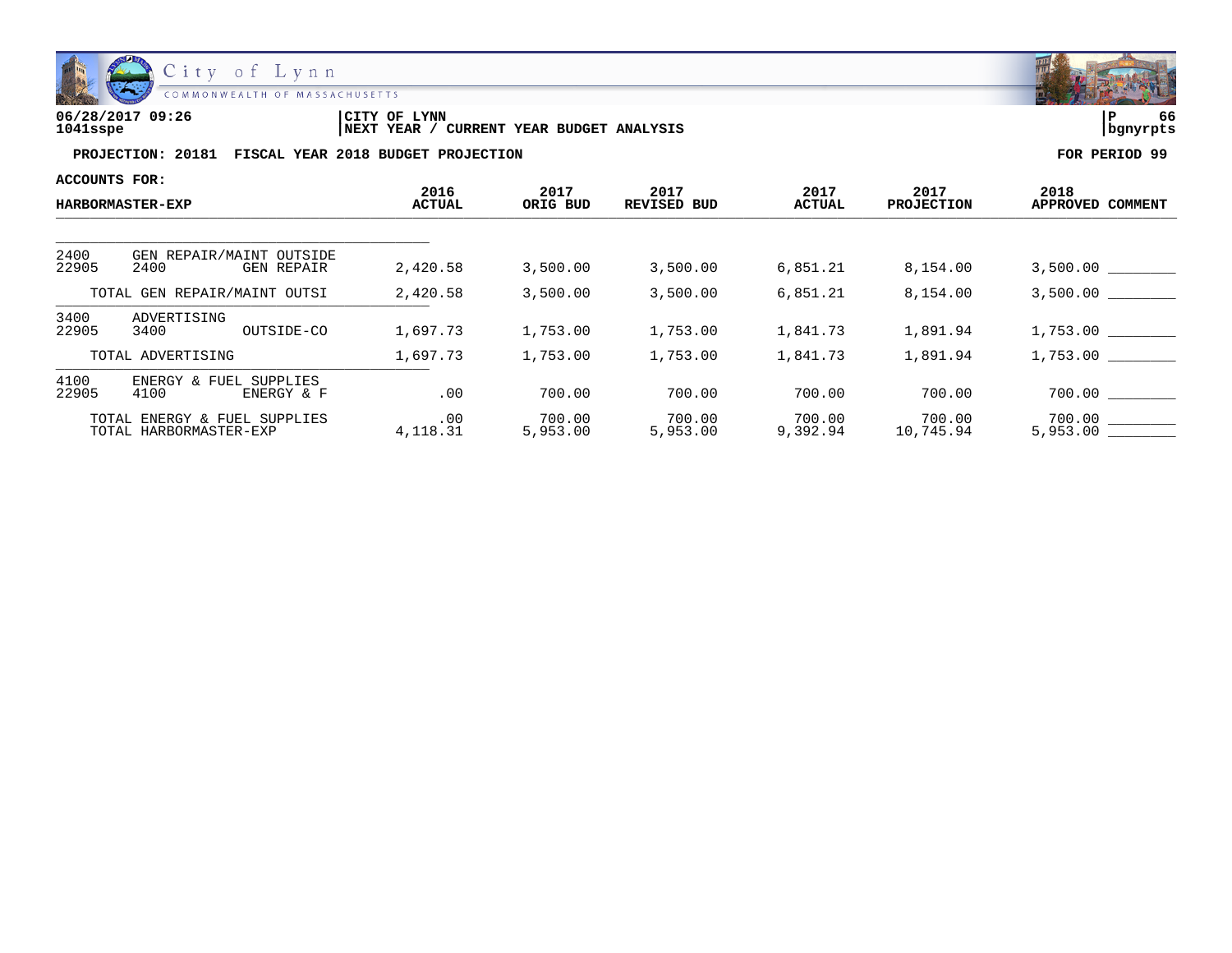City of Lynn
COMMONWEALTH OF MASSACHUSETTS

06/28/2017 09:26 | CITY OF LYNN | P 66
1041sspe | NEXT YEAR / CURRENT YEAR BUDGET ANALYSIS | bgnyrpts

**PROJECTION: 20181 FISCAL YEAR 2018 BUDGET PROJECTION** **FOR PERIOD 99**

**ACCOUNTS FOR:**

| HARBORMASTER-EXP | 2016 ACTUAL | 2017 ORIG BUD | 2017 REVISED BUD | 2017 ACTUAL | 2017 PROJECTION | 2018 APPROVED | COMMENT |
|---|---|---|---|---|---|---|---|
| 2400 GEN REPAIR/MAINT OUTSIDE | | | | | | | |
| 22905 2400 GEN REPAIR | 2,420.58 | 3,500.00 | 3,500.00 | 6,851.21 | 8,154.00 | 3,500.00 | ________ |
| TOTAL GEN REPAIR/MAINT OUTSI | 2,420.58 | 3,500.00 | 3,500.00 | 6,851.21 | 8,154.00 | 3,500.00 | ________ |
| 3400 ADVERTISING | | | | | | | |
| 22905 3400 OUTSIDE-CO | 1,697.73 | 1,753.00 | 1,753.00 | 1,841.73 | 1,891.94 | 1,753.00 | ________ |
| TOTAL ADVERTISING | 1,697.73 | 1,753.00 | 1,753.00 | 1,841.73 | 1,891.94 | 1,753.00 | ________ |
| 4100 ENERGY & FUEL SUPPLIES | | | | | | | |
| 22905 4100 ENERGY & F | .00 | 700.00 | 700.00 | 700.00 | 700.00 | 700.00 | ________ |
| TOTAL ENERGY & FUEL SUPPLIES | .00 | 700.00 | 700.00 | 700.00 | 700.00 | 700.00 | ________ |
| TOTAL HARBORMASTER-EXP | 4,118.31 | 5,953.00 | 5,953.00 | 9,392.94 | 10,745.94 | 5,953.00 | ________ |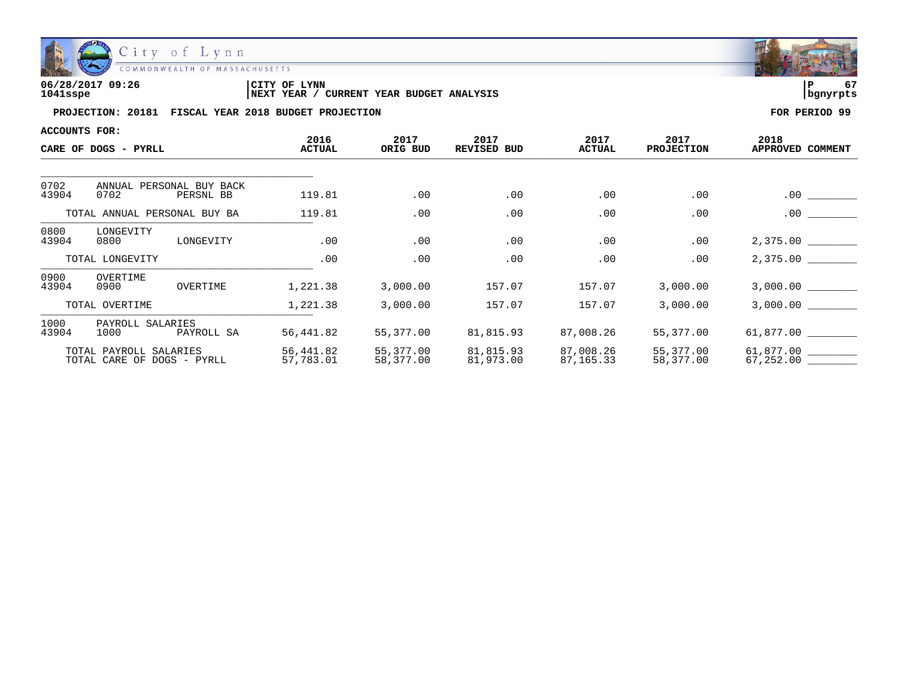City of Lynn
COMMONWEALTH OF MASSACHUSETTS

06/28/2017 09:26 | CITY OF LYNN | P 67
1041sspe | NEXT YEAR / CURRENT YEAR BUDGET ANALYSIS | bgnyrpts

**PROJECTION: 20181 FISCAL YEAR 2018 BUDGET PROJECTION** — **FOR PERIOD 99**

**ACCOUNTS FOR:**

| CARE OF DOGS - PYRLL | 2016 ACTUAL | 2017 ORIG BUD | 2017 REVISED BUD | 2017 ACTUAL | 2017 PROJECTION | 2018 APPROVED | COMMENT |
|---|---|---|---|---|---|---|---|
| 0702 ANNUAL PERSONAL BUY BACK | | | | | | | |
| 43904 0702 PERSNL BB | 119.81 | .00 | .00 | .00 | .00 | .00 | ________ |
| TOTAL ANNUAL PERSONAL BUY BA | 119.81 | .00 | .00 | .00 | .00 | .00 | ________ |
| 0800 LONGEVITY | | | | | | | |
| 43904 0800 LONGEVITY | .00 | .00 | .00 | .00 | .00 | 2,375.00 | ________ |
| TOTAL LONGEVITY | .00 | .00 | .00 | .00 | .00 | 2,375.00 | ________ |
| 0900 OVERTIME | | | | | | | |
| 43904 0900 OVERTIME | 1,221.38 | 3,000.00 | 157.07 | 157.07 | 3,000.00 | 3,000.00 | ________ |
| TOTAL OVERTIME | 1,221.38 | 3,000.00 | 157.07 | 157.07 | 3,000.00 | 3,000.00 | ________ |
| 1000 PAYROLL SALARIES | | | | | | | |
| 43904 1000 PAYROLL SA | 56,441.82 | 55,377.00 | 81,815.93 | 87,008.26 | 55,377.00 | 61,877.00 | ________ |
| TOTAL PAYROLL SALARIES | 56,441.82 | 55,377.00 | 81,815.93 | 87,008.26 | 55,377.00 | 61,877.00 | ________ |
| TOTAL CARE OF DOGS - PYRLL | 57,783.01 | 58,377.00 | 81,973.00 | 87,165.33 | 58,377.00 | 67,252.00 | ________ |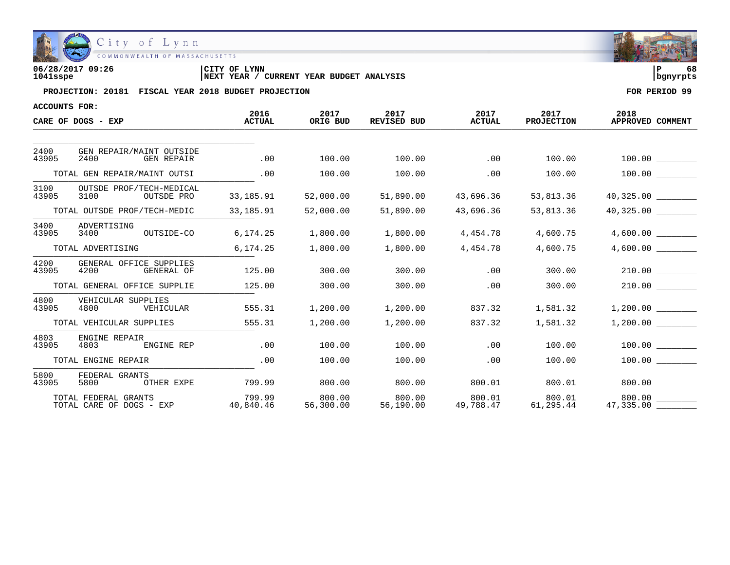City of Lynn
COMMONWEALTH OF MASSACHUSETTS

06/28/2017 09:26 | CITY OF LYNN | P 68
1041sspe | NEXT YEAR / CURRENT YEAR BUDGET ANALYSIS | bgnyrpts

**PROJECTION: 20181 FISCAL YEAR 2018 BUDGET PROJECTION** — **FOR PERIOD 99**

**ACCOUNTS FOR:**

| CARE OF DOGS - EXP | 2016 ACTUAL | 2017 ORIG BUD | 2017 REVISED BUD | 2017 ACTUAL | 2017 PROJECTION | 2018 APPROVED | COMMENT |
|---|---|---|---|---|---|---|---|
| 2400 GEN REPAIR/MAINT OUTSIDE | | | | | | | |
| 43905 2400 GEN REPAIR | .00 | 100.00 | 100.00 | .00 | 100.00 | 100.00 | ________ |
| TOTAL GEN REPAIR/MAINT OUTSI | .00 | 100.00 | 100.00 | .00 | 100.00 | 100.00 | ________ |
| 3100 OUTSDE PROF/TECH-MEDICAL | | | | | | | |
| 43905 3100 OUTSDE PRO | 33,185.91 | 52,000.00 | 51,890.00 | 43,696.36 | 53,813.36 | 40,325.00 | ________ |
| TOTAL OUTSDE PROF/TECH-MEDIC | 33,185.91 | 52,000.00 | 51,890.00 | 43,696.36 | 53,813.36 | 40,325.00 | ________ |
| 3400 ADVERTISING | | | | | | | |
| 43905 3400 OUTSIDE-CO | 6,174.25 | 1,800.00 | 1,800.00 | 4,454.78 | 4,600.75 | 4,600.00 | ________ |
| TOTAL ADVERTISING | 6,174.25 | 1,800.00 | 1,800.00 | 4,454.78 | 4,600.75 | 4,600.00 | ________ |
| 4200 GENERAL OFFICE SUPPLIES | | | | | | | |
| 43905 4200 GENERAL OF | 125.00 | 300.00 | 300.00 | .00 | 300.00 | 210.00 | ________ |
| TOTAL GENERAL OFFICE SUPPLIE | 125.00 | 300.00 | 300.00 | .00 | 300.00 | 210.00 | ________ |
| 4800 VEHICULAR SUPPLIES | | | | | | | |
| 43905 4800 VEHICULAR | 555.31 | 1,200.00 | 1,200.00 | 837.32 | 1,581.32 | 1,200.00 | ________ |
| TOTAL VEHICULAR SUPPLIES | 555.31 | 1,200.00 | 1,200.00 | 837.32 | 1,581.32 | 1,200.00 | ________ |
| 4803 ENGINE REPAIR | | | | | | | |
| 43905 4803 ENGINE REP | .00 | 100.00 | 100.00 | .00 | 100.00 | 100.00 | ________ |
| TOTAL ENGINE REPAIR | .00 | 100.00 | 100.00 | .00 | 100.00 | 100.00 | ________ |
| 5800 FEDERAL GRANTS | | | | | | | |
| 43905 5800 OTHER EXPE | 799.99 | 800.00 | 800.00 | 800.01 | 800.01 | 800.00 | ________ |
| TOTAL FEDERAL GRANTS | 799.99 | 800.00 | 800.00 | 800.01 | 800.01 | 800.00 | ________ |
| TOTAL CARE OF DOGS - EXP | 40,840.46 | 56,300.00 | 56,190.00 | 49,788.47 | 61,295.44 | 47,335.00 | ________ |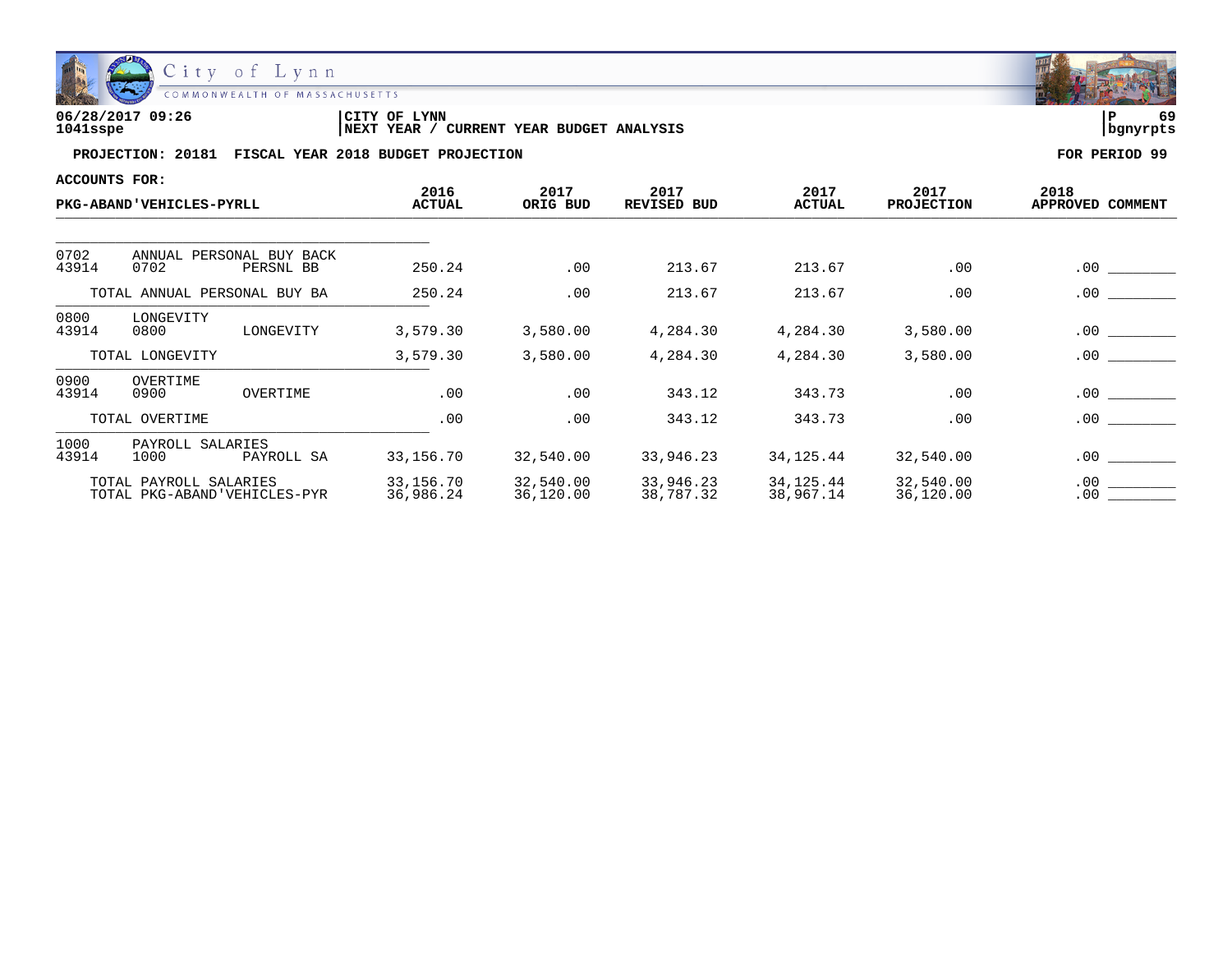City of Lynn
COMMONWEALTH OF MASSACHUSETTS

06/28/2017 09:26
1041sspe

CITY OF LYNN
NEXT YEAR / CURRENT YEAR BUDGET ANALYSIS

P 69
bgnyrpts

**PROJECTION: 20181 FISCAL YEAR 2018 BUDGET PROJECTION** — **FOR PERIOD 99**

**ACCOUNTS FOR:**

| PKG-ABAND'VEHICLES-PYRLL | | | 2016 ACTUAL | 2017 ORIG BUD | 2017 REVISED BUD | 2017 ACTUAL | 2017 PROJECTION | 2018 APPROVED | COMMENT |
|---|---|---|---|---|---|---|---|---|---|
| 0702 | ANNUAL PERSONAL BUY BACK | | | | | | | | |
| 43914 | 0702 | PERSNL BB | 250.24 | .00 | 213.67 | 213.67 | .00 | .00 | ________ |
| | TOTAL ANNUAL PERSONAL BUY BA | | 250.24 | .00 | 213.67 | 213.67 | .00 | .00 | ________ |
| 0800 | LONGEVITY | | | | | | | | |
| 43914 | 0800 | LONGEVITY | 3,579.30 | 3,580.00 | 4,284.30 | 4,284.30 | 3,580.00 | .00 | ________ |
| | TOTAL LONGEVITY | | 3,579.30 | 3,580.00 | 4,284.30 | 4,284.30 | 3,580.00 | .00 | ________ |
| 0900 | OVERTIME | | | | | | | | |
| 43914 | 0900 | OVERTIME | .00 | .00 | 343.12 | 343.73 | .00 | .00 | ________ |
| | TOTAL OVERTIME | | .00 | .00 | 343.12 | 343.73 | .00 | .00 | ________ |
| 1000 | PAYROLL SALARIES | | | | | | | | |
| 43914 | 1000 | PAYROLL SA | 33,156.70 | 32,540.00 | 33,946.23 | 34,125.44 | 32,540.00 | .00 | ________ |
| | TOTAL PAYROLL SALARIES | | 33,156.70 | 32,540.00 | 33,946.23 | 34,125.44 | 32,540.00 | .00 | ________ |
| | TOTAL PKG-ABAND'VEHICLES-PYR | | 36,986.24 | 36,120.00 | 38,787.32 | 38,967.14 | 36,120.00 | .00 | ________ |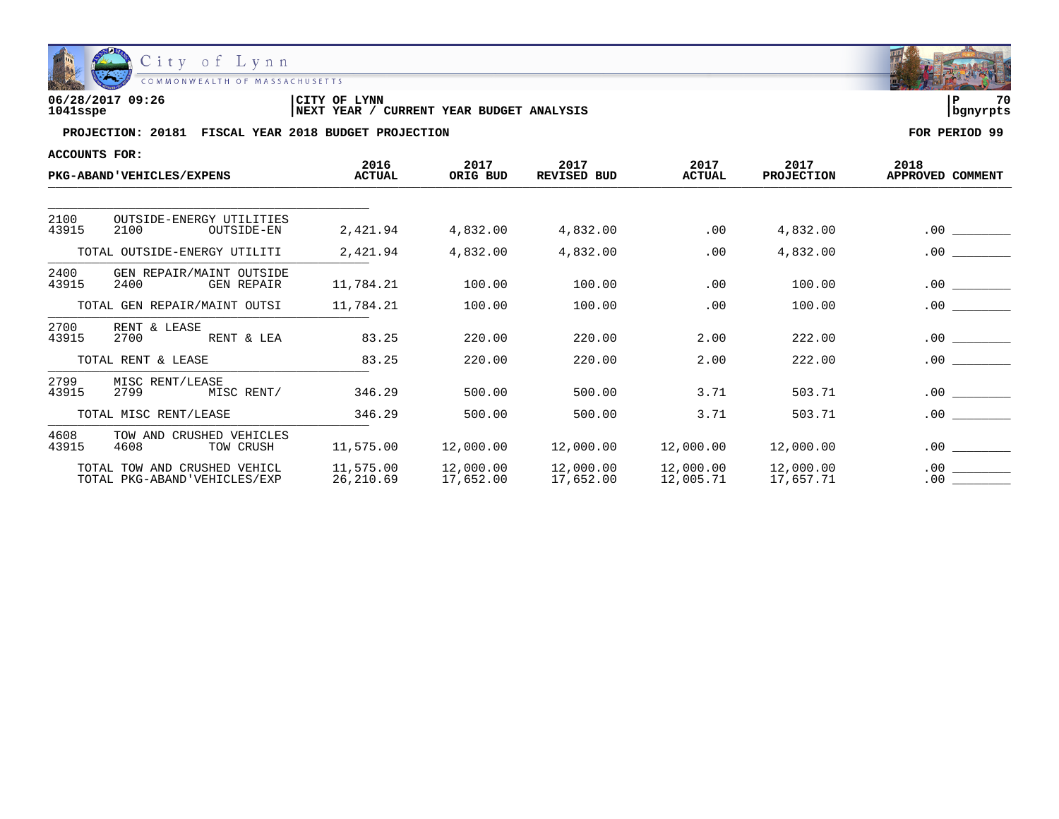**06/28/2017 09:26**
**1041sspe**

**CITY OF LYNN**
**NEXT YEAR / CURRENT YEAR BUDGET ANALYSIS**

**P 70**
**bgnyrpts**

**PROJECTION: 20181 FISCAL YEAR 2018 BUDGET PROJECTION** **FOR PERIOD 99**

**ACCOUNTS FOR:**

| PKG-ABAND'VEHICLES/EXPENS | | | 2016 ACTUAL | 2017 ORIG BUD | 2017 REVISED BUD | 2017 ACTUAL | 2017 PROJECTION | 2018 APPROVED | COMMENT |
|---|---|---|---|---|---|---|---|---|---|
| 2100 | OUTSIDE-ENERGY UTILITIES | | | | | | | | |
| 43915 | 2100 | OUTSIDE-EN | 2,421.94 | 4,832.00 | 4,832.00 | .00 | 4,832.00 | .00 | ________ |
| | TOTAL OUTSIDE-ENERGY UTILITI | | 2,421.94 | 4,832.00 | 4,832.00 | .00 | 4,832.00 | .00 | ________ |
| 2400 | GEN REPAIR/MAINT OUTSIDE | | | | | | | | |
| 43915 | 2400 | GEN REPAIR | 11,784.21 | 100.00 | 100.00 | .00 | 100.00 | .00 | ________ |
| | TOTAL GEN REPAIR/MAINT OUTSI | | 11,784.21 | 100.00 | 100.00 | .00 | 100.00 | .00 | ________ |
| 2700 | RENT & LEASE | | | | | | | | |
| 43915 | 2700 | RENT & LEA | 83.25 | 220.00 | 220.00 | 2.00 | 222.00 | .00 | ________ |
| | TOTAL RENT & LEASE | | 83.25 | 220.00 | 220.00 | 2.00 | 222.00 | .00 | ________ |
| 2799 | MISC RENT/LEASE | | | | | | | | |
| 43915 | 2799 | MISC RENT/ | 346.29 | 500.00 | 500.00 | 3.71 | 503.71 | .00 | ________ |
| | TOTAL MISC RENT/LEASE | | 346.29 | 500.00 | 500.00 | 3.71 | 503.71 | .00 | ________ |
| 4608 | TOW AND CRUSHED VEHICLES | | | | | | | | |
| 43915 | 4608 | TOW CRUSH | 11,575.00 | 12,000.00 | 12,000.00 | 12,000.00 | 12,000.00 | .00 | ________ |
| | TOTAL TOW AND CRUSHED VEHICL | | 11,575.00 | 12,000.00 | 12,000.00 | 12,000.00 | 12,000.00 | .00 | ________ |
| | TOTAL PKG-ABAND'VEHICLES/EXP | | 26,210.69 | 17,652.00 | 17,652.00 | 12,005.71 | 17,657.71 | .00 | ________ |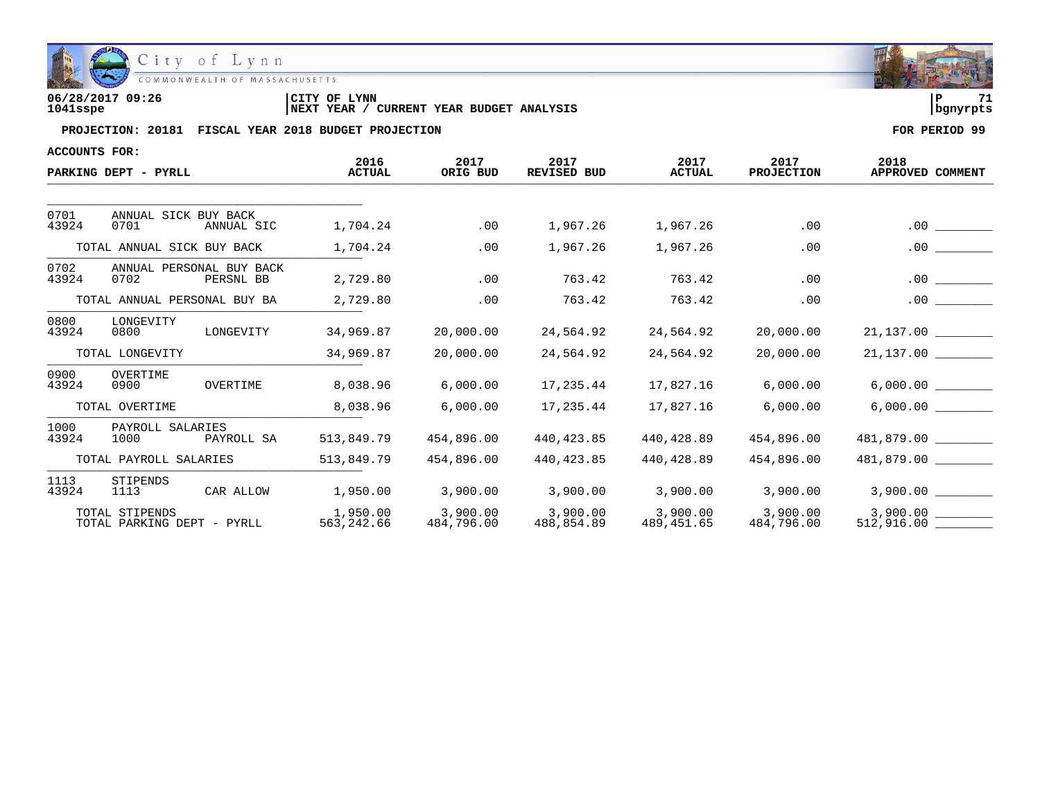City of Lynn
COMMONWEALTH OF MASSACHUSETTS

**06/28/2017 09:26** | **CITY OF LYNN** | **P 71**
**1041sspe** | **NEXT YEAR / CURRENT YEAR BUDGET ANALYSIS** | **bgnyrpts**

**PROJECTION: 20181 FISCAL YEAR 2018 BUDGET PROJECTION** — **FOR PERIOD 99**

**ACCOUNTS FOR:**

| PARKING DEPT - PYRLL | | | 2016 ACTUAL | 2017 ORIG BUD | 2017 REVISED BUD | 2017 ACTUAL | 2017 PROJECTION | 2018 APPROVED | COMMENT |
|---|---|---|---|---|---|---|---|---|---|
| 0701 | ANNUAL SICK BUY BACK | | | | | | | | |
| 43924 | 0701 | ANNUAL SIC | 1,704.24 | .00 | 1,967.26 | 1,967.26 | .00 | .00 | ________ |
| | TOTAL ANNUAL SICK BUY BACK | | 1,704.24 | .00 | 1,967.26 | 1,967.26 | .00 | .00 | ________ |
| 0702 | ANNUAL PERSONAL BUY BACK | | | | | | | | |
| 43924 | 0702 | PERSNL BB | 2,729.80 | .00 | 763.42 | 763.42 | .00 | .00 | ________ |
| | TOTAL ANNUAL PERSONAL BUY BA | | 2,729.80 | .00 | 763.42 | 763.42 | .00 | .00 | ________ |
| 0800 | LONGEVITY | | | | | | | | |
| 43924 | 0800 | LONGEVITY | 34,969.87 | 20,000.00 | 24,564.92 | 24,564.92 | 20,000.00 | 21,137.00 | ________ |
| | TOTAL LONGEVITY | | 34,969.87 | 20,000.00 | 24,564.92 | 24,564.92 | 20,000.00 | 21,137.00 | ________ |
| 0900 | OVERTIME | | | | | | | | |
| 43924 | 0900 | OVERTIME | 8,038.96 | 6,000.00 | 17,235.44 | 17,827.16 | 6,000.00 | 6,000.00 | ________ |
| | TOTAL OVERTIME | | 8,038.96 | 6,000.00 | 17,235.44 | 17,827.16 | 6,000.00 | 6,000.00 | ________ |
| 1000 | PAYROLL SALARIES | | | | | | | | |
| 43924 | 1000 | PAYROLL SA | 513,849.79 | 454,896.00 | 440,423.85 | 440,428.89 | 454,896.00 | 481,879.00 | ________ |
| | TOTAL PAYROLL SALARIES | | 513,849.79 | 454,896.00 | 440,423.85 | 440,428.89 | 454,896.00 | 481,879.00 | ________ |
| 1113 | STIPENDS | | | | | | | | |
| 43924 | 1113 | CAR ALLOW | 1,950.00 | 3,900.00 | 3,900.00 | 3,900.00 | 3,900.00 | 3,900.00 | ________ |
| | TOTAL STIPENDS | | 1,950.00 | 3,900.00 | 3,900.00 | 3,900.00 | 3,900.00 | 3,900.00 | ________ |
| | TOTAL PARKING DEPT - PYRLL | | 563,242.66 | 484,796.00 | 488,854.89 | 489,451.65 | 484,796.00 | 512,916.00 | ________ |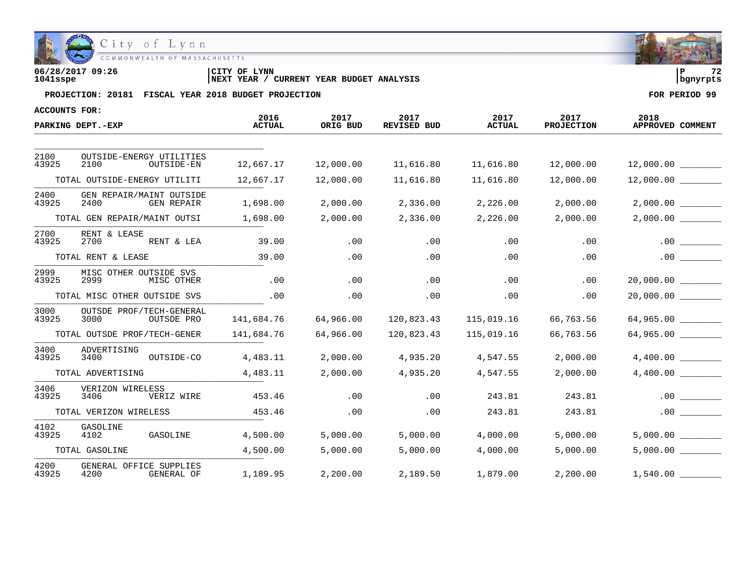City of Lynn
COMMONWEALTH OF MASSACHUSETTS

06/28/2017 09:26
1041sspe

CITY OF LYNN
NEXT YEAR / CURRENT YEAR BUDGET ANALYSIS

P 72
bgnyrpts

**PROJECTION: 20181 FISCAL YEAR 2018 BUDGET PROJECTION** **FOR PERIOD 99**

ACCOUNTS FOR:

| PARKING DEPT.-EXP | 2016 ACTUAL | 2017 ORIG BUD | 2017 REVISED BUD | 2017 ACTUAL | 2017 PROJECTION | 2018 APPROVED | COMMENT |
|---|---|---|---|---|---|---|---|
| 2100 OUTSIDE-ENERGY UTILITIES | | | | | | | |
| 43925 2100 OUTSIDE-EN | 12,667.17 | 12,000.00 | 11,616.80 | 11,616.80 | 12,000.00 | 12,000.00 | ________ |
| TOTAL OUTSIDE-ENERGY UTILITI | 12,667.17 | 12,000.00 | 11,616.80 | 11,616.80 | 12,000.00 | 12,000.00 | ________ |
| 2400 GEN REPAIR/MAINT OUTSIDE | | | | | | | |
| 43925 2400 GEN REPAIR | 1,698.00 | 2,000.00 | 2,336.00 | 2,226.00 | 2,000.00 | 2,000.00 | ________ |
| TOTAL GEN REPAIR/MAINT OUTSI | 1,698.00 | 2,000.00 | 2,336.00 | 2,226.00 | 2,000.00 | 2,000.00 | ________ |
| 2700 RENT & LEASE | | | | | | | |
| 43925 2700 RENT & LEA | 39.00 | .00 | .00 | .00 | .00 | .00 | ________ |
| TOTAL RENT & LEASE | 39.00 | .00 | .00 | .00 | .00 | .00 | ________ |
| 2999 MISC OTHER OUTSIDE SVS | | | | | | | |
| 43925 2999 MISC OTHER | .00 | .00 | .00 | .00 | .00 | 20,000.00 | ________ |
| TOTAL MISC OTHER OUTSIDE SVS | .00 | .00 | .00 | .00 | .00 | 20,000.00 | ________ |
| 3000 OUTSDE PROF/TECH-GENERAL | | | | | | | |
| 43925 3000 OUTSDE PRO | 141,684.76 | 64,966.00 | 120,823.43 | 115,019.16 | 66,763.56 | 64,965.00 | ________ |
| TOTAL OUTSDE PROF/TECH-GENER | 141,684.76 | 64,966.00 | 120,823.43 | 115,019.16 | 66,763.56 | 64,965.00 | ________ |
| 3400 ADVERTISING | | | | | | | |
| 43925 3400 OUTSIDE-CO | 4,483.11 | 2,000.00 | 4,935.20 | 4,547.55 | 2,000.00 | 4,400.00 | ________ |
| TOTAL ADVERTISING | 4,483.11 | 2,000.00 | 4,935.20 | 4,547.55 | 2,000.00 | 4,400.00 | ________ |
| 3406 VERIZON WIRELESS | | | | | | | |
| 43925 3406 VERIZ WIRE | 453.46 | .00 | .00 | 243.81 | 243.81 | .00 | ________ |
| TOTAL VERIZON WIRELESS | 453.46 | .00 | .00 | 243.81 | 243.81 | .00 | ________ |
| 4102 GASOLINE | | | | | | | |
| 43925 4102 GASOLINE | 4,500.00 | 5,000.00 | 5,000.00 | 4,000.00 | 5,000.00 | 5,000.00 | ________ |
| TOTAL GASOLINE | 4,500.00 | 5,000.00 | 5,000.00 | 4,000.00 | 5,000.00 | 5,000.00 | ________ |
| 4200 GENERAL OFFICE SUPPLIES | | | | | | | |
| 43925 4200 GENERAL OF | 1,189.95 | 2,200.00 | 2,189.50 | 1,879.00 | 2,200.00 | 1,540.00 | ________ |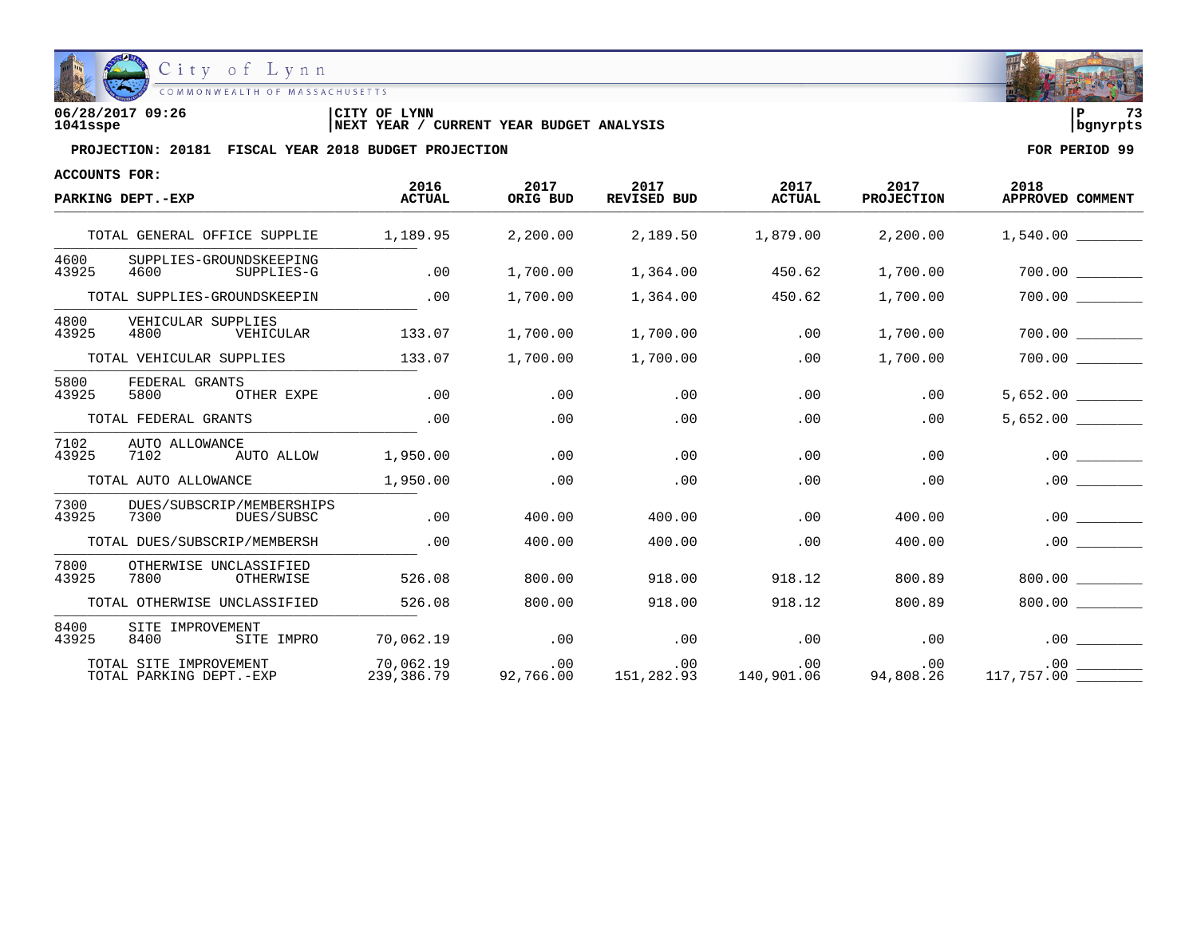06/28/2017 09:26 | CITY OF LYNN | P 73
1041sspe | NEXT YEAR / CURRENT YEAR BUDGET ANALYSIS | bgnyrpts

**PROJECTION: 20181 FISCAL YEAR 2018 BUDGET PROJECTION** — **FOR PERIOD 99**

**ACCOUNTS FOR:**

| PARKING DEPT.-EXP | 2016 ACTUAL | 2017 ORIG BUD | 2017 REVISED BUD | 2017 ACTUAL | 2017 PROJECTION | 2018 APPROVED | COMMENT |
|---|---|---|---|---|---|---|---|
| TOTAL GENERAL OFFICE SUPPLIE | 1,189.95 | 2,200.00 | 2,189.50 | 1,879.00 | 2,200.00 | 1,540.00 | |
| 4600 SUPPLIES-GROUNDSKEEPING | | | | | | | |
| 43925 4600 SUPPLIES-G | .00 | 1,700.00 | 1,364.00 | 450.62 | 1,700.00 | 700.00 | |
| TOTAL SUPPLIES-GROUNDSKEEPIN | .00 | 1,700.00 | 1,364.00 | 450.62 | 1,700.00 | 700.00 | |
| 4800 VEHICULAR SUPPLIES | | | | | | | |
| 43925 4800 VEHICULAR | 133.07 | 1,700.00 | 1,700.00 | .00 | 1,700.00 | 700.00 | |
| TOTAL VEHICULAR SUPPLIES | 133.07 | 1,700.00 | 1,700.00 | .00 | 1,700.00 | 700.00 | |
| 5800 FEDERAL GRANTS | | | | | | | |
| 43925 5800 OTHER EXPE | .00 | .00 | .00 | .00 | .00 | 5,652.00 | |
| TOTAL FEDERAL GRANTS | .00 | .00 | .00 | .00 | .00 | 5,652.00 | |
| 7102 AUTO ALLOWANCE | | | | | | | |
| 43925 7102 AUTO ALLOW | 1,950.00 | .00 | .00 | .00 | .00 | .00 | |
| TOTAL AUTO ALLOWANCE | 1,950.00 | .00 | .00 | .00 | .00 | .00 | |
| 7300 DUES/SUBSCRIP/MEMBERSHIPS | | | | | | | |
| 43925 7300 DUES/SUBSC | .00 | 400.00 | 400.00 | .00 | 400.00 | .00 | |
| TOTAL DUES/SUBSCRIP/MEMBERSH | .00 | 400.00 | 400.00 | .00 | 400.00 | .00 | |
| 7800 OTHERWISE UNCLASSIFIED | | | | | | | |
| 43925 7800 OTHERWISE | 526.08 | 800.00 | 918.00 | 918.12 | 800.89 | 800.00 | |
| TOTAL OTHERWISE UNCLASSIFIED | 526.08 | 800.00 | 918.00 | 918.12 | 800.89 | 800.00 | |
| 8400 SITE IMPROVEMENT | | | | | | | |
| 43925 8400 SITE IMPRO | 70,062.19 | .00 | .00 | .00 | .00 | .00 | |
| TOTAL SITE IMPROVEMENT | 70,062.19 | .00 | .00 | .00 | .00 | .00 | |
| TOTAL PARKING DEPT.-EXP | 239,386.79 | 92,766.00 | 151,282.93 | 140,901.06 | 94,808.26 | 117,757.00 | |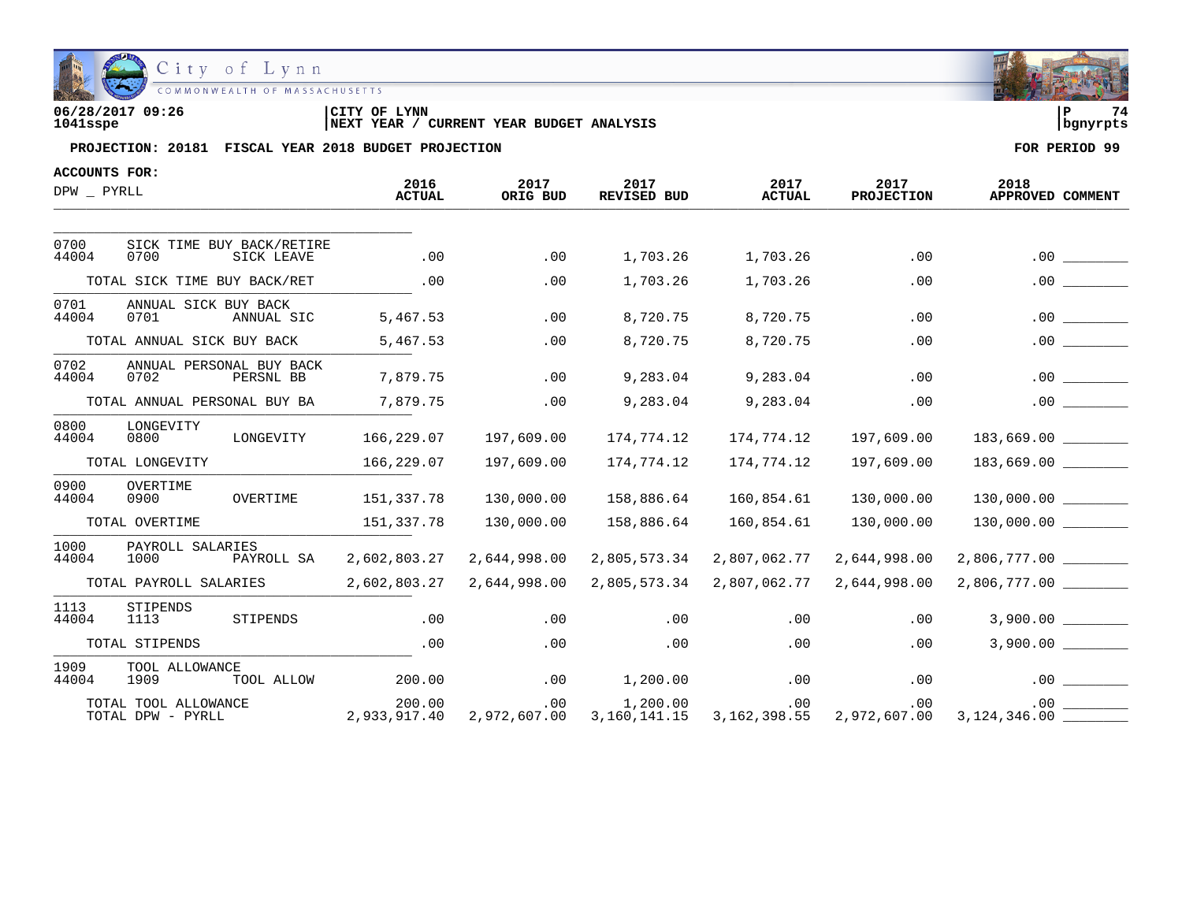06/28/2017 09:26
1041sspe

CITY OF LYNN
NEXT YEAR / CURRENT YEAR BUDGET ANALYSIS

P 74
bgnyrpts

**PROJECTION: 20181 FISCAL YEAR 2018 BUDGET PROJECTION** — **FOR PERIOD 99**

**ACCOUNTS FOR:**

| DPW _ PYRLL | | | 2016 ACTUAL | 2017 ORIG BUD | 2017 REVISED BUD | 2017 ACTUAL | 2017 PROJECTION | 2018 APPROVED | COMMENT |
|---|---|---|---|---|---|---|---|---|---|
| 0700 | SICK TIME BUY BACK/RETIRE | | | | | | | | |
| 44004 | 0700 | SICK LEAVE | .00 | .00 | 1,703.26 | 1,703.26 | .00 | .00 | ________ |
| | TOTAL SICK TIME BUY BACK/RET | | .00 | .00 | 1,703.26 | 1,703.26 | .00 | .00 | ________ |
| 0701 | ANNUAL SICK BUY BACK | | | | | | | | |
| 44004 | 0701 | ANNUAL SIC | 5,467.53 | .00 | 8,720.75 | 8,720.75 | .00 | .00 | ________ |
| | TOTAL ANNUAL SICK BUY BACK | | 5,467.53 | .00 | 8,720.75 | 8,720.75 | .00 | .00 | ________ |
| 0702 | ANNUAL PERSONAL BUY BACK | | | | | | | | |
| 44004 | 0702 | PERSNL BB | 7,879.75 | .00 | 9,283.04 | 9,283.04 | .00 | .00 | ________ |
| | TOTAL ANNUAL PERSONAL BUY BA | | 7,879.75 | .00 | 9,283.04 | 9,283.04 | .00 | .00 | ________ |
| 0800 | LONGEVITY | | | | | | | | |
| 44004 | 0800 | LONGEVITY | 166,229.07 | 197,609.00 | 174,774.12 | 174,774.12 | 197,609.00 | 183,669.00 | ________ |
| | TOTAL LONGEVITY | | 166,229.07 | 197,609.00 | 174,774.12 | 174,774.12 | 197,609.00 | 183,669.00 | ________ |
| 0900 | OVERTIME | | | | | | | | |
| 44004 | 0900 | OVERTIME | 151,337.78 | 130,000.00 | 158,886.64 | 160,854.61 | 130,000.00 | 130,000.00 | ________ |
| | TOTAL OVERTIME | | 151,337.78 | 130,000.00 | 158,886.64 | 160,854.61 | 130,000.00 | 130,000.00 | ________ |
| 1000 | PAYROLL SALARIES | | | | | | | | |
| 44004 | 1000 | PAYROLL SA | 2,602,803.27 | 2,644,998.00 | 2,805,573.34 | 2,807,062.77 | 2,644,998.00 | 2,806,777.00 | ________ |
| | TOTAL PAYROLL SALARIES | | 2,602,803.27 | 2,644,998.00 | 2,805,573.34 | 2,807,062.77 | 2,644,998.00 | 2,806,777.00 | ________ |
| 1113 | STIPENDS | | | | | | | | |
| 44004 | 1113 | STIPENDS | .00 | .00 | .00 | .00 | .00 | 3,900.00 | ________ |
| | TOTAL STIPENDS | | .00 | .00 | .00 | .00 | .00 | 3,900.00 | ________ |
| 1909 | TOOL ALLOWANCE | | | | | | | | |
| 44004 | 1909 | TOOL ALLOW | 200.00 | .00 | 1,200.00 | .00 | .00 | .00 | ________ |
| | TOTAL TOOL ALLOWANCE | | 200.00 | .00 | 1,200.00 | .00 | .00 | .00 | ________ |
| | TOTAL DPW - PYRLL | | 2,933,917.40 | 2,972,607.00 | 3,160,141.15 | 3,162,398.55 | 2,972,607.00 | 3,124,346.00 | ________ |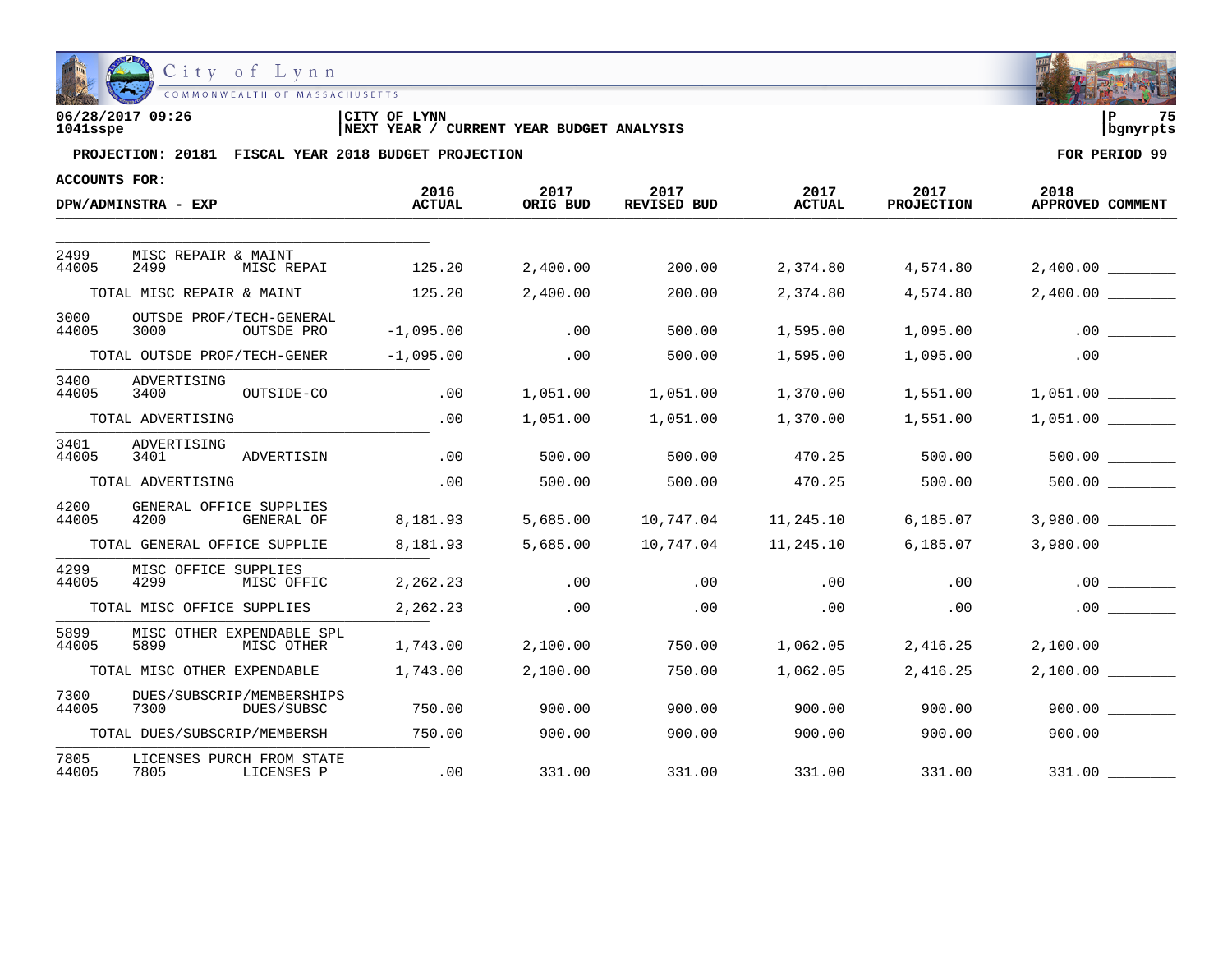06/28/2017 09:26 | CITY OF LYNN | P 75
1041sspe | NEXT YEAR / CURRENT YEAR BUDGET ANALYSIS | bgnyrpts

**PROJECTION: 20181 FISCAL YEAR 2018 BUDGET PROJECTION** **FOR PERIOD 99**

**ACCOUNTS FOR:**

| DPW/ADMINSTRA - EXP | | | 2016 ACTUAL | 2017 ORIG BUD | 2017 REVISED BUD | 2017 ACTUAL | 2017 PROJECTION | 2018 APPROVED | COMMENT |
|---|---|---|---|---|---|---|---|---|---|
| 2499 | MISC REPAIR & MAINT | | | | | | | | |
| 44005 | 2499 | MISC REPAI | 125.20 | 2,400.00 | 200.00 | 2,374.80 | 4,574.80 | 2,400.00 | ________ |
| | TOTAL MISC REPAIR & MAINT | | 125.20 | 2,400.00 | 200.00 | 2,374.80 | 4,574.80 | 2,400.00 | ________ |
| 3000 | OUTSDE PROF/TECH-GENERAL | | | | | | | | |
| 44005 | 3000 | OUTSDE PRO | -1,095.00 | .00 | 500.00 | 1,595.00 | 1,095.00 | .00 | ________ |
| | TOTAL OUTSDE PROF/TECH-GENER | | -1,095.00 | .00 | 500.00 | 1,595.00 | 1,095.00 | .00 | ________ |
| 3400 | ADVERTISING | | | | | | | | |
| 44005 | 3400 | OUTSIDE-CO | .00 | 1,051.00 | 1,051.00 | 1,370.00 | 1,551.00 | 1,051.00 | ________ |
| | TOTAL ADVERTISING | | .00 | 1,051.00 | 1,051.00 | 1,370.00 | 1,551.00 | 1,051.00 | ________ |
| 3401 | ADVERTISING | | | | | | | | |
| 44005 | 3401 | ADVERTISIN | .00 | 500.00 | 500.00 | 470.25 | 500.00 | 500.00 | ________ |
| | TOTAL ADVERTISING | | .00 | 500.00 | 500.00 | 470.25 | 500.00 | 500.00 | ________ |
| 4200 | GENERAL OFFICE SUPPLIES | | | | | | | | |
| 44005 | 4200 | GENERAL OF | 8,181.93 | 5,685.00 | 10,747.04 | 11,245.10 | 6,185.07 | 3,980.00 | ________ |
| | TOTAL GENERAL OFFICE SUPPLIE | | 8,181.93 | 5,685.00 | 10,747.04 | 11,245.10 | 6,185.07 | 3,980.00 | ________ |
| 4299 | MISC OFFICE SUPPLIES | | | | | | | | |
| 44005 | 4299 | MISC OFFIC | 2,262.23 | .00 | .00 | .00 | .00 | .00 | ________ |
| | TOTAL MISC OFFICE SUPPLIES | | 2,262.23 | .00 | .00 | .00 | .00 | .00 | ________ |
| 5899 | MISC OTHER EXPENDABLE SPL | | | | | | | | |
| 44005 | 5899 | MISC OTHER | 1,743.00 | 2,100.00 | 750.00 | 1,062.05 | 2,416.25 | 2,100.00 | ________ |
| | TOTAL MISC OTHER EXPENDABLE | | 1,743.00 | 2,100.00 | 750.00 | 1,062.05 | 2,416.25 | 2,100.00 | ________ |
| 7300 | DUES/SUBSCRIP/MEMBERSHIPS | | | | | | | | |
| 44005 | 7300 | DUES/SUBSC | 750.00 | 900.00 | 900.00 | 900.00 | 900.00 | 900.00 | ________ |
| | TOTAL DUES/SUBSCRIP/MEMBERSH | | 750.00 | 900.00 | 900.00 | 900.00 | 900.00 | 900.00 | ________ |
| 7805 | LICENSES PURCH FROM STATE | | | | | | | | |
| 44005 | 7805 | LICENSES P | .00 | 331.00 | 331.00 | 331.00 | 331.00 | 331.00 | ________ |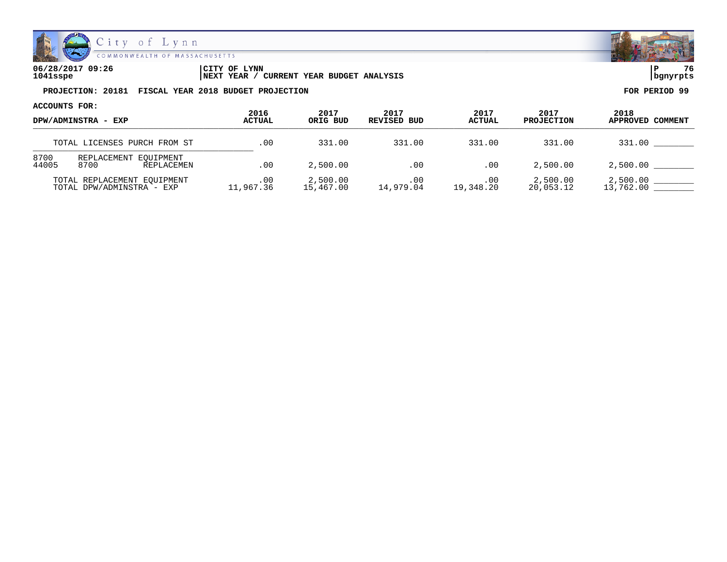06/28/2017 09:26 | CITY OF LYNN
1041sspe | NEXT YEAR / CURRENT YEAR BUDGET ANALYSIS

**PROJECTION: 20181 FISCAL YEAR 2018 BUDGET PROJECTION** — **FOR PERIOD 99**

**ACCOUNTS FOR:**

| DPW/ADMINSTRA - EXP | 2016 ACTUAL | 2017 ORIG BUD | 2017 REVISED BUD | 2017 ACTUAL | 2017 PROJECTION | 2018 APPROVED | COMMENT |
|---|---|---|---|---|---|---|---|
| TOTAL LICENSES PURCH FROM ST | .00 | 331.00 | 331.00 | 331.00 | 331.00 | 331.00 | ________ |
| 8700 REPLACEMENT EQUIPMENT | | | | | | | |
| 44005 8700 REPLACEMEN | .00 | 2,500.00 | .00 | .00 | 2,500.00 | 2,500.00 | ________ |
| TOTAL REPLACEMENT EQUIPMENT | .00 | 2,500.00 | .00 | .00 | 2,500.00 | 2,500.00 | ________ |
| TOTAL DPW/ADMINSTRA - EXP | 11,967.36 | 15,467.00 | 14,979.04 | 19,348.20 | 20,053.12 | 13,762.00 | ________ |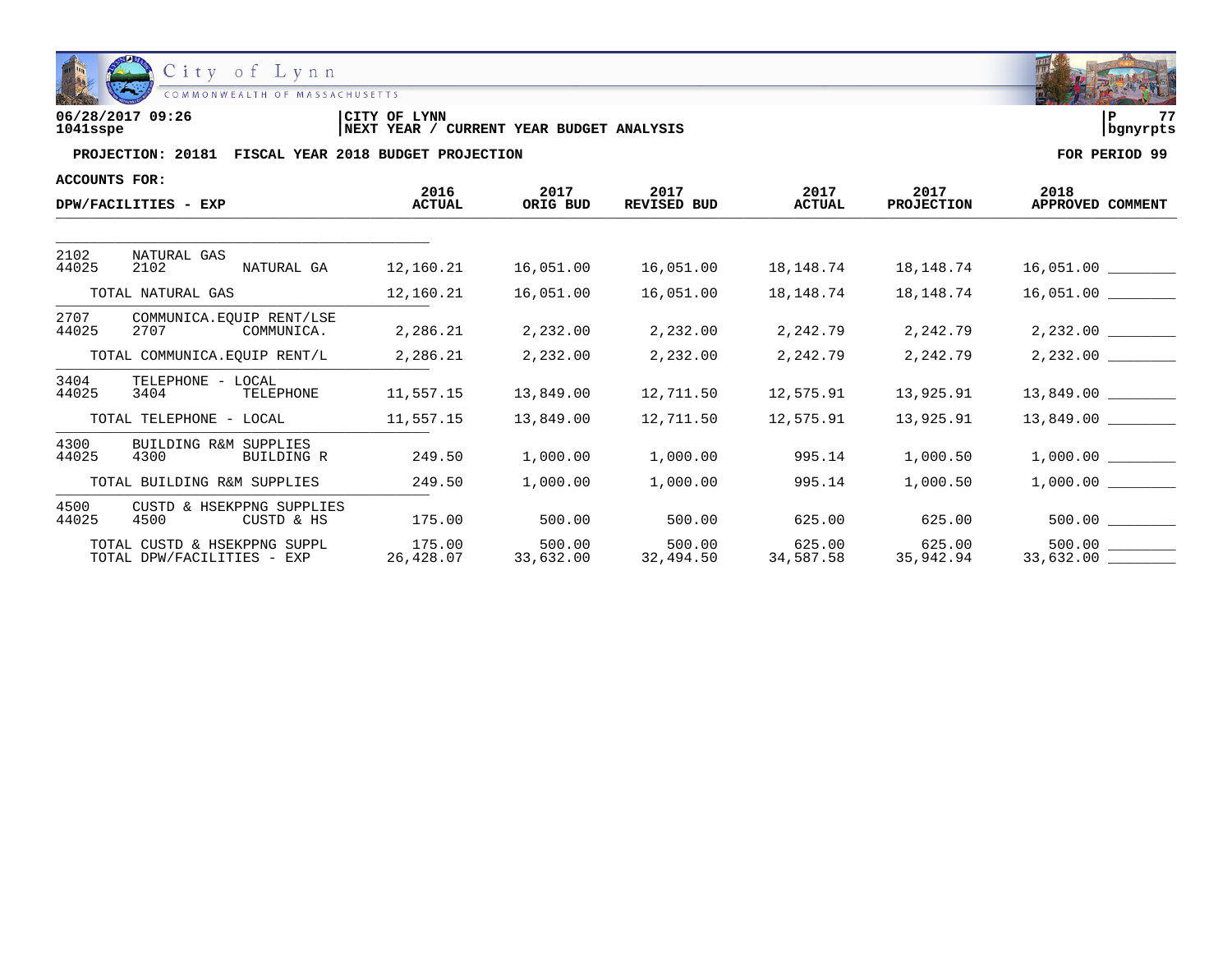City of Lynn
COMMONWEALTH OF MASSACHUSETTS

06/28/2017 09:26
1041sspe

CITY OF LYNN
NEXT YEAR / CURRENT YEAR BUDGET ANALYSIS

P 77
bgnyrpts

**PROJECTION: 20181 FISCAL YEAR 2018 BUDGET PROJECTION** — **FOR PERIOD 99**

ACCOUNTS FOR:

| DPW/FACILITIES - EXP | | | 2016 ACTUAL | 2017 ORIG BUD | 2017 REVISED BUD | 2017 ACTUAL | 2017 PROJECTION | 2018 APPROVED | COMMENT |
|---|---|---|---|---|---|---|---|---|---|
| 2102 | NATURAL GAS | | | | | | | | |
| 44025 | 2102 | NATURAL GA | 12,160.21 | 16,051.00 | 16,051.00 | 18,148.74 | 18,148.74 | 16,051.00 | ________ |
| | TOTAL NATURAL GAS | | 12,160.21 | 16,051.00 | 16,051.00 | 18,148.74 | 18,148.74 | 16,051.00 | ________ |
| 2707 | COMMUNICA.EQUIP RENT/LSE | | | | | | | | |
| 44025 | 2707 | COMMUNICA. | 2,286.21 | 2,232.00 | 2,232.00 | 2,242.79 | 2,242.79 | 2,232.00 | ________ |
| | TOTAL COMMUNICA.EQUIP RENT/L | | 2,286.21 | 2,232.00 | 2,232.00 | 2,242.79 | 2,242.79 | 2,232.00 | ________ |
| 3404 | TELEPHONE - LOCAL | | | | | | | | |
| 44025 | 3404 | TELEPHONE | 11,557.15 | 13,849.00 | 12,711.50 | 12,575.91 | 13,925.91 | 13,849.00 | ________ |
| | TOTAL TELEPHONE - LOCAL | | 11,557.15 | 13,849.00 | 12,711.50 | 12,575.91 | 13,925.91 | 13,849.00 | ________ |
| 4300 | BUILDING R&M SUPPLIES | | | | | | | | |
| 44025 | 4300 | BUILDING R | 249.50 | 1,000.00 | 1,000.00 | 995.14 | 1,000.50 | 1,000.00 | ________ |
| | TOTAL BUILDING R&M SUPPLIES | | 249.50 | 1,000.00 | 1,000.00 | 995.14 | 1,000.50 | 1,000.00 | ________ |
| 4500 | CUSTD & HSEKPPNG SUPPLIES | | | | | | | | |
| 44025 | 4500 | CUSTD & HS | 175.00 | 500.00 | 500.00 | 625.00 | 625.00 | 500.00 | ________ |
| | TOTAL CUSTD & HSEKPPNG SUPPL | | 175.00 | 500.00 | 500.00 | 625.00 | 625.00 | 500.00 | ________ |
| | TOTAL DPW/FACILITIES - EXP | | 26,428.07 | 33,632.00 | 32,494.50 | 34,587.58 | 35,942.94 | 33,632.00 | ________ |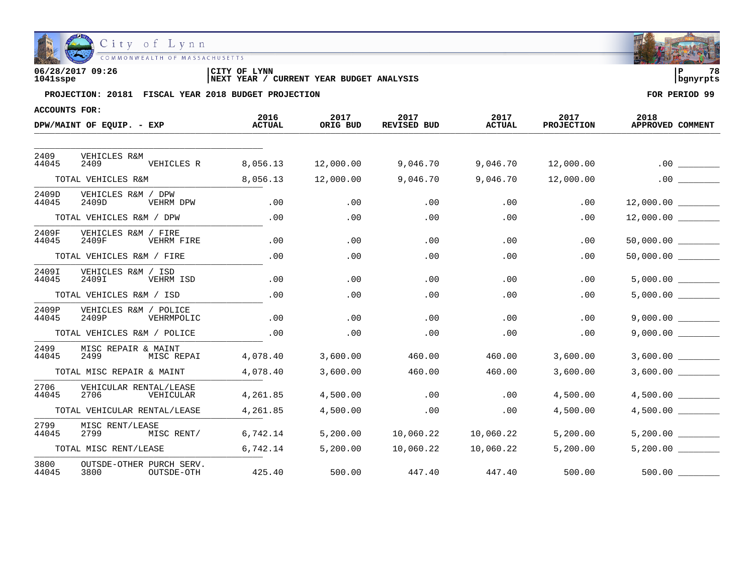06/28/2017 09:26 | CITY OF LYNN
1041sspe | NEXT YEAR / CURRENT YEAR BUDGET ANALYSIS

**PROJECTION: 20181 FISCAL YEAR 2018 BUDGET PROJECTION** — FOR PERIOD 99

ACCOUNTS FOR:

| DPW/MAINT OF EQUIP. - EXP | | | 2016 ACTUAL | 2017 ORIG BUD | 2017 REVISED BUD | 2017 ACTUAL | 2017 PROJECTION | 2018 APPROVED | COMMENT |
|---|---|---|---|---|---|---|---|---|---|
| 2409 / 44045 | VEHICLES R&M / 2409 | VEHICLES R | 8,056.13 | 12,000.00 | 9,046.70 | 9,046.70 | 12,000.00 | .00 | |
| TOTAL VEHICLES R&M | | | 8,056.13 | 12,000.00 | 9,046.70 | 9,046.70 | 12,000.00 | .00 | |
| 2409D / 44045 | VEHICLES R&M / DPW / 2409D | VEHRM DPW | .00 | .00 | .00 | .00 | .00 | 12,000.00 | |
| TOTAL VEHICLES R&M / DPW | | | .00 | .00 | .00 | .00 | .00 | 12,000.00 | |
| 2409F / 44045 | VEHICLES R&M / FIRE / 2409F | VEHRM FIRE | .00 | .00 | .00 | .00 | .00 | 50,000.00 | |
| TOTAL VEHICLES R&M / FIRE | | | .00 | .00 | .00 | .00 | .00 | 50,000.00 | |
| 2409I / 44045 | VEHICLES R&M / ISD / 2409I | VEHRM ISD | .00 | .00 | .00 | .00 | .00 | 5,000.00 | |
| TOTAL VEHICLES R&M / ISD | | | .00 | .00 | .00 | .00 | .00 | 5,000.00 | |
| 2409P / 44045 | VEHICLES R&M / POLICE / 2409P | VEHRMPOLIC | .00 | .00 | .00 | .00 | .00 | 9,000.00 | |
| TOTAL VEHICLES R&M / POLICE | | | .00 | .00 | .00 | .00 | .00 | 9,000.00 | |
| 2499 / 44045 | MISC REPAIR & MAINT / 2499 | MISC REPAI | 4,078.40 | 3,600.00 | 460.00 | 460.00 | 3,600.00 | 3,600.00 | |
| TOTAL MISC REPAIR & MAINT | | | 4,078.40 | 3,600.00 | 460.00 | 460.00 | 3,600.00 | 3,600.00 | |
| 2706 / 44045 | VEHICULAR RENTAL/LEASE / 2706 | VEHICULAR | 4,261.85 | 4,500.00 | .00 | .00 | 4,500.00 | 4,500.00 | |
| TOTAL VEHICULAR RENTAL/LEASE | | | 4,261.85 | 4,500.00 | .00 | .00 | 4,500.00 | 4,500.00 | |
| 2799 / 44045 | MISC RENT/LEASE / 2799 | MISC RENT/ | 6,742.14 | 5,200.00 | 10,060.22 | 10,060.22 | 5,200.00 | 5,200.00 | |
| TOTAL MISC RENT/LEASE | | | 6,742.14 | 5,200.00 | 10,060.22 | 10,060.22 | 5,200.00 | 5,200.00 | |
| 3800 / 44045 | OUTSDE-OTHER PURCH SERV. / 3800 | OUTSDE-OTH | 425.40 | 500.00 | 447.40 | 447.40 | 500.00 | 500.00 | |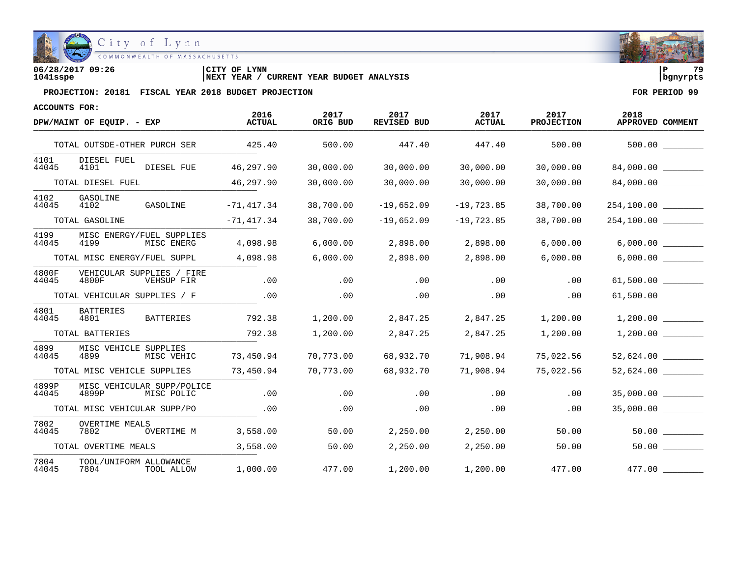06/28/2017 09:26 | CITY OF LYNN
1041sspe | NEXT YEAR / CURRENT YEAR BUDGET ANALYSIS | bgnyrpts

**PROJECTION: 20181 FISCAL YEAR 2018 BUDGET PROJECTION** — **FOR PERIOD 99**

**ACCOUNTS FOR:**

| DPW/MAINT OF EQUIP. - EXP | | | 2016 ACTUAL | 2017 ORIG BUD | 2017 REVISED BUD | 2017 ACTUAL | 2017 PROJECTION | 2018 APPROVED | COMMENT |
|---|---|---|---|---|---|---|---|---|---|
| TOTAL OUTSDE-OTHER PURCH SER | | | 425.40 | 500.00 | 447.40 | 447.40 | 500.00 | 500.00 | |
| 4101 | DIESEL FUEL | | | | | | | | |
| 44045 | 4101 | DIESEL FUE | 46,297.90 | 30,000.00 | 30,000.00 | 30,000.00 | 30,000.00 | 84,000.00 | |
| TOTAL DIESEL FUEL | | | 46,297.90 | 30,000.00 | 30,000.00 | 30,000.00 | 30,000.00 | 84,000.00 | |
| 4102 | GASOLINE | | | | | | | | |
| 44045 | 4102 | GASOLINE | -71,417.34 | 38,700.00 | -19,652.09 | -19,723.85 | 38,700.00 | 254,100.00 | |
| TOTAL GASOLINE | | | -71,417.34 | 38,700.00 | -19,652.09 | -19,723.85 | 38,700.00 | 254,100.00 | |
| 4199 | MISC ENERGY/FUEL SUPPLIES | | | | | | | | |
| 44045 | 4199 | MISC ENERG | 4,098.98 | 6,000.00 | 2,898.00 | 2,898.00 | 6,000.00 | 6,000.00 | |
| TOTAL MISC ENERGY/FUEL SUPPL | | | 4,098.98 | 6,000.00 | 2,898.00 | 2,898.00 | 6,000.00 | 6,000.00 | |
| 4800F | VEHICULAR SUPPLIES / FIRE | | | | | | | | |
| 44045 | 4800F | VEHSUP FIR | .00 | .00 | .00 | .00 | .00 | 61,500.00 | |
| TOTAL VEHICULAR SUPPLIES / F | | | .00 | .00 | .00 | .00 | .00 | 61,500.00 | |
| 4801 | BATTERIES | | | | | | | | |
| 44045 | 4801 | BATTERIES | 792.38 | 1,200.00 | 2,847.25 | 2,847.25 | 1,200.00 | 1,200.00 | |
| TOTAL BATTERIES | | | 792.38 | 1,200.00 | 2,847.25 | 2,847.25 | 1,200.00 | 1,200.00 | |
| 4899 | MISC VEHICLE SUPPLIES | | | | | | | | |
| 44045 | 4899 | MISC VEHIC | 73,450.94 | 70,773.00 | 68,932.70 | 71,908.94 | 75,022.56 | 52,624.00 | |
| TOTAL MISC VEHICLE SUPPLIES | | | 73,450.94 | 70,773.00 | 68,932.70 | 71,908.94 | 75,022.56 | 52,624.00 | |
| 4899P | MISC VEHICULAR SUPP/POLICE | | | | | | | | |
| 44045 | 4899P | MISC POLIC | .00 | .00 | .00 | .00 | .00 | 35,000.00 | |
| TOTAL MISC VEHICULAR SUPP/PO | | | .00 | .00 | .00 | .00 | .00 | 35,000.00 | |
| 7802 | OVERTIME MEALS | | | | | | | | |
| 44045 | 7802 | OVERTIME M | 3,558.00 | 50.00 | 2,250.00 | 2,250.00 | 50.00 | 50.00 | |
| TOTAL OVERTIME MEALS | | | 3,558.00 | 50.00 | 2,250.00 | 2,250.00 | 50.00 | 50.00 | |
| 7804 | TOOL/UNIFORM ALLOWANCE | | | | | | | | |
| 44045 | 7804 | TOOL ALLOW | 1,000.00 | 477.00 | 1,200.00 | 1,200.00 | 477.00 | 477.00 | |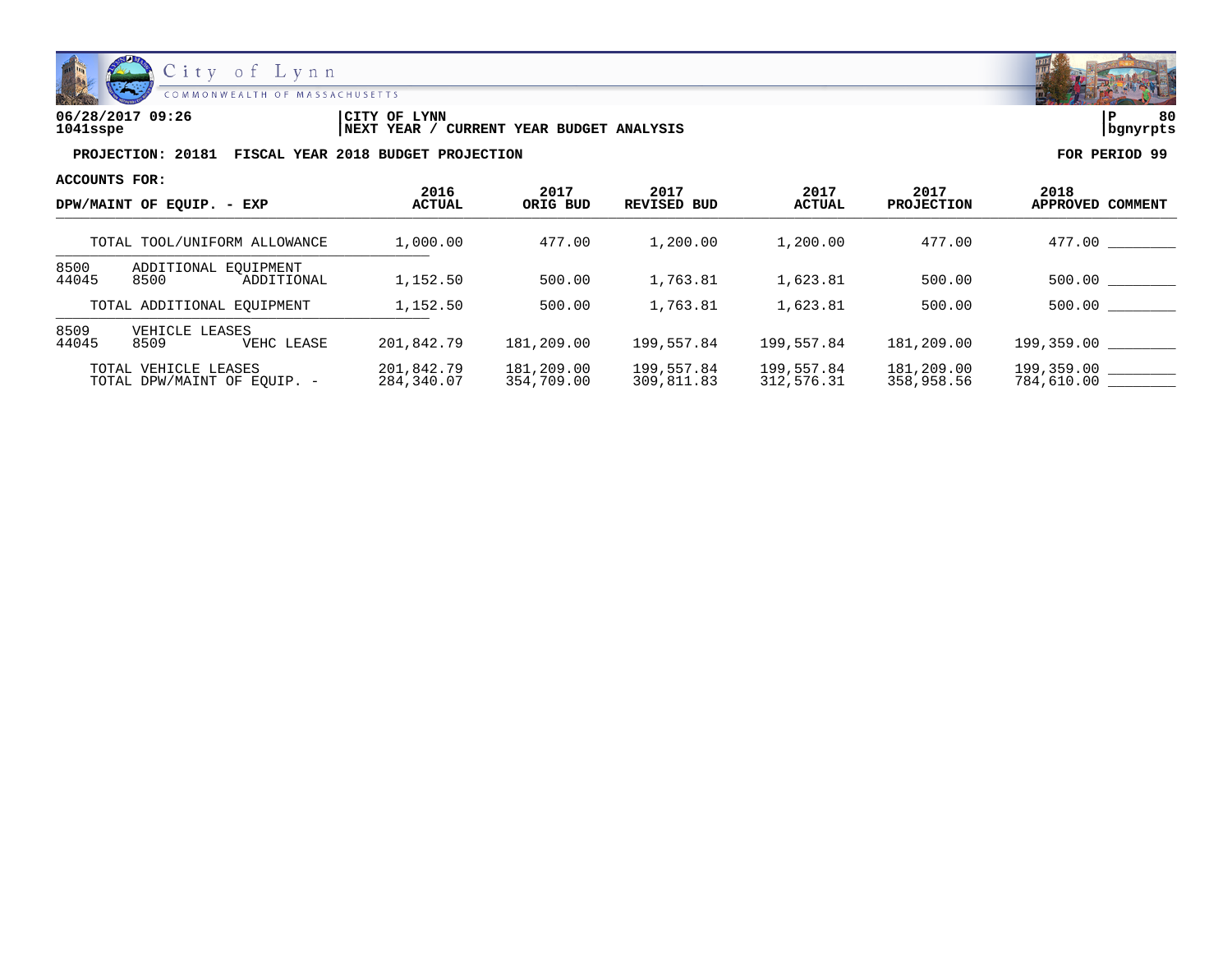06/28/2017 09:26 | CITY OF LYNN | P 80
1041sspe | NEXT YEAR / CURRENT YEAR BUDGET ANALYSIS | bgnyrpts

**PROJECTION: 20181 FISCAL YEAR 2018 BUDGET PROJECTION** **FOR PERIOD 99**

**ACCOUNTS FOR:**

| DPW/MAINT OF EQUIP. - EXP | 2016 ACTUAL | 2017 ORIG BUD | 2017 REVISED BUD | 2017 ACTUAL | 2017 PROJECTION | 2018 APPROVED | COMMENT |
|---|---|---|---|---|---|---|---|
| TOTAL TOOL/UNIFORM ALLOWANCE | 1,000.00 | 477.00 | 1,200.00 | 1,200.00 | 477.00 | 477.00 | ________ |
| 8500 ADDITIONAL EQUIPMENT | | | | | | | |
| 44045 8500 ADDITIONAL | 1,152.50 | 500.00 | 1,763.81 | 1,623.81 | 500.00 | 500.00 | ________ |
| TOTAL ADDITIONAL EQUIPMENT | 1,152.50 | 500.00 | 1,763.81 | 1,623.81 | 500.00 | 500.00 | ________ |
| 8509 VEHICLE LEASES | | | | | | | |
| 44045 8509 VEHC LEASE | 201,842.79 | 181,209.00 | 199,557.84 | 199,557.84 | 181,209.00 | 199,359.00 | ________ |
| TOTAL VEHICLE LEASES | 201,842.79 | 181,209.00 | 199,557.84 | 199,557.84 | 181,209.00 | 199,359.00 | ________ |
| TOTAL DPW/MAINT OF EQUIP. - | 284,340.07 | 354,709.00 | 309,811.83 | 312,576.31 | 358,958.56 | 784,610.00 | ________ |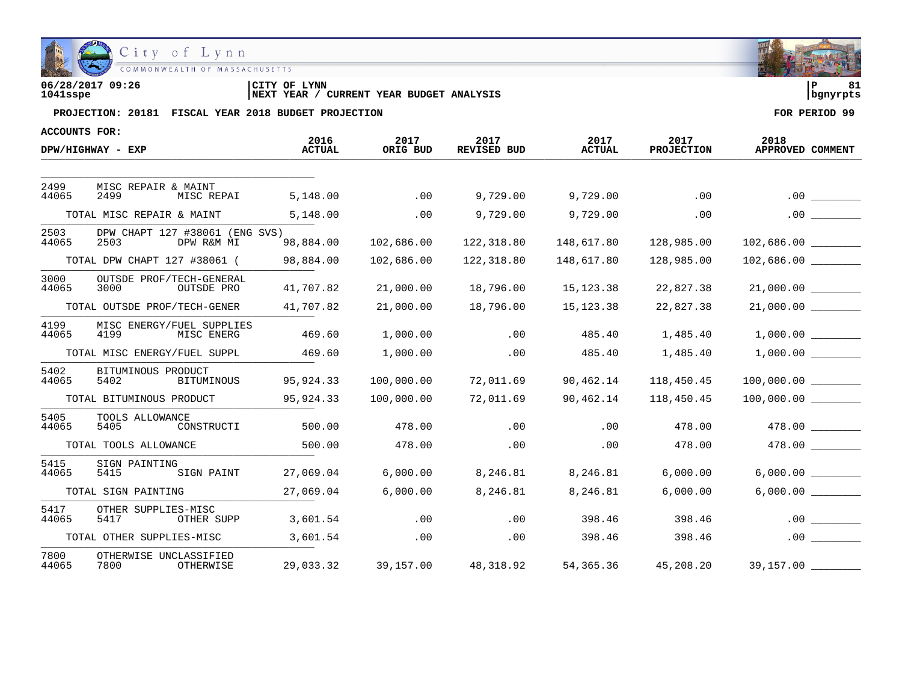06/28/2017 09:26 | CITY OF LYNN | P 81
1041sspe | NEXT YEAR / CURRENT YEAR BUDGET ANALYSIS | bgnyrpts

**PROJECTION: 20181 FISCAL YEAR 2018 BUDGET PROJECTION** — **FOR PERIOD 99**

**ACCOUNTS FOR:**

| DPW/HIGHWAY - EXP | 2016 ACTUAL | 2017 ORIG BUD | 2017 REVISED BUD | 2017 ACTUAL | 2017 PROJECTION | 2018 APPROVED | COMMENT |
|---|---|---|---|---|---|---|---|
| 2499 MISC REPAIR & MAINT | | | | | | | |
| 44065 2499 MISC REPAI | 5,148.00 | .00 | 9,729.00 | 9,729.00 | .00 | .00 | ________ |
| TOTAL MISC REPAIR & MAINT | 5,148.00 | .00 | 9,729.00 | 9,729.00 | .00 | .00 | ________ |
| 2503 DPW CHAPT 127 #38061 (ENG SVS) | | | | | | | |
| 44065 2503 DPW R&M MI | 98,884.00 | 102,686.00 | 122,318.80 | 148,617.80 | 128,985.00 | 102,686.00 | ________ |
| TOTAL DPW CHAPT 127 #38061 ( | 98,884.00 | 102,686.00 | 122,318.80 | 148,617.80 | 128,985.00 | 102,686.00 | ________ |
| 3000 OUTSDE PROF/TECH-GENERAL | | | | | | | |
| 44065 3000 OUTSDE PRO | 41,707.82 | 21,000.00 | 18,796.00 | 15,123.38 | 22,827.38 | 21,000.00 | ________ |
| TOTAL OUTSDE PROF/TECH-GENER | 41,707.82 | 21,000.00 | 18,796.00 | 15,123.38 | 22,827.38 | 21,000.00 | ________ |
| 4199 MISC ENERGY/FUEL SUPPLIES | | | | | | | |
| 44065 4199 MISC ENERG | 469.60 | 1,000.00 | .00 | 485.40 | 1,485.40 | 1,000.00 | ________ |
| TOTAL MISC ENERGY/FUEL SUPPL | 469.60 | 1,000.00 | .00 | 485.40 | 1,485.40 | 1,000.00 | ________ |
| 5402 BITUMINOUS PRODUCT | | | | | | | |
| 44065 5402 BITUMINOUS | 95,924.33 | 100,000.00 | 72,011.69 | 90,462.14 | 118,450.45 | 100,000.00 | ________ |
| TOTAL BITUMINOUS PRODUCT | 95,924.33 | 100,000.00 | 72,011.69 | 90,462.14 | 118,450.45 | 100,000.00 | ________ |
| 5405 TOOLS ALLOWANCE | | | | | | | |
| 44065 5405 CONSTRUCTI | 500.00 | 478.00 | .00 | .00 | 478.00 | 478.00 | ________ |
| TOTAL TOOLS ALLOWANCE | 500.00 | 478.00 | .00 | .00 | 478.00 | 478.00 | ________ |
| 5415 SIGN PAINTING | | | | | | | |
| 44065 5415 SIGN PAINT | 27,069.04 | 6,000.00 | 8,246.81 | 8,246.81 | 6,000.00 | 6,000.00 | ________ |
| TOTAL SIGN PAINTING | 27,069.04 | 6,000.00 | 8,246.81 | 8,246.81 | 6,000.00 | 6,000.00 | ________ |
| 5417 OTHER SUPPLIES-MISC | | | | | | | |
| 44065 5417 OTHER SUPP | 3,601.54 | .00 | .00 | 398.46 | 398.46 | .00 | ________ |
| TOTAL OTHER SUPPLIES-MISC | 3,601.54 | .00 | .00 | 398.46 | 398.46 | .00 | ________ |
| 7800 OTHERWISE UNCLASSIFIED | | | | | | | |
| 44065 7800 OTHERWISE | 29,033.32 | 39,157.00 | 48,318.92 | 54,365.36 | 45,208.20 | 39,157.00 | ________ |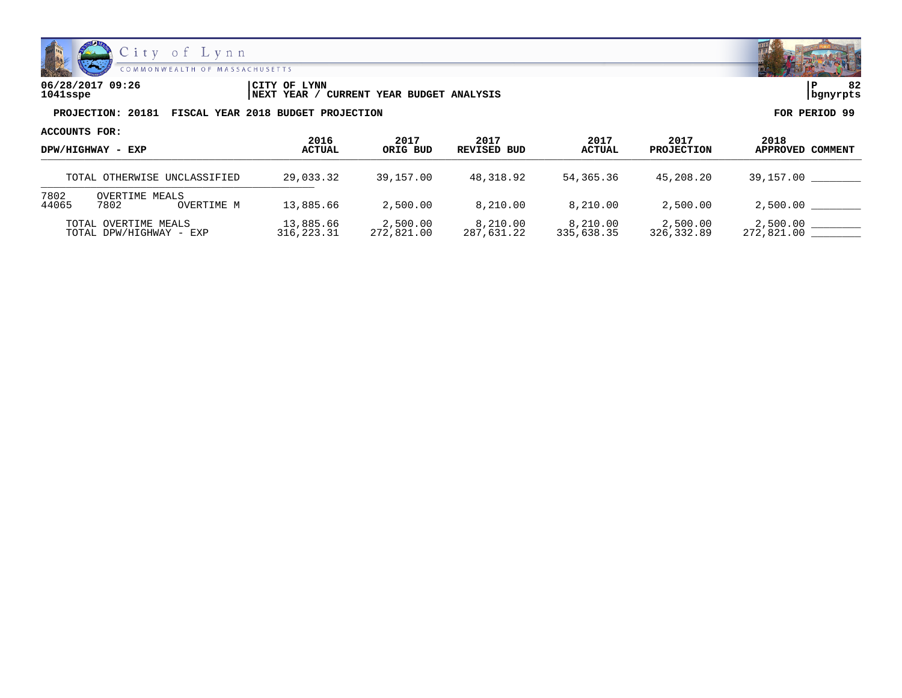City of Lynn
COMMONWEALTH OF MASSACHUSETTS

06/28/2017 09:26 | CITY OF LYNN | P 82
1041sspe | NEXT YEAR / CURRENT YEAR BUDGET ANALYSIS | bgnyrpts

**PROJECTION: 20181 FISCAL YEAR 2018 BUDGET PROJECTION** — **FOR PERIOD 99**

**ACCOUNTS FOR:**

| DPW/HIGHWAY - EXP | | | 2016 ACTUAL | 2017 ORIG BUD | 2017 REVISED BUD | 2017 ACTUAL | 2017 PROJECTION | 2018 APPROVED | COMMENT |
|---|---|---|---|---|---|---|---|---|---|
| TOTAL OTHERWISE UNCLASSIFIED | | | 29,033.32 | 39,157.00 | 48,318.92 | 54,365.36 | 45,208.20 | 39,157.00 | ________ |
| 7802 | OVERTIME MEALS | | | | | | | | |
| 44065 | 7802 | OVERTIME M | 13,885.66 | 2,500.00 | 8,210.00 | 8,210.00 | 2,500.00 | 2,500.00 | ________ |
| TOTAL OVERTIME MEALS | | | 13,885.66 | 2,500.00 | 8,210.00 | 8,210.00 | 2,500.00 | 2,500.00 | ________ |
| TOTAL DPW/HIGHWAY - EXP | | | 316,223.31 | 272,821.00 | 287,631.22 | 335,638.35 | 326,332.89 | 272,821.00 | ________ |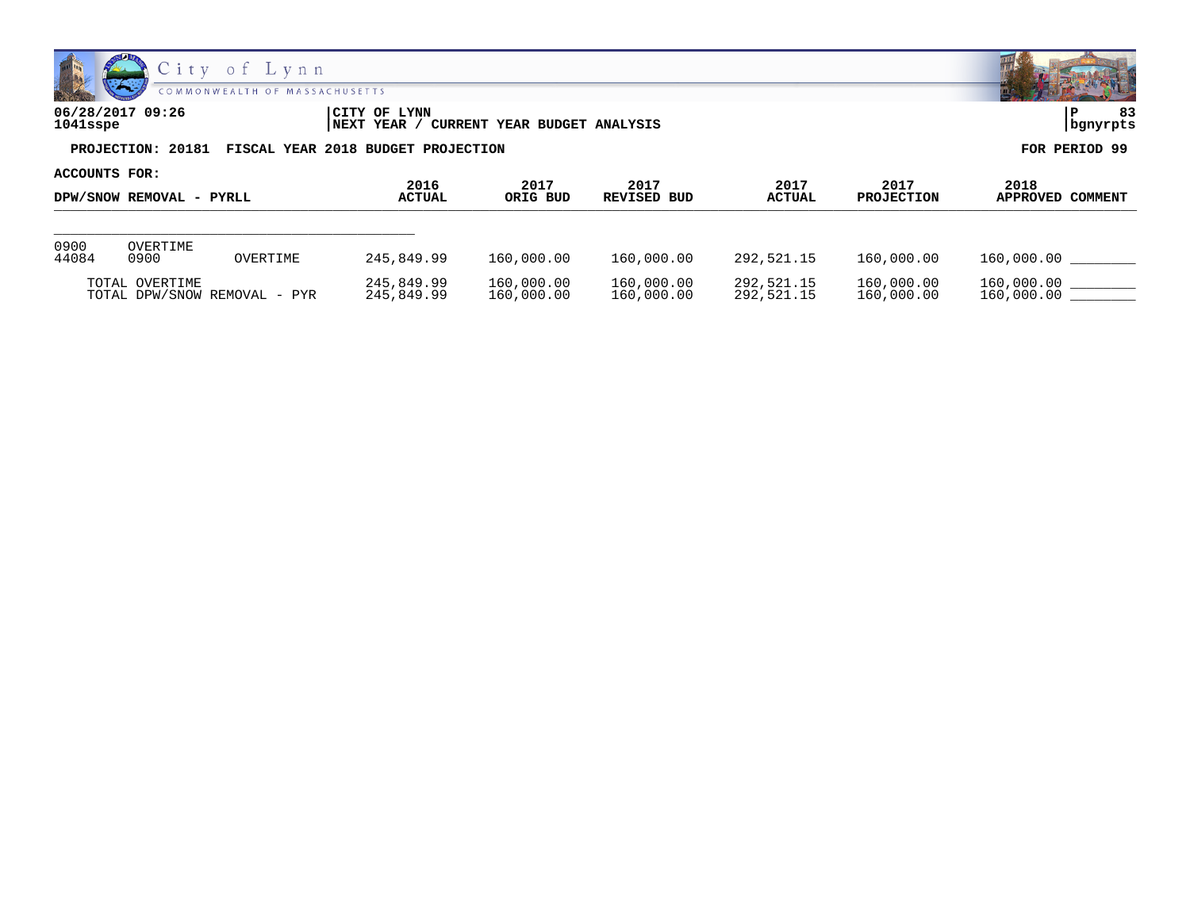City of Lynn
COMMONWEALTH OF MASSACHUSETTS

**06/28/2017 09:26**
**1041sspe**

**CITY OF LYNN**
**NEXT YEAR / CURRENT YEAR BUDGET ANALYSIS**

**P 83**
**bgnyrpts**

**PROJECTION: 20181 FISCAL YEAR 2018 BUDGET PROJECTION** **FOR PERIOD 99**

**ACCOUNTS FOR:**

| DPW/SNOW REMOVAL - PYRLL | 2016 ACTUAL | 2017 ORIG BUD | 2017 REVISED BUD | 2017 ACTUAL | 2017 PROJECTION | 2018 APPROVED | COMMENT |
|---|---|---|---|---|---|---|---|
| 0900 OVERTIME | | | | | | | |
| 44084 0900 OVERTIME | 245,849.99 | 160,000.00 | 160,000.00 | 292,521.15 | 160,000.00 | 160,000.00 | ________ |
| TOTAL OVERTIME | 245,849.99 | 160,000.00 | 160,000.00 | 292,521.15 | 160,000.00 | 160,000.00 | ________ |
| TOTAL DPW/SNOW REMOVAL - PYR | 245,849.99 | 160,000.00 | 160,000.00 | 292,521.15 | 160,000.00 | 160,000.00 | ________ |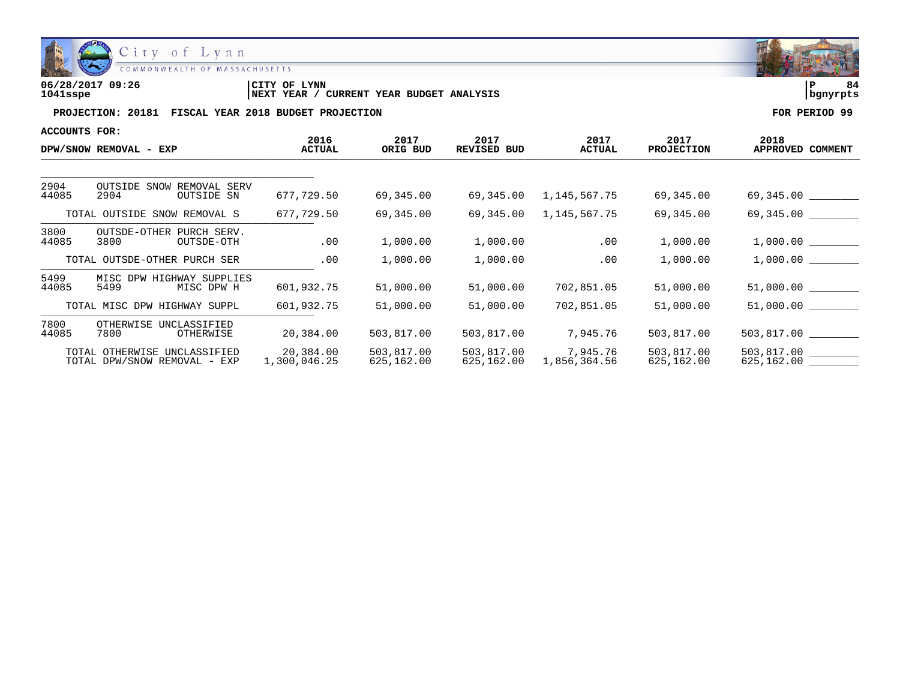06/28/2017 09:26
1041sspe

CITY OF LYNN
NEXT YEAR / CURRENT YEAR BUDGET ANALYSIS

P 84
bgnyrpts

**PROJECTION: 20181 FISCAL YEAR 2018 BUDGET PROJECTION**

**FOR PERIOD 99**

**ACCOUNTS FOR:**

| DPW/SNOW REMOVAL - EXP | | | 2016 ACTUAL | 2017 ORIG BUD | 2017 REVISED BUD | 2017 ACTUAL | 2017 PROJECTION | 2018 APPROVED | COMMENT |
|---|---|---|---|---|---|---|---|---|---|
| 2904 | OUTSIDE SNOW REMOVAL SERV | | | | | | | | |
| 44085 | 2904 | OUTSIDE SN | 677,729.50 | 69,345.00 | 69,345.00 | 1,145,567.75 | 69,345.00 | 69,345.00 | ________ |
| | TOTAL OUTSIDE SNOW REMOVAL S | | 677,729.50 | 69,345.00 | 69,345.00 | 1,145,567.75 | 69,345.00 | 69,345.00 | ________ |
| 3800 | OUTSDE-OTHER PURCH SERV. | | | | | | | | |
| 44085 | 3800 | OUTSDE-OTH | .00 | 1,000.00 | 1,000.00 | .00 | 1,000.00 | 1,000.00 | ________ |
| | TOTAL OUTSDE-OTHER PURCH SER | | .00 | 1,000.00 | 1,000.00 | .00 | 1,000.00 | 1,000.00 | ________ |
| 5499 | MISC DPW HIGHWAY SUPPLIES | | | | | | | | |
| 44085 | 5499 | MISC DPW H | 601,932.75 | 51,000.00 | 51,000.00 | 702,851.05 | 51,000.00 | 51,000.00 | ________ |
| | TOTAL MISC DPW HIGHWAY SUPPL | | 601,932.75 | 51,000.00 | 51,000.00 | 702,851.05 | 51,000.00 | 51,000.00 | ________ |
| 7800 | OTHERWISE UNCLASSIFIED | | | | | | | | |
| 44085 | 7800 | OTHERWISE | 20,384.00 | 503,817.00 | 503,817.00 | 7,945.76 | 503,817.00 | 503,817.00 | ________ |
| | TOTAL OTHERWISE UNCLASSIFIED | | 20,384.00 | 503,817.00 | 503,817.00 | 7,945.76 | 503,817.00 | 503,817.00 | ________ |
| | TOTAL DPW/SNOW REMOVAL - EXP | | 1,300,046.25 | 625,162.00 | 625,162.00 | 1,856,364.56 | 625,162.00 | 625,162.00 | ________ |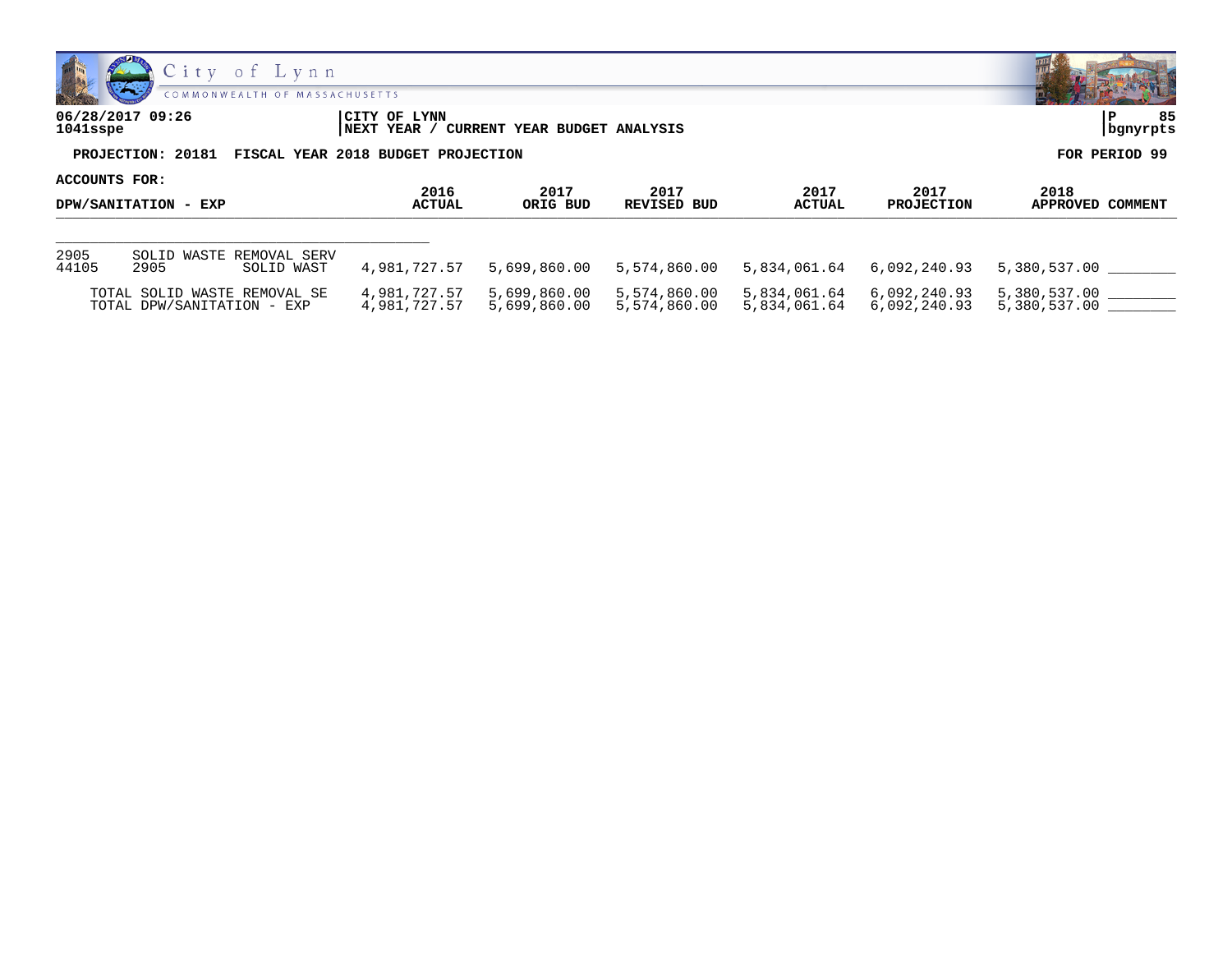City of Lynn
COMMONWEALTH OF MASSACHUSETTS

06/28/2017 09:26
1041sspe

CITY OF LYNN
NEXT YEAR / CURRENT YEAR BUDGET ANALYSIS

P 85
bgnyrpts

**PROJECTION: 20181 FISCAL YEAR 2018 BUDGET PROJECTION** — **FOR PERIOD 99**

**ACCOUNTS FOR:**

| DPW/SANITATION - EXP | | | 2016 ACTUAL | 2017 ORIG BUD | 2017 REVISED BUD | 2017 ACTUAL | 2017 PROJECTION | 2018 APPROVED | COMMENT |
|---|---|---|---|---|---|---|---|---|---|
| 2905 | SOLID WASTE REMOVAL SERV | | | | | | | | |
| 44105 | 2905 | SOLID WAST | 4,981,727.57 | 5,699,860.00 | 5,574,860.00 | 5,834,061.64 | 6,092,240.93 | 5,380,537.00 | ________ |
| TOTAL SOLID WASTE REMOVAL SE | | | 4,981,727.57 | 5,699,860.00 | 5,574,860.00 | 5,834,061.64 | 6,092,240.93 | 5,380,537.00 | ________ |
| TOTAL DPW/SANITATION - EXP | | | 4,981,727.57 | 5,699,860.00 | 5,574,860.00 | 5,834,061.64 | 6,092,240.93 | 5,380,537.00 | ________ |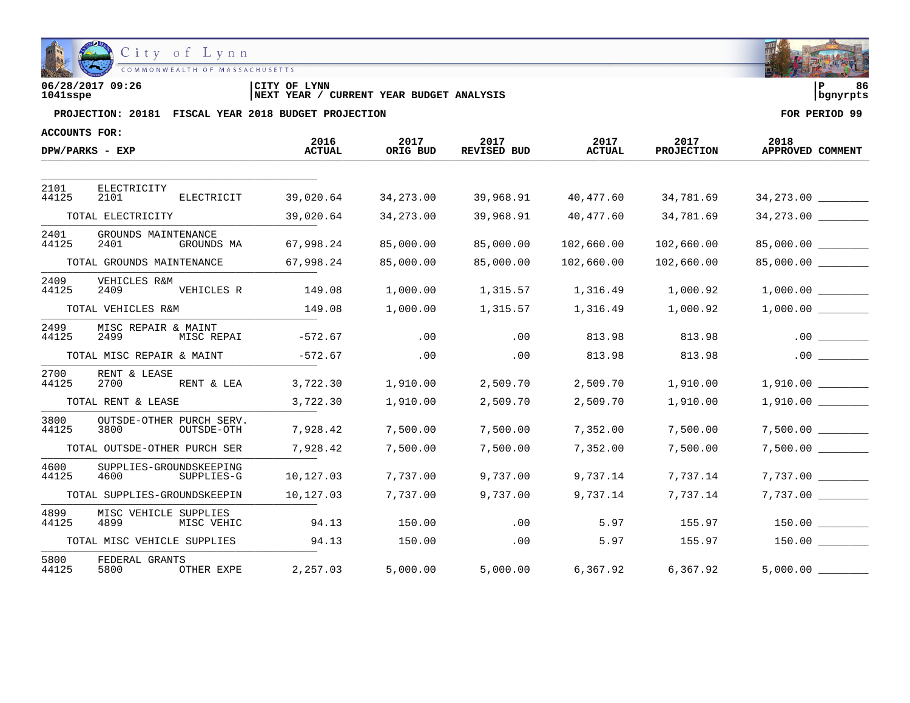06/28/2017 09:26 | CITY OF LYNN | P 86
1041sspe | NEXT YEAR / CURRENT YEAR BUDGET ANALYSIS | bgnyrpts

**PROJECTION: 20181 FISCAL YEAR 2018 BUDGET PROJECTION** — FOR PERIOD 99

ACCOUNTS FOR:

| DPW/PARKS - EXP | | | 2016 ACTUAL | 2017 ORIG BUD | 2017 REVISED BUD | 2017 ACTUAL | 2017 PROJECTION | 2018 APPROVED | COMMENT |
|---|---|---|---|---|---|---|---|---|---|
| 2101 | ELECTRICITY | | | | | | | | |
| 44125 | 2101 | ELECTRICIT | 39,020.64 | 34,273.00 | 39,968.91 | 40,477.60 | 34,781.69 | 34,273.00 | ________ |
| | TOTAL ELECTRICITY | | 39,020.64 | 34,273.00 | 39,968.91 | 40,477.60 | 34,781.69 | 34,273.00 | ________ |
| 2401 | GROUNDS MAINTENANCE | | | | | | | | |
| 44125 | 2401 | GROUNDS MA | 67,998.24 | 85,000.00 | 85,000.00 | 102,660.00 | 102,660.00 | 85,000.00 | ________ |
| | TOTAL GROUNDS MAINTENANCE | | 67,998.24 | 85,000.00 | 85,000.00 | 102,660.00 | 102,660.00 | 85,000.00 | ________ |
| 2409 | VEHICLES R&M | | | | | | | | |
| 44125 | 2409 | VEHICLES R | 149.08 | 1,000.00 | 1,315.57 | 1,316.49 | 1,000.92 | 1,000.00 | ________ |
| | TOTAL VEHICLES R&M | | 149.08 | 1,000.00 | 1,315.57 | 1,316.49 | 1,000.92 | 1,000.00 | ________ |
| 2499 | MISC REPAIR & MAINT | | | | | | | | |
| 44125 | 2499 | MISC REPAI | -572.67 | .00 | .00 | 813.98 | 813.98 | .00 | ________ |
| | TOTAL MISC REPAIR & MAINT | | -572.67 | .00 | .00 | 813.98 | 813.98 | .00 | ________ |
| 2700 | RENT & LEASE | | | | | | | | |
| 44125 | 2700 | RENT & LEA | 3,722.30 | 1,910.00 | 2,509.70 | 2,509.70 | 1,910.00 | 1,910.00 | ________ |
| | TOTAL RENT & LEASE | | 3,722.30 | 1,910.00 | 2,509.70 | 2,509.70 | 1,910.00 | 1,910.00 | ________ |
| 3800 | OUTSDE-OTHER PURCH SERV. | | | | | | | | |
| 44125 | 3800 | OUTSDE-OTH | 7,928.42 | 7,500.00 | 7,500.00 | 7,352.00 | 7,500.00 | 7,500.00 | ________ |
| | TOTAL OUTSDE-OTHER PURCH SER | | 7,928.42 | 7,500.00 | 7,500.00 | 7,352.00 | 7,500.00 | 7,500.00 | ________ |
| 4600 | SUPPLIES-GROUNDSKEEPING | | | | | | | | |
| 44125 | 4600 | SUPPLIES-G | 10,127.03 | 7,737.00 | 9,737.00 | 9,737.14 | 7,737.14 | 7,737.00 | ________ |
| | TOTAL SUPPLIES-GROUNDSKEEPIN | | 10,127.03 | 7,737.00 | 9,737.00 | 9,737.14 | 7,737.14 | 7,737.00 | ________ |
| 4899 | MISC VEHICLE SUPPLIES | | | | | | | | |
| 44125 | 4899 | MISC VEHIC | 94.13 | 150.00 | .00 | 5.97 | 155.97 | 150.00 | ________ |
| | TOTAL MISC VEHICLE SUPPLIES | | 94.13 | 150.00 | .00 | 5.97 | 155.97 | 150.00 | ________ |
| 5800 | FEDERAL GRANTS | | | | | | | | |
| 44125 | 5800 | OTHER EXPE | 2,257.03 | 5,000.00 | 5,000.00 | 6,367.92 | 6,367.92 | 5,000.00 | ________ |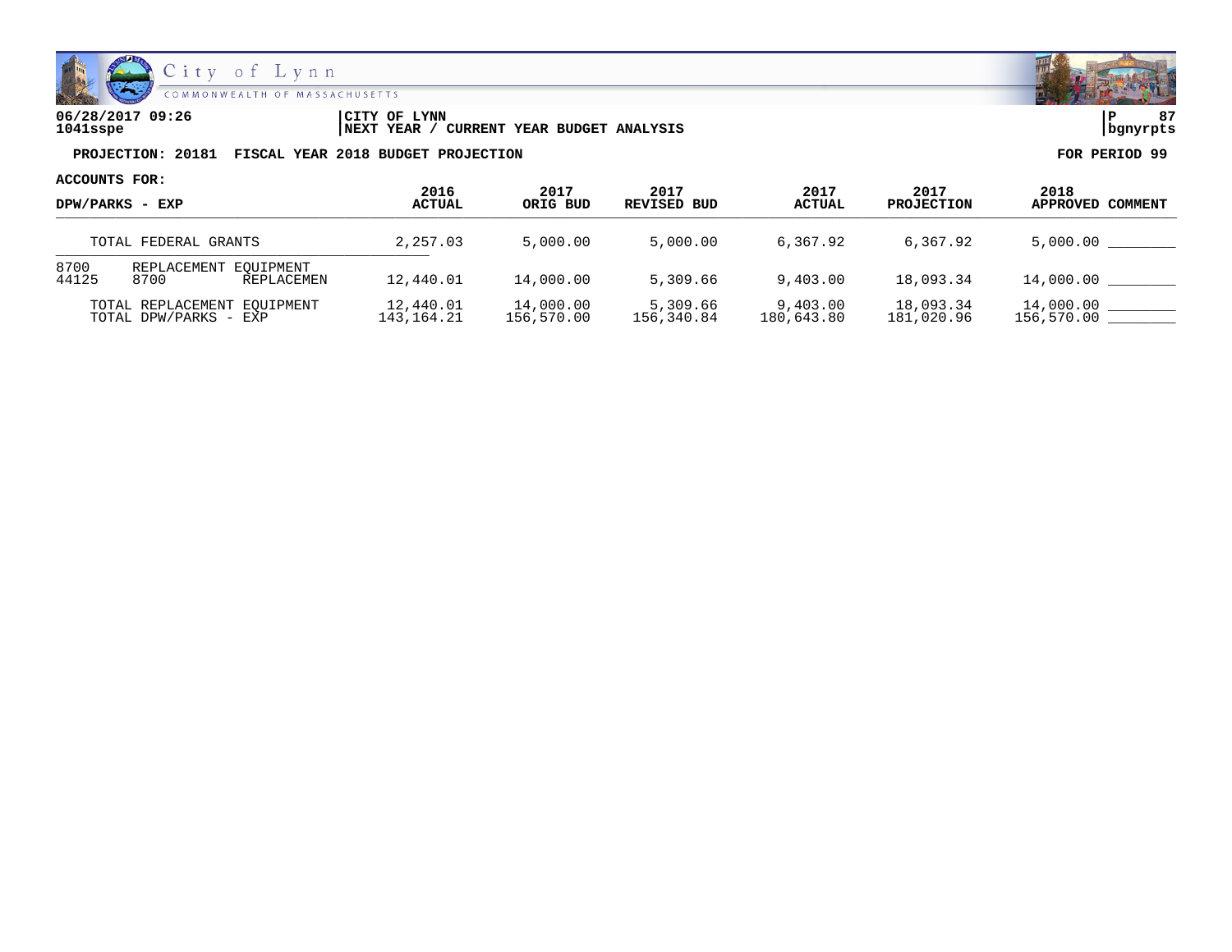City of Lynn
COMMONWEALTH OF MASSACHUSETTS

**06/28/2017 09:26** | **CITY OF LYNN** | **P 87**
**1041sspe** | **NEXT YEAR / CURRENT YEAR BUDGET ANALYSIS** | **bgnyrpts**

**PROJECTION: 20181 FISCAL YEAR 2018 BUDGET PROJECTION** — **FOR PERIOD 99**

**ACCOUNTS FOR:**

| DPW/PARKS - EXP | | | 2016 ACTUAL | 2017 ORIG BUD | 2017 REVISED BUD | 2017 ACTUAL | 2017 PROJECTION | 2018 APPROVED | COMMENT |
|---|---|---|---|---|---|---|---|---|---|
| TOTAL FEDERAL GRANTS | | | 2,257.03 | 5,000.00 | 5,000.00 | 6,367.92 | 6,367.92 | 5,000.00 | ________ |
| 8700 | REPLACEMENT EQUIPMENT | | | | | | | | |
| 44125 | 8700 | REPLACEMEN | 12,440.01 | 14,000.00 | 5,309.66 | 9,403.00 | 18,093.34 | 14,000.00 | ________ |
| TOTAL REPLACEMENT EQUIPMENT | | | 12,440.01 | 14,000.00 | 5,309.66 | 9,403.00 | 18,093.34 | 14,000.00 | ________ |
| TOTAL DPW/PARKS - EXP | | | 143,164.21 | 156,570.00 | 156,340.84 | 180,643.80 | 181,020.96 | 156,570.00 | ________ |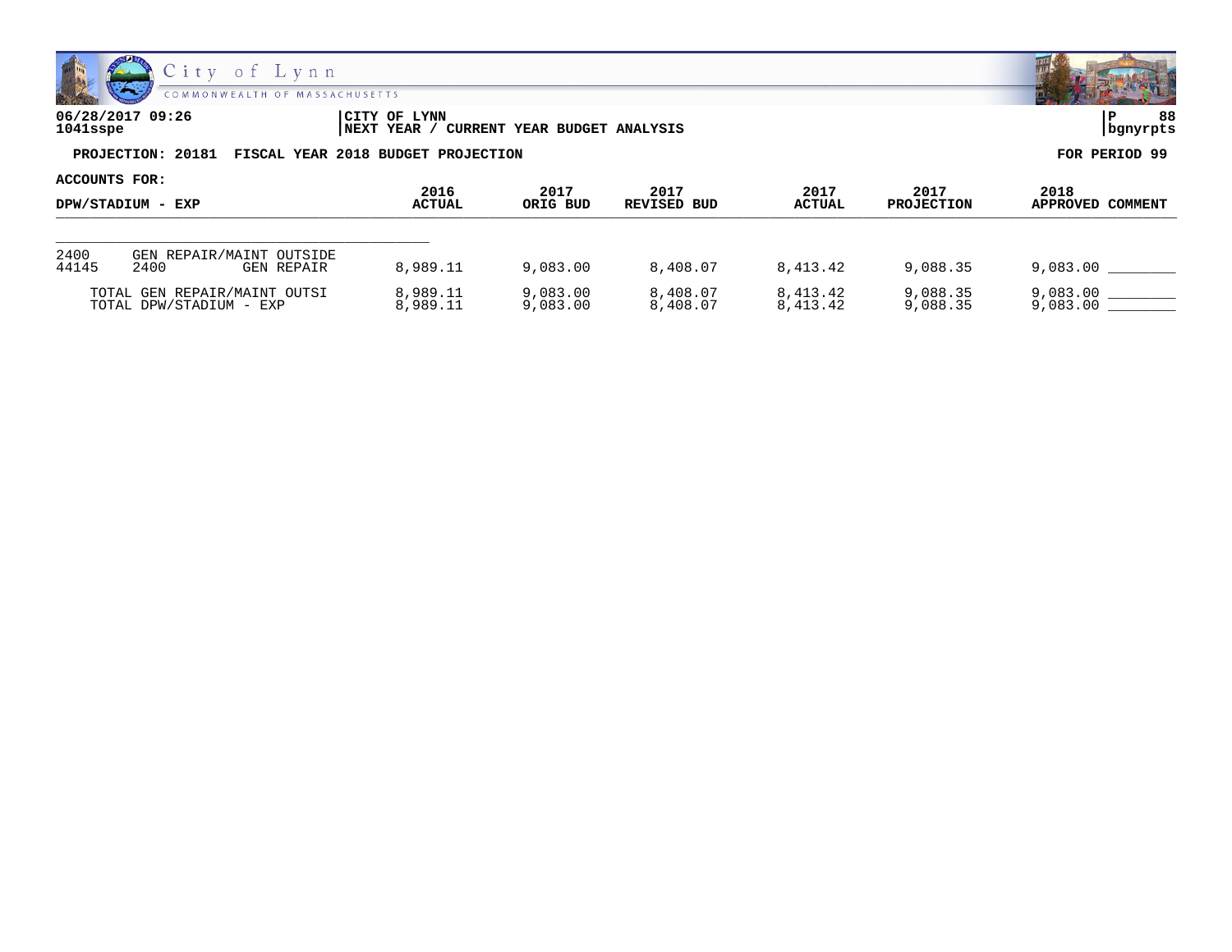City of Lynn
COMMONWEALTH OF MASSACHUSETTS

**06/28/2017 09:26**
**1041sspe**

**CITY OF LYNN**
**NEXT YEAR / CURRENT YEAR BUDGET ANALYSIS**

**P 88**
**bgnyrpts**

**PROJECTION: 20181 FISCAL YEAR 2018 BUDGET PROJECTION** **FOR PERIOD 99**

**ACCOUNTS FOR:**

| DPW/STADIUM - EXP | | 2016 ACTUAL | 2017 ORIG BUD | 2017 REVISED BUD | 2017 ACTUAL | 2017 PROJECTION | 2018 APPROVED | COMMENT |
|---|---|---|---|---|---|---|---|---|
| 2400 | GEN REPAIR/MAINT OUTSIDE | | | | | | | |
| 44145 | 2400 GEN REPAIR | 8,989.11 | 9,083.00 | 8,408.07 | 8,413.42 | 9,088.35 | 9,083.00 | ________ |
| TOTAL GEN REPAIR/MAINT OUTSI | | 8,989.11 | 9,083.00 | 8,408.07 | 8,413.42 | 9,088.35 | 9,083.00 | ________ |
| TOTAL DPW/STADIUM - EXP | | 8,989.11 | 9,083.00 | 8,408.07 | 8,413.42 | 9,088.35 | 9,083.00 | ________ |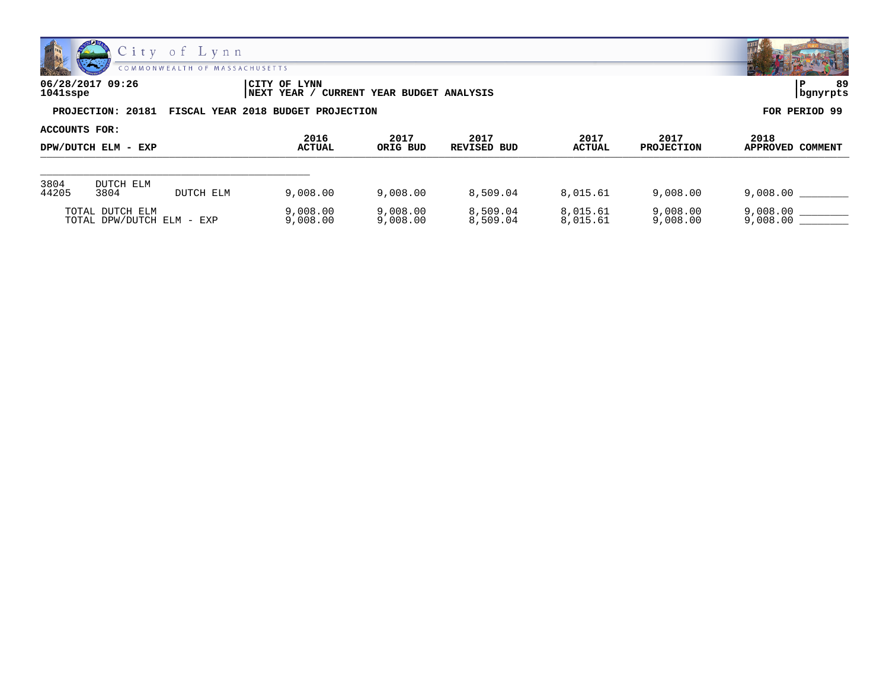06/28/2017 09:26
1041sspe

CITY OF LYNN
NEXT YEAR / CURRENT YEAR BUDGET ANALYSIS

P 89
bgnyrpts

**PROJECTION: 20181 FISCAL YEAR 2018 BUDGET PROJECTION**

**FOR PERIOD 99**

**ACCOUNTS FOR:**

| DPW/DUTCH ELM - EXP | | | 2016 ACTUAL | 2017 ORIG BUD | 2017 REVISED BUD | 2017 ACTUAL | 2017 PROJECTION | 2018 APPROVED | COMMENT |
|---|---|---|---|---|---|---|---|---|---|
| 3804 | DUTCH ELM | | | | | | | | |
| 44205 | 3804 | DUTCH ELM | 9,008.00 | 9,008.00 | 8,509.04 | 8,015.61 | 9,008.00 | 9,008.00 | ________ |
| TOTAL DUTCH ELM | | | 9,008.00 | 9,008.00 | 8,509.04 | 8,015.61 | 9,008.00 | 9,008.00 | ________ |
| TOTAL DPW/DUTCH ELM - EXP | | | 9,008.00 | 9,008.00 | 8,509.04 | 8,015.61 | 9,008.00 | 9,008.00 | ________ |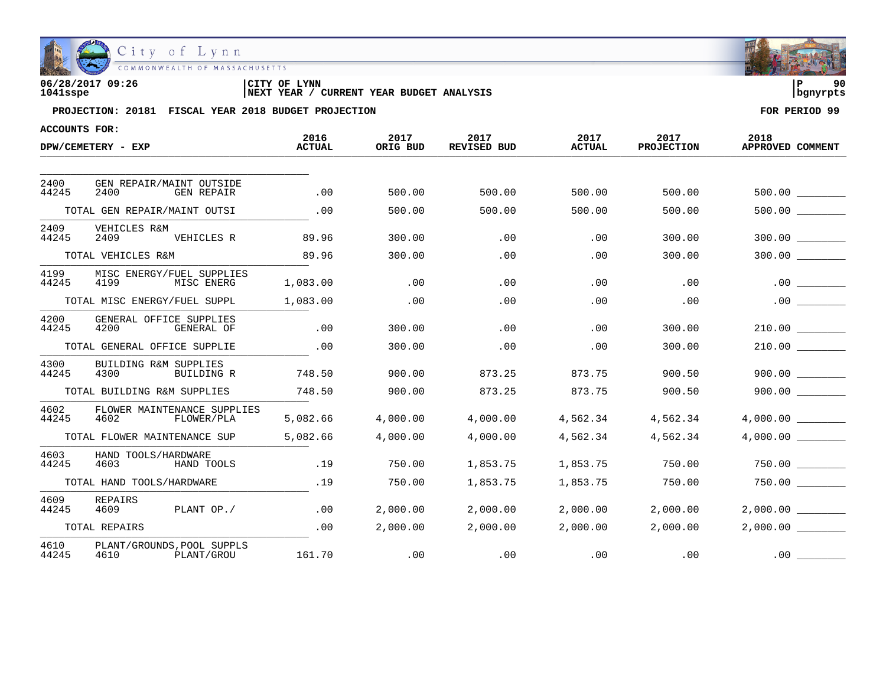06/28/2017 09:26 | CITY OF LYNN | P 90
1041sspe | NEXT YEAR / CURRENT YEAR BUDGET ANALYSIS | bgnyrpts

**PROJECTION: 20181 FISCAL YEAR 2018 BUDGET PROJECTION** — **FOR PERIOD 99**

**ACCOUNTS FOR:**

**DPW/CEMETERY - EXP**

| Account | | | 2016 ACTUAL | 2017 ORIG BUD | 2017 REVISED BUD | 2017 ACTUAL | 2017 PROJECTION | 2018 APPROVED | COMMENT |
|---|---|---|---|---|---|---|---|---|---|
| 2400 | GEN REPAIR/MAINT OUTSIDE | | | | | | | | |
| 44245 | 2400 | GEN REPAIR | .00 | 500.00 | 500.00 | 500.00 | 500.00 | 500.00 | ________ |
| | TOTAL GEN REPAIR/MAINT OUTSI | | .00 | 500.00 | 500.00 | 500.00 | 500.00 | 500.00 | ________ |
| 2409 | VEHICLES R&M | | | | | | | | |
| 44245 | 2409 | VEHICLES R | 89.96 | 300.00 | .00 | .00 | 300.00 | 300.00 | ________ |
| | TOTAL VEHICLES R&M | | 89.96 | 300.00 | .00 | .00 | 300.00 | 300.00 | ________ |
| 4199 | MISC ENERGY/FUEL SUPPLIES | | | | | | | | |
| 44245 | 4199 | MISC ENERG | 1,083.00 | .00 | .00 | .00 | .00 | .00 | ________ |
| | TOTAL MISC ENERGY/FUEL SUPPL | | 1,083.00 | .00 | .00 | .00 | .00 | .00 | ________ |
| 4200 | GENERAL OFFICE SUPPLIES | | | | | | | | |
| 44245 | 4200 | GENERAL OF | .00 | 300.00 | .00 | .00 | 300.00 | 210.00 | ________ |
| | TOTAL GENERAL OFFICE SUPPLIE | | .00 | 300.00 | .00 | .00 | 300.00 | 210.00 | ________ |
| 4300 | BUILDING R&M SUPPLIES | | | | | | | | |
| 44245 | 4300 | BUILDING R | 748.50 | 900.00 | 873.25 | 873.75 | 900.50 | 900.00 | ________ |
| | TOTAL BUILDING R&M SUPPLIES | | 748.50 | 900.00 | 873.25 | 873.75 | 900.50 | 900.00 | ________ |
| 4602 | FLOWER MAINTENANCE SUPPLIES | | | | | | | | |
| 44245 | 4602 | FLOWER/PLA | 5,082.66 | 4,000.00 | 4,000.00 | 4,562.34 | 4,562.34 | 4,000.00 | ________ |
| | TOTAL FLOWER MAINTENANCE SUP | | 5,082.66 | 4,000.00 | 4,000.00 | 4,562.34 | 4,562.34 | 4,000.00 | ________ |
| 4603 | HAND TOOLS/HARDWARE | | | | | | | | |
| 44245 | 4603 | HAND TOOLS | .19 | 750.00 | 1,853.75 | 1,853.75 | 750.00 | 750.00 | ________ |
| | TOTAL HAND TOOLS/HARDWARE | | .19 | 750.00 | 1,853.75 | 1,853.75 | 750.00 | 750.00 | ________ |
| 4609 | REPAIRS | | | | | | | | |
| 44245 | 4609 | PLANT OP./ | .00 | 2,000.00 | 2,000.00 | 2,000.00 | 2,000.00 | 2,000.00 | ________ |
| | TOTAL REPAIRS | | .00 | 2,000.00 | 2,000.00 | 2,000.00 | 2,000.00 | 2,000.00 | ________ |
| 4610 | PLANT/GROUNDS,POOL SUPPLS | | | | | | | | |
| 44245 | 4610 | PLANT/GROU | 161.70 | .00 | .00 | .00 | .00 | .00 | ________ |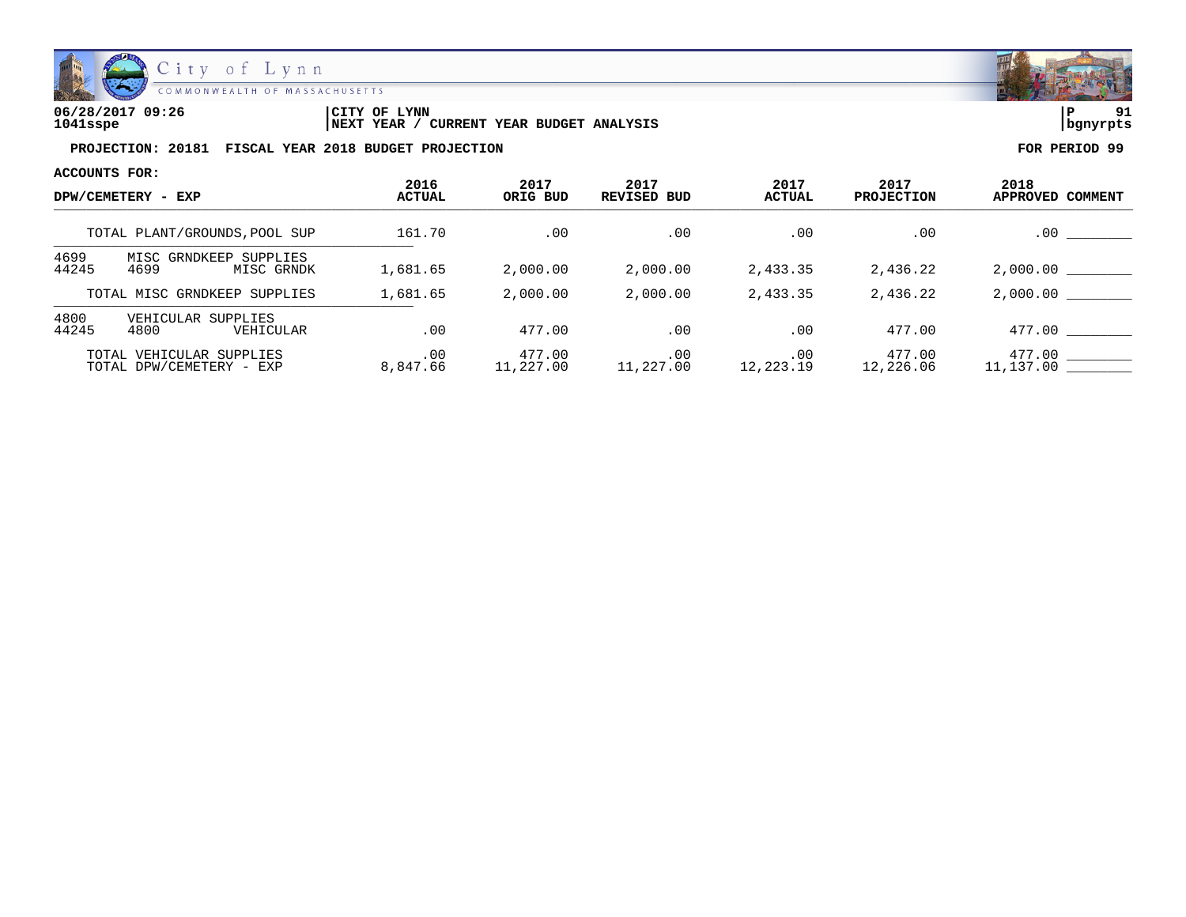City of Lynn
COMMONWEALTH OF MASSACHUSETTS

06/28/2017 09:26 | CITY OF LYNN | P 91
1041sspe | NEXT YEAR / CURRENT YEAR BUDGET ANALYSIS | bgnyrpts

**PROJECTION: 20181 FISCAL YEAR 2018 BUDGET PROJECTION** **FOR PERIOD 99**

**ACCOUNTS FOR:**

| DPW/CEMETERY - EXP | 2016 ACTUAL | 2017 ORIG BUD | 2017 REVISED BUD | 2017 ACTUAL | 2017 PROJECTION | 2018 APPROVED | COMMENT |
|---|---|---|---|---|---|---|---|
| TOTAL PLANT/GROUNDS,POOL SUP | 161.70 | .00 | .00 | .00 | .00 | .00 | ________ |
| 4699 MISC GRNDKEEP SUPPLIES | | | | | | | |
| 44245 4699 MISC GRNDK | 1,681.65 | 2,000.00 | 2,000.00 | 2,433.35 | 2,436.22 | 2,000.00 | ________ |
| TOTAL MISC GRNDKEEP SUPPLIES | 1,681.65 | 2,000.00 | 2,000.00 | 2,433.35 | 2,436.22 | 2,000.00 | ________ |
| 4800 VEHICULAR SUPPLIES | | | | | | | |
| 44245 4800 VEHICULAR | .00 | 477.00 | .00 | .00 | 477.00 | 477.00 | ________ |
| TOTAL VEHICULAR SUPPLIES | .00 | 477.00 | .00 | .00 | 477.00 | 477.00 | ________ |
| TOTAL DPW/CEMETERY - EXP | 8,847.66 | 11,227.00 | 11,227.00 | 12,223.19 | 12,226.06 | 11,137.00 | ________ |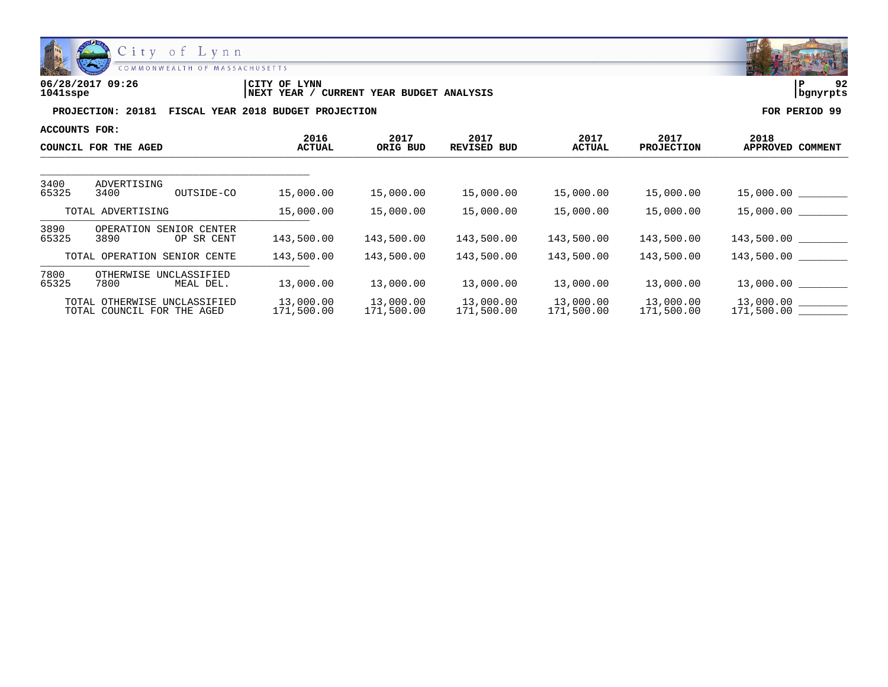06/28/2017 09:26
1041sspe

CITY OF LYNN
NEXT YEAR / CURRENT YEAR BUDGET ANALYSIS

P 92
bgnyrpts

**PROJECTION: 20181 FISCAL YEAR 2018 BUDGET PROJECTION** **FOR PERIOD 99**

**ACCOUNTS FOR:**

| COUNCIL FOR THE AGED | | | 2016 ACTUAL | 2017 ORIG BUD | 2017 REVISED BUD | 2017 ACTUAL | 2017 PROJECTION | 2018 APPROVED | COMMENT |
|---|---|---|---|---|---|---|---|---|---|
| 3400 | ADVERTISING | | | | | | | | |
| 65325 | 3400 | OUTSIDE-CO | 15,000.00 | 15,000.00 | 15,000.00 | 15,000.00 | 15,000.00 | 15,000.00 | ________ |
| | TOTAL ADVERTISING | | 15,000.00 | 15,000.00 | 15,000.00 | 15,000.00 | 15,000.00 | 15,000.00 | ________ |
| 3890 | OPERATION SENIOR CENTER | | | | | | | | |
| 65325 | 3890 | OP SR CENT | 143,500.00 | 143,500.00 | 143,500.00 | 143,500.00 | 143,500.00 | 143,500.00 | ________ |
| | TOTAL OPERATION SENIOR CENTE | | 143,500.00 | 143,500.00 | 143,500.00 | 143,500.00 | 143,500.00 | 143,500.00 | ________ |
| 7800 | OTHERWISE UNCLASSIFIED | | | | | | | | |
| 65325 | 7800 | MEAL DEL. | 13,000.00 | 13,000.00 | 13,000.00 | 13,000.00 | 13,000.00 | 13,000.00 | ________ |
| | TOTAL OTHERWISE UNCLASSIFIED | | 13,000.00 | 13,000.00 | 13,000.00 | 13,000.00 | 13,000.00 | 13,000.00 | ________ |
| | TOTAL COUNCIL FOR THE AGED | | 171,500.00 | 171,500.00 | 171,500.00 | 171,500.00 | 171,500.00 | 171,500.00 | ________ |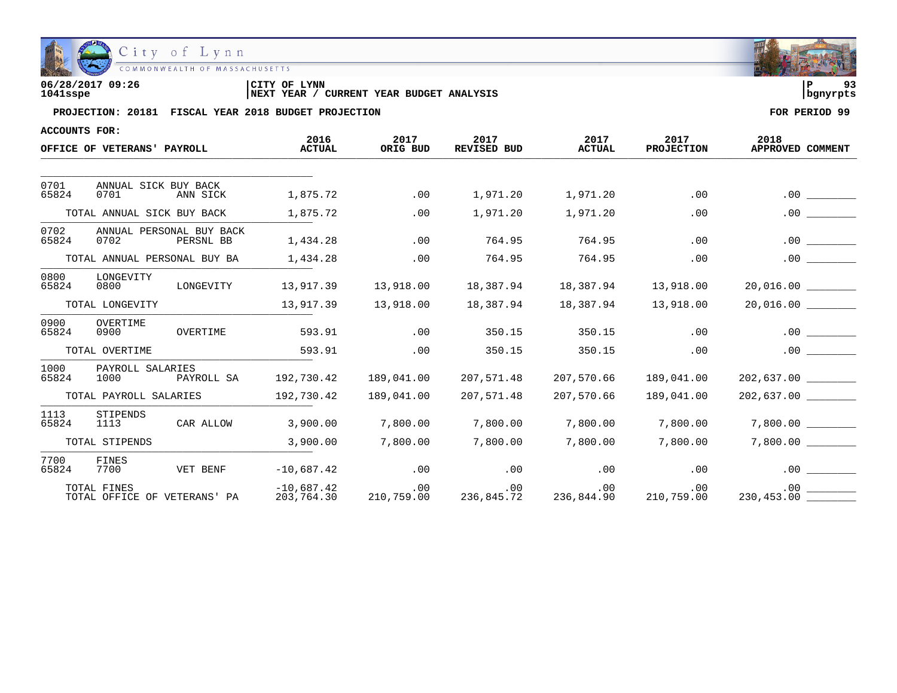City of Lynn
COMMONWEALTH OF MASSACHUSETTS

**06/28/2017 09:26**
**1041sspe**

**CITY OF LYNN**
**NEXT YEAR / CURRENT YEAR BUDGET ANALYSIS**

**P 93**
**bgnyrpts**

**PROJECTION: 20181 FISCAL YEAR 2018 BUDGET PROJECTION** **FOR PERIOD 99**

**ACCOUNTS FOR:**

| OFFICE OF VETERANS' PAYROLL | | | 2016 ACTUAL | 2017 ORIG BUD | 2017 REVISED BUD | 2017 ACTUAL | 2017 PROJECTION | 2018 APPROVED | COMMENT |
|---|---|---|---|---|---|---|---|---|---|
| 0701 | ANNUAL SICK BUY BACK | | | | | | | | |
| 65824 | 0701 | ANN SICK | 1,875.72 | .00 | 1,971.20 | 1,971.20 | .00 | .00 | ________ |
| | TOTAL ANNUAL SICK BUY BACK | | 1,875.72 | .00 | 1,971.20 | 1,971.20 | .00 | .00 | ________ |
| 0702 | ANNUAL PERSONAL BUY BACK | | | | | | | | |
| 65824 | 0702 | PERSNL BB | 1,434.28 | .00 | 764.95 | 764.95 | .00 | .00 | ________ |
| | TOTAL ANNUAL PERSONAL BUY BA | | 1,434.28 | .00 | 764.95 | 764.95 | .00 | .00 | ________ |
| 0800 | LONGEVITY | | | | | | | | |
| 65824 | 0800 | LONGEVITY | 13,917.39 | 13,918.00 | 18,387.94 | 18,387.94 | 13,918.00 | 20,016.00 | ________ |
| | TOTAL LONGEVITY | | 13,917.39 | 13,918.00 | 18,387.94 | 18,387.94 | 13,918.00 | 20,016.00 | ________ |
| 0900 | OVERTIME | | | | | | | | |
| 65824 | 0900 | OVERTIME | 593.91 | .00 | 350.15 | 350.15 | .00 | .00 | ________ |
| | TOTAL OVERTIME | | 593.91 | .00 | 350.15 | 350.15 | .00 | .00 | ________ |
| 1000 | PAYROLL SALARIES | | | | | | | | |
| 65824 | 1000 | PAYROLL SA | 192,730.42 | 189,041.00 | 207,571.48 | 207,570.66 | 189,041.00 | 202,637.00 | ________ |
| | TOTAL PAYROLL SALARIES | | 192,730.42 | 189,041.00 | 207,571.48 | 207,570.66 | 189,041.00 | 202,637.00 | ________ |
| 1113 | STIPENDS | | | | | | | | |
| 65824 | 1113 | CAR ALLOW | 3,900.00 | 7,800.00 | 7,800.00 | 7,800.00 | 7,800.00 | 7,800.00 | ________ |
| | TOTAL STIPENDS | | 3,900.00 | 7,800.00 | 7,800.00 | 7,800.00 | 7,800.00 | 7,800.00 | ________ |
| 7700 | FINES | | | | | | | | |
| 65824 | 7700 | VET BENF | -10,687.42 | .00 | .00 | .00 | .00 | .00 | ________ |
| | TOTAL FINES | | -10,687.42 | .00 | .00 | .00 | .00 | .00 | ________ |
| | TOTAL OFFICE OF VETERANS' PA | | 203,764.30 | 210,759.00 | 236,845.72 | 236,844.90 | 210,759.00 | 230,453.00 | ________ |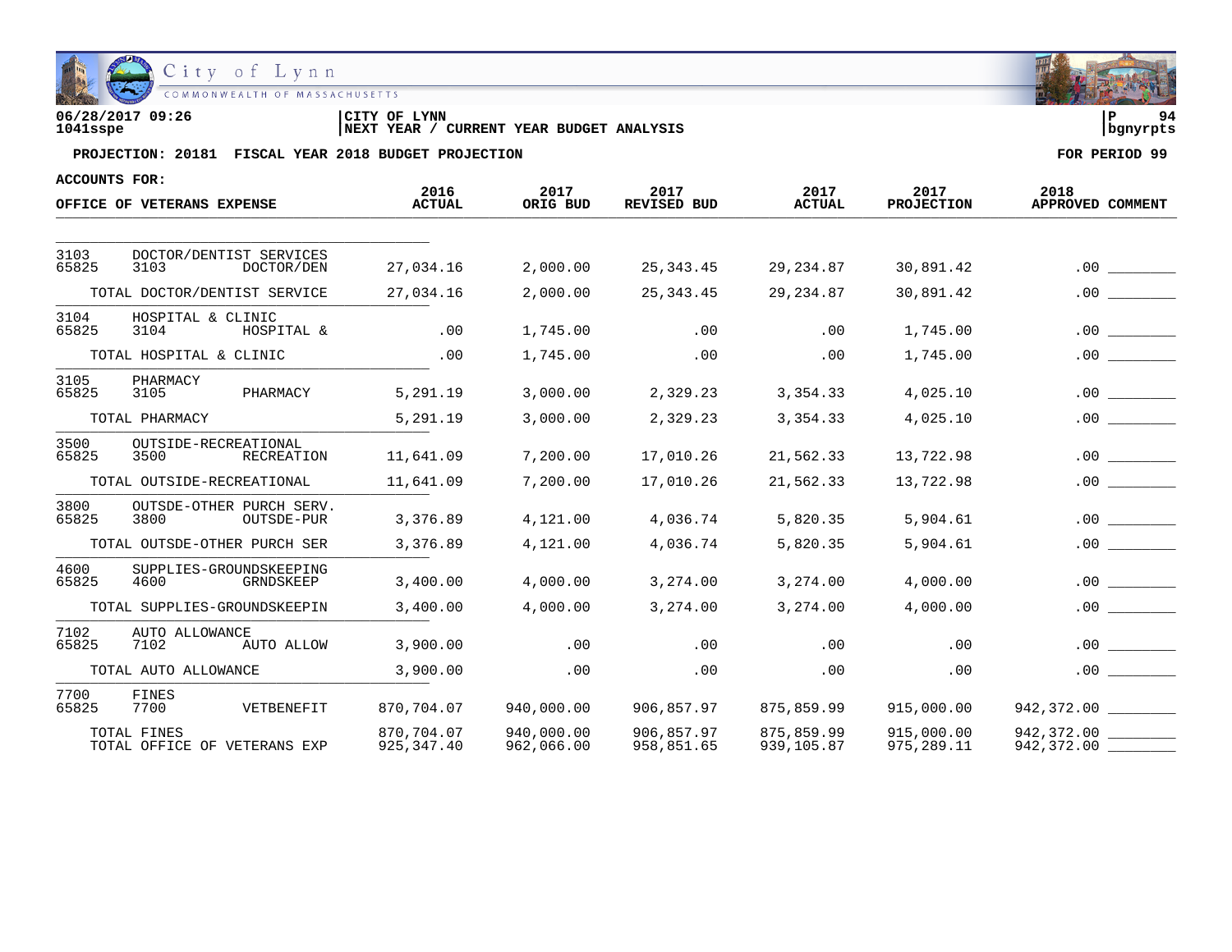City of Lynn
COMMONWEALTH OF MASSACHUSETTS

06/28/2017 09:26
1041sspe

CITY OF LYNN
NEXT YEAR / CURRENT YEAR BUDGET ANALYSIS

P 94
bgnyrpts

**PROJECTION: 20181 FISCAL YEAR 2018 BUDGET PROJECTION** — **FOR PERIOD 99**

**ACCOUNTS FOR:**

| OFFICE OF VETERANS EXPENSE | | | 2016 ACTUAL | 2017 ORIG BUD | 2017 REVISED BUD | 2017 ACTUAL | 2017 PROJECTION | 2018 APPROVED | COMMENT |
|---|---|---|---|---|---|---|---|---|---|
| 3103 | DOCTOR/DENTIST SERVICES | | | | | | | | |
| 65825 | 3103 | DOCTOR/DEN | 27,034.16 | 2,000.00 | 25,343.45 | 29,234.87 | 30,891.42 | .00 | ________ |
| TOTAL DOCTOR/DENTIST SERVICE | | | 27,034.16 | 2,000.00 | 25,343.45 | 29,234.87 | 30,891.42 | .00 | ________ |
| 3104 | HOSPITAL & CLINIC | | | | | | | | |
| 65825 | 3104 | HOSPITAL & | .00 | 1,745.00 | .00 | .00 | 1,745.00 | .00 | ________ |
| TOTAL HOSPITAL & CLINIC | | | .00 | 1,745.00 | .00 | .00 | 1,745.00 | .00 | ________ |
| 3105 | PHARMACY | | | | | | | | |
| 65825 | 3105 | PHARMACY | 5,291.19 | 3,000.00 | 2,329.23 | 3,354.33 | 4,025.10 | .00 | ________ |
| TOTAL PHARMACY | | | 5,291.19 | 3,000.00 | 2,329.23 | 3,354.33 | 4,025.10 | .00 | ________ |
| 3500 | OUTSIDE-RECREATIONAL | | | | | | | | |
| 65825 | 3500 | RECREATION | 11,641.09 | 7,200.00 | 17,010.26 | 21,562.33 | 13,722.98 | .00 | ________ |
| TOTAL OUTSIDE-RECREATIONAL | | | 11,641.09 | 7,200.00 | 17,010.26 | 21,562.33 | 13,722.98 | .00 | ________ |
| 3800 | OUTSDE-OTHER PURCH SERV. | | | | | | | | |
| 65825 | 3800 | OUTSDE-PUR | 3,376.89 | 4,121.00 | 4,036.74 | 5,820.35 | 5,904.61 | .00 | ________ |
| TOTAL OUTSDE-OTHER PURCH SER | | | 3,376.89 | 4,121.00 | 4,036.74 | 5,820.35 | 5,904.61 | .00 | ________ |
| 4600 | SUPPLIES-GROUNDSKEEPING | | | | | | | | |
| 65825 | 4600 | GRNDSKEEP | 3,400.00 | 4,000.00 | 3,274.00 | 3,274.00 | 4,000.00 | .00 | ________ |
| TOTAL SUPPLIES-GROUNDSKEEPIN | | | 3,400.00 | 4,000.00 | 3,274.00 | 3,274.00 | 4,000.00 | .00 | ________ |
| 7102 | AUTO ALLOWANCE | | | | | | | | |
| 65825 | 7102 | AUTO ALLOW | 3,900.00 | .00 | .00 | .00 | .00 | .00 | ________ |
| TOTAL AUTO ALLOWANCE | | | 3,900.00 | .00 | .00 | .00 | .00 | .00 | ________ |
| 7700 | FINES | | | | | | | | |
| 65825 | 7700 | VETBENEFIT | 870,704.07 | 940,000.00 | 906,857.97 | 875,859.99 | 915,000.00 | 942,372.00 | ________ |
| TOTAL FINES | | | 870,704.07 | 940,000.00 | 906,857.97 | 875,859.99 | 915,000.00 | 942,372.00 | ________ |
| TOTAL OFFICE OF VETERANS EXP | | | 925,347.40 | 962,066.00 | 958,851.65 | 939,105.87 | 975,289.11 | 942,372.00 | ________ |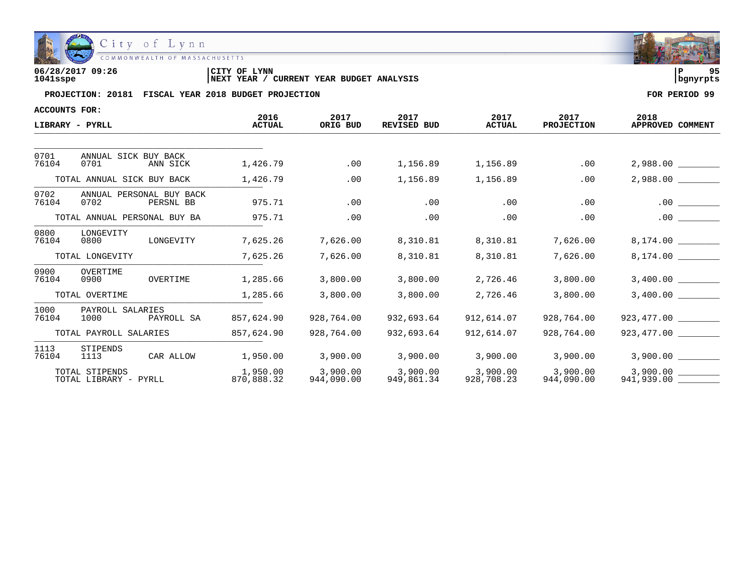06/28/2017 09:26
1041sspe

CITY OF LYNN
NEXT YEAR / CURRENT YEAR BUDGET ANALYSIS

**PROJECTION: 20181 FISCAL YEAR 2018 BUDGET PROJECTION** **FOR PERIOD 99**

**ACCOUNTS FOR:**

| LIBRARY - PYRLL | | | 2016 ACTUAL | 2017 ORIG BUD | 2017 REVISED BUD | 2017 ACTUAL | 2017 PROJECTION | 2018 APPROVED | COMMENT |
|---|---|---|---|---|---|---|---|---|---|
| 0701 | ANNUAL SICK BUY BACK | | | | | | | | |
| 76104 | 0701 | ANN SICK | 1,426.79 | .00 | 1,156.89 | 1,156.89 | .00 | 2,988.00 | ________ |
| TOTAL ANNUAL SICK BUY BACK | | | 1,426.79 | .00 | 1,156.89 | 1,156.89 | .00 | 2,988.00 | ________ |
| 0702 | ANNUAL PERSONAL BUY BACK | | | | | | | | |
| 76104 | 0702 | PERSNL BB | 975.71 | .00 | .00 | .00 | .00 | .00 | ________ |
| TOTAL ANNUAL PERSONAL BUY BA | | | 975.71 | .00 | .00 | .00 | .00 | .00 | ________ |
| 0800 | LONGEVITY | | | | | | | | |
| 76104 | 0800 | LONGEVITY | 7,625.26 | 7,626.00 | 8,310.81 | 8,310.81 | 7,626.00 | 8,174.00 | ________ |
| TOTAL LONGEVITY | | | 7,625.26 | 7,626.00 | 8,310.81 | 8,310.81 | 7,626.00 | 8,174.00 | ________ |
| 0900 | OVERTIME | | | | | | | | |
| 76104 | 0900 | OVERTIME | 1,285.66 | 3,800.00 | 3,800.00 | 2,726.46 | 3,800.00 | 3,400.00 | ________ |
| TOTAL OVERTIME | | | 1,285.66 | 3,800.00 | 3,800.00 | 2,726.46 | 3,800.00 | 3,400.00 | ________ |
| 1000 | PAYROLL SALARIES | | | | | | | | |
| 76104 | 1000 | PAYROLL SA | 857,624.90 | 928,764.00 | 932,693.64 | 912,614.07 | 928,764.00 | 923,477.00 | ________ |
| TOTAL PAYROLL SALARIES | | | 857,624.90 | 928,764.00 | 932,693.64 | 912,614.07 | 928,764.00 | 923,477.00 | ________ |
| 1113 | STIPENDS | | | | | | | | |
| 76104 | 1113 | CAR ALLOW | 1,950.00 | 3,900.00 | 3,900.00 | 3,900.00 | 3,900.00 | 3,900.00 | ________ |
| TOTAL STIPENDS | | | 1,950.00 | 3,900.00 | 3,900.00 | 3,900.00 | 3,900.00 | 3,900.00 | ________ |
| TOTAL LIBRARY - PYRLL | | | 870,888.32 | 944,090.00 | 949,861.34 | 928,708.23 | 944,090.00 | 941,939.00 | ________ |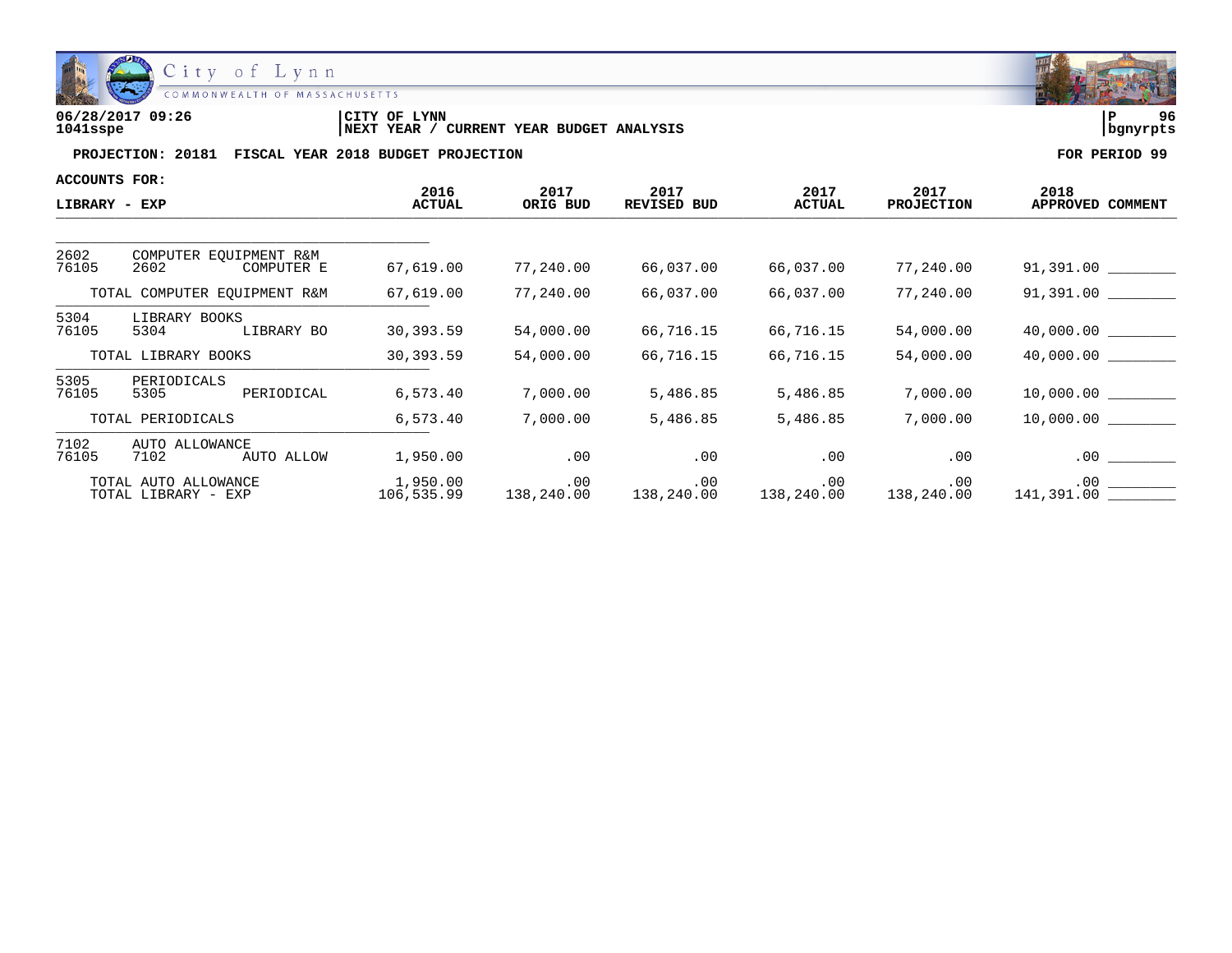06/28/2017 09:26 | CITY OF LYNN | P 96
1041sspe | NEXT YEAR / CURRENT YEAR BUDGET ANALYSIS | bgnyrpts

**PROJECTION: 20181 FISCAL YEAR 2018 BUDGET PROJECTION** — **FOR PERIOD 99**

**ACCOUNTS FOR:**

| LIBRARY - EXP | | | 2016 ACTUAL | 2017 ORIG BUD | 2017 REVISED BUD | 2017 ACTUAL | 2017 PROJECTION | 2018 APPROVED | COMMENT |
|---|---|---|---|---|---|---|---|---|---|
| 2602 | COMPUTER EQUIPMENT R&M | | | | | | | | |
| 76105 | 2602 | COMPUTER E | 67,619.00 | 77,240.00 | 66,037.00 | 66,037.00 | 77,240.00 | 91,391.00 | ________ |
| TOTAL COMPUTER EQUIPMENT R&M | | | 67,619.00 | 77,240.00 | 66,037.00 | 66,037.00 | 77,240.00 | 91,391.00 | ________ |
| 5304 | LIBRARY BOOKS | | | | | | | | |
| 76105 | 5304 | LIBRARY BO | 30,393.59 | 54,000.00 | 66,716.15 | 66,716.15 | 54,000.00 | 40,000.00 | ________ |
| TOTAL LIBRARY BOOKS | | | 30,393.59 | 54,000.00 | 66,716.15 | 66,716.15 | 54,000.00 | 40,000.00 | ________ |
| 5305 | PERIODICALS | | | | | | | | |
| 76105 | 5305 | PERIODICAL | 6,573.40 | 7,000.00 | 5,486.85 | 5,486.85 | 7,000.00 | 10,000.00 | ________ |
| TOTAL PERIODICALS | | | 6,573.40 | 7,000.00 | 5,486.85 | 5,486.85 | 7,000.00 | 10,000.00 | ________ |
| 7102 | AUTO ALLOWANCE | | | | | | | | |
| 76105 | 7102 | AUTO ALLOW | 1,950.00 | .00 | .00 | .00 | .00 | .00 | ________ |
| TOTAL AUTO ALLOWANCE | | | 1,950.00 | .00 | .00 | .00 | .00 | .00 | ________ |
| TOTAL LIBRARY - EXP | | | 106,535.99 | 138,240.00 | 138,240.00 | 138,240.00 | 138,240.00 | 141,391.00 | ________ |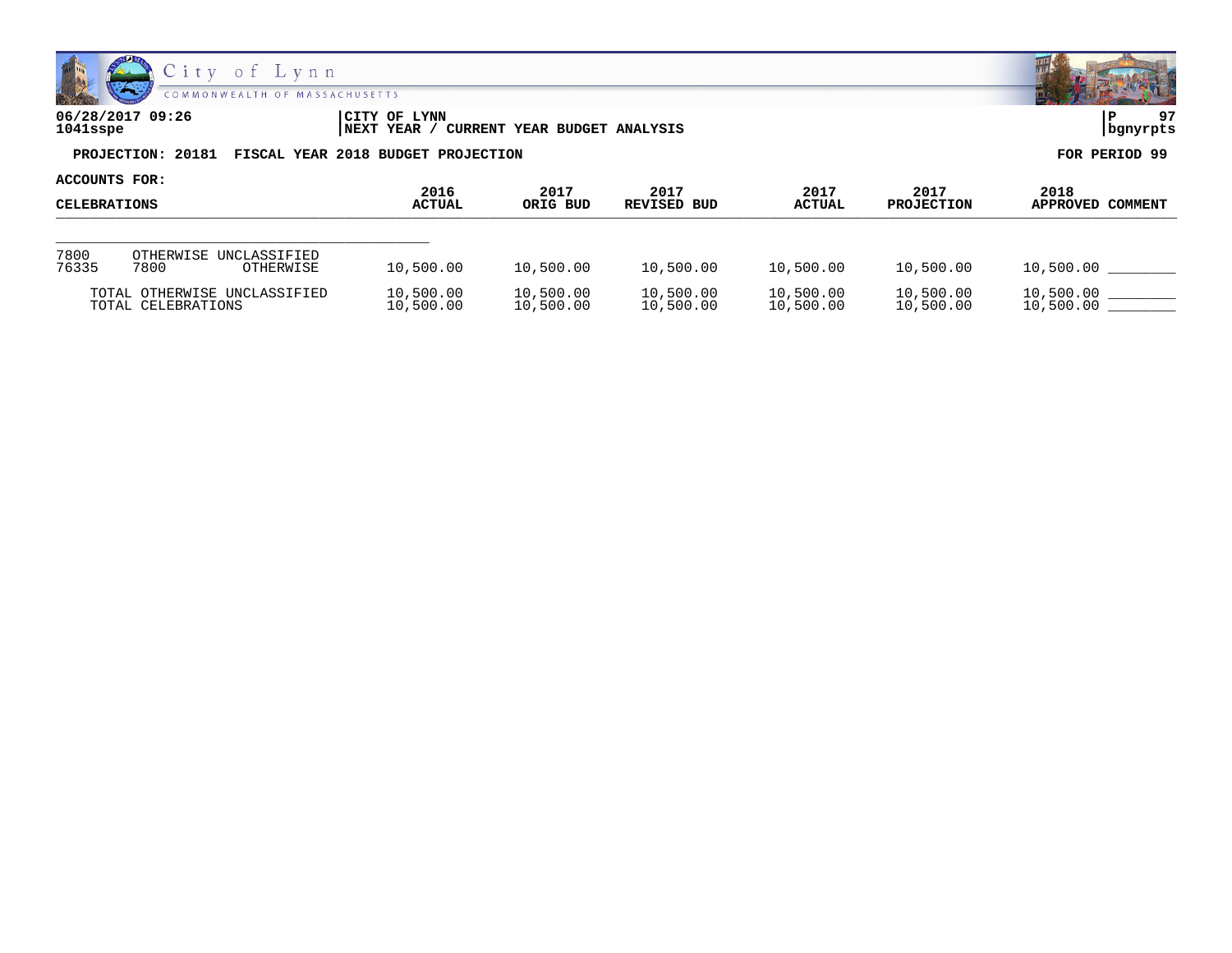06/28/2017 09:26 | CITY OF LYNN | P 97
1041sspe | NEXT YEAR / CURRENT YEAR BUDGET ANALYSIS | bgnyrpts

**PROJECTION: 20181 FISCAL YEAR 2018 BUDGET PROJECTION** **FOR PERIOD 99**

**ACCOUNTS FOR:**

| CELEBRATIONS | | | 2016 ACTUAL | 2017 ORIG BUD | 2017 REVISED BUD | 2017 ACTUAL | 2017 PROJECTION | 2018 APPROVED | COMMENT |
|---|---|---|---|---|---|---|---|---|---|
| 7800 | OTHERWISE UNCLASSIFIED | | | | | | | | |
| 76335 | 7800 | OTHERWISE | 10,500.00 | 10,500.00 | 10,500.00 | 10,500.00 | 10,500.00 | 10,500.00 | ________ |
| | TOTAL OTHERWISE UNCLASSIFIED | | 10,500.00 | 10,500.00 | 10,500.00 | 10,500.00 | 10,500.00 | 10,500.00 | ________ |
| | TOTAL CELEBRATIONS | | 10,500.00 | 10,500.00 | 10,500.00 | 10,500.00 | 10,500.00 | 10,500.00 | ________ |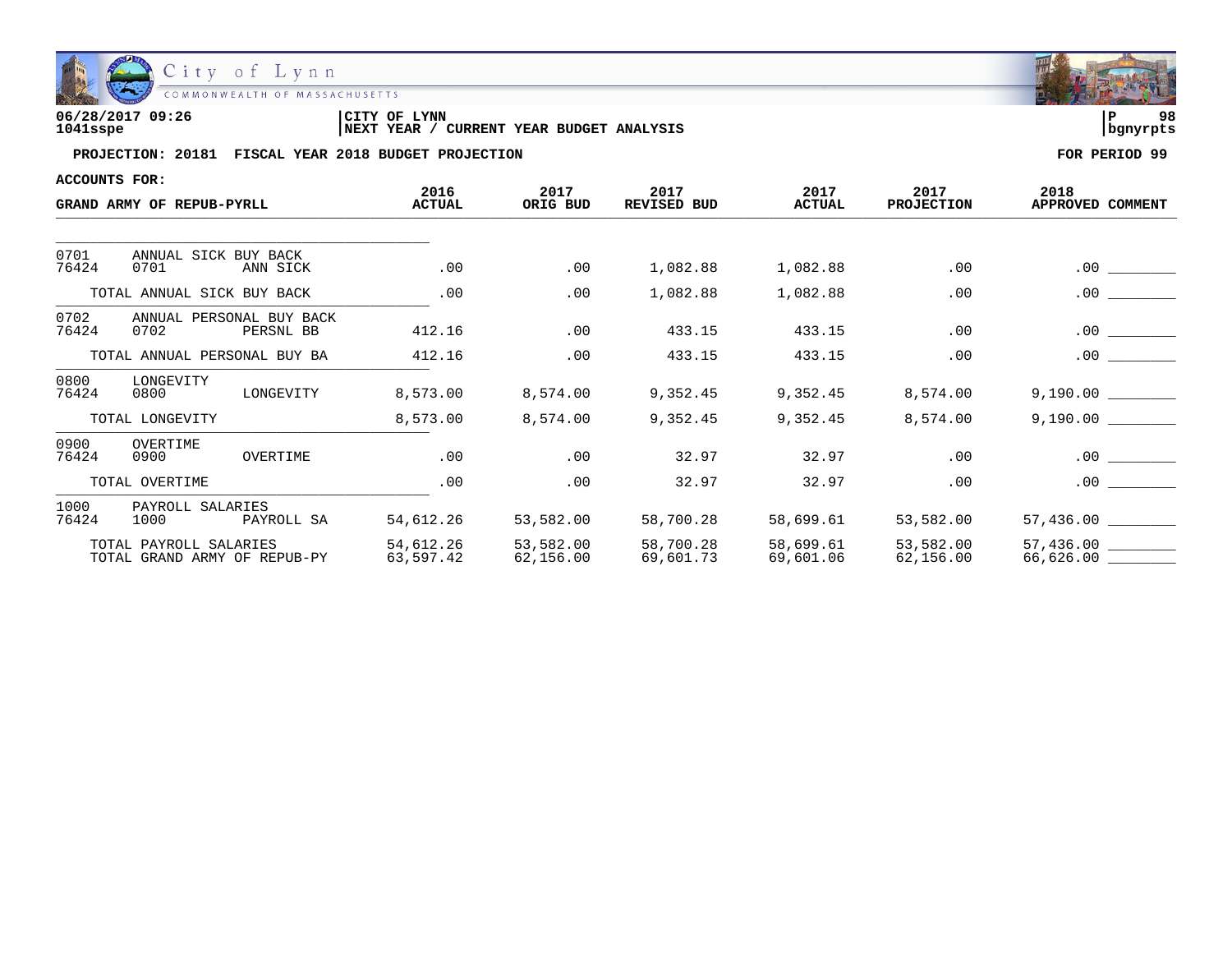06/28/2017 09:26 | CITY OF LYNN | P 98
1041sspe | NEXT YEAR / CURRENT YEAR BUDGET ANALYSIS | bgnyrpts

**PROJECTION: 20181 FISCAL YEAR 2018 BUDGET PROJECTION** — **FOR PERIOD 99**

**ACCOUNTS FOR:**

| GRAND ARMY OF REPUB-PYRLL | | | 2016 ACTUAL | 2017 ORIG BUD | 2017 REVISED BUD | 2017 ACTUAL | 2017 PROJECTION | 2018 APPROVED | COMMENT |
|---|---|---|---|---|---|---|---|---|---|
| 0701 | ANNUAL SICK BUY BACK | | | | | | | | |
| 76424 | 0701 | ANN SICK | .00 | .00 | 1,082.88 | 1,082.88 | .00 | .00 | ________ |
| | TOTAL ANNUAL SICK BUY BACK | | .00 | .00 | 1,082.88 | 1,082.88 | .00 | .00 | ________ |
| 0702 | ANNUAL PERSONAL BUY BACK | | | | | | | | |
| 76424 | 0702 | PERSNL BB | 412.16 | .00 | 433.15 | 433.15 | .00 | .00 | ________ |
| | TOTAL ANNUAL PERSONAL BUY BA | | 412.16 | .00 | 433.15 | 433.15 | .00 | .00 | ________ |
| 0800 | LONGEVITY | | | | | | | | |
| 76424 | 0800 | LONGEVITY | 8,573.00 | 8,574.00 | 9,352.45 | 9,352.45 | 8,574.00 | 9,190.00 | ________ |
| | TOTAL LONGEVITY | | 8,573.00 | 8,574.00 | 9,352.45 | 9,352.45 | 8,574.00 | 9,190.00 | ________ |
| 0900 | OVERTIME | | | | | | | | |
| 76424 | 0900 | OVERTIME | .00 | .00 | 32.97 | 32.97 | .00 | .00 | ________ |
| | TOTAL OVERTIME | | .00 | .00 | 32.97 | 32.97 | .00 | .00 | ________ |
| 1000 | PAYROLL SALARIES | | | | | | | | |
| 76424 | 1000 | PAYROLL SA | 54,612.26 | 53,582.00 | 58,700.28 | 58,699.61 | 53,582.00 | 57,436.00 | ________ |
| | TOTAL PAYROLL SALARIES | | 54,612.26 | 53,582.00 | 58,700.28 | 58,699.61 | 53,582.00 | 57,436.00 | ________ |
| | TOTAL GRAND ARMY OF REPUB-PY | | 63,597.42 | 62,156.00 | 69,601.73 | 69,601.06 | 62,156.00 | 66,626.00 | ________ |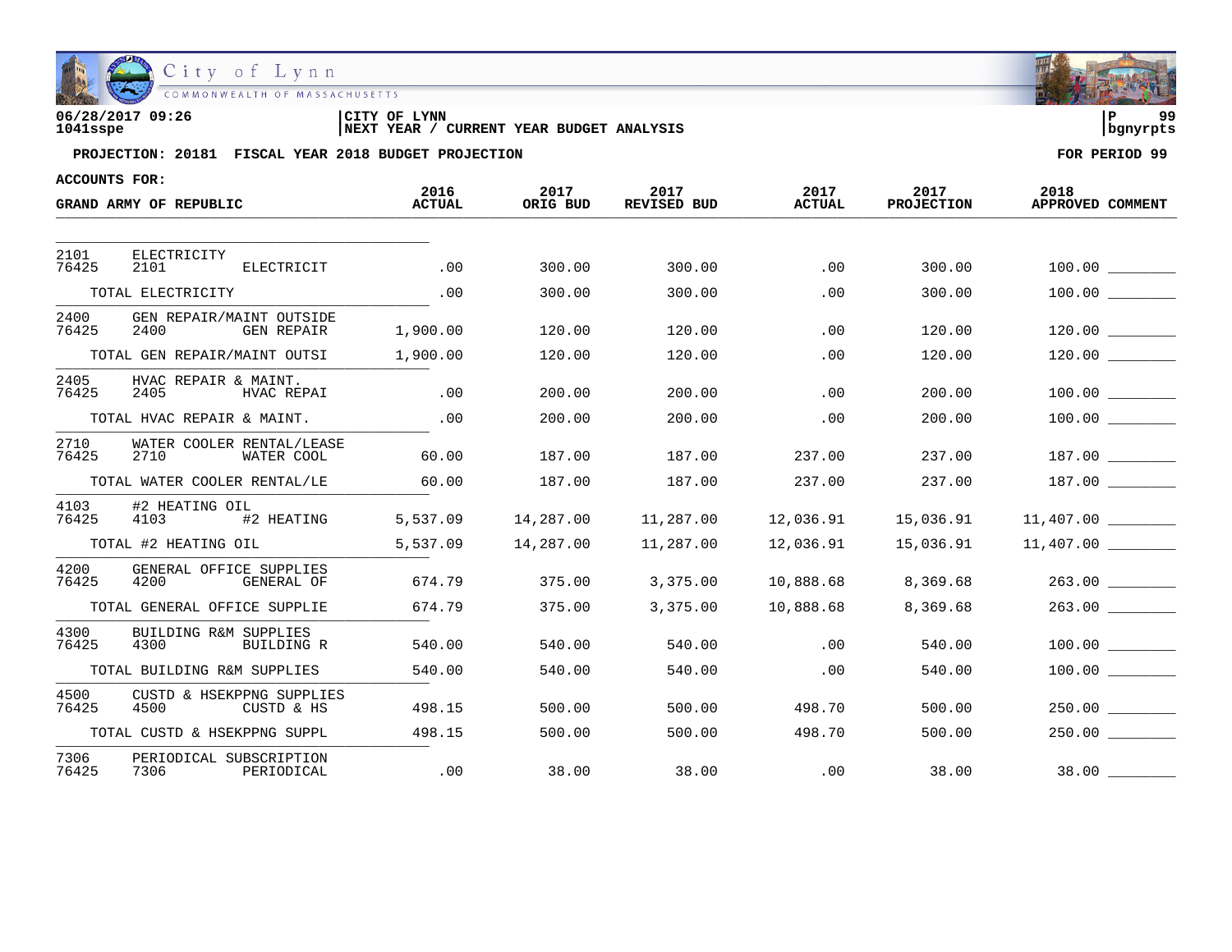06/28/2017 09:26 | CITY OF LYNN | P 99
1041sspe | NEXT YEAR / CURRENT YEAR BUDGET ANALYSIS | bgnyrpts

**PROJECTION: 20181 FISCAL YEAR 2018 BUDGET PROJECTION** — FOR PERIOD 99

ACCOUNTS FOR:

| GRAND ARMY OF REPUBLIC | 2016 ACTUAL | 2017 ORIG BUD | 2017 REVISED BUD | 2017 ACTUAL | 2017 PROJECTION | 2018 APPROVED | COMMENT |
|---|---|---|---|---|---|---|---|
| 2101 ELECTRICITY | | | | | | | |
| 76425 2101 ELECTRICIT | .00 | 300.00 | 300.00 | .00 | 300.00 | 100.00 | ________ |
| TOTAL ELECTRICITY | .00 | 300.00 | 300.00 | .00 | 300.00 | 100.00 | ________ |
| 2400 GEN REPAIR/MAINT OUTSIDE | | | | | | | |
| 76425 2400 GEN REPAIR | 1,900.00 | 120.00 | 120.00 | .00 | 120.00 | 120.00 | ________ |
| TOTAL GEN REPAIR/MAINT OUTSI | 1,900.00 | 120.00 | 120.00 | .00 | 120.00 | 120.00 | ________ |
| 2405 HVAC REPAIR & MAINT. | | | | | | | |
| 76425 2405 HVAC REPAI | .00 | 200.00 | 200.00 | .00 | 200.00 | 100.00 | ________ |
| TOTAL HVAC REPAIR & MAINT. | .00 | 200.00 | 200.00 | .00 | 200.00 | 100.00 | ________ |
| 2710 WATER COOLER RENTAL/LEASE | | | | | | | |
| 76425 2710 WATER COOL | 60.00 | 187.00 | 187.00 | 237.00 | 237.00 | 187.00 | ________ |
| TOTAL WATER COOLER RENTAL/LE | 60.00 | 187.00 | 187.00 | 237.00 | 237.00 | 187.00 | ________ |
| 4103 #2 HEATING OIL | | | | | | | |
| 76425 4103 #2 HEATING | 5,537.09 | 14,287.00 | 11,287.00 | 12,036.91 | 15,036.91 | 11,407.00 | ________ |
| TOTAL #2 HEATING OIL | 5,537.09 | 14,287.00 | 11,287.00 | 12,036.91 | 15,036.91 | 11,407.00 | ________ |
| 4200 GENERAL OFFICE SUPPLIES | | | | | | | |
| 76425 4200 GENERAL OF | 674.79 | 375.00 | 3,375.00 | 10,888.68 | 8,369.68 | 263.00 | ________ |
| TOTAL GENERAL OFFICE SUPPLIE | 674.79 | 375.00 | 3,375.00 | 10,888.68 | 8,369.68 | 263.00 | ________ |
| 4300 BUILDING R&M SUPPLIES | | | | | | | |
| 76425 4300 BUILDING R | 540.00 | 540.00 | 540.00 | .00 | 540.00 | 100.00 | ________ |
| TOTAL BUILDING R&M SUPPLIES | 540.00 | 540.00 | 540.00 | .00 | 540.00 | 100.00 | ________ |
| 4500 CUSTD & HSEKPPNG SUPPLIES | | | | | | | |
| 76425 4500 CUSTD & HS | 498.15 | 500.00 | 500.00 | 498.70 | 500.00 | 250.00 | ________ |
| TOTAL CUSTD & HSEKPPNG SUPPL | 498.15 | 500.00 | 500.00 | 498.70 | 500.00 | 250.00 | ________ |
| 7306 PERIODICAL SUBSCRIPTION | | | | | | | |
| 76425 7306 PERIODICAL | .00 | 38.00 | 38.00 | .00 | 38.00 | 38.00 | ________ |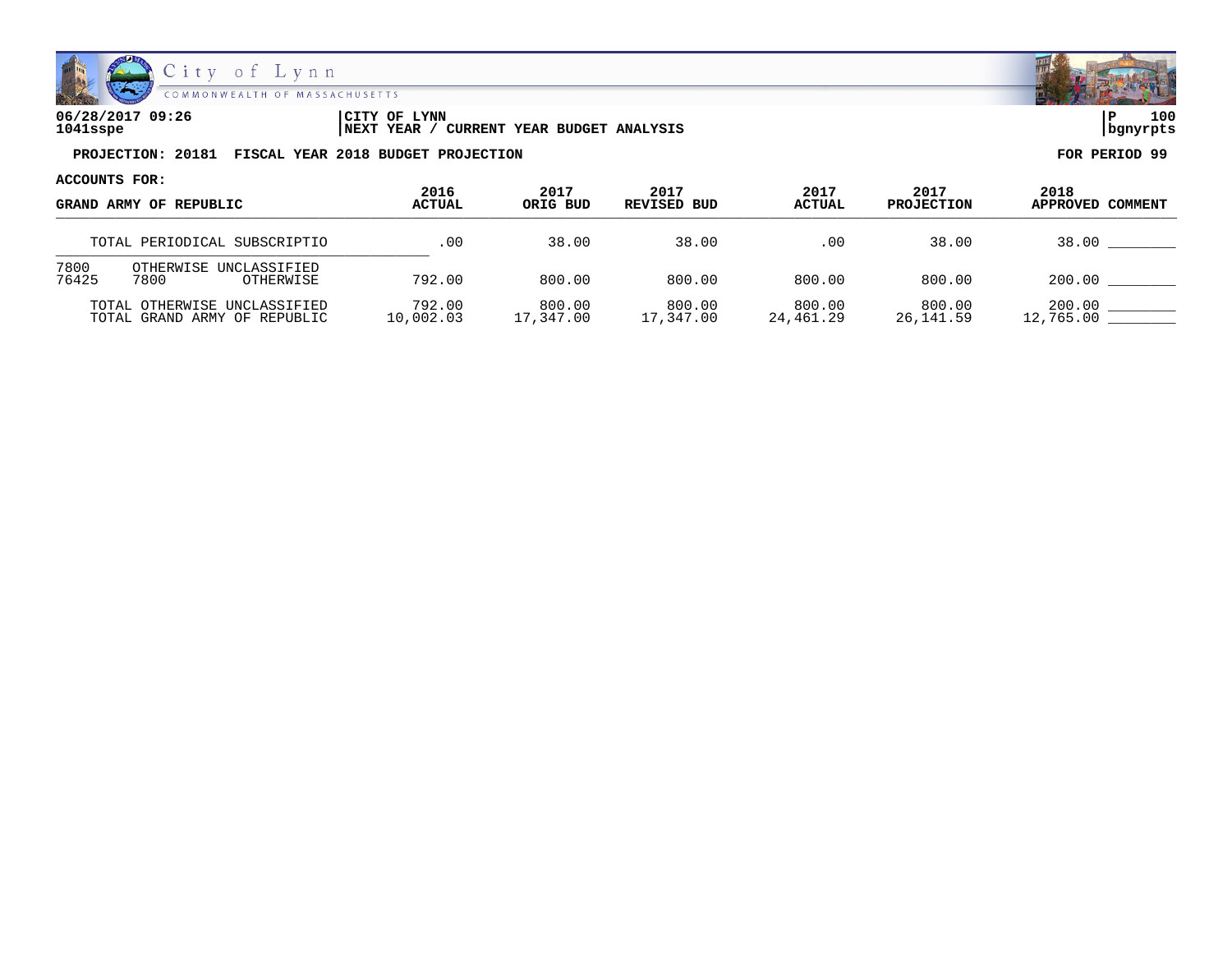06/28/2017 09:26 | CITY OF LYNN | P 100
1041sspe | NEXT YEAR / CURRENT YEAR BUDGET ANALYSIS | bgnyrpts

**PROJECTION: 20181 FISCAL YEAR 2018 BUDGET PROJECTION** | **FOR PERIOD 99**

**ACCOUNTS FOR:**

| GRAND ARMY OF REPUBLIC | 2016 ACTUAL | 2017 ORIG BUD | 2017 REVISED BUD | 2017 ACTUAL | 2017 PROJECTION | 2018 APPROVED | COMMENT |
|---|---|---|---|---|---|---|---|
| TOTAL PERIODICAL SUBSCRIPTIO | .00 | 38.00 | 38.00 | .00 | 38.00 | 38.00 | ________ |
| 7800 OTHERWISE UNCLASSIFIED | | | | | | | |
| 76425 7800 OTHERWISE | 792.00 | 800.00 | 800.00 | 800.00 | 800.00 | 200.00 | ________ |
| TOTAL OTHERWISE UNCLASSIFIED | 792.00 | 800.00 | 800.00 | 800.00 | 800.00 | 200.00 | ________ |
| TOTAL GRAND ARMY OF REPUBLIC | 10,002.03 | 17,347.00 | 17,347.00 | 24,461.29 | 26,141.59 | 12,765.00 | ________ |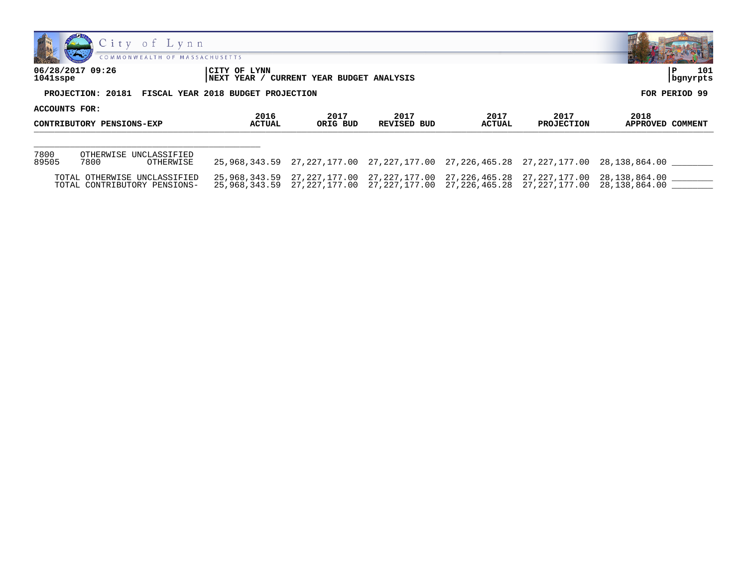City of Lynn
COMMONWEALTH OF MASSACHUSETTS

**06/28/2017 09:26** | **CITY OF LYNN** | **P 101**
**1041sspe** | **NEXT YEAR / CURRENT YEAR BUDGET ANALYSIS** | **bgnyrpts**

**PROJECTION: 20181 FISCAL YEAR 2018 BUDGET PROJECTION** — **FOR PERIOD 99**

**ACCOUNTS FOR:**

| CONTRIBUTORY PENSIONS-EXP | | | 2016 ACTUAL | 2017 ORIG BUD | 2017 REVISED BUD | 2017 ACTUAL | 2017 PROJECTION | 2018 APPROVED | COMMENT |
|---|---|---|---|---|---|---|---|---|---|
| 7800 | OTHERWISE UNCLASSIFIED | | | | | | | | |
| 89505 | 7800 | OTHERWISE | 25,968,343.59 | 27,227,177.00 | 27,227,177.00 | 27,226,465.28 | 27,227,177.00 | 28,138,864.00 | ________ |
| | TOTAL OTHERWISE UNCLASSIFIED | | 25,968,343.59 | 27,227,177.00 | 27,227,177.00 | 27,226,465.28 | 27,227,177.00 | 28,138,864.00 | ________ |
| | TOTAL CONTRIBUTORY PENSIONS- | | 25,968,343.59 | 27,227,177.00 | 27,227,177.00 | 27,226,465.28 | 27,227,177.00 | 28,138,864.00 | ________ |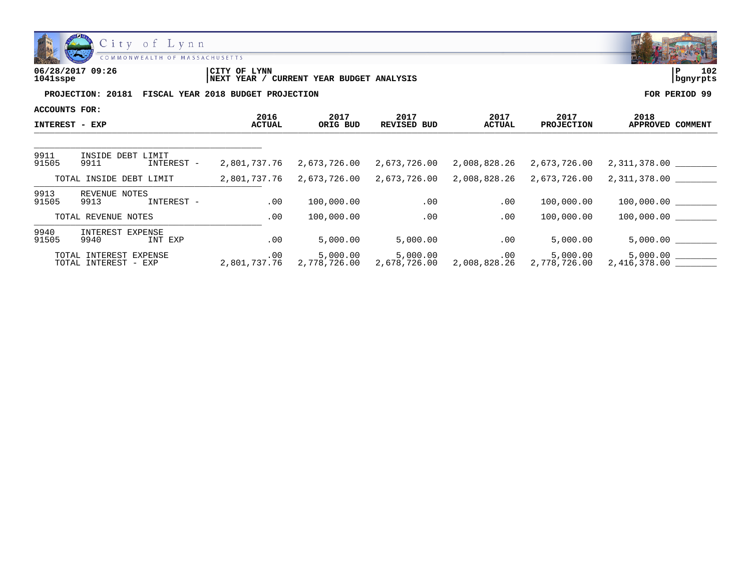06/28/2017 09:26
1041sspe

CITY OF LYNN
NEXT YEAR / CURRENT YEAR BUDGET ANALYSIS

P 102
bgnyrpts

**PROJECTION: 20181 FISCAL YEAR 2018 BUDGET PROJECTION** **FOR PERIOD 99**

**ACCOUNTS FOR:**

| INTEREST - EXP | 2016 ACTUAL | 2017 ORIG BUD | 2017 REVISED BUD | 2017 ACTUAL | 2017 PROJECTION | 2018 APPROVED | COMMENT |
|---|---|---|---|---|---|---|---|
| 9911 INSIDE DEBT LIMIT | | | | | | | |
| 91505 9911 INTEREST - | 2,801,737.76 | 2,673,726.00 | 2,673,726.00 | 2,008,828.26 | 2,673,726.00 | 2,311,378.00 | ________ |
| TOTAL INSIDE DEBT LIMIT | 2,801,737.76 | 2,673,726.00 | 2,673,726.00 | 2,008,828.26 | 2,673,726.00 | 2,311,378.00 | ________ |
| 9913 REVENUE NOTES | | | | | | | |
| 91505 9913 INTEREST - | .00 | 100,000.00 | .00 | .00 | 100,000.00 | 100,000.00 | ________ |
| TOTAL REVENUE NOTES | .00 | 100,000.00 | .00 | .00 | 100,000.00 | 100,000.00 | ________ |
| 9940 INTEREST EXPENSE | | | | | | | |
| 91505 9940 INT EXP | .00 | 5,000.00 | 5,000.00 | .00 | 5,000.00 | 5,000.00 | ________ |
| TOTAL INTEREST EXPENSE | .00 | 5,000.00 | 5,000.00 | .00 | 5,000.00 | 5,000.00 | ________ |
| TOTAL INTEREST - EXP | 2,801,737.76 | 2,778,726.00 | 2,678,726.00 | 2,008,828.26 | 2,778,726.00 | 2,416,378.00 | ________ |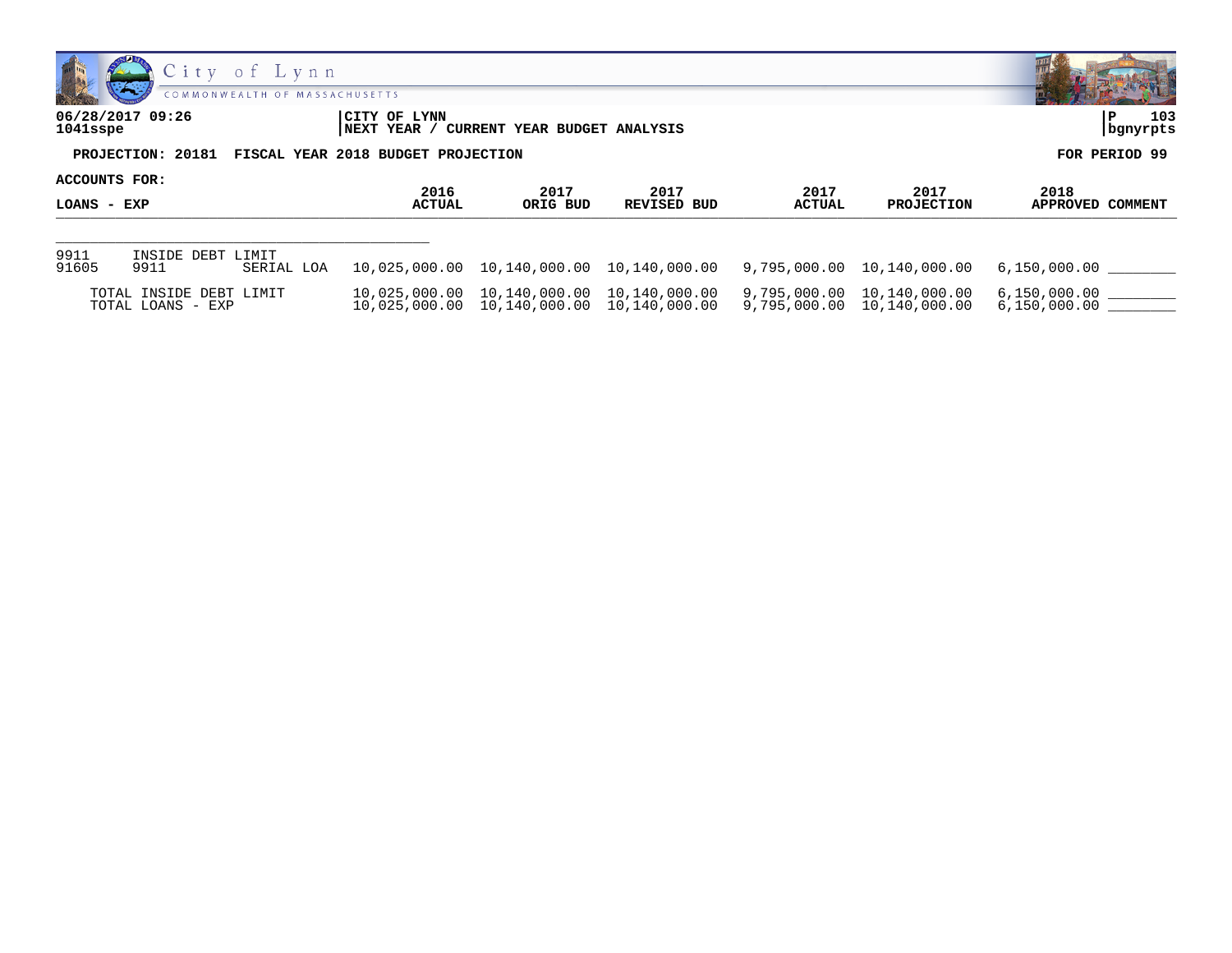06/28/2017 09:26
1041sspe

CITY OF LYNN
NEXT YEAR / CURRENT YEAR BUDGET ANALYSIS

P 103
bgnyrpts

**PROJECTION: 20181 FISCAL YEAR 2018 BUDGET PROJECTION**

**FOR PERIOD 99**

**ACCOUNTS FOR:**

| LOANS - EXP | | | 2016 ACTUAL | 2017 ORIG BUD | 2017 REVISED BUD | 2017 ACTUAL | 2017 PROJECTION | 2018 APPROVED | COMMENT |
|---|---|---|---|---|---|---|---|---|---|
| 9911 | INSIDE DEBT LIMIT | | | | | | | | |
| 91605 | 9911 | SERIAL LOA | 10,025,000.00 | 10,140,000.00 | 10,140,000.00 | 9,795,000.00 | 10,140,000.00 | 6,150,000.00 | ________ |
| TOTAL INSIDE DEBT LIMIT | | | 10,025,000.00 | 10,140,000.00 | 10,140,000.00 | 9,795,000.00 | 10,140,000.00 | 6,150,000.00 | ________ |
| TOTAL LOANS - EXP | | | 10,025,000.00 | 10,140,000.00 | 10,140,000.00 | 9,795,000.00 | 10,140,000.00 | 6,150,000.00 | ________ |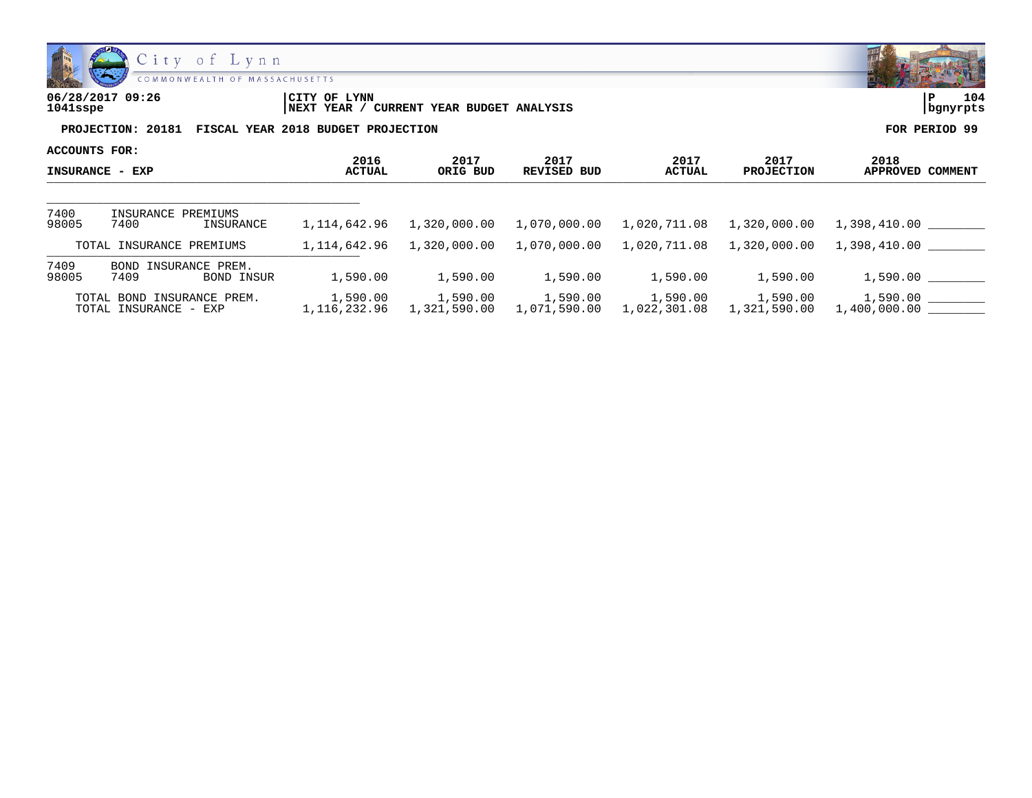06/28/2017 09:26
1041sspe

CITY OF LYNN
NEXT YEAR / CURRENT YEAR BUDGET ANALYSIS

P 104
bgnyrpts

**PROJECTION: 20181 FISCAL YEAR 2018 BUDGET PROJECTION** **FOR PERIOD 99**

**ACCOUNTS FOR:**

| INSURANCE - EXP | | | 2016 ACTUAL | 2017 ORIG BUD | 2017 REVISED BUD | 2017 ACTUAL | 2017 PROJECTION | 2018 APPROVED | COMMENT |
|---|---|---|---|---|---|---|---|---|---|
| 7400 | INSURANCE PREMIUMS | | | | | | | | |
| 98005 | 7400 | INSURANCE | 1,114,642.96 | 1,320,000.00 | 1,070,000.00 | 1,020,711.08 | 1,320,000.00 | 1,398,410.00 | ________ |
| | TOTAL INSURANCE PREMIUMS | | 1,114,642.96 | 1,320,000.00 | 1,070,000.00 | 1,020,711.08 | 1,320,000.00 | 1,398,410.00 | ________ |
| 7409 | BOND INSURANCE PREM. | | | | | | | | |
| 98005 | 7409 | BOND INSUR | 1,590.00 | 1,590.00 | 1,590.00 | 1,590.00 | 1,590.00 | 1,590.00 | ________ |
| | TOTAL BOND INSURANCE PREM. | | 1,590.00 | 1,590.00 | 1,590.00 | 1,590.00 | 1,590.00 | 1,590.00 | ________ |
| | TOTAL INSURANCE - EXP | | 1,116,232.96 | 1,321,590.00 | 1,071,590.00 | 1,022,301.08 | 1,321,590.00 | 1,400,000.00 | ________ |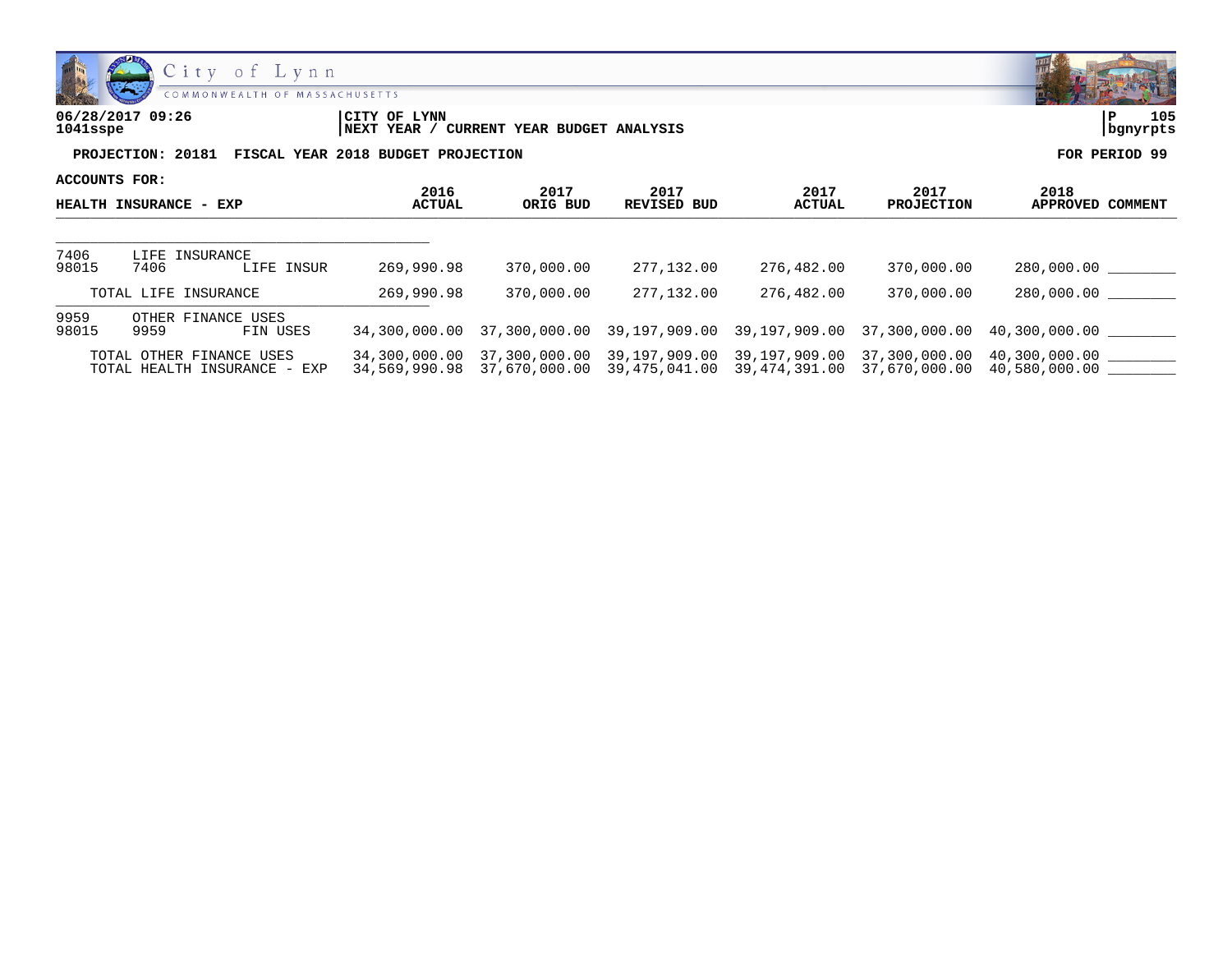City of Lynn
COMMONWEALTH OF MASSACHUSETTS

**06/28/2017 09:26**
**1041sspe**

**CITY OF LYNN**
**NEXT YEAR / CURRENT YEAR BUDGET ANALYSIS**

**bgnyrpts**

**PROJECTION: 20181 FISCAL YEAR 2018 BUDGET PROJECTION** **FOR PERIOD 99**

**ACCOUNTS FOR:**

| HEALTH INSURANCE - EXP | | | 2016 ACTUAL | 2017 ORIG BUD | 2017 REVISED BUD | 2017 ACTUAL | 2017 PROJECTION | 2018 APPROVED | COMMENT |
|---|---|---|---|---|---|---|---|---|---|
| 7406 | LIFE INSURANCE | | | | | | | | |
| 98015 | 7406 | LIFE INSUR | 269,990.98 | 370,000.00 | 277,132.00 | 276,482.00 | 370,000.00 | 280,000.00 | ________ |
| TOTAL LIFE INSURANCE | | | 269,990.98 | 370,000.00 | 277,132.00 | 276,482.00 | 370,000.00 | 280,000.00 | ________ |
| 9959 | OTHER FINANCE USES | | | | | | | | |
| 98015 | 9959 | FIN USES | 34,300,000.00 | 37,300,000.00 | 39,197,909.00 | 39,197,909.00 | 37,300,000.00 | 40,300,000.00 | ________ |
| TOTAL OTHER FINANCE USES | | | 34,300,000.00 | 37,300,000.00 | 39,197,909.00 | 39,197,909.00 | 37,300,000.00 | 40,300,000.00 | ________ |
| TOTAL HEALTH INSURANCE - EXP | | | 34,569,990.98 | 37,670,000.00 | 39,475,041.00 | 39,474,391.00 | 37,670,000.00 | 40,580,000.00 | ________ |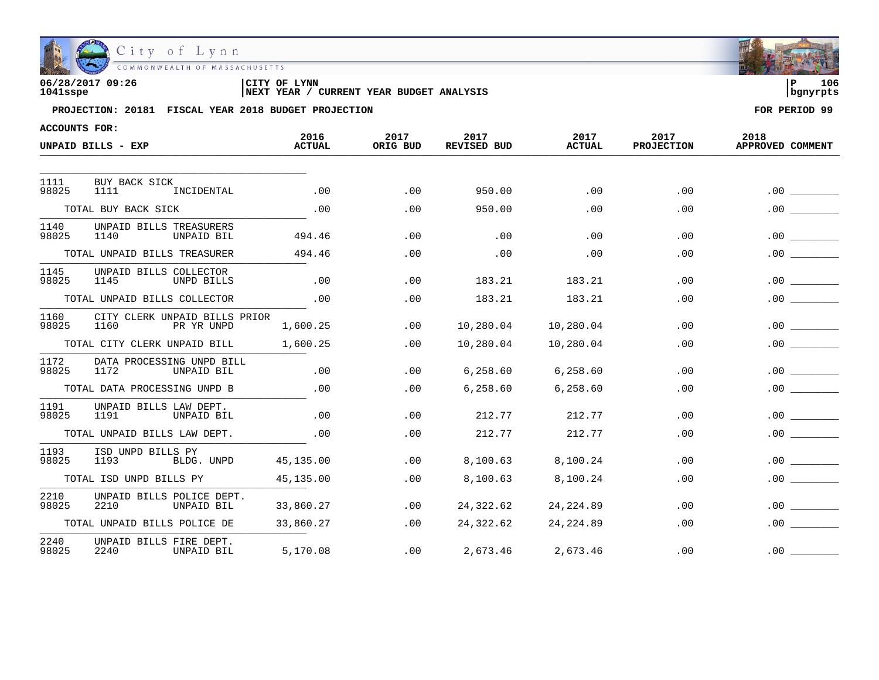06/28/2017 09:26 | CITY OF LYNN | P 106
1041sspe | NEXT YEAR / CURRENT YEAR BUDGET ANALYSIS | bgnyrpts

**PROJECTION: 20181 FISCAL YEAR 2018 BUDGET PROJECTION** — FOR PERIOD 99

ACCOUNTS FOR:

| UNPAID BILLS - EXP | 2016 ACTUAL | 2017 ORIG BUD | 2017 REVISED BUD | 2017 ACTUAL | 2017 PROJECTION | 2018 APPROVED | COMMENT |
|---|---|---|---|---|---|---|---|
| 1111 BUY BACK SICK | | | | | | | |
| 98025 1111 INCIDENTAL | .00 | .00 | 950.00 | .00 | .00 | .00 | |
| TOTAL BUY BACK SICK | .00 | .00 | 950.00 | .00 | .00 | .00 | |
| 1140 UNPAID BILLS TREASURERS | | | | | | | |
| 98025 1140 UNPAID BIL | 494.46 | .00 | .00 | .00 | .00 | .00 | |
| TOTAL UNPAID BILLS TREASURER | 494.46 | .00 | .00 | .00 | .00 | .00 | |
| 1145 UNPAID BILLS COLLECTOR | | | | | | | |
| 98025 1145 UNPD BILLS | .00 | .00 | 183.21 | 183.21 | .00 | .00 | |
| TOTAL UNPAID BILLS COLLECTOR | .00 | .00 | 183.21 | 183.21 | .00 | .00 | |
| 1160 CITY CLERK UNPAID BILLS PRIOR | | | | | | | |
| 98025 1160 PR YR UNPD | 1,600.25 | .00 | 10,280.04 | 10,280.04 | .00 | .00 | |
| TOTAL CITY CLERK UNPAID BILL | 1,600.25 | .00 | 10,280.04 | 10,280.04 | .00 | .00 | |
| 1172 DATA PROCESSING UNPD BILL | | | | | | | |
| 98025 1172 UNPAID BIL | .00 | .00 | 6,258.60 | 6,258.60 | .00 | .00 | |
| TOTAL DATA PROCESSING UNPD B | .00 | .00 | 6,258.60 | 6,258.60 | .00 | .00 | |
| 1191 UNPAID BILLS LAW DEPT. | | | | | | | |
| 98025 1191 UNPAID BIL | .00 | .00 | 212.77 | 212.77 | .00 | .00 | |
| TOTAL UNPAID BILLS LAW DEPT. | .00 | .00 | 212.77 | 212.77 | .00 | .00 | |
| 1193 ISD UNPD BILLS PY | | | | | | | |
| 98025 1193 BLDG. UNPD | 45,135.00 | .00 | 8,100.63 | 8,100.24 | .00 | .00 | |
| TOTAL ISD UNPD BILLS PY | 45,135.00 | .00 | 8,100.63 | 8,100.24 | .00 | .00 | |
| 2210 UNPAID BILLS POLICE DEPT. | | | | | | | |
| 98025 2210 UNPAID BIL | 33,860.27 | .00 | 24,322.62 | 24,224.89 | .00 | .00 | |
| TOTAL UNPAID BILLS POLICE DE | 33,860.27 | .00 | 24,322.62 | 24,224.89 | .00 | .00 | |
| 2240 UNPAID BILLS FIRE DEPT. | | | | | | | |
| 98025 2240 UNPAID BIL | 5,170.08 | .00 | 2,673.46 | 2,673.46 | .00 | .00 | |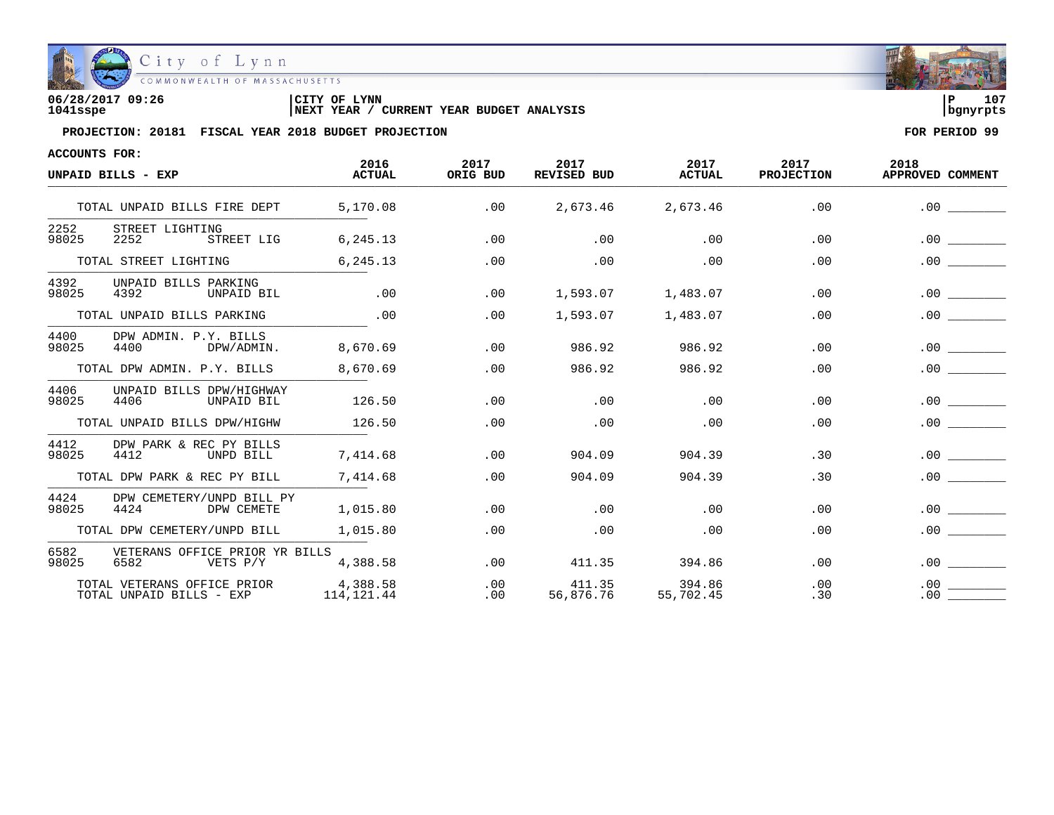06/28/2017 09:26 | CITY OF LYNN
1041sspe | NEXT YEAR / CURRENT YEAR BUDGET ANALYSIS | P 107 | bgnyrpts

**PROJECTION: 20181 FISCAL YEAR 2018 BUDGET PROJECTION** — **FOR PERIOD 99**

**ACCOUNTS FOR:**

| UNPAID BILLS - EXP | 2016 ACTUAL | 2017 ORIG BUD | 2017 REVISED BUD | 2017 ACTUAL | 2017 PROJECTION | 2018 APPROVED | COMMENT |
|---|---|---|---|---|---|---|---|
| TOTAL UNPAID BILLS FIRE DEPT | 5,170.08 | .00 | 2,673.46 | 2,673.46 | .00 | .00 | ________ |
| 2252 STREET LIGHTING | | | | | | | |
| 98025 2252 STREET LIG | 6,245.13 | .00 | .00 | .00 | .00 | .00 | ________ |
| TOTAL STREET LIGHTING | 6,245.13 | .00 | .00 | .00 | .00 | .00 | ________ |
| 4392 UNPAID BILLS PARKING | | | | | | | |
| 98025 4392 UNPAID BIL | .00 | .00 | 1,593.07 | 1,483.07 | .00 | .00 | ________ |
| TOTAL UNPAID BILLS PARKING | .00 | .00 | 1,593.07 | 1,483.07 | .00 | .00 | ________ |
| 4400 DPW ADMIN. P.Y. BILLS | | | | | | | |
| 98025 4400 DPW/ADMIN. | 8,670.69 | .00 | 986.92 | 986.92 | .00 | .00 | ________ |
| TOTAL DPW ADMIN. P.Y. BILLS | 8,670.69 | .00 | 986.92 | 986.92 | .00 | .00 | ________ |
| 4406 UNPAID BILLS DPW/HIGHWAY | | | | | | | |
| 98025 4406 UNPAID BIL | 126.50 | .00 | .00 | .00 | .00 | .00 | ________ |
| TOTAL UNPAID BILLS DPW/HIGHW | 126.50 | .00 | .00 | .00 | .00 | .00 | ________ |
| 4412 DPW PARK & REC PY BILLS | | | | | | | |
| 98025 4412 UNPD BILL | 7,414.68 | .00 | 904.09 | 904.39 | .30 | .00 | ________ |
| TOTAL DPW PARK & REC PY BILL | 7,414.68 | .00 | 904.09 | 904.39 | .30 | .00 | ________ |
| 4424 DPW CEMETERY/UNPD BILL PY | | | | | | | |
| 98025 4424 DPW CEMETE | 1,015.80 | .00 | .00 | .00 | .00 | .00 | ________ |
| TOTAL DPW CEMETERY/UNPD BILL | 1,015.80 | .00 | .00 | .00 | .00 | .00 | ________ |
| 6582 VETERANS OFFICE PRIOR YR BILLS | | | | | | | |
| 98025 6582 VETS P/Y | 4,388.58 | .00 | 411.35 | 394.86 | .00 | .00 | ________ |
| TOTAL VETERANS OFFICE PRIOR | 4,388.58 | .00 | 411.35 | 394.86 | .00 | .00 | ________ |
| TOTAL UNPAID BILLS - EXP | 114,121.44 | .00 | 56,876.76 | 55,702.45 | .30 | .00 | ________ |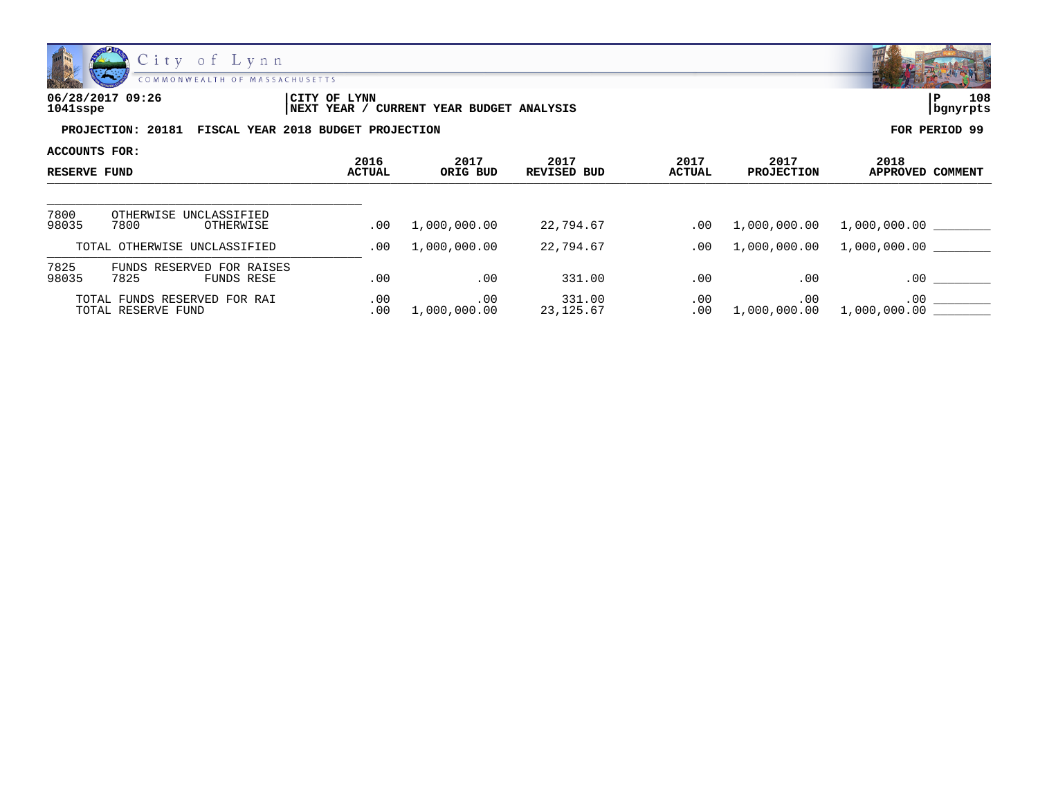06/28/2017 09:26 | CITY OF LYNN | P 108
1041sspe | NEXT YEAR / CURRENT YEAR BUDGET ANALYSIS | bgnyrpts

**PROJECTION: 20181 FISCAL YEAR 2018 BUDGET PROJECTION** | **FOR PERIOD 99**

**ACCOUNTS FOR:**

| RESERVE FUND | | | 2016 ACTUAL | 2017 ORIG BUD | 2017 REVISED BUD | 2017 ACTUAL | 2017 PROJECTION | 2018 APPROVED | COMMENT |
|---|---|---|---|---|---|---|---|---|---|
| 7800 | OTHERWISE UNCLASSIFIED | | | | | | | | |
| 98035 | 7800 | OTHERWISE | .00 | 1,000,000.00 | 22,794.67 | .00 | 1,000,000.00 | 1,000,000.00 | ________ |
| | TOTAL OTHERWISE UNCLASSIFIED | | .00 | 1,000,000.00 | 22,794.67 | .00 | 1,000,000.00 | 1,000,000.00 | ________ |
| 7825 | FUNDS RESERVED FOR RAISES | | | | | | | | |
| 98035 | 7825 | FUNDS RESE | .00 | .00 | 331.00 | .00 | .00 | .00 | ________ |
| | TOTAL FUNDS RESERVED FOR RAI | | .00 | .00 | 331.00 | .00 | .00 | .00 | ________ |
| | TOTAL RESERVE FUND | | .00 | 1,000,000.00 | 23,125.67 | .00 | 1,000,000.00 | 1,000,000.00 | ________ |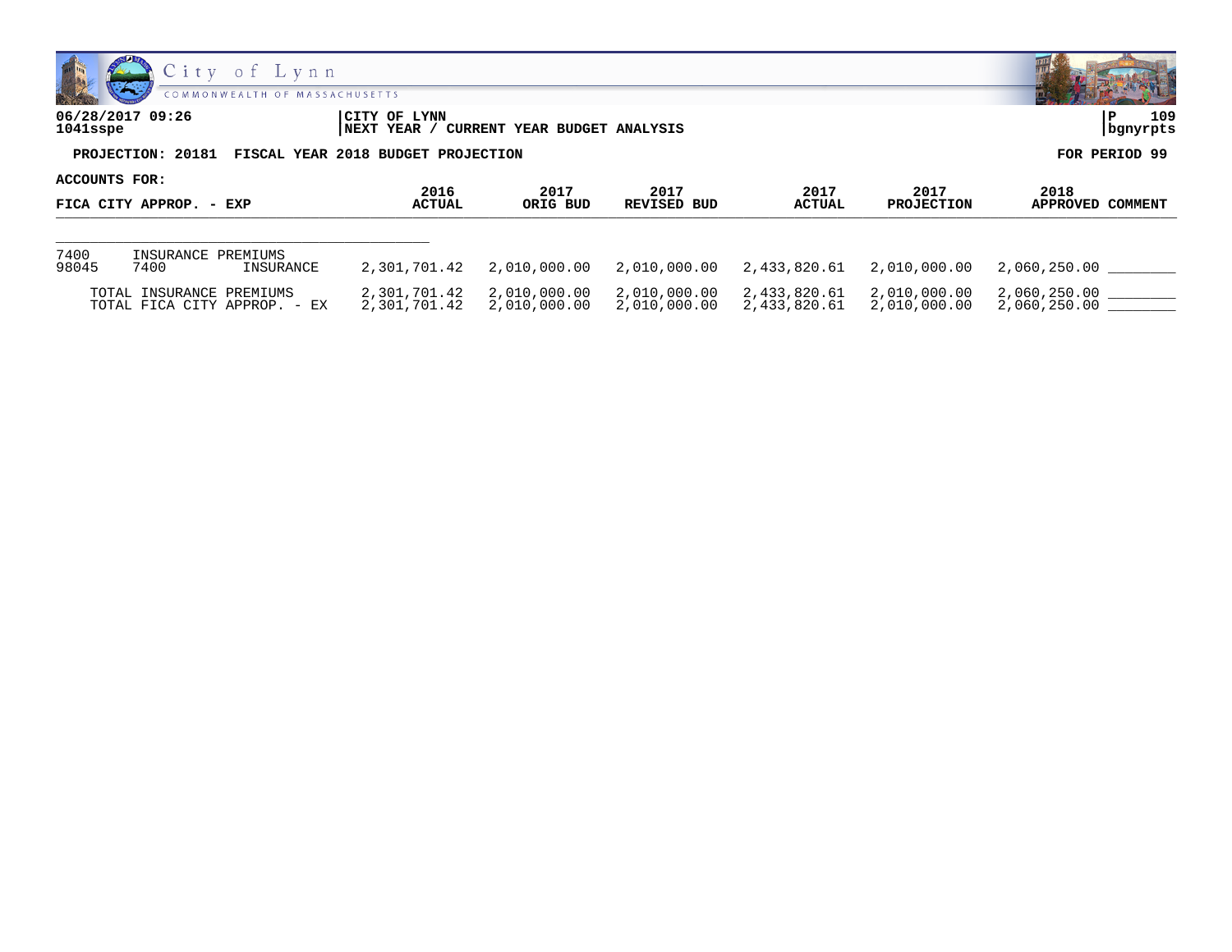06/28/2017 09:26 | CITY OF LYNN
1041sspe | NEXT YEAR / CURRENT YEAR BUDGET ANALYSIS

**PROJECTION: 20181 FISCAL YEAR 2018 BUDGET PROJECTION** — **FOR PERIOD 99**

**ACCOUNTS FOR:**

| FICA CITY APPROP. - EXP | 2016 ACTUAL | 2017 ORIG BUD | 2017 REVISED BUD | 2017 ACTUAL | 2017 PROJECTION | 2018 APPROVED | COMMENT |
|---|---|---|---|---|---|---|---|
| 7400 INSURANCE PREMIUMS | | | | | | | |
| 98045 7400 INSURANCE | 2,301,701.42 | 2,010,000.00 | 2,010,000.00 | 2,433,820.61 | 2,010,000.00 | 2,060,250.00 | ________ |
| TOTAL INSURANCE PREMIUMS | 2,301,701.42 | 2,010,000.00 | 2,010,000.00 | 2,433,820.61 | 2,010,000.00 | 2,060,250.00 | ________ |
| TOTAL FICA CITY APPROP. - EX | 2,301,701.42 | 2,010,000.00 | 2,010,000.00 | 2,433,820.61 | 2,010,000.00 | 2,060,250.00 | ________ |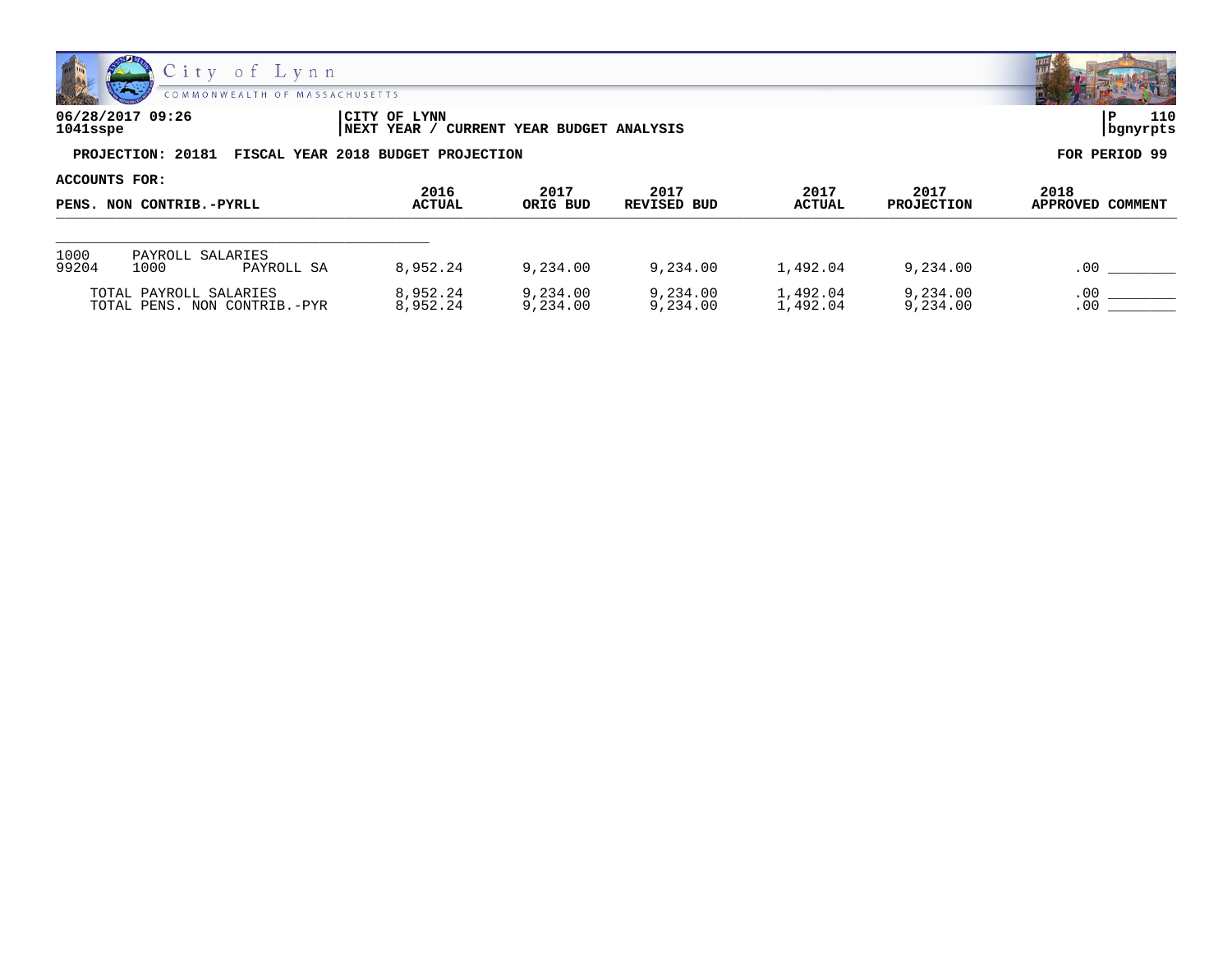06/28/2017 09:26
1041sspe

CITY OF LYNN
NEXT YEAR / CURRENT YEAR BUDGET ANALYSIS

P 110
bgnyrpts

**PROJECTION: 20181 FISCAL YEAR 2018 BUDGET PROJECTION** **FOR PERIOD 99**

**ACCOUNTS FOR:**

| PENS. NON CONTRIB.-PYRLL | 2016 ACTUAL | 2017 ORIG BUD | 2017 REVISED BUD | 2017 ACTUAL | 2017 PROJECTION | 2018 APPROVED | COMMENT |
|---|---|---|---|---|---|---|---|
| 1000 PAYROLL SALARIES | | | | | | | |
| 99204 1000 PAYROLL SA | 8,952.24 | 9,234.00 | 9,234.00 | 1,492.04 | 9,234.00 | .00 | ________ |
| TOTAL PAYROLL SALARIES | 8,952.24 | 9,234.00 | 9,234.00 | 1,492.04 | 9,234.00 | .00 | ________ |
| TOTAL PENS. NON CONTRIB.-PYR | 8,952.24 | 9,234.00 | 9,234.00 | 1,492.04 | 9,234.00 | .00 | ________ |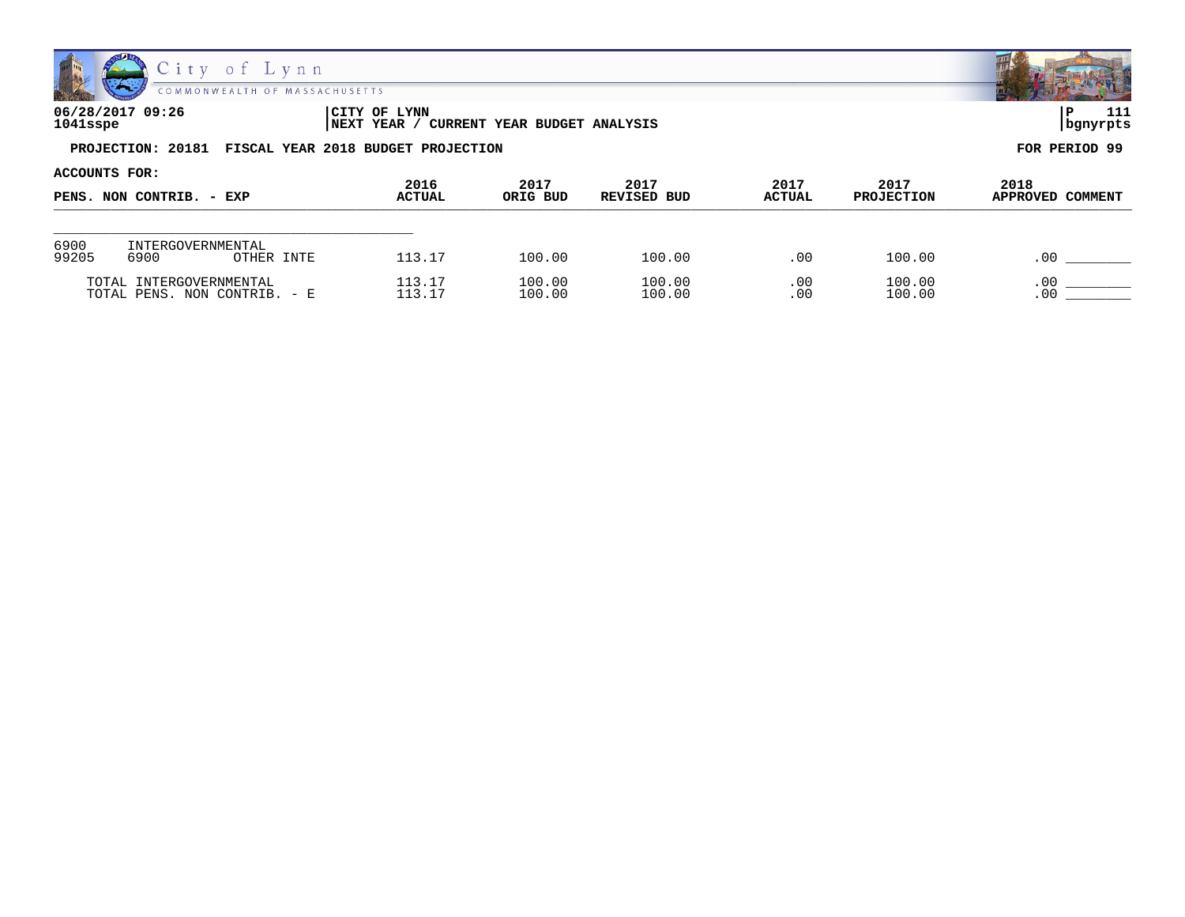**06/28/2017 09:26**
**1041sspe**

**CITY OF LYNN**
**NEXT YEAR / CURRENT YEAR BUDGET ANALYSIS**

**P 111**
**bgnyrpts**

**PROJECTION: 20181 FISCAL YEAR 2018 BUDGET PROJECTION**

**FOR PERIOD 99**

**ACCOUNTS FOR:**

| PENS. NON CONTRIB. - EXP | | | 2016 ACTUAL | 2017 ORIG BUD | 2017 REVISED BUD | 2017 ACTUAL | 2017 PROJECTION | 2018 APPROVED | COMMENT |
|---|---|---|---|---|---|---|---|---|---|
| 6900 | INTERGOVERNMENTAL | | | | | | | | |
| 99205 | 6900 | OTHER INTE | 113.17 | 100.00 | 100.00 | .00 | 100.00 | .00 | ________ |
| TOTAL INTERGOVERNMENTAL | | | 113.17 | 100.00 | 100.00 | .00 | 100.00 | .00 | ________ |
| TOTAL PENS. NON CONTRIB. - E | | | 113.17 | 100.00 | 100.00 | .00 | 100.00 | .00 | ________ |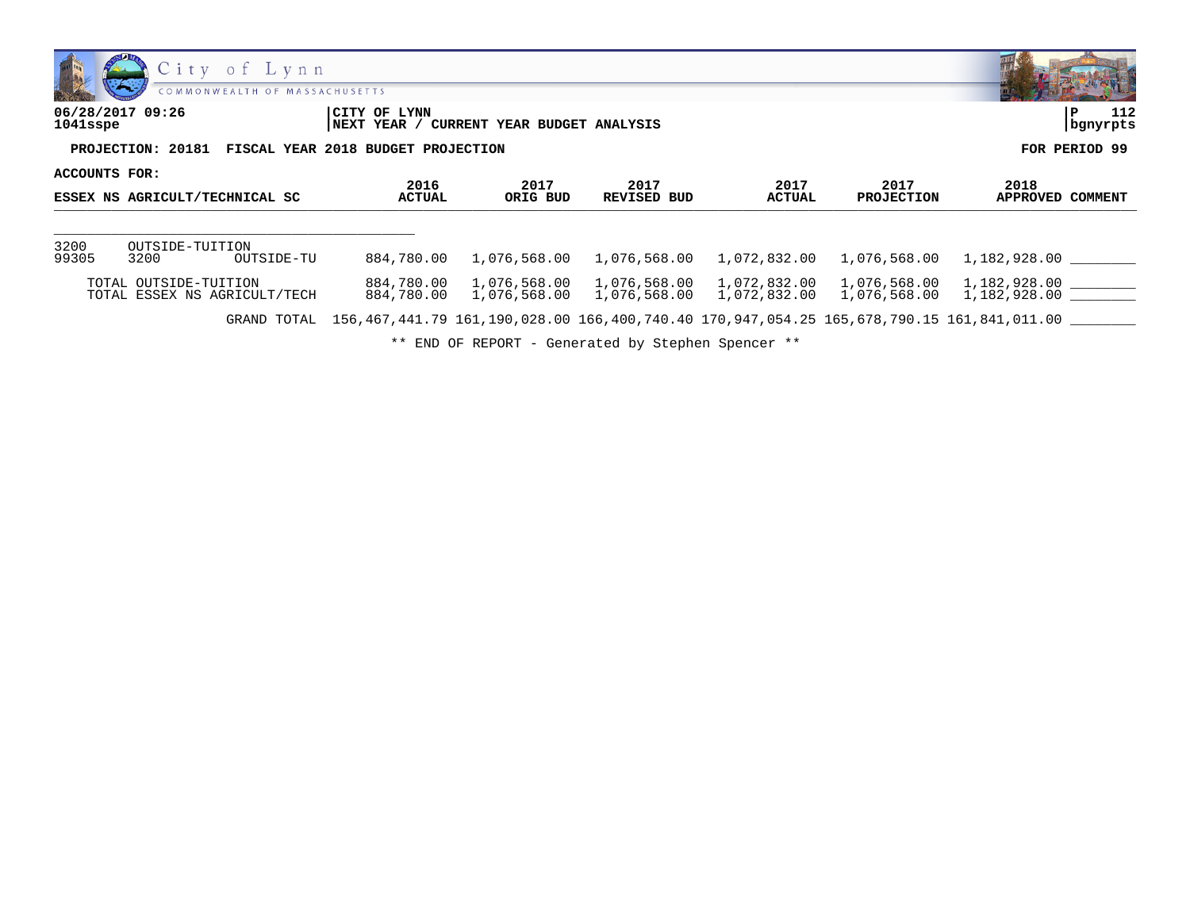City of Lynn
COMMONWEALTH OF MASSACHUSETTS

**06/28/2017 09:26**
**1041sspe**

**CITY OF LYNN**
**NEXT YEAR / CURRENT YEAR BUDGET ANALYSIS**

**P 112**
**bgnyrpts**

**PROJECTION: 20181 FISCAL YEAR 2018 BUDGET PROJECTION** **FOR PERIOD 99**

**ACCOUNTS FOR:**

| ESSEX NS AGRICULT/TECHNICAL SC | | | 2016 ACTUAL | 2017 ORIG BUD | 2017 REVISED BUD | 2017 ACTUAL | 2017 PROJECTION | 2018 APPROVED | COMMENT |
|---|---|---|---|---|---|---|---|---|---|
| 3200 | OUTSIDE-TUITION | | | | | | | | |
| 99305 | 3200 | OUTSIDE-TU | 884,780.00 | 1,076,568.00 | 1,076,568.00 | 1,072,832.00 | 1,076,568.00 | 1,182,928.00 | ________ |
| TOTAL OUTSIDE-TUITION | | | 884,780.00 | 1,076,568.00 | 1,076,568.00 | 1,072,832.00 | 1,076,568.00 | 1,182,928.00 | ________ |
| TOTAL ESSEX NS AGRICULT/TECH | | | 884,780.00 | 1,076,568.00 | 1,076,568.00 | 1,072,832.00 | 1,076,568.00 | 1,182,928.00 | ________ |
| GRAND TOTAL | | | 156,467,441.79 | 161,190,028.00 | 166,400,740.40 | 170,947,054.25 | 165,678,790.15 | 161,841,011.00 | ________ |

** END OF REPORT - Generated by Stephen Spencer **